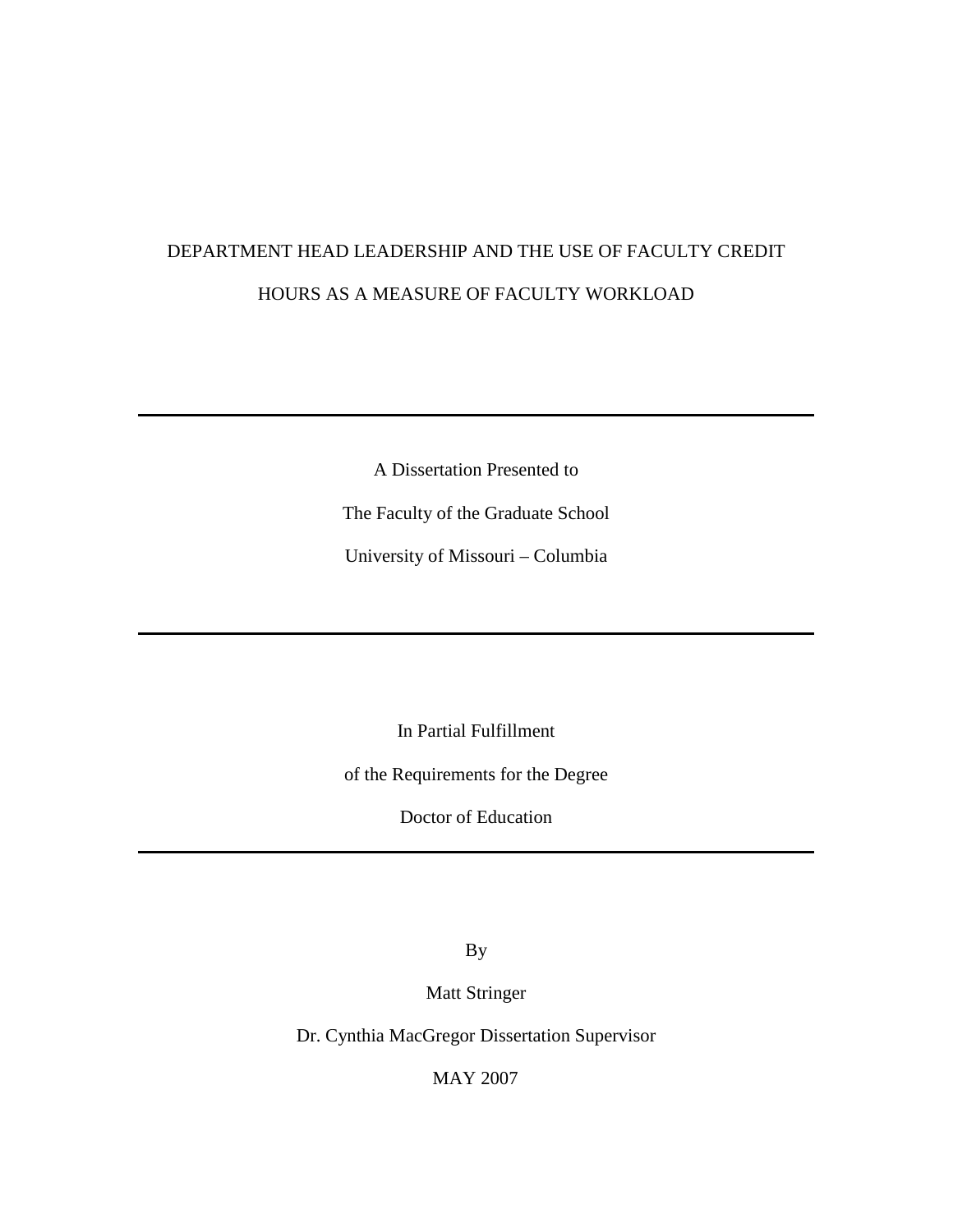# DEPARTMENT HEAD LEADERSHIP AND THE USE OF FACULTY CREDIT HOURS AS A MEASURE OF FACULTY WORKLOAD

---

A Dissertation Presented to

The Faculty of the Graduate School

University of Missouri – Columbia

---

In Partial Fulfillment

of the Requirements for the Degree

Doctor of Education

---

By

Matt Stringer

Dr. Cynthia MacGregor Dissertation Supervisor

MAY 2007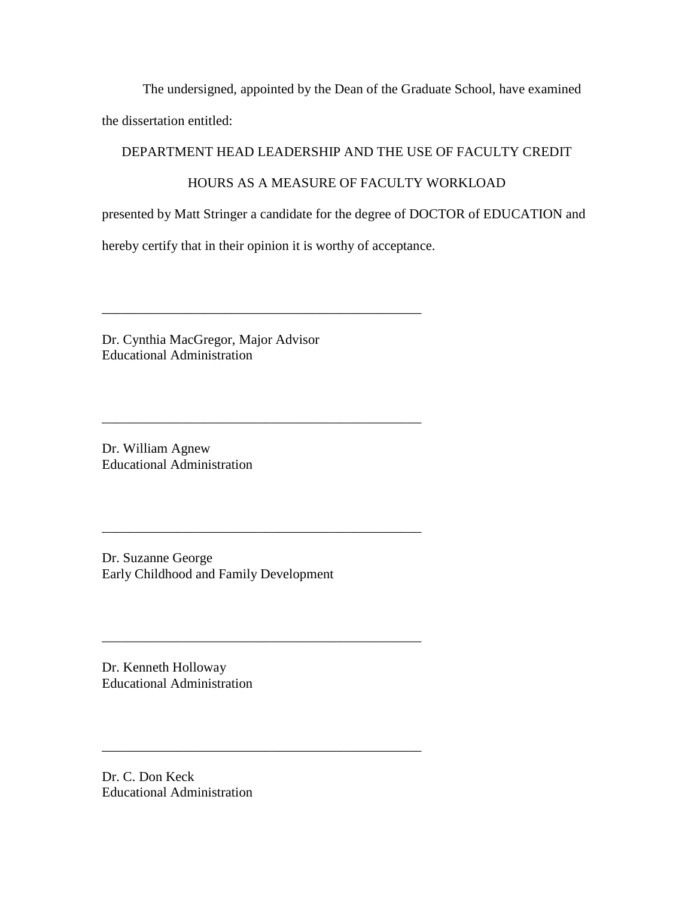The undersigned, appointed by the Dean of the Graduate School, have examined the dissertation entitled:

DEPARTMENT HEAD LEADERSHIP AND THE USE OF FACULTY CREDIT HOURS AS A MEASURE OF FACULTY WORKLOAD

presented by Matt Stringer a candidate for the degree of DOCTOR of EDUCATION and hereby certify that in their opinion it is worthy of acceptance.

\_\_\_\_\_\_\_\_\_\_\_\_\_\_\_\_\_\_\_\_\_\_\_\_\_\_\_\_\_\_\_\_\_\_\_\_\_\_\_\_\_\_\_\_\_\_

Dr. Cynthia MacGregor, Major Advisor
Educational Administration

\_\_\_\_\_\_\_\_\_\_\_\_\_\_\_\_\_\_\_\_\_\_\_\_\_\_\_\_\_\_\_\_\_\_\_\_\_\_\_\_\_\_\_\_\_\_

Dr. William Agnew
Educational Administration

\_\_\_\_\_\_\_\_\_\_\_\_\_\_\_\_\_\_\_\_\_\_\_\_\_\_\_\_\_\_\_\_\_\_\_\_\_\_\_\_\_\_\_\_\_\_

Dr. Suzanne George
Early Childhood and Family Development

\_\_\_\_\_\_\_\_\_\_\_\_\_\_\_\_\_\_\_\_\_\_\_\_\_\_\_\_\_\_\_\_\_\_\_\_\_\_\_\_\_\_\_\_\_\_

Dr. Kenneth Holloway
Educational Administration

\_\_\_\_\_\_\_\_\_\_\_\_\_\_\_\_\_\_\_\_\_\_\_\_\_\_\_\_\_\_\_\_\_\_\_\_\_\_\_\_\_\_\_\_\_\_

Dr. C. Don Keck
Educational Administration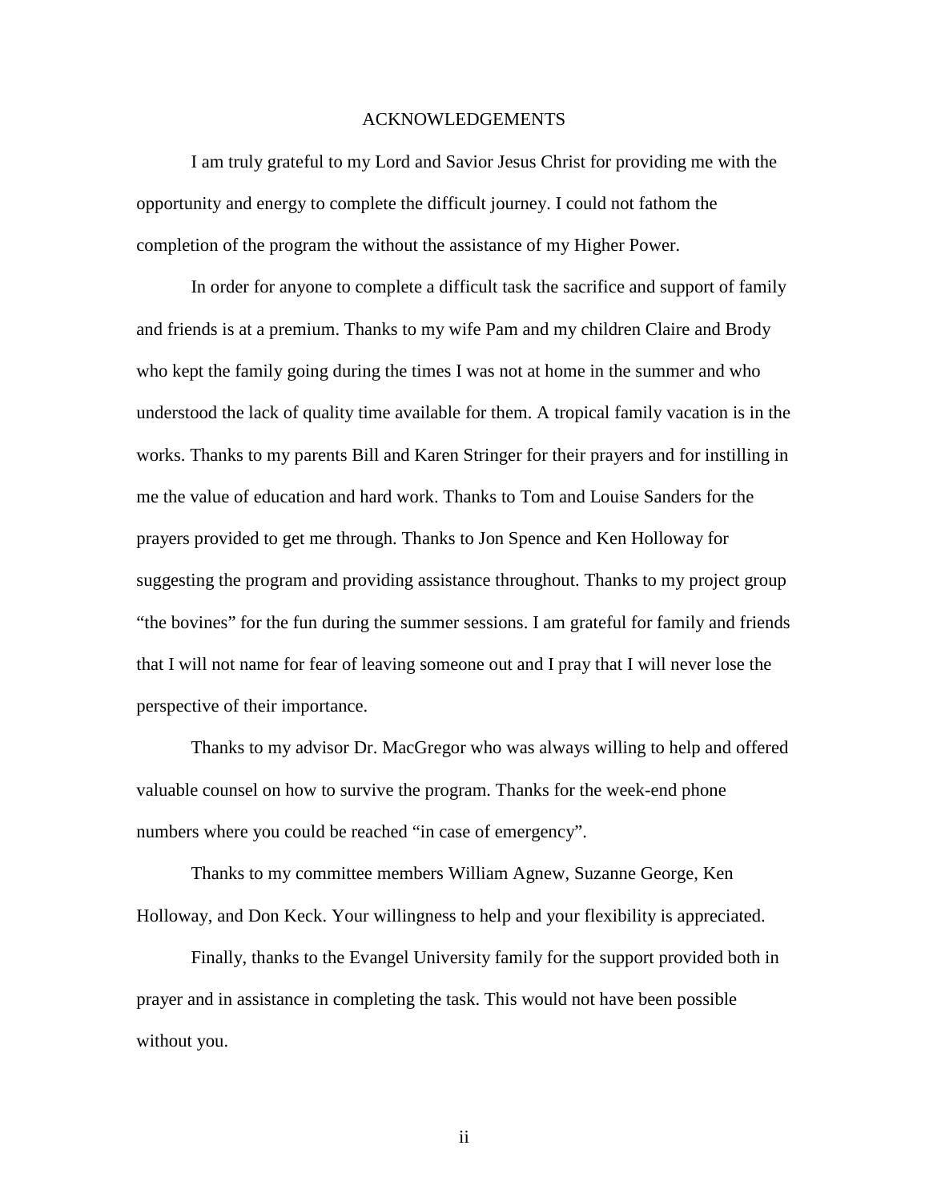# ACKNOWLEDGEMENTS

I am truly grateful to my Lord and Savior Jesus Christ for providing me with the opportunity and energy to complete the difficult journey. I could not fathom the completion of the program the without the assistance of my Higher Power.

In order for anyone to complete a difficult task the sacrifice and support of family and friends is at a premium. Thanks to my wife Pam and my children Claire and Brody who kept the family going during the times I was not at home in the summer and who understood the lack of quality time available for them. A tropical family vacation is in the works. Thanks to my parents Bill and Karen Stringer for their prayers and for instilling in me the value of education and hard work. Thanks to Tom and Louise Sanders for the prayers provided to get me through. Thanks to Jon Spence and Ken Holloway for suggesting the program and providing assistance throughout. Thanks to my project group "the bovines" for the fun during the summer sessions. I am grateful for family and friends that I will not name for fear of leaving someone out and I pray that I will never lose the perspective of their importance.

Thanks to my advisor Dr. MacGregor who was always willing to help and offered valuable counsel on how to survive the program. Thanks for the week-end phone numbers where you could be reached "in case of emergency".

Thanks to my committee members William Agnew, Suzanne George, Ken Holloway, and Don Keck. Your willingness to help and your flexibility is appreciated.

Finally, thanks to the Evangel University family for the support provided both in prayer and in assistance in completing the task. This would not have been possible without you.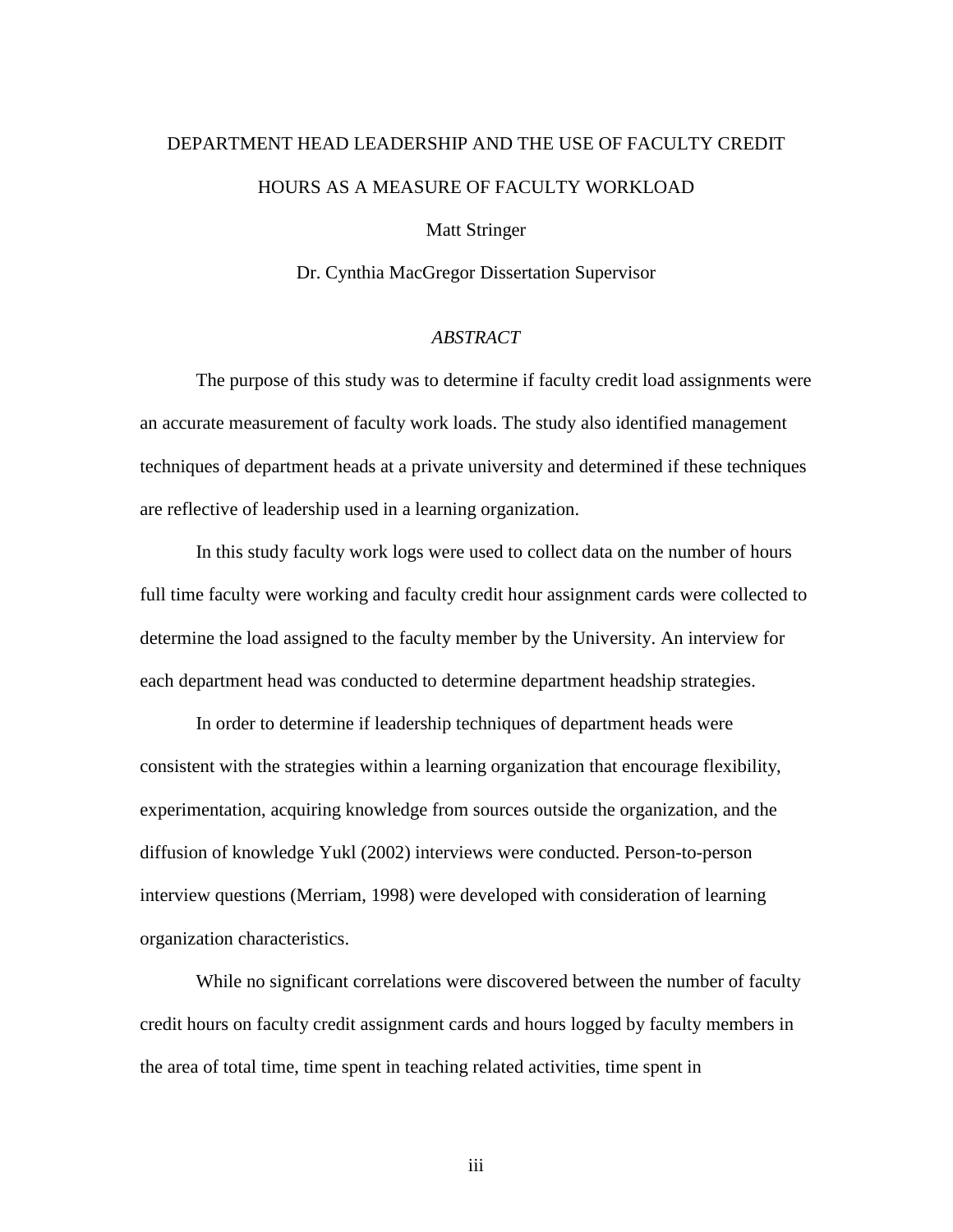DEPARTMENT HEAD LEADERSHIP AND THE USE OF FACULTY CREDIT HOURS AS A MEASURE OF FACULTY WORKLOAD

Matt Stringer

Dr. Cynthia MacGregor Dissertation Supervisor

*ABSTRACT*

The purpose of this study was to determine if faculty credit load assignments were an accurate measurement of faculty work loads. The study also identified management techniques of department heads at a private university and determined if these techniques are reflective of leadership used in a learning organization.

In this study faculty work logs were used to collect data on the number of hours full time faculty were working and faculty credit hour assignment cards were collected to determine the load assigned to the faculty member by the University. An interview for each department head was conducted to determine department headship strategies.

In order to determine if leadership techniques of department heads were consistent with the strategies within a learning organization that encourage flexibility, experimentation, acquiring knowledge from sources outside the organization, and the diffusion of knowledge Yukl (2002) interviews were conducted. Person-to-person interview questions (Merriam, 1998) were developed with consideration of learning organization characteristics.

While no significant correlations were discovered between the number of faculty credit hours on faculty credit assignment cards and hours logged by faculty members in the area of total time, time spent in teaching related activities, time spent in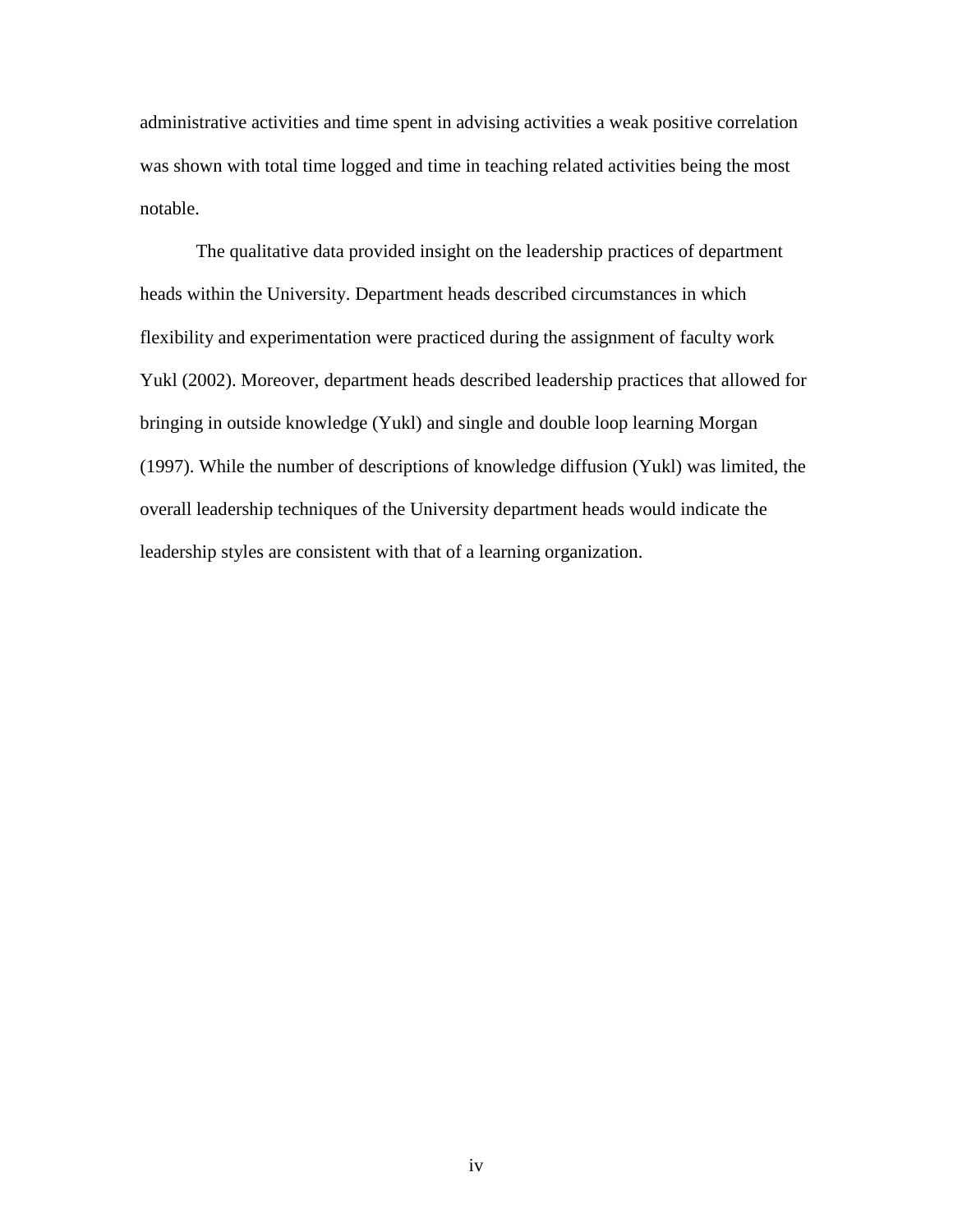administrative activities and time spent in advising activities a weak positive correlation was shown with total time logged and time in teaching related activities being the most notable.

The qualitative data provided insight on the leadership practices of department heads within the University. Department heads described circumstances in which flexibility and experimentation were practiced during the assignment of faculty work Yukl (2002). Moreover, department heads described leadership practices that allowed for bringing in outside knowledge (Yukl) and single and double loop learning Morgan (1997). While the number of descriptions of knowledge diffusion (Yukl) was limited, the overall leadership techniques of the University department heads would indicate the leadership styles are consistent with that of a learning organization.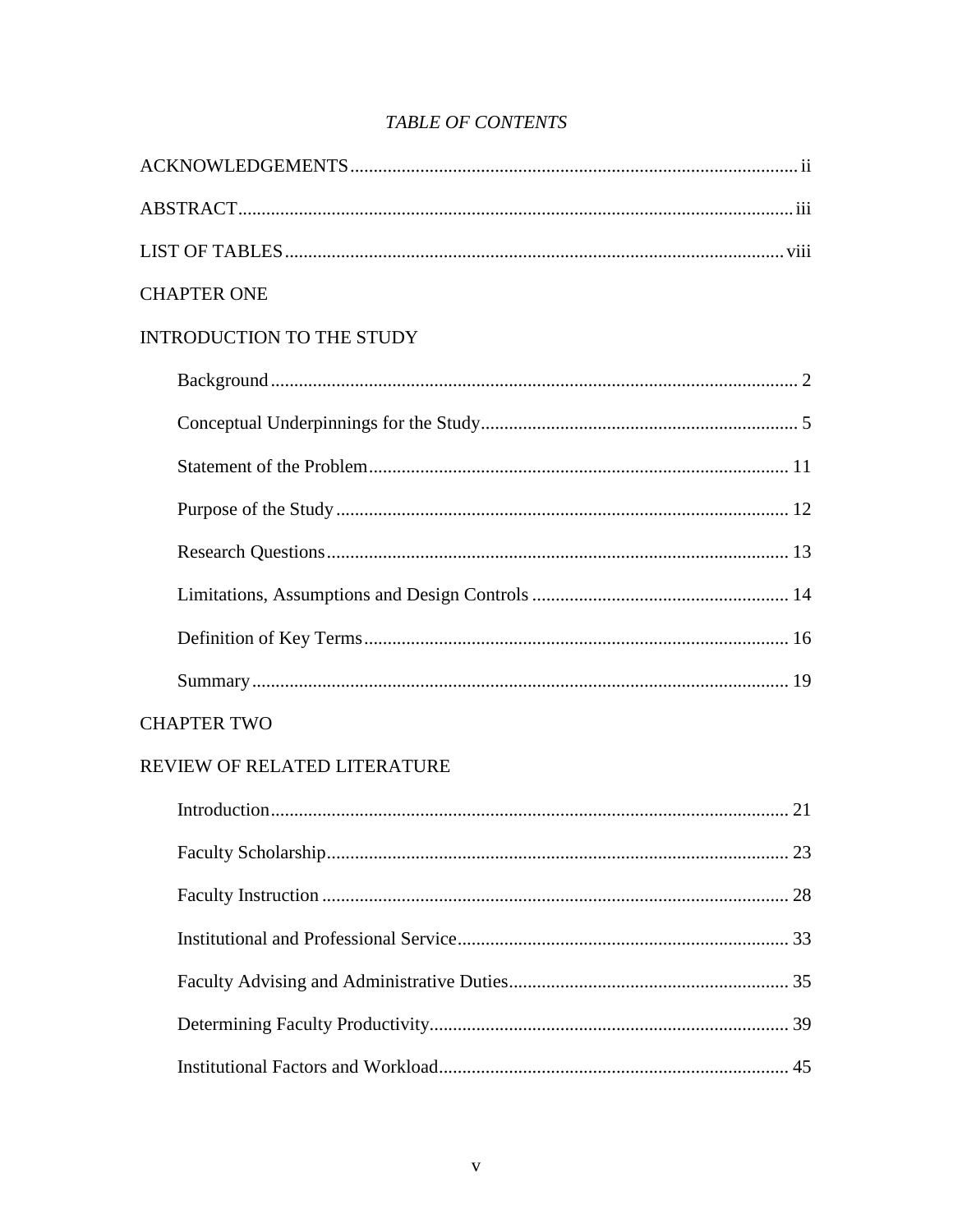*TABLE OF CONTENTS*

ACKNOWLEDGEMENTS ............................................................................................ ii

ABSTRACT ............................................................................................................ iii

LIST OF TABLES .................................................................................................. viii

CHAPTER ONE

INTRODUCTION TO THE STUDY

- Background ........................................................................................................ 2
- Conceptual Underpinnings for the Study .......................................................... 5
- Statement of the Problem ................................................................................. 11
- Purpose of the Study ........................................................................................ 12
- Research Questions .......................................................................................... 13
- Limitations, Assumptions and Design Controls ............................................... 14
- Definition of Key Terms ................................................................................... 16
- Summary .......................................................................................................... 19

CHAPTER TWO

REVIEW OF RELATED LITERATURE

- Introduction ...................................................................................................... 21
- Faculty Scholarship .......................................................................................... 23
- Faculty Instruction ........................................................................................... 28
- Institutional and Professional Service .............................................................. 33
- Faculty Advising and Administrative Duties .................................................... 35
- Determining Faculty Productivity .................................................................... 39
- Institutional Factors and Workload .................................................................. 45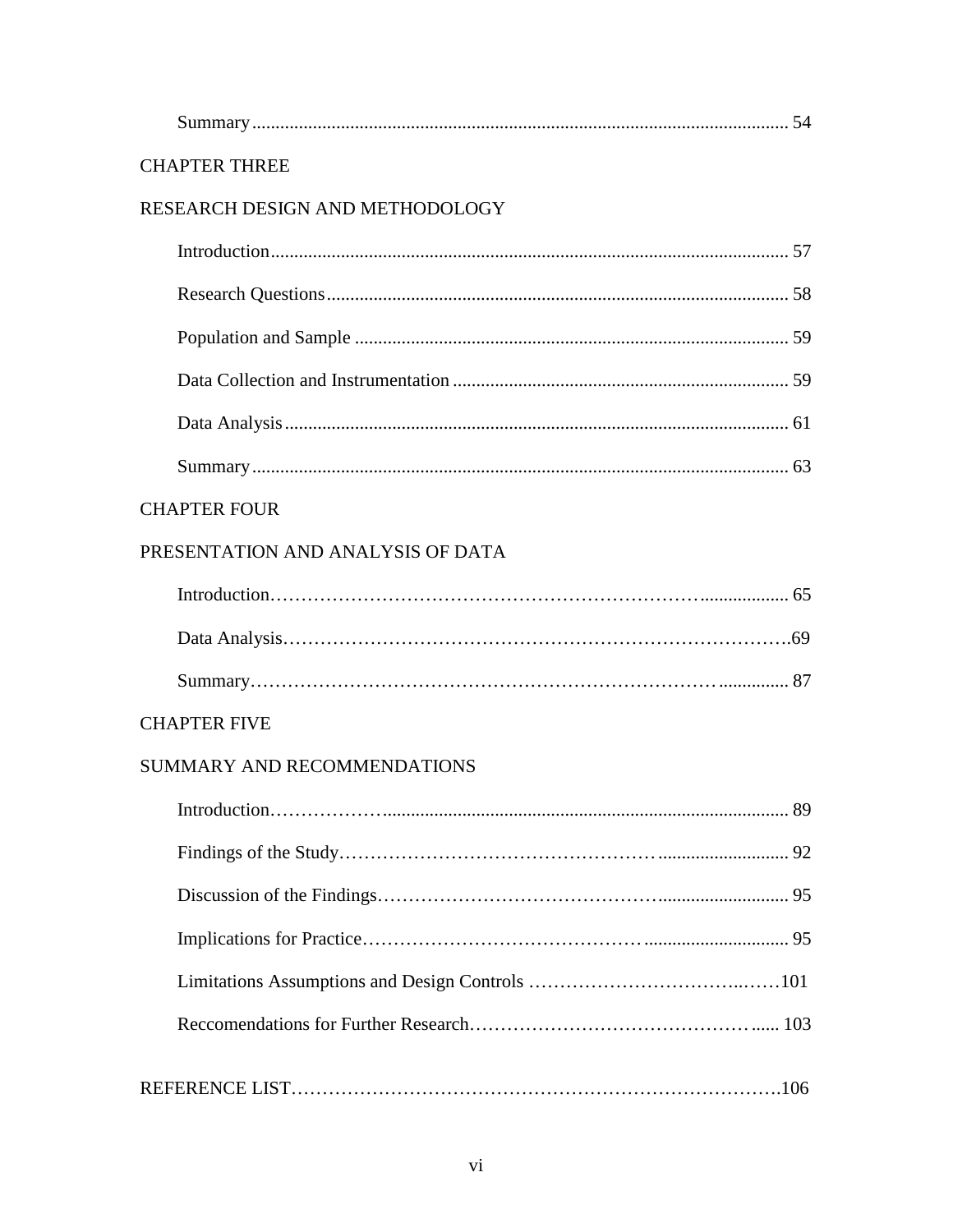Summary ................................................................................................................ 54

CHAPTER THREE

RESEARCH DESIGN AND METHODOLOGY

Introduction ........................................................................................................... 57

Research Questions ............................................................................................... 58

Population and Sample .......................................................................................... 59

Data Collection and Instrumentation ..................................................................... 59

Data Analysis ......................................................................................................... 61

Summary ................................................................................................................ 63

CHAPTER FOUR

PRESENTATION AND ANALYSIS OF DATA

Introduction…………………………………………………………….................. 65

Data Analysis……………………………………………………………………….69

Summary………………………………………………………………….............. 87

CHAPTER FIVE

SUMMARY AND RECOMMENDATIONS

Introduction………………..................................................................................... 89

Findings of the Study………………………………………….............................. 92

Discussion of the Findings……………………………………............................ 95

Implications for Practice……………………………………….............................. 95

Limitations Assumptions and Design Controls ……………………………..……101

Reccomendations for Further Research…………………………………….…...... 103

REFERENCE LIST……………………………………………………………………106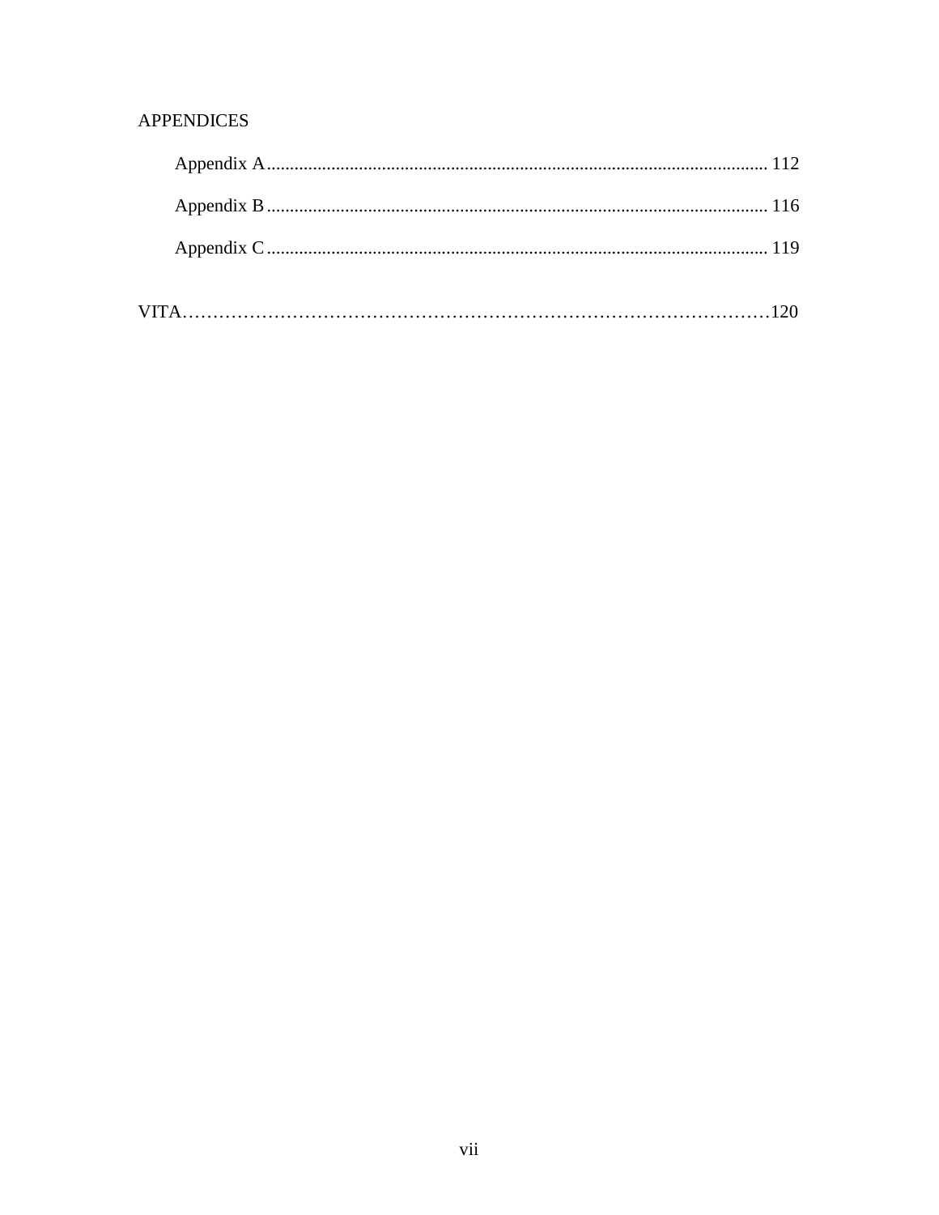APPENDICES

Appendix A............................................................................................................ 112

Appendix B............................................................................................................ 116

Appendix C............................................................................................................ 119

VITA……………………………………………………………………………………120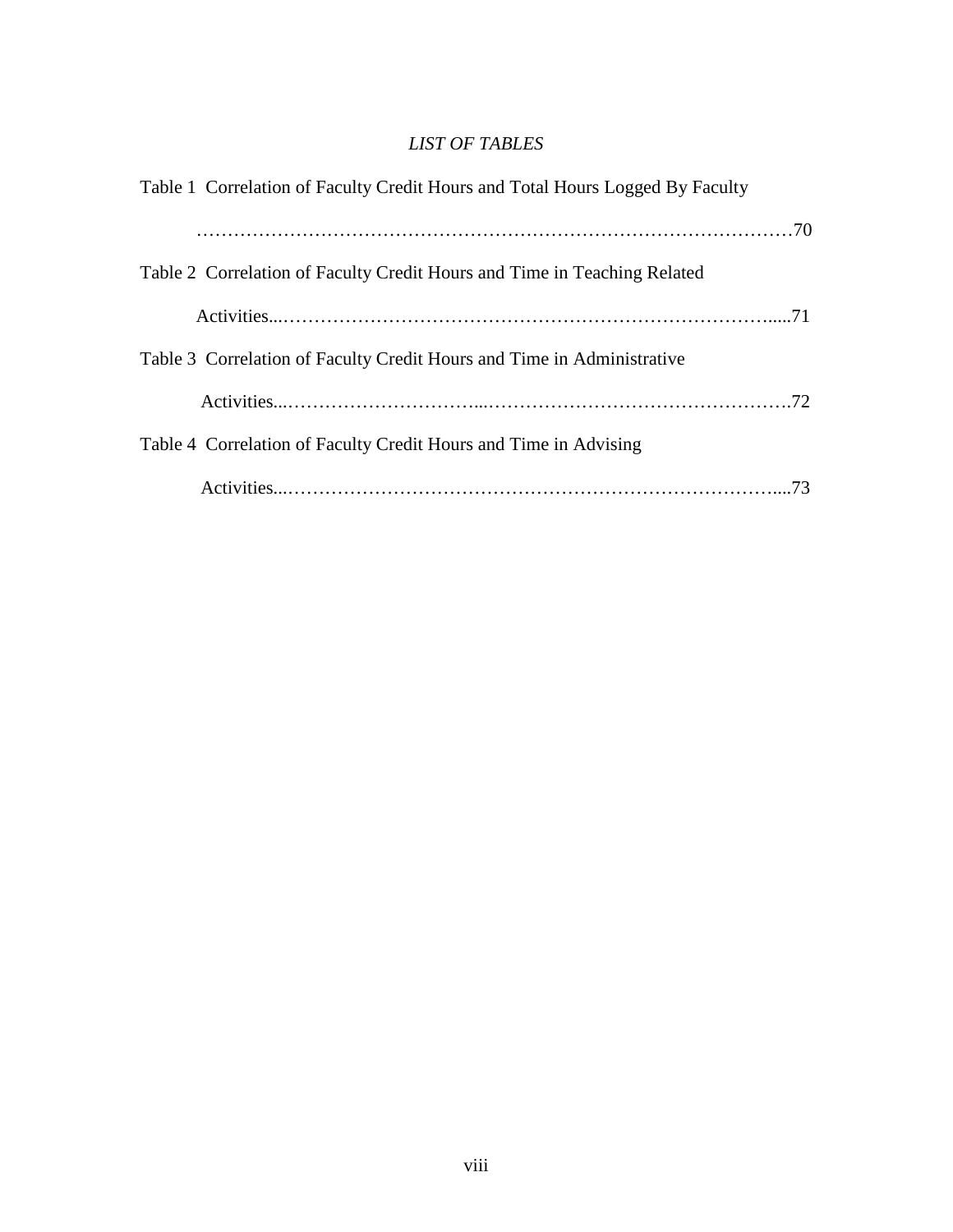## *LIST OF TABLES*

Table 1 Correlation of Faculty Credit Hours and Total Hours Logged By Faculty ………………………………………………………………………………70

Table 2 Correlation of Faculty Credit Hours and Time in Teaching Related Activities...…………………………………………………………………….....71

Table 3 Correlation of Faculty Credit Hours and Time in Administrative Activities...…………………………...………………………………………….72

Table 4 Correlation of Faculty Credit Hours and Time in Advising Activities...…………………………………………………………………….....73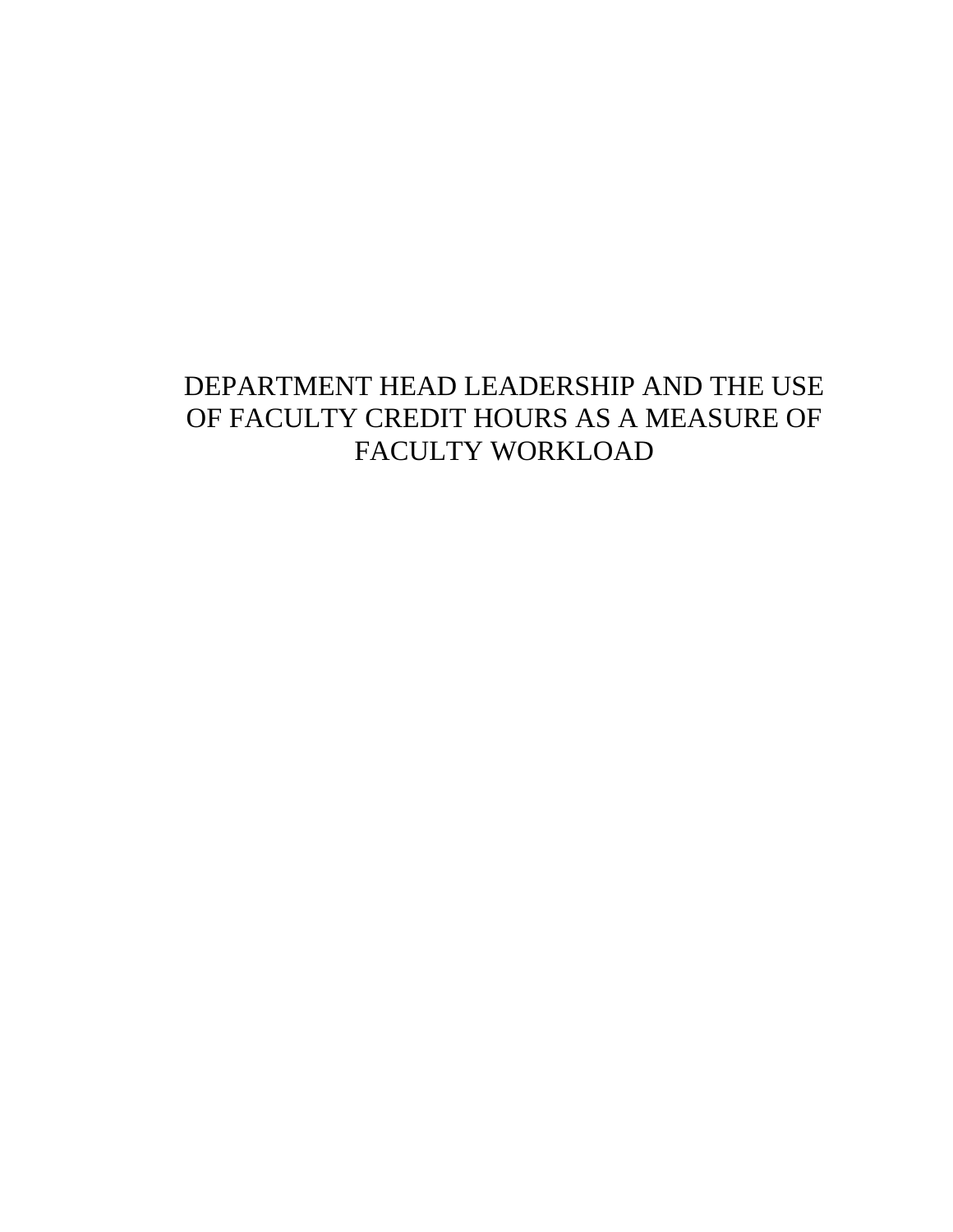# DEPARTMENT HEAD LEADERSHIP AND THE USE OF FACULTY CREDIT HOURS AS A MEASURE OF FACULTY WORKLOAD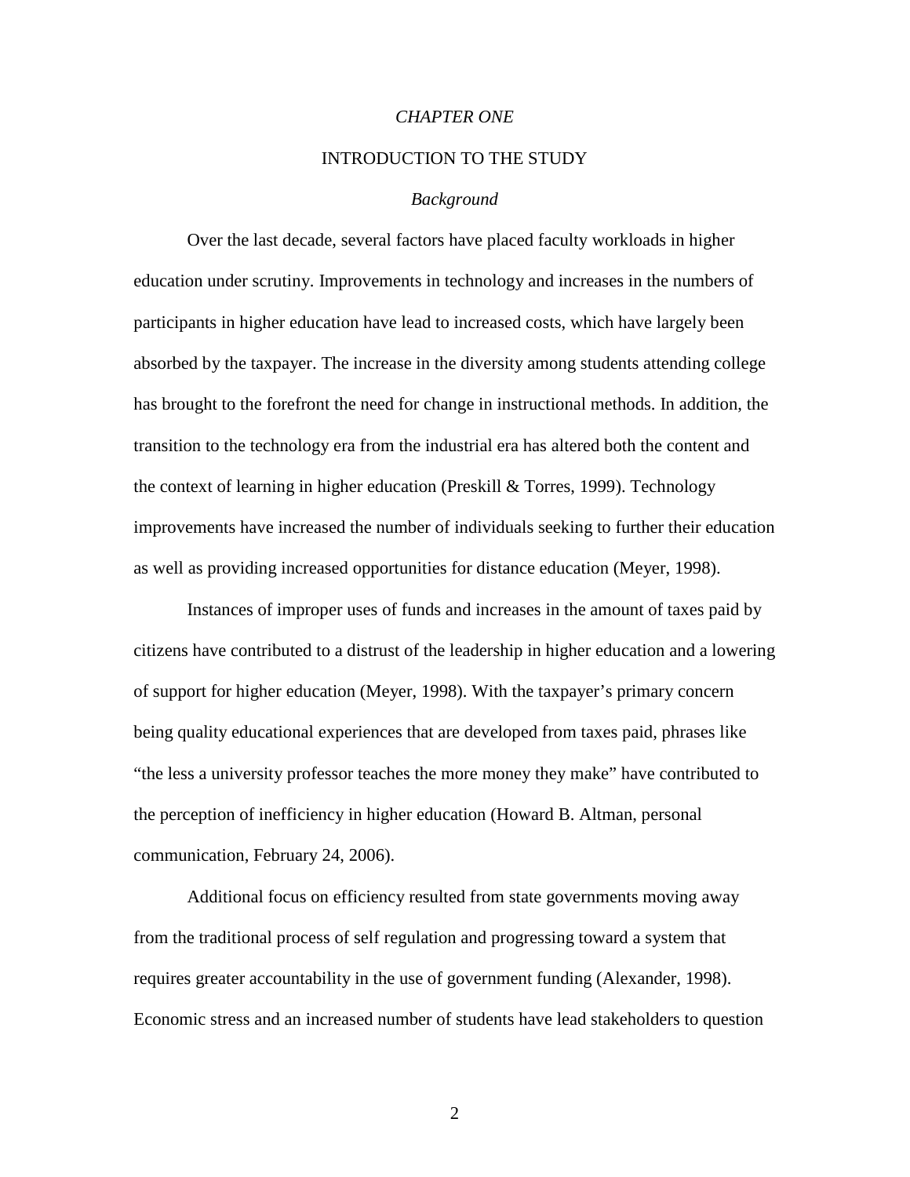# *CHAPTER ONE*

## INTRODUCTION TO THE STUDY

### *Background*

Over the last decade, several factors have placed faculty workloads in higher education under scrutiny. Improvements in technology and increases in the numbers of participants in higher education have lead to increased costs, which have largely been absorbed by the taxpayer. The increase in the diversity among students attending college has brought to the forefront the need for change in instructional methods. In addition, the transition to the technology era from the industrial era has altered both the content and the context of learning in higher education (Preskill & Torres, 1999). Technology improvements have increased the number of individuals seeking to further their education as well as providing increased opportunities for distance education (Meyer, 1998).

Instances of improper uses of funds and increases in the amount of taxes paid by citizens have contributed to a distrust of the leadership in higher education and a lowering of support for higher education (Meyer, 1998). With the taxpayer's primary concern being quality educational experiences that are developed from taxes paid, phrases like "the less a university professor teaches the more money they make" have contributed to the perception of inefficiency in higher education (Howard B. Altman, personal communication, February 24, 2006).

Additional focus on efficiency resulted from state governments moving away from the traditional process of self regulation and progressing toward a system that requires greater accountability in the use of government funding (Alexander, 1998). Economic stress and an increased number of students have lead stakeholders to question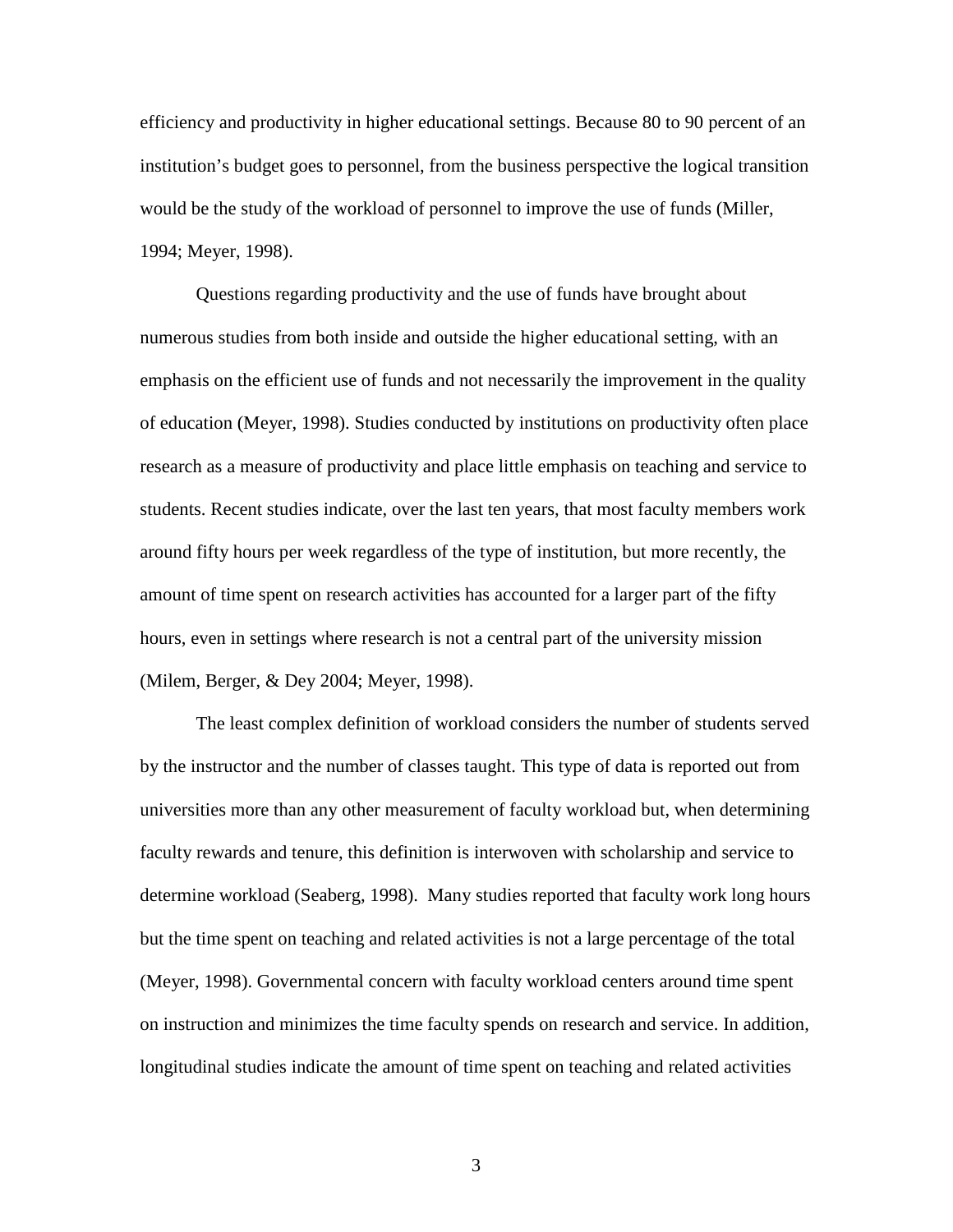efficiency and productivity in higher educational settings. Because 80 to 90 percent of an institution's budget goes to personnel, from the business perspective the logical transition would be the study of the workload of personnel to improve the use of funds (Miller, 1994; Meyer, 1998).

Questions regarding productivity and the use of funds have brought about numerous studies from both inside and outside the higher educational setting, with an emphasis on the efficient use of funds and not necessarily the improvement in the quality of education (Meyer, 1998). Studies conducted by institutions on productivity often place research as a measure of productivity and place little emphasis on teaching and service to students. Recent studies indicate, over the last ten years, that most faculty members work around fifty hours per week regardless of the type of institution, but more recently, the amount of time spent on research activities has accounted for a larger part of the fifty hours, even in settings where research is not a central part of the university mission (Milem, Berger, & Dey 2004; Meyer, 1998).

The least complex definition of workload considers the number of students served by the instructor and the number of classes taught. This type of data is reported out from universities more than any other measurement of faculty workload but, when determining faculty rewards and tenure, this definition is interwoven with scholarship and service to determine workload (Seaberg, 1998). Many studies reported that faculty work long hours but the time spent on teaching and related activities is not a large percentage of the total (Meyer, 1998). Governmental concern with faculty workload centers around time spent on instruction and minimizes the time faculty spends on research and service. In addition, longitudinal studies indicate the amount of time spent on teaching and related activities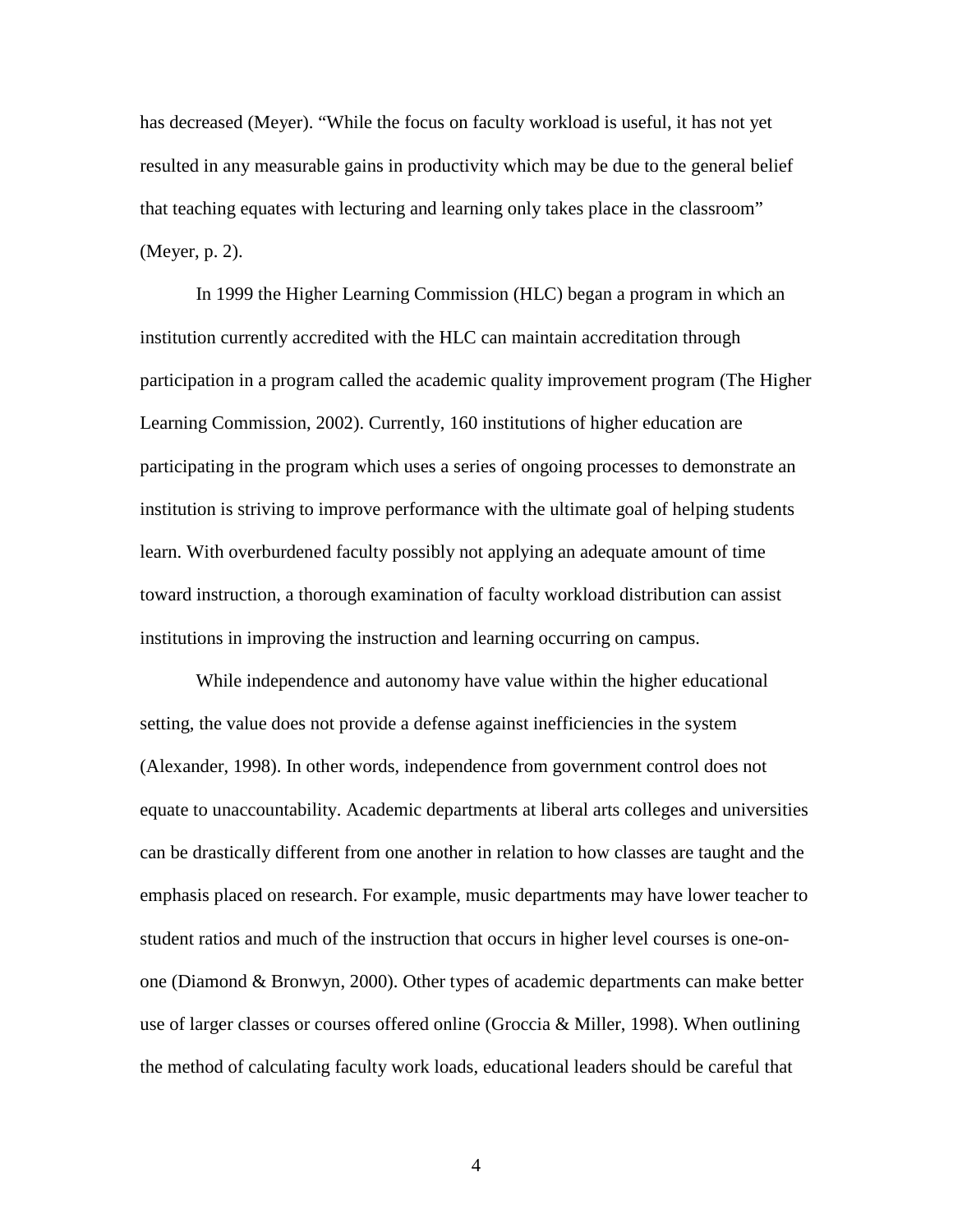has decreased (Meyer). “While the focus on faculty workload is useful, it has not yet resulted in any measurable gains in productivity which may be due to the general belief that teaching equates with lecturing and learning only takes place in the classroom” (Meyer, p. 2).

In 1999 the Higher Learning Commission (HLC) began a program in which an institution currently accredited with the HLC can maintain accreditation through participation in a program called the academic quality improvement program (The Higher Learning Commission, 2002). Currently, 160 institutions of higher education are participating in the program which uses a series of ongoing processes to demonstrate an institution is striving to improve performance with the ultimate goal of helping students learn. With overburdened faculty possibly not applying an adequate amount of time toward instruction, a thorough examination of faculty workload distribution can assist institutions in improving the instruction and learning occurring on campus.

While independence and autonomy have value within the higher educational setting, the value does not provide a defense against inefficiencies in the system (Alexander, 1998). In other words, independence from government control does not equate to unaccountability. Academic departments at liberal arts colleges and universities can be drastically different from one another in relation to how classes are taught and the emphasis placed on research. For example, music departments may have lower teacher to student ratios and much of the instruction that occurs in higher level courses is one-on-one (Diamond & Bronwyn, 2000). Other types of academic departments can make better use of larger classes or courses offered online (Groccia & Miller, 1998). When outlining the method of calculating faculty work loads, educational leaders should be careful that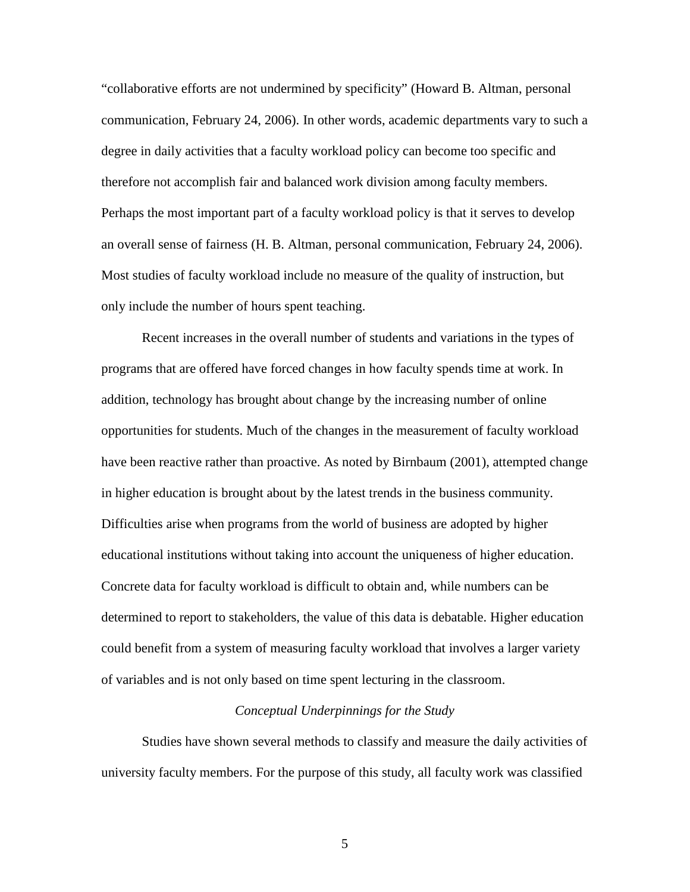"collaborative efforts are not undermined by specificity" (Howard B. Altman, personal communication, February 24, 2006). In other words, academic departments vary to such a degree in daily activities that a faculty workload policy can become too specific and therefore not accomplish fair and balanced work division among faculty members. Perhaps the most important part of a faculty workload policy is that it serves to develop an overall sense of fairness (H. B. Altman, personal communication, February 24, 2006). Most studies of faculty workload include no measure of the quality of instruction, but only include the number of hours spent teaching.

Recent increases in the overall number of students and variations in the types of programs that are offered have forced changes in how faculty spends time at work. In addition, technology has brought about change by the increasing number of online opportunities for students. Much of the changes in the measurement of faculty workload have been reactive rather than proactive. As noted by Birnbaum (2001), attempted change in higher education is brought about by the latest trends in the business community. Difficulties arise when programs from the world of business are adopted by higher educational institutions without taking into account the uniqueness of higher education. Concrete data for faculty workload is difficult to obtain and, while numbers can be determined to report to stakeholders, the value of this data is debatable. Higher education could benefit from a system of measuring faculty workload that involves a larger variety of variables and is not only based on time spent lecturing in the classroom.

### *Conceptual Underpinnings for the Study*

Studies have shown several methods to classify and measure the daily activities of university faculty members. For the purpose of this study, all faculty work was classified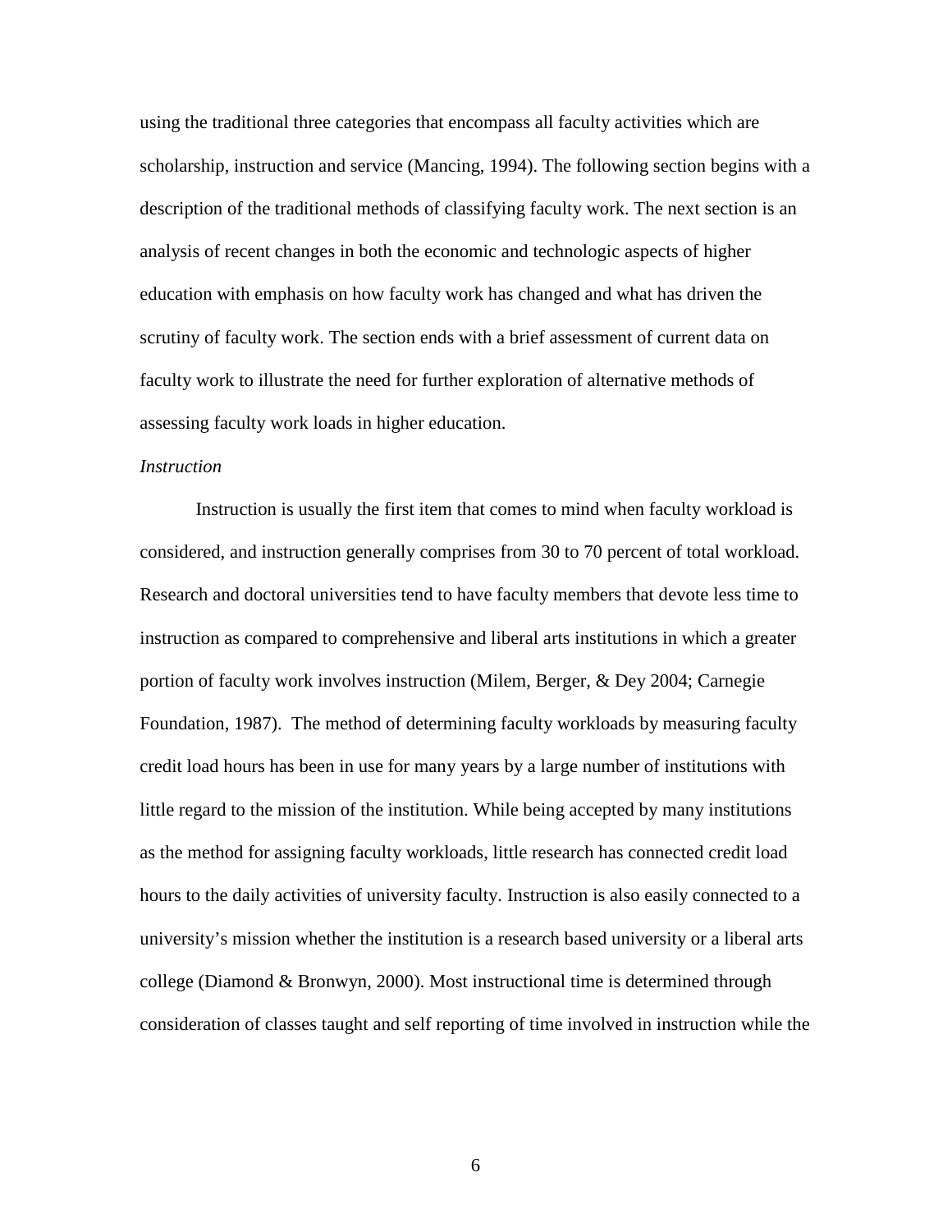using the traditional three categories that encompass all faculty activities which are scholarship, instruction and service (Mancing, 1994). The following section begins with a description of the traditional methods of classifying faculty work. The next section is an analysis of recent changes in both the economic and technologic aspects of higher education with emphasis on how faculty work has changed and what has driven the scrutiny of faculty work. The section ends with a brief assessment of current data on faculty work to illustrate the need for further exploration of alternative methods of assessing faculty work loads in higher education.

*Instruction*

Instruction is usually the first item that comes to mind when faculty workload is considered, and instruction generally comprises from 30 to 70 percent of total workload. Research and doctoral universities tend to have faculty members that devote less time to instruction as compared to comprehensive and liberal arts institutions in which a greater portion of faculty work involves instruction (Milem, Berger, & Dey 2004; Carnegie Foundation, 1987). The method of determining faculty workloads by measuring faculty credit load hours has been in use for many years by a large number of institutions with little regard to the mission of the institution. While being accepted by many institutions as the method for assigning faculty workloads, little research has connected credit load hours to the daily activities of university faculty. Instruction is also easily connected to a university's mission whether the institution is a research based university or a liberal arts college (Diamond & Bronwyn, 2000). Most instructional time is determined through consideration of classes taught and self reporting of time involved in instruction while the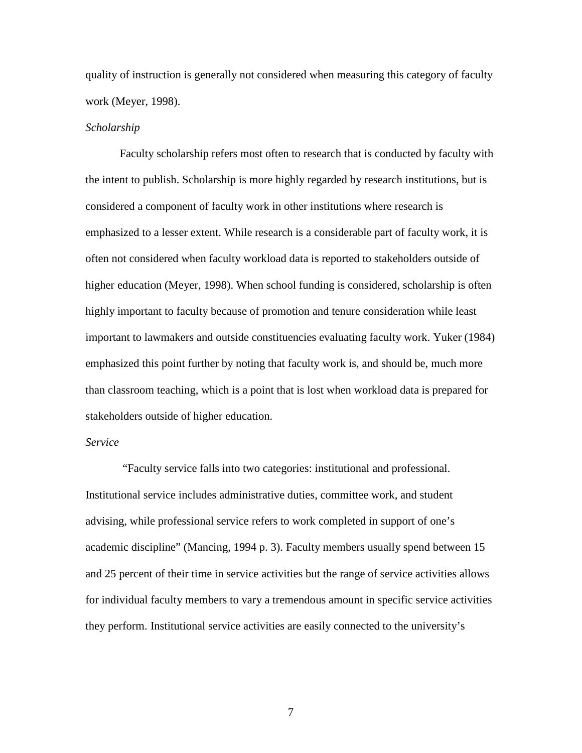quality of instruction is generally not considered when measuring this category of faculty work (Meyer, 1998).

### *Scholarship*

Faculty scholarship refers most often to research that is conducted by faculty with the intent to publish. Scholarship is more highly regarded by research institutions, but is considered a component of faculty work in other institutions where research is emphasized to a lesser extent. While research is a considerable part of faculty work, it is often not considered when faculty workload data is reported to stakeholders outside of higher education (Meyer, 1998). When school funding is considered, scholarship is often highly important to faculty because of promotion and tenure consideration while least important to lawmakers and outside constituencies evaluating faculty work. Yuker (1984) emphasized this point further by noting that faculty work is, and should be, much more than classroom teaching, which is a point that is lost when workload data is prepared for stakeholders outside of higher education.

### *Service*

"Faculty service falls into two categories: institutional and professional. Institutional service includes administrative duties, committee work, and student advising, while professional service refers to work completed in support of one's academic discipline" (Mancing, 1994 p. 3). Faculty members usually spend between 15 and 25 percent of their time in service activities but the range of service activities allows for individual faculty members to vary a tremendous amount in specific service activities they perform. Institutional service activities are easily connected to the university's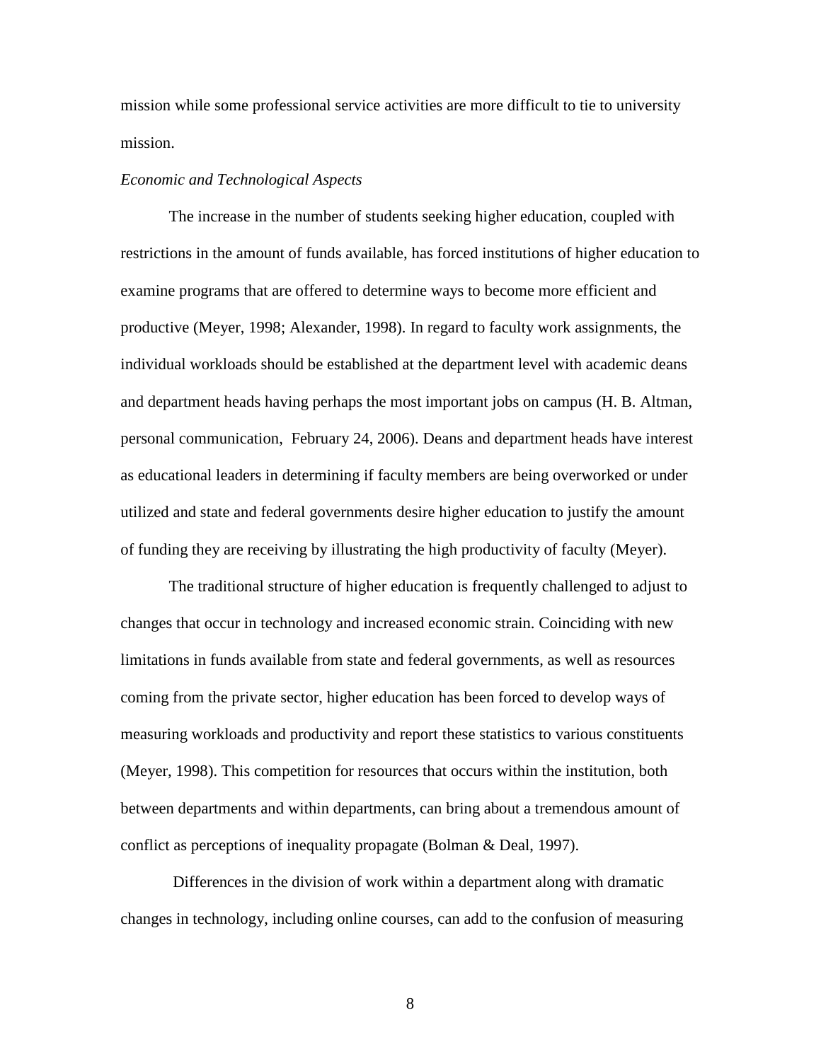mission while some professional service activities are more difficult to tie to university mission.

*Economic and Technological Aspects*

The increase in the number of students seeking higher education, coupled with restrictions in the amount of funds available, has forced institutions of higher education to examine programs that are offered to determine ways to become more efficient and productive (Meyer, 1998; Alexander, 1998). In regard to faculty work assignments, the individual workloads should be established at the department level with academic deans and department heads having perhaps the most important jobs on campus (H. B. Altman, personal communication, February 24, 2006). Deans and department heads have interest as educational leaders in determining if faculty members are being overworked or under utilized and state and federal governments desire higher education to justify the amount of funding they are receiving by illustrating the high productivity of faculty (Meyer).

The traditional structure of higher education is frequently challenged to adjust to changes that occur in technology and increased economic strain. Coinciding with new limitations in funds available from state and federal governments, as well as resources coming from the private sector, higher education has been forced to develop ways of measuring workloads and productivity and report these statistics to various constituents (Meyer, 1998). This competition for resources that occurs within the institution, both between departments and within departments, can bring about a tremendous amount of conflict as perceptions of inequality propagate (Bolman & Deal, 1997).

Differences in the division of work within a department along with dramatic changes in technology, including online courses, can add to the confusion of measuring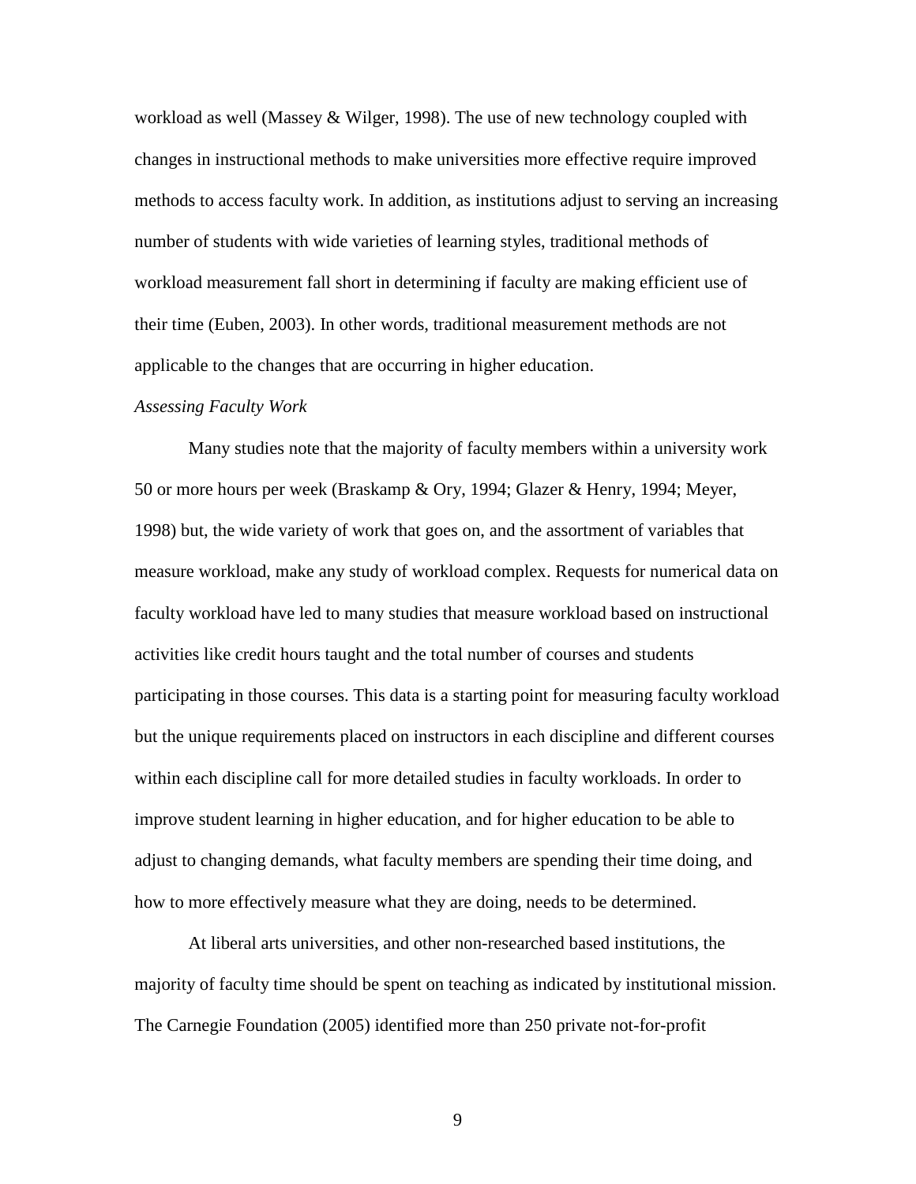workload as well (Massey & Wilger, 1998). The use of new technology coupled with changes in instructional methods to make universities more effective require improved methods to access faculty work. In addition, as institutions adjust to serving an increasing number of students with wide varieties of learning styles, traditional methods of workload measurement fall short in determining if faculty are making efficient use of their time (Euben, 2003). In other words, traditional measurement methods are not applicable to the changes that are occurring in higher education.

*Assessing Faculty Work*

Many studies note that the majority of faculty members within a university work 50 or more hours per week (Braskamp & Ory, 1994; Glazer & Henry, 1994; Meyer, 1998) but, the wide variety of work that goes on, and the assortment of variables that measure workload, make any study of workload complex. Requests for numerical data on faculty workload have led to many studies that measure workload based on instructional activities like credit hours taught and the total number of courses and students participating in those courses. This data is a starting point for measuring faculty workload but the unique requirements placed on instructors in each discipline and different courses within each discipline call for more detailed studies in faculty workloads. In order to improve student learning in higher education, and for higher education to be able to adjust to changing demands, what faculty members are spending their time doing, and how to more effectively measure what they are doing, needs to be determined.

At liberal arts universities, and other non-researched based institutions, the majority of faculty time should be spent on teaching as indicated by institutional mission. The Carnegie Foundation (2005) identified more than 250 private not-for-profit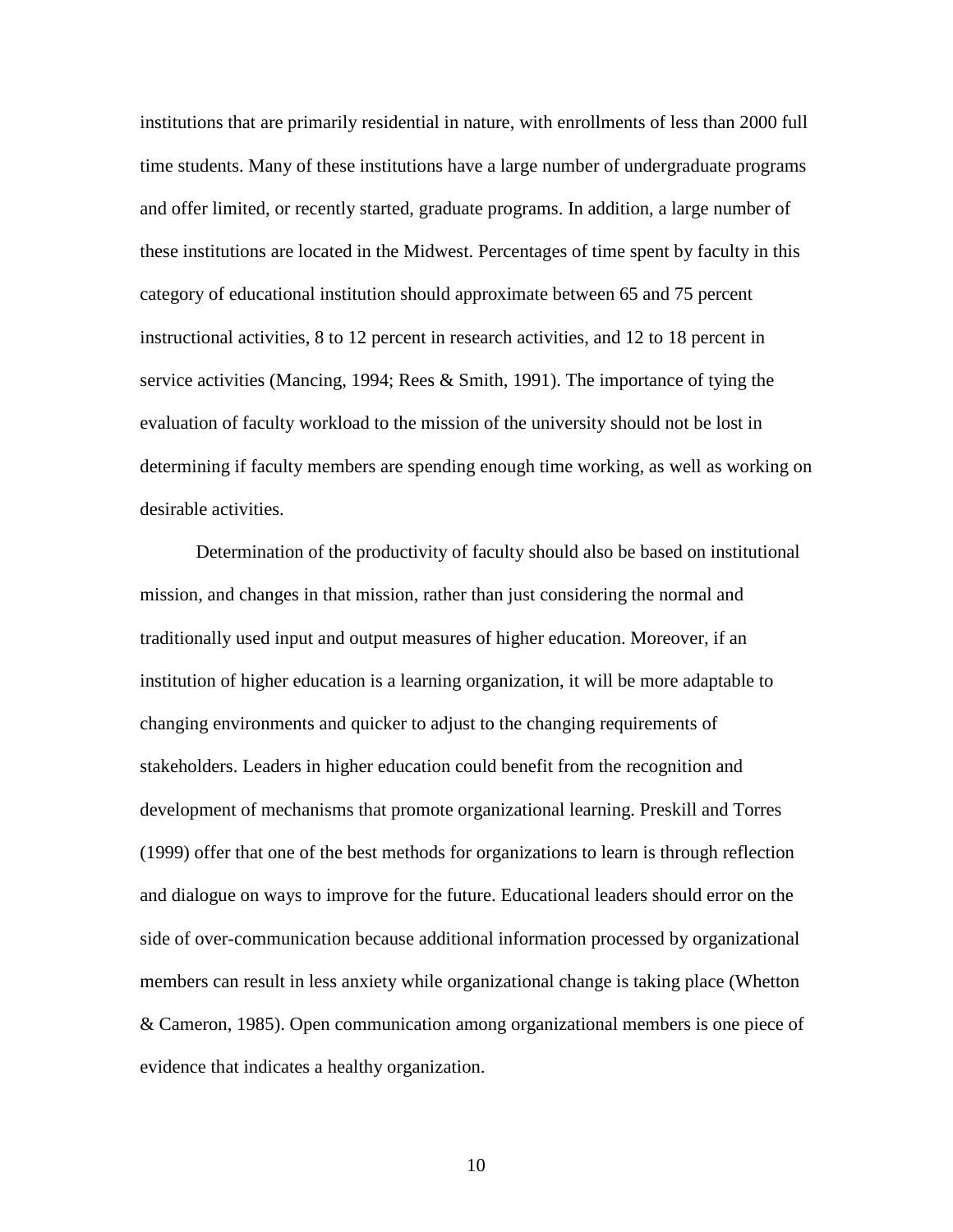institutions that are primarily residential in nature, with enrollments of less than 2000 full time students. Many of these institutions have a large number of undergraduate programs and offer limited, or recently started, graduate programs. In addition, a large number of these institutions are located in the Midwest. Percentages of time spent by faculty in this category of educational institution should approximate between 65 and 75 percent instructional activities, 8 to 12 percent in research activities, and 12 to 18 percent in service activities (Mancing, 1994; Rees & Smith, 1991). The importance of tying the evaluation of faculty workload to the mission of the university should not be lost in determining if faculty members are spending enough time working, as well as working on desirable activities.

Determination of the productivity of faculty should also be based on institutional mission, and changes in that mission, rather than just considering the normal and traditionally used input and output measures of higher education. Moreover, if an institution of higher education is a learning organization, it will be more adaptable to changing environments and quicker to adjust to the changing requirements of stakeholders. Leaders in higher education could benefit from the recognition and development of mechanisms that promote organizational learning. Preskill and Torres (1999) offer that one of the best methods for organizations to learn is through reflection and dialogue on ways to improve for the future. Educational leaders should error on the side of over-communication because additional information processed by organizational members can result in less anxiety while organizational change is taking place (Whetton & Cameron, 1985). Open communication among organizational members is one piece of evidence that indicates a healthy organization.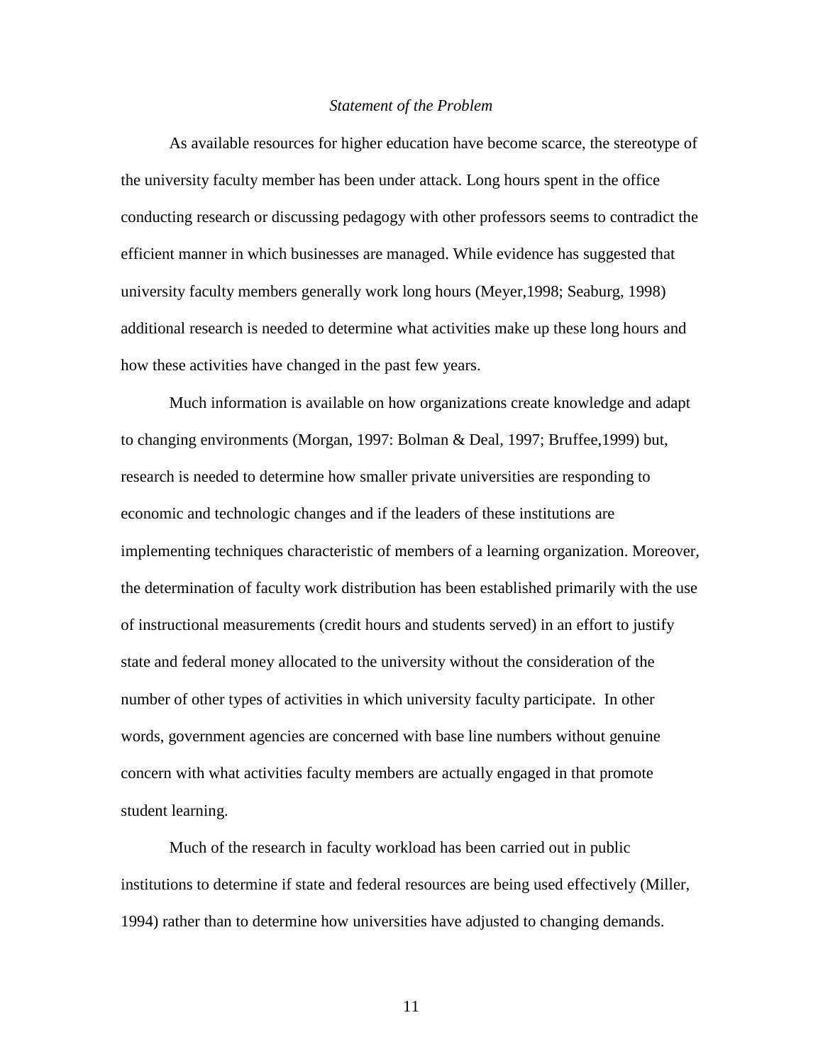*Statement of the Problem*

As available resources for higher education have become scarce, the stereotype of the university faculty member has been under attack. Long hours spent in the office conducting research or discussing pedagogy with other professors seems to contradict the efficient manner in which businesses are managed. While evidence has suggested that university faculty members generally work long hours (Meyer,1998; Seaburg, 1998) additional research is needed to determine what activities make up these long hours and how these activities have changed in the past few years.

Much information is available on how organizations create knowledge and adapt to changing environments (Morgan, 1997: Bolman & Deal, 1997; Bruffee,1999) but, research is needed to determine how smaller private universities are responding to economic and technologic changes and if the leaders of these institutions are implementing techniques characteristic of members of a learning organization. Moreover, the determination of faculty work distribution has been established primarily with the use of instructional measurements (credit hours and students served) in an effort to justify state and federal money allocated to the university without the consideration of the number of other types of activities in which university faculty participate. In other words, government agencies are concerned with base line numbers without genuine concern with what activities faculty members are actually engaged in that promote student learning.

Much of the research in faculty workload has been carried out in public institutions to determine if state and federal resources are being used effectively (Miller, 1994) rather than to determine how universities have adjusted to changing demands.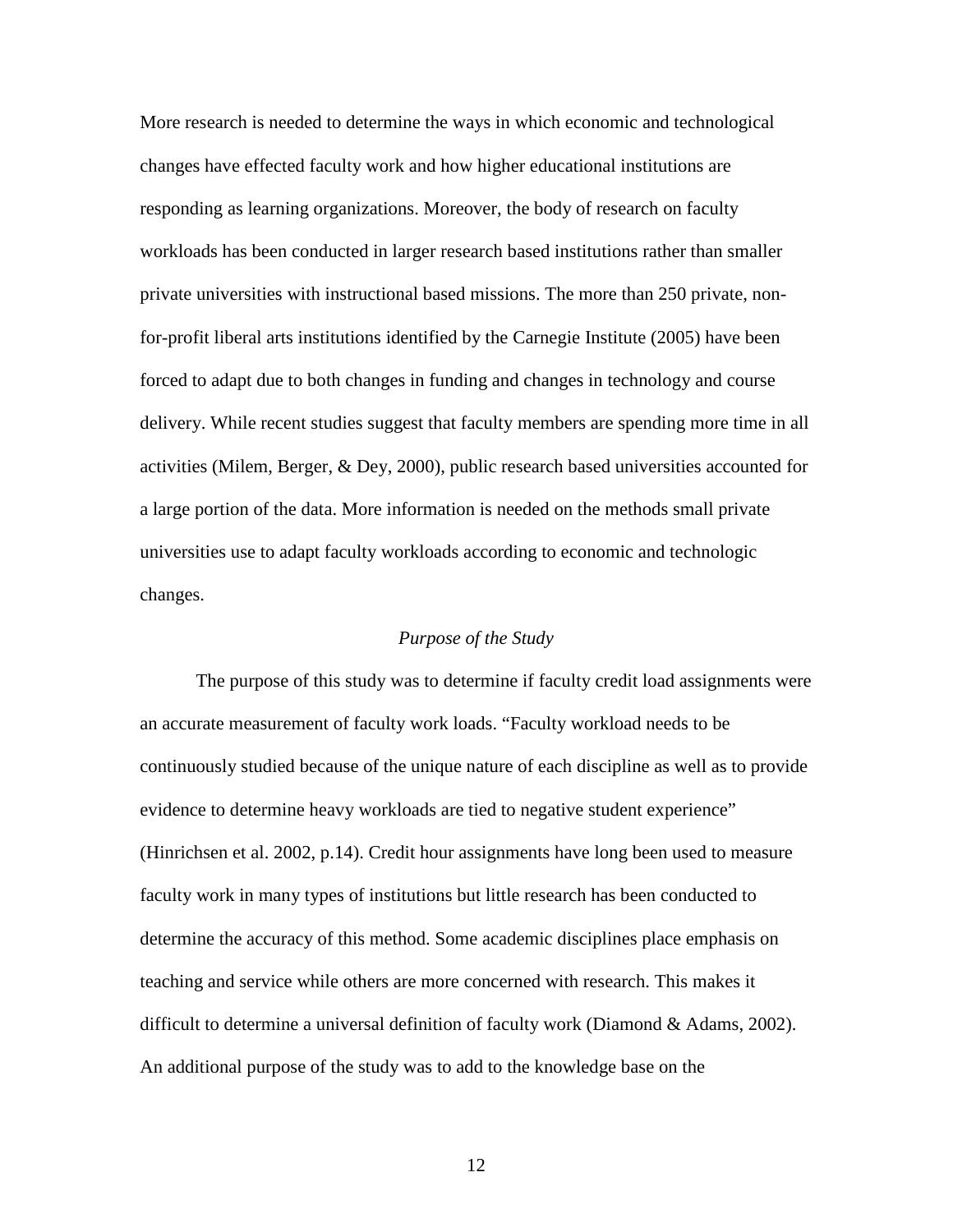More research is needed to determine the ways in which economic and technological changes have effected faculty work and how higher educational institutions are responding as learning organizations. Moreover, the body of research on faculty workloads has been conducted in larger research based institutions rather than smaller private universities with instructional based missions. The more than 250 private, non-for-profit liberal arts institutions identified by the Carnegie Institute (2005) have been forced to adapt due to both changes in funding and changes in technology and course delivery. While recent studies suggest that faculty members are spending more time in all activities (Milem, Berger, & Dey, 2000), public research based universities accounted for a large portion of the data. More information is needed on the methods small private universities use to adapt faculty workloads according to economic and technologic changes.

### *Purpose of the Study*

The purpose of this study was to determine if faculty credit load assignments were an accurate measurement of faculty work loads. "Faculty workload needs to be continuously studied because of the unique nature of each discipline as well as to provide evidence to determine heavy workloads are tied to negative student experience" (Hinrichsen et al. 2002, p.14). Credit hour assignments have long been used to measure faculty work in many types of institutions but little research has been conducted to determine the accuracy of this method. Some academic disciplines place emphasis on teaching and service while others are more concerned with research. This makes it difficult to determine a universal definition of faculty work (Diamond & Adams, 2002). An additional purpose of the study was to add to the knowledge base on the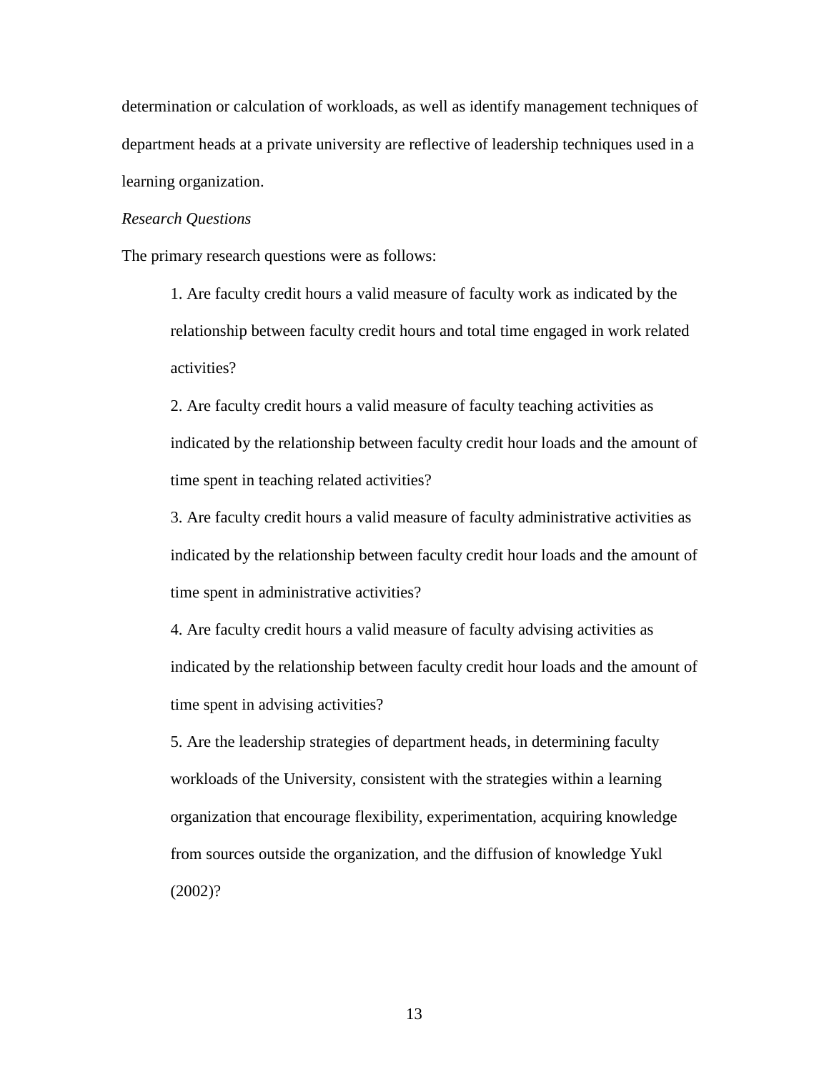determination or calculation of workloads, as well as identify management techniques of department heads at a private university are reflective of leadership techniques used in a learning organization.

*Research Questions*

The primary research questions were as follows:

1. Are faculty credit hours a valid measure of faculty work as indicated by the relationship between faculty credit hours and total time engaged in work related activities?

2. Are faculty credit hours a valid measure of faculty teaching activities as indicated by the relationship between faculty credit hour loads and the amount of time spent in teaching related activities?

3. Are faculty credit hours a valid measure of faculty administrative activities as indicated by the relationship between faculty credit hour loads and the amount of time spent in administrative activities?

4. Are faculty credit hours a valid measure of faculty advising activities as indicated by the relationship between faculty credit hour loads and the amount of time spent in advising activities?

5. Are the leadership strategies of department heads, in determining faculty workloads of the University, consistent with the strategies within a learning organization that encourage flexibility, experimentation, acquiring knowledge from sources outside the organization, and the diffusion of knowledge Yukl (2002)?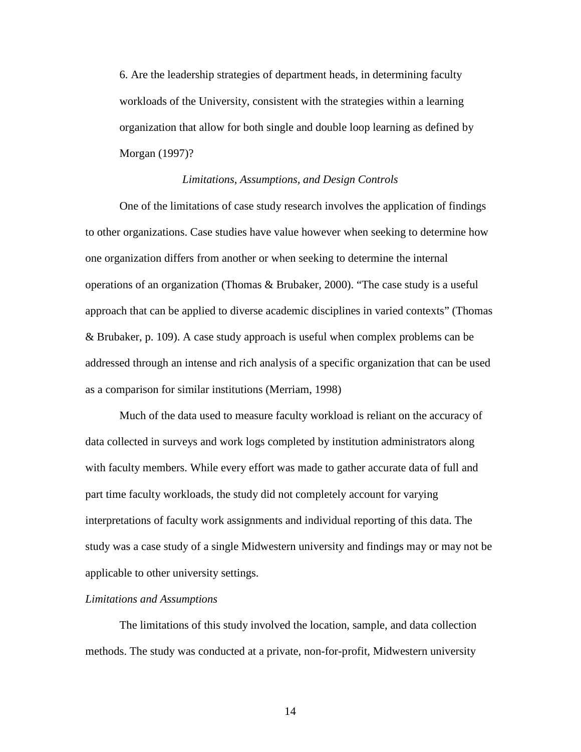6. Are the leadership strategies of department heads, in determining faculty workloads of the University, consistent with the strategies within a learning organization that allow for both single and double loop learning as defined by Morgan (1997)?

### *Limitations, Assumptions, and Design Controls*

One of the limitations of case study research involves the application of findings to other organizations. Case studies have value however when seeking to determine how one organization differs from another or when seeking to determine the internal operations of an organization (Thomas & Brubaker, 2000). "The case study is a useful approach that can be applied to diverse academic disciplines in varied contexts" (Thomas & Brubaker, p. 109). A case study approach is useful when complex problems can be addressed through an intense and rich analysis of a specific organization that can be used as a comparison for similar institutions (Merriam, 1998)

Much of the data used to measure faculty workload is reliant on the accuracy of data collected in surveys and work logs completed by institution administrators along with faculty members. While every effort was made to gather accurate data of full and part time faculty workloads, the study did not completely account for varying interpretations of faculty work assignments and individual reporting of this data. The study was a case study of a single Midwestern university and findings may or may not be applicable to other university settings.

#### *Limitations and Assumptions*

The limitations of this study involved the location, sample, and data collection methods. The study was conducted at a private, non-for-profit, Midwestern university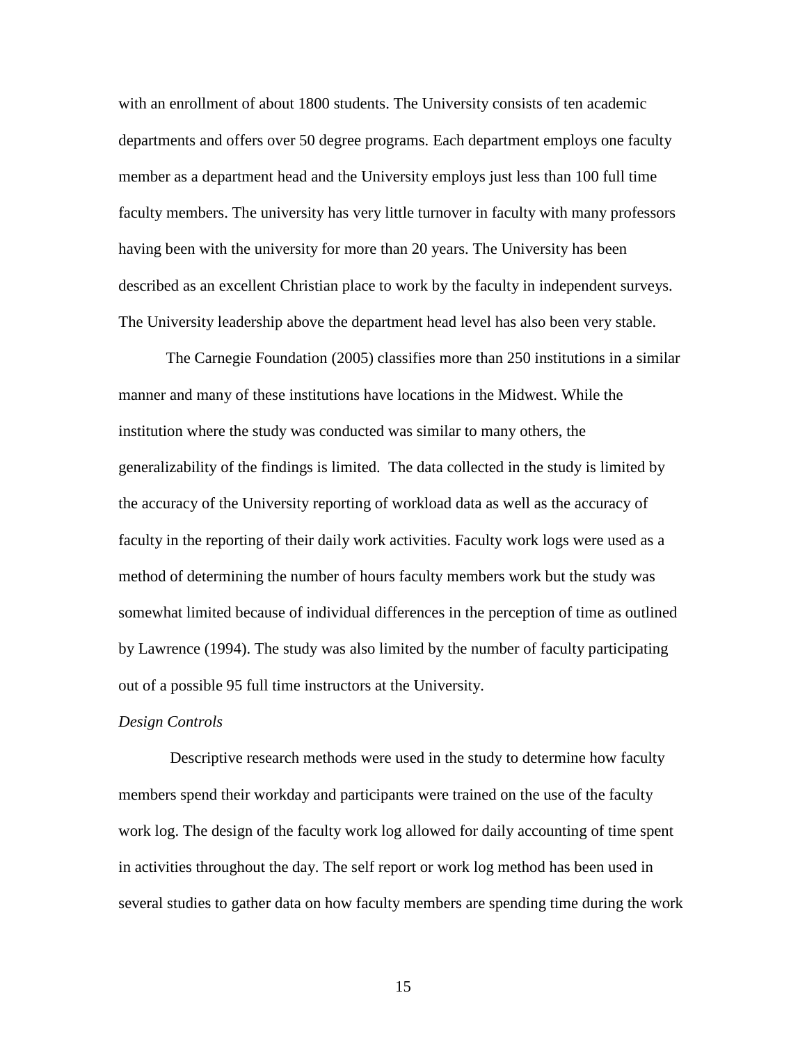with an enrollment of about 1800 students. The University consists of ten academic departments and offers over 50 degree programs. Each department employs one faculty member as a department head and the University employs just less than 100 full time faculty members. The university has very little turnover in faculty with many professors having been with the university for more than 20 years. The University has been described as an excellent Christian place to work by the faculty in independent surveys. The University leadership above the department head level has also been very stable.

The Carnegie Foundation (2005) classifies more than 250 institutions in a similar manner and many of these institutions have locations in the Midwest. While the institution where the study was conducted was similar to many others, the generalizability of the findings is limited. The data collected in the study is limited by the accuracy of the University reporting of workload data as well as the accuracy of faculty in the reporting of their daily work activities. Faculty work logs were used as a method of determining the number of hours faculty members work but the study was somewhat limited because of individual differences in the perception of time as outlined by Lawrence (1994). The study was also limited by the number of faculty participating out of a possible 95 full time instructors at the University.

*Design Controls*

Descriptive research methods were used in the study to determine how faculty members spend their workday and participants were trained on the use of the faculty work log. The design of the faculty work log allowed for daily accounting of time spent in activities throughout the day. The self report or work log method has been used in several studies to gather data on how faculty members are spending time during the work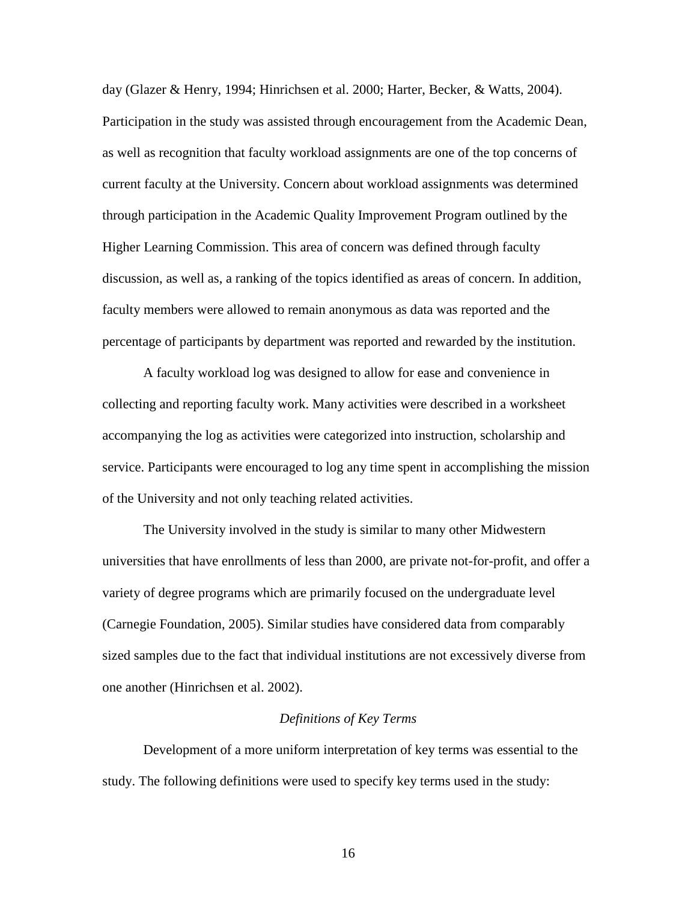day (Glazer & Henry, 1994; Hinrichsen et al. 2000; Harter, Becker, & Watts, 2004). Participation in the study was assisted through encouragement from the Academic Dean, as well as recognition that faculty workload assignments are one of the top concerns of current faculty at the University. Concern about workload assignments was determined through participation in the Academic Quality Improvement Program outlined by the Higher Learning Commission. This area of concern was defined through faculty discussion, as well as, a ranking of the topics identified as areas of concern. In addition, faculty members were allowed to remain anonymous as data was reported and the percentage of participants by department was reported and rewarded by the institution.

A faculty workload log was designed to allow for ease and convenience in collecting and reporting faculty work. Many activities were described in a worksheet accompanying the log as activities were categorized into instruction, scholarship and service. Participants were encouraged to log any time spent in accomplishing the mission of the University and not only teaching related activities.

The University involved in the study is similar to many other Midwestern universities that have enrollments of less than 2000, are private not-for-profit, and offer a variety of degree programs which are primarily focused on the undergraduate level (Carnegie Foundation, 2005). Similar studies have considered data from comparably sized samples due to the fact that individual institutions are not excessively diverse from one another (Hinrichsen et al. 2002).

### *Definitions of Key Terms*

Development of a more uniform interpretation of key terms was essential to the study. The following definitions were used to specify key terms used in the study: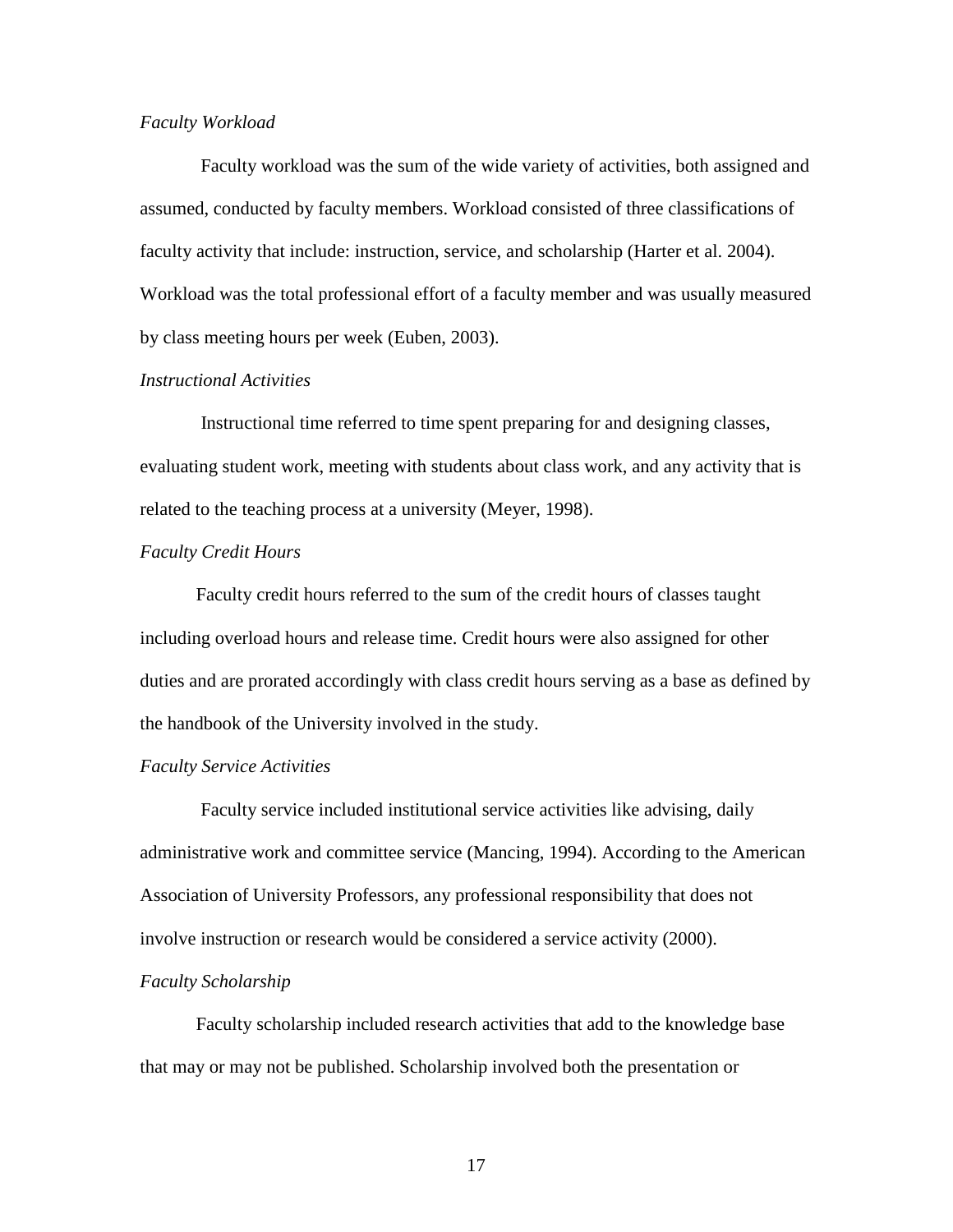*Faculty Workload*

Faculty workload was the sum of the wide variety of activities, both assigned and assumed, conducted by faculty members. Workload consisted of three classifications of faculty activity that include: instruction, service, and scholarship (Harter et al. 2004). Workload was the total professional effort of a faculty member and was usually measured by class meeting hours per week (Euben, 2003).

*Instructional Activities*

Instructional time referred to time spent preparing for and designing classes, evaluating student work, meeting with students about class work, and any activity that is related to the teaching process at a university (Meyer, 1998).

*Faculty Credit Hours*

Faculty credit hours referred to the sum of the credit hours of classes taught including overload hours and release time. Credit hours were also assigned for other duties and are prorated accordingly with class credit hours serving as a base as defined by the handbook of the University involved in the study.

*Faculty Service Activities*

Faculty service included institutional service activities like advising, daily administrative work and committee service (Mancing, 1994). According to the American Association of University Professors, any professional responsibility that does not involve instruction or research would be considered a service activity (2000).

*Faculty Scholarship*

Faculty scholarship included research activities that add to the knowledge base that may or may not be published. Scholarship involved both the presentation or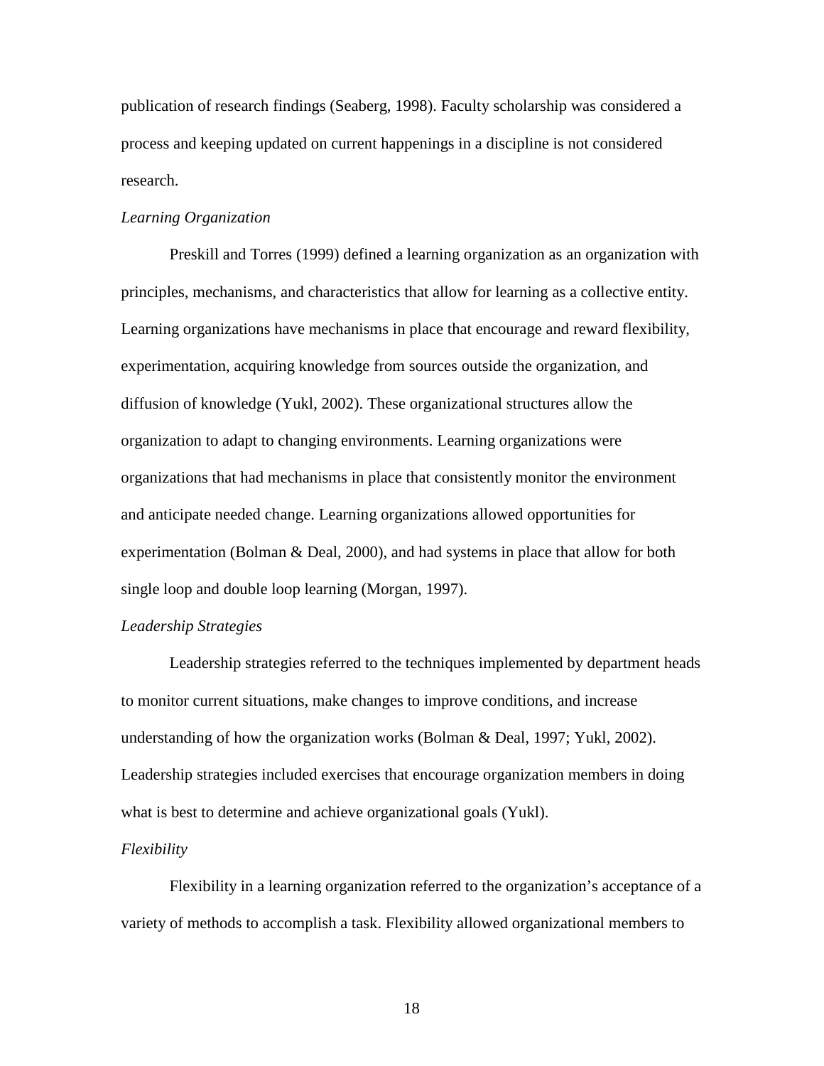publication of research findings (Seaberg, 1998). Faculty scholarship was considered a process and keeping updated on current happenings in a discipline is not considered research.

*Learning Organization*

Preskill and Torres (1999) defined a learning organization as an organization with principles, mechanisms, and characteristics that allow for learning as a collective entity. Learning organizations have mechanisms in place that encourage and reward flexibility, experimentation, acquiring knowledge from sources outside the organization, and diffusion of knowledge (Yukl, 2002). These organizational structures allow the organization to adapt to changing environments. Learning organizations were organizations that had mechanisms in place that consistently monitor the environment and anticipate needed change. Learning organizations allowed opportunities for experimentation (Bolman & Deal, 2000), and had systems in place that allow for both single loop and double loop learning (Morgan, 1997).

*Leadership Strategies*

Leadership strategies referred to the techniques implemented by department heads to monitor current situations, make changes to improve conditions, and increase understanding of how the organization works (Bolman & Deal, 1997; Yukl, 2002). Leadership strategies included exercises that encourage organization members in doing what is best to determine and achieve organizational goals (Yukl).

*Flexibility*

Flexibility in a learning organization referred to the organization's acceptance of a variety of methods to accomplish a task. Flexibility allowed organizational members to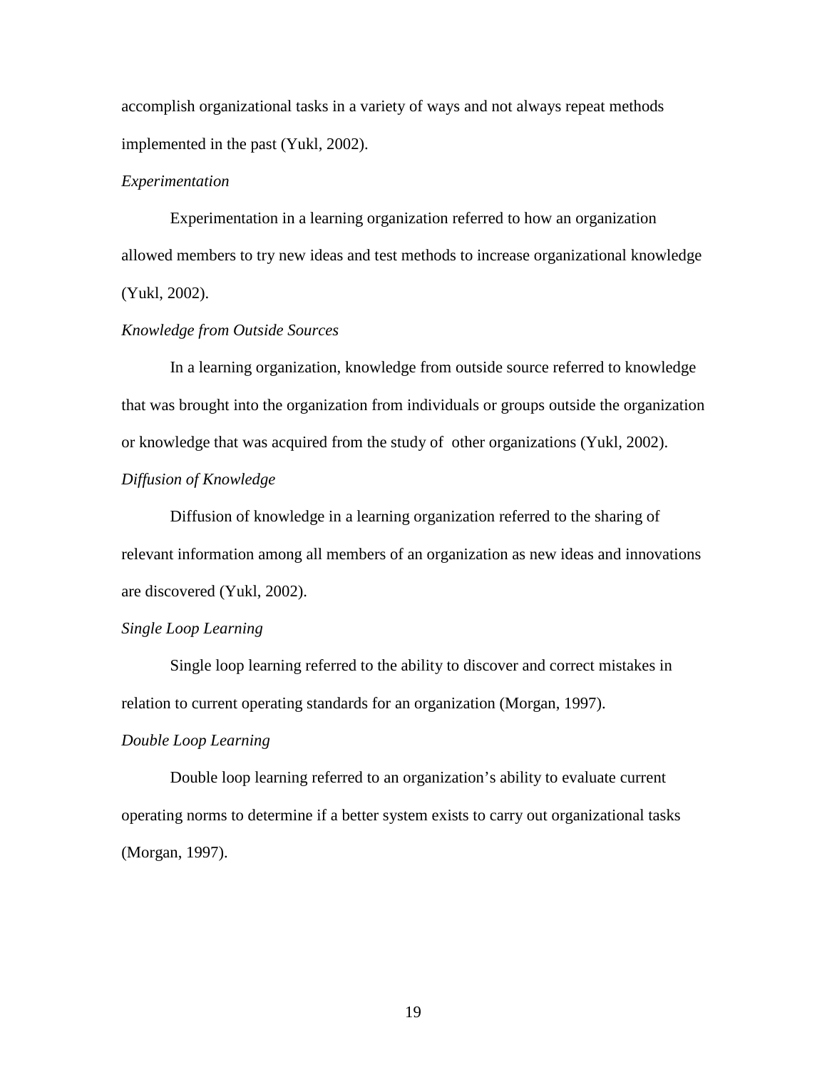accomplish organizational tasks in a variety of ways and not always repeat methods implemented in the past (Yukl, 2002).

*Experimentation*

Experimentation in a learning organization referred to how an organization allowed members to try new ideas and test methods to increase organizational knowledge (Yukl, 2002).

*Knowledge from Outside Sources*

In a learning organization, knowledge from outside source referred to knowledge that was brought into the organization from individuals or groups outside the organization or knowledge that was acquired from the study of other organizations (Yukl, 2002).

*Diffusion of Knowledge*

Diffusion of knowledge in a learning organization referred to the sharing of relevant information among all members of an organization as new ideas and innovations are discovered (Yukl, 2002).

*Single Loop Learning*

Single loop learning referred to the ability to discover and correct mistakes in relation to current operating standards for an organization (Morgan, 1997).

*Double Loop Learning*

Double loop learning referred to an organization's ability to evaluate current operating norms to determine if a better system exists to carry out organizational tasks (Morgan, 1997).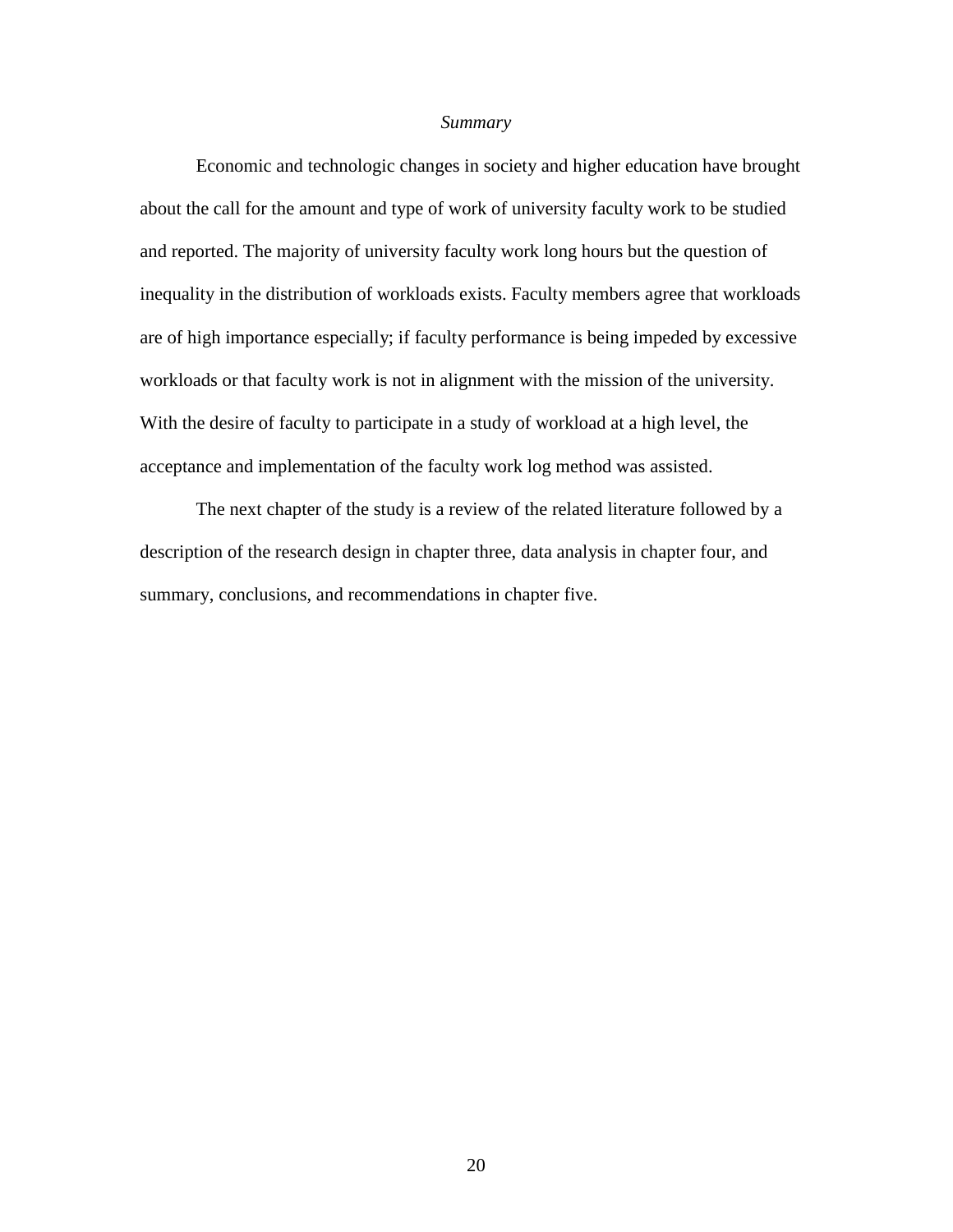### *Summary*

Economic and technologic changes in society and higher education have brought about the call for the amount and type of work of university faculty work to be studied and reported. The majority of university faculty work long hours but the question of inequality in the distribution of workloads exists. Faculty members agree that workloads are of high importance especially; if faculty performance is being impeded by excessive workloads or that faculty work is not in alignment with the mission of the university. With the desire of faculty to participate in a study of workload at a high level, the acceptance and implementation of the faculty work log method was assisted.

The next chapter of the study is a review of the related literature followed by a description of the research design in chapter three, data analysis in chapter four, and summary, conclusions, and recommendations in chapter five.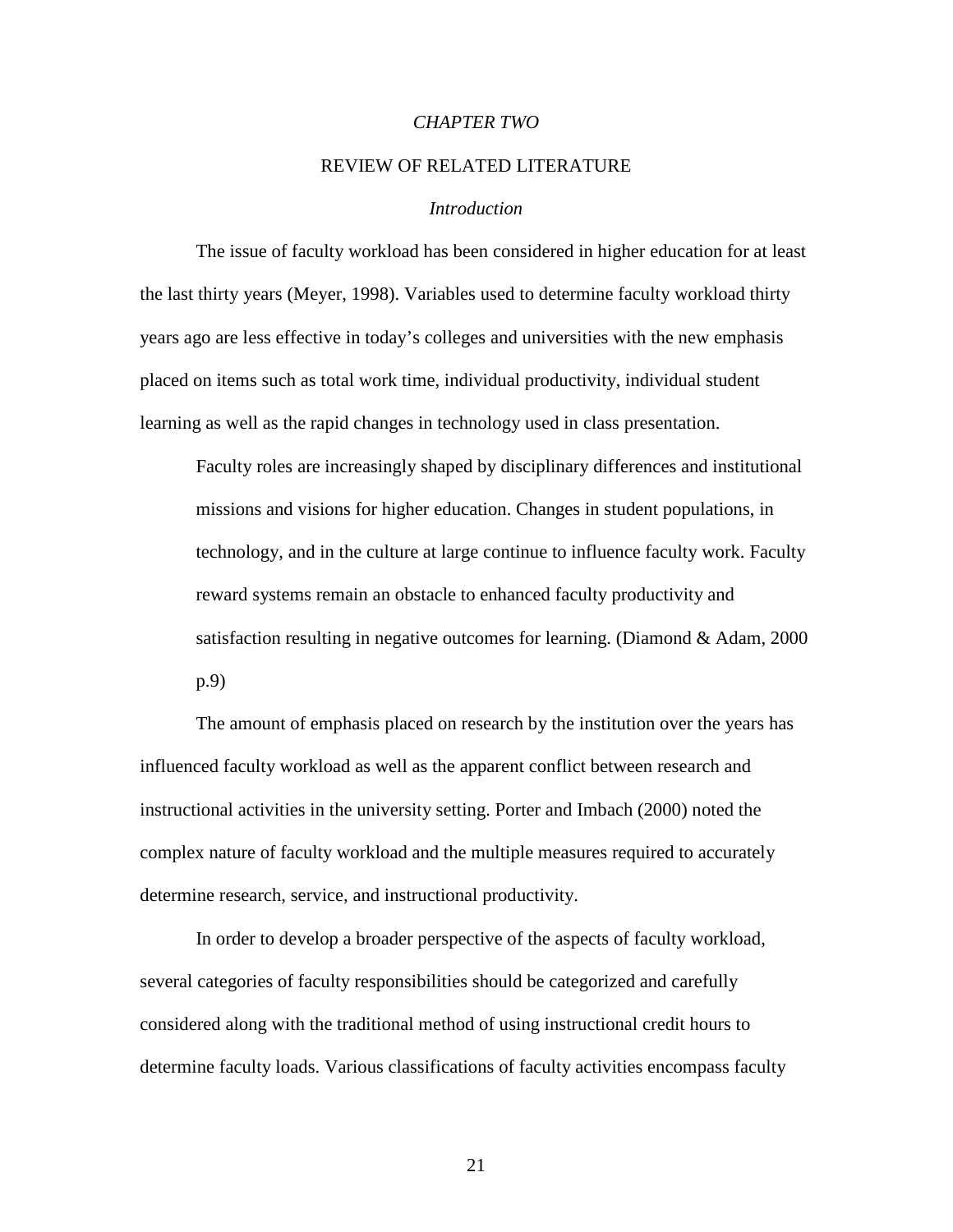# *CHAPTER TWO*

## REVIEW OF RELATED LITERATURE

### *Introduction*

The issue of faculty workload has been considered in higher education for at least the last thirty years (Meyer, 1998). Variables used to determine faculty workload thirty years ago are less effective in today's colleges and universities with the new emphasis placed on items such as total work time, individual productivity, individual student learning as well as the rapid changes in technology used in class presentation.

> Faculty roles are increasingly shaped by disciplinary differences and institutional missions and visions for higher education. Changes in student populations, in technology, and in the culture at large continue to influence faculty work. Faculty reward systems remain an obstacle to enhanced faculty productivity and satisfaction resulting in negative outcomes for learning. (Diamond & Adam, 2000 p.9)

The amount of emphasis placed on research by the institution over the years has influenced faculty workload as well as the apparent conflict between research and instructional activities in the university setting. Porter and Imbach (2000) noted the complex nature of faculty workload and the multiple measures required to accurately determine research, service, and instructional productivity.

In order to develop a broader perspective of the aspects of faculty workload, several categories of faculty responsibilities should be categorized and carefully considered along with the traditional method of using instructional credit hours to determine faculty loads. Various classifications of faculty activities encompass faculty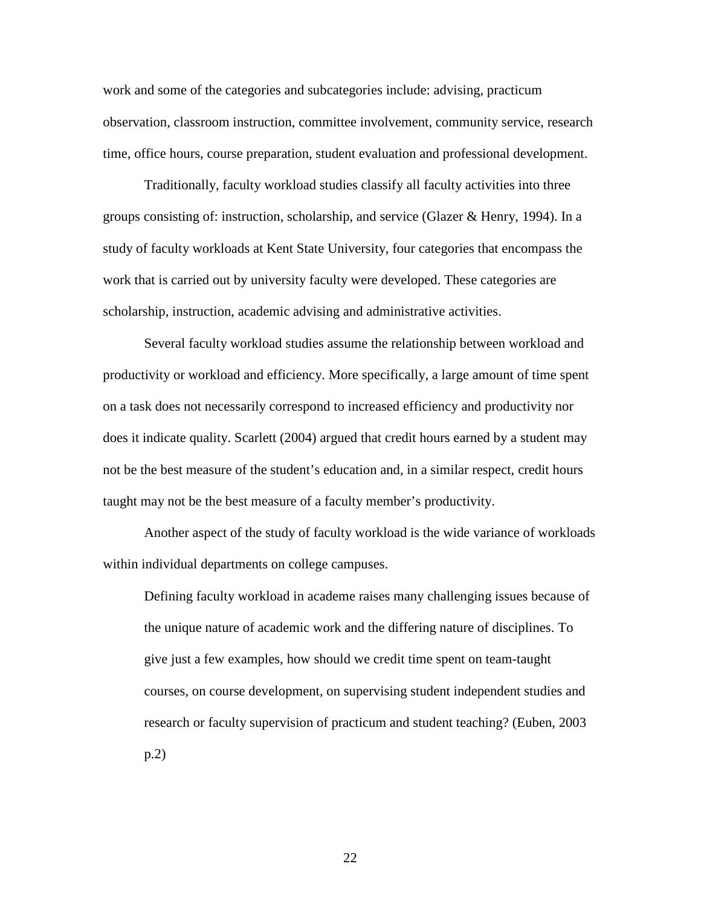work and some of the categories and subcategories include: advising, practicum observation, classroom instruction, committee involvement, community service, research time, office hours, course preparation, student evaluation and professional development.

Traditionally, faculty workload studies classify all faculty activities into three groups consisting of: instruction, scholarship, and service (Glazer & Henry, 1994). In a study of faculty workloads at Kent State University, four categories that encompass the work that is carried out by university faculty were developed. These categories are scholarship, instruction, academic advising and administrative activities.

Several faculty workload studies assume the relationship between workload and productivity or workload and efficiency. More specifically, a large amount of time spent on a task does not necessarily correspond to increased efficiency and productivity nor does it indicate quality. Scarlett (2004) argued that credit hours earned by a student may not be the best measure of the student's education and, in a similar respect, credit hours taught may not be the best measure of a faculty member's productivity.

Another aspect of the study of faculty workload is the wide variance of workloads within individual departments on college campuses.

> Defining faculty workload in academe raises many challenging issues because of the unique nature of academic work and the differing nature of disciplines. To give just a few examples, how should we credit time spent on team-taught courses, on course development, on supervising student independent studies and research or faculty supervision of practicum and student teaching? (Euben, 2003 p.2)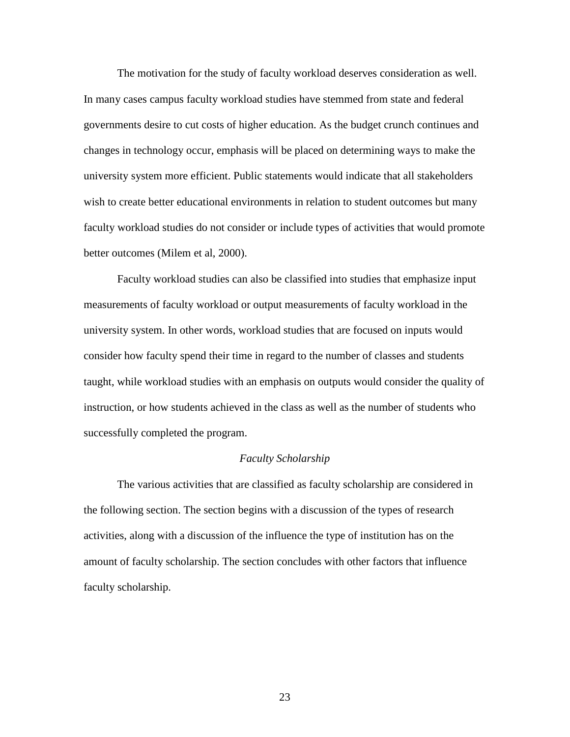The motivation for the study of faculty workload deserves consideration as well. In many cases campus faculty workload studies have stemmed from state and federal governments desire to cut costs of higher education. As the budget crunch continues and changes in technology occur, emphasis will be placed on determining ways to make the university system more efficient. Public statements would indicate that all stakeholders wish to create better educational environments in relation to student outcomes but many faculty workload studies do not consider or include types of activities that would promote better outcomes (Milem et al, 2000).

Faculty workload studies can also be classified into studies that emphasize input measurements of faculty workload or output measurements of faculty workload in the university system. In other words, workload studies that are focused on inputs would consider how faculty spend their time in regard to the number of classes and students taught, while workload studies with an emphasis on outputs would consider the quality of instruction, or how students achieved in the class as well as the number of students who successfully completed the program.

### *Faculty Scholarship*

The various activities that are classified as faculty scholarship are considered in the following section. The section begins with a discussion of the types of research activities, along with a discussion of the influence the type of institution has on the amount of faculty scholarship. The section concludes with other factors that influence faculty scholarship.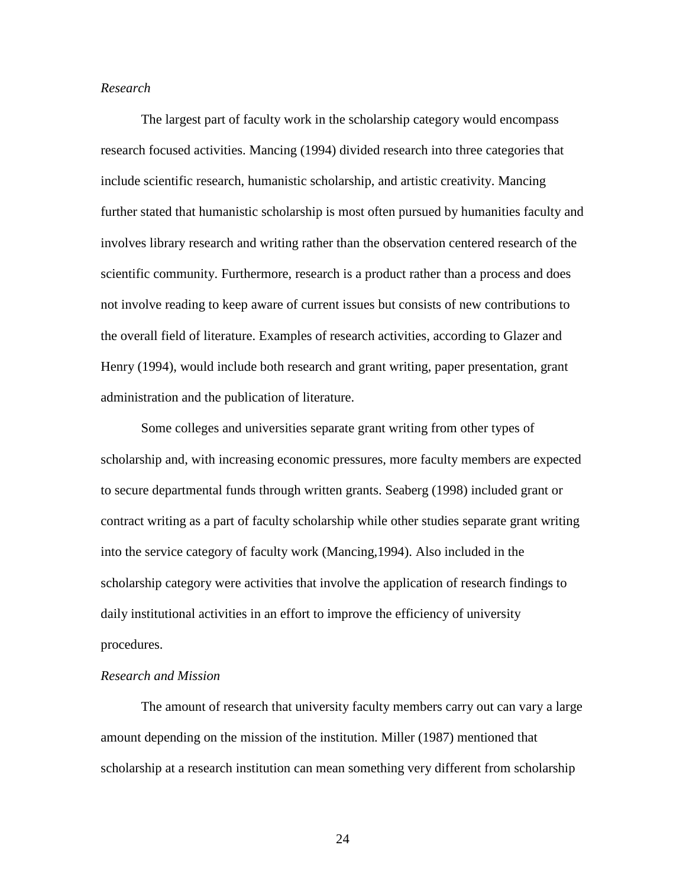*Research*

The largest part of faculty work in the scholarship category would encompass research focused activities. Mancing (1994) divided research into three categories that include scientific research, humanistic scholarship, and artistic creativity. Mancing further stated that humanistic scholarship is most often pursued by humanities faculty and involves library research and writing rather than the observation centered research of the scientific community. Furthermore, research is a product rather than a process and does not involve reading to keep aware of current issues but consists of new contributions to the overall field of literature. Examples of research activities, according to Glazer and Henry (1994), would include both research and grant writing, paper presentation, grant administration and the publication of literature.

Some colleges and universities separate grant writing from other types of scholarship and, with increasing economic pressures, more faculty members are expected to secure departmental funds through written grants. Seaberg (1998) included grant or contract writing as a part of faculty scholarship while other studies separate grant writing into the service category of faculty work (Mancing,1994). Also included in the scholarship category were activities that involve the application of research findings to daily institutional activities in an effort to improve the efficiency of university procedures.

*Research and Mission*

The amount of research that university faculty members carry out can vary a large amount depending on the mission of the institution. Miller (1987) mentioned that scholarship at a research institution can mean something very different from scholarship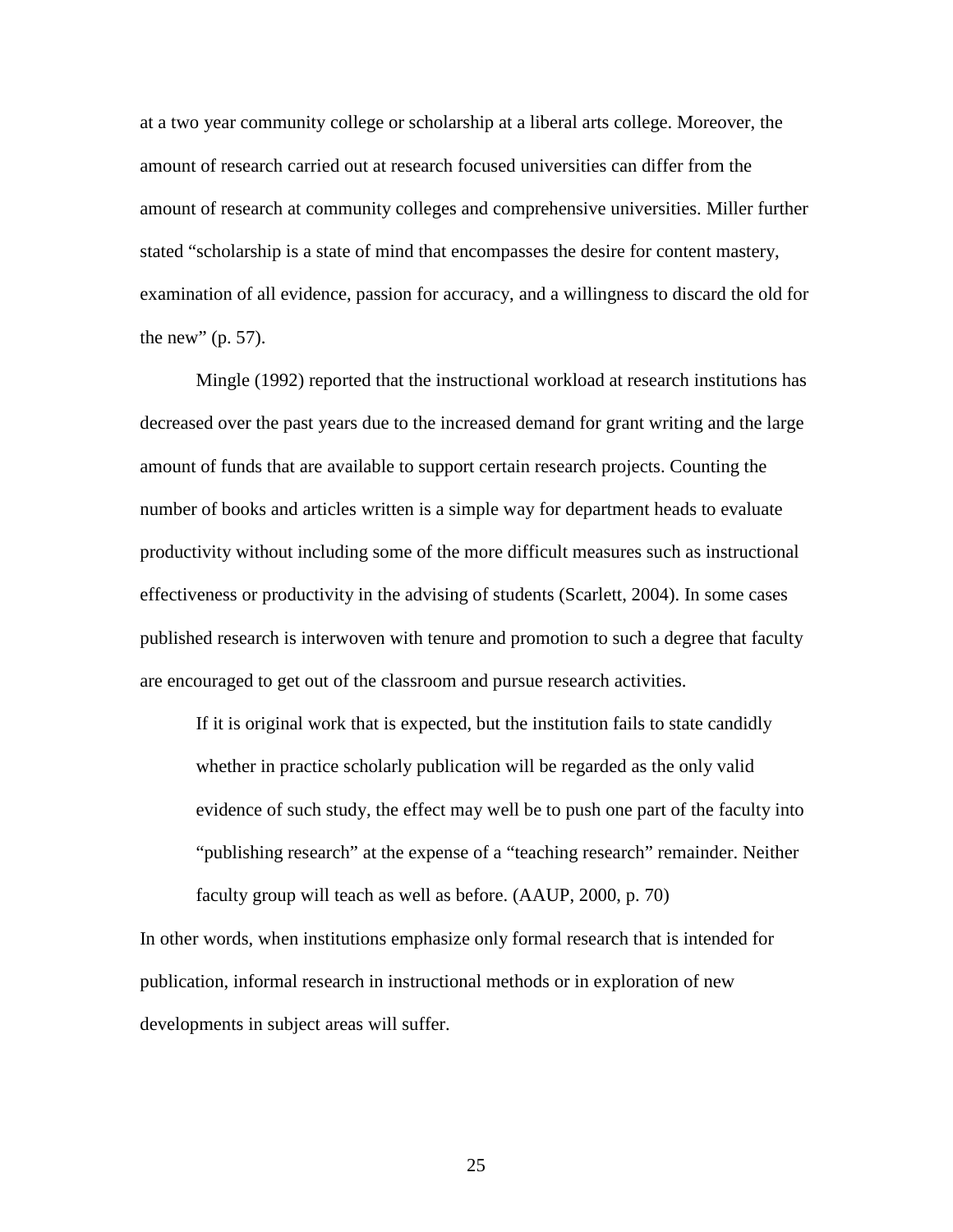at a two year community college or scholarship at a liberal arts college. Moreover, the amount of research carried out at research focused universities can differ from the amount of research at community colleges and comprehensive universities. Miller further stated “scholarship is a state of mind that encompasses the desire for content mastery, examination of all evidence, passion for accuracy, and a willingness to discard the old for the new” (p. 57).

Mingle (1992) reported that the instructional workload at research institutions has decreased over the past years due to the increased demand for grant writing and the large amount of funds that are available to support certain research projects. Counting the number of books and articles written is a simple way for department heads to evaluate productivity without including some of the more difficult measures such as instructional effectiveness or productivity in the advising of students (Scarlett, 2004). In some cases published research is interwoven with tenure and promotion to such a degree that faculty are encouraged to get out of the classroom and pursue research activities.

> If it is original work that is expected, but the institution fails to state candidly whether in practice scholarly publication will be regarded as the only valid evidence of such study, the effect may well be to push one part of the faculty into “publishing research” at the expense of a “teaching research” remainder. Neither faculty group will teach as well as before. (AAUP, 2000, p. 70)

In other words, when institutions emphasize only formal research that is intended for publication, informal research in instructional methods or in exploration of new developments in subject areas will suffer.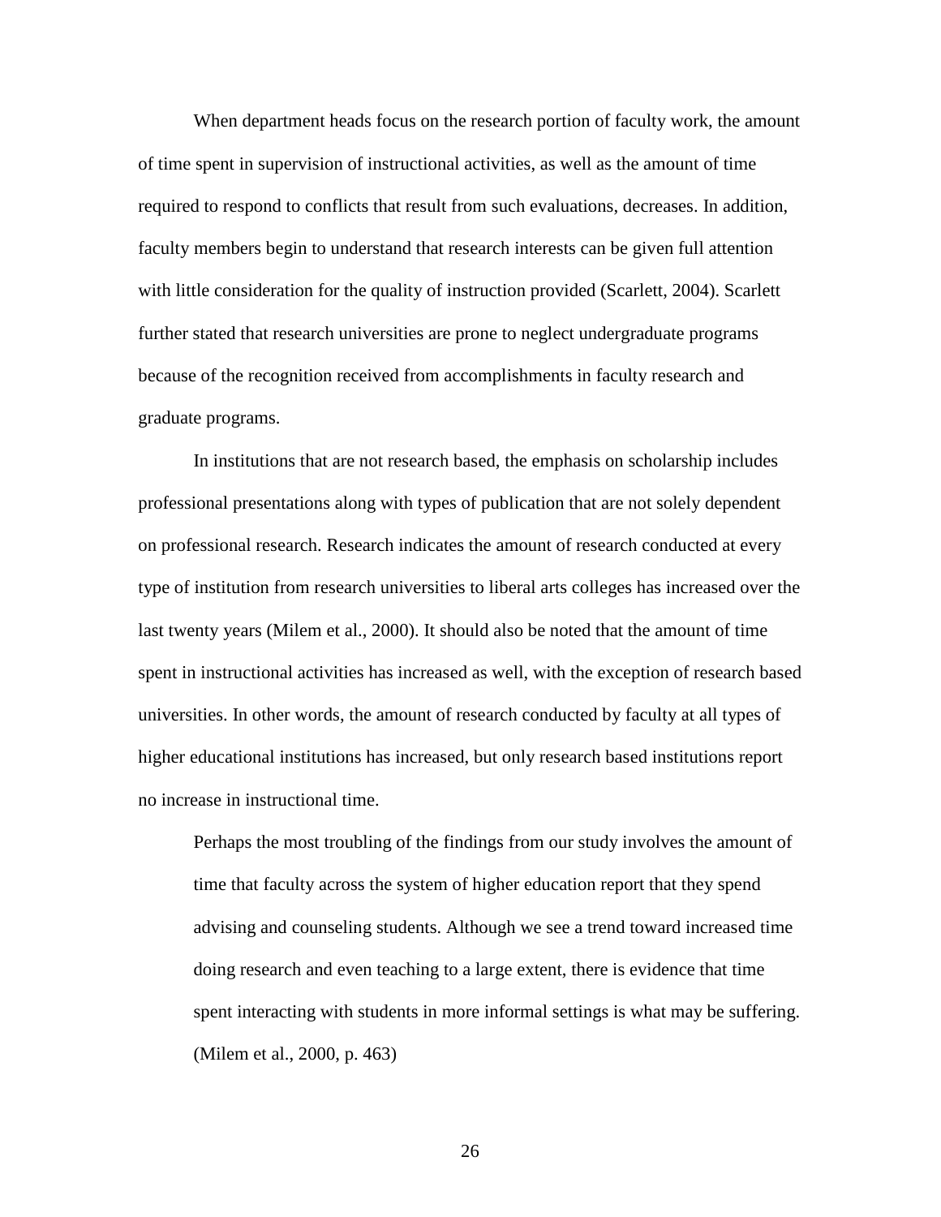When department heads focus on the research portion of faculty work, the amount of time spent in supervision of instructional activities, as well as the amount of time required to respond to conflicts that result from such evaluations, decreases. In addition, faculty members begin to understand that research interests can be given full attention with little consideration for the quality of instruction provided (Scarlett, 2004). Scarlett further stated that research universities are prone to neglect undergraduate programs because of the recognition received from accomplishments in faculty research and graduate programs.

In institutions that are not research based, the emphasis on scholarship includes professional presentations along with types of publication that are not solely dependent on professional research. Research indicates the amount of research conducted at every type of institution from research universities to liberal arts colleges has increased over the last twenty years (Milem et al., 2000). It should also be noted that the amount of time spent in instructional activities has increased as well, with the exception of research based universities. In other words, the amount of research conducted by faculty at all types of higher educational institutions has increased, but only research based institutions report no increase in instructional time.

> Perhaps the most troubling of the findings from our study involves the amount of time that faculty across the system of higher education report that they spend advising and counseling students. Although we see a trend toward increased time doing research and even teaching to a large extent, there is evidence that time spent interacting with students in more informal settings is what may be suffering. (Milem et al., 2000, p. 463)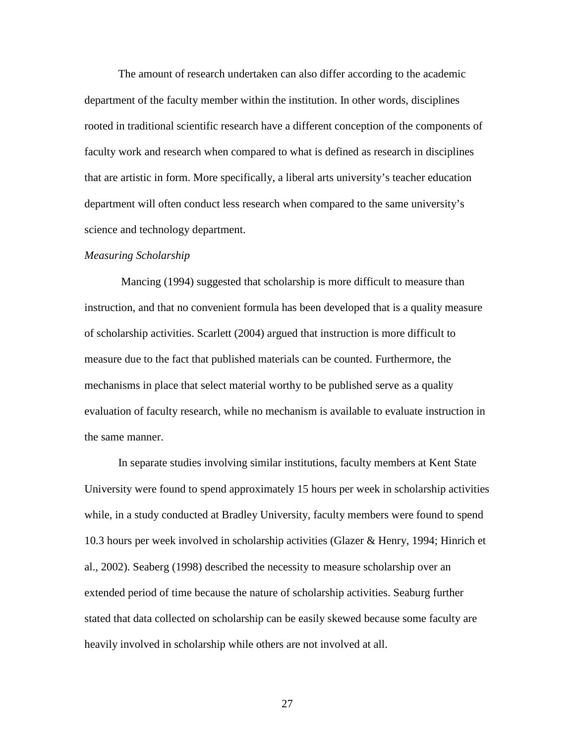The amount of research undertaken can also differ according to the academic department of the faculty member within the institution. In other words, disciplines rooted in traditional scientific research have a different conception of the components of faculty work and research when compared to what is defined as research in disciplines that are artistic in form. More specifically, a liberal arts university's teacher education department will often conduct less research when compared to the same university's science and technology department.

*Measuring Scholarship*

Mancing (1994) suggested that scholarship is more difficult to measure than instruction, and that no convenient formula has been developed that is a quality measure of scholarship activities. Scarlett (2004) argued that instruction is more difficult to measure due to the fact that published materials can be counted. Furthermore, the mechanisms in place that select material worthy to be published serve as a quality evaluation of faculty research, while no mechanism is available to evaluate instruction in the same manner.

In separate studies involving similar institutions, faculty members at Kent State University were found to spend approximately 15 hours per week in scholarship activities while, in a study conducted at Bradley University, faculty members were found to spend 10.3 hours per week involved in scholarship activities (Glazer & Henry, 1994; Hinrich et al., 2002). Seaberg (1998) described the necessity to measure scholarship over an extended period of time because the nature of scholarship activities. Seaburg further stated that data collected on scholarship can be easily skewed because some faculty are heavily involved in scholarship while others are not involved at all.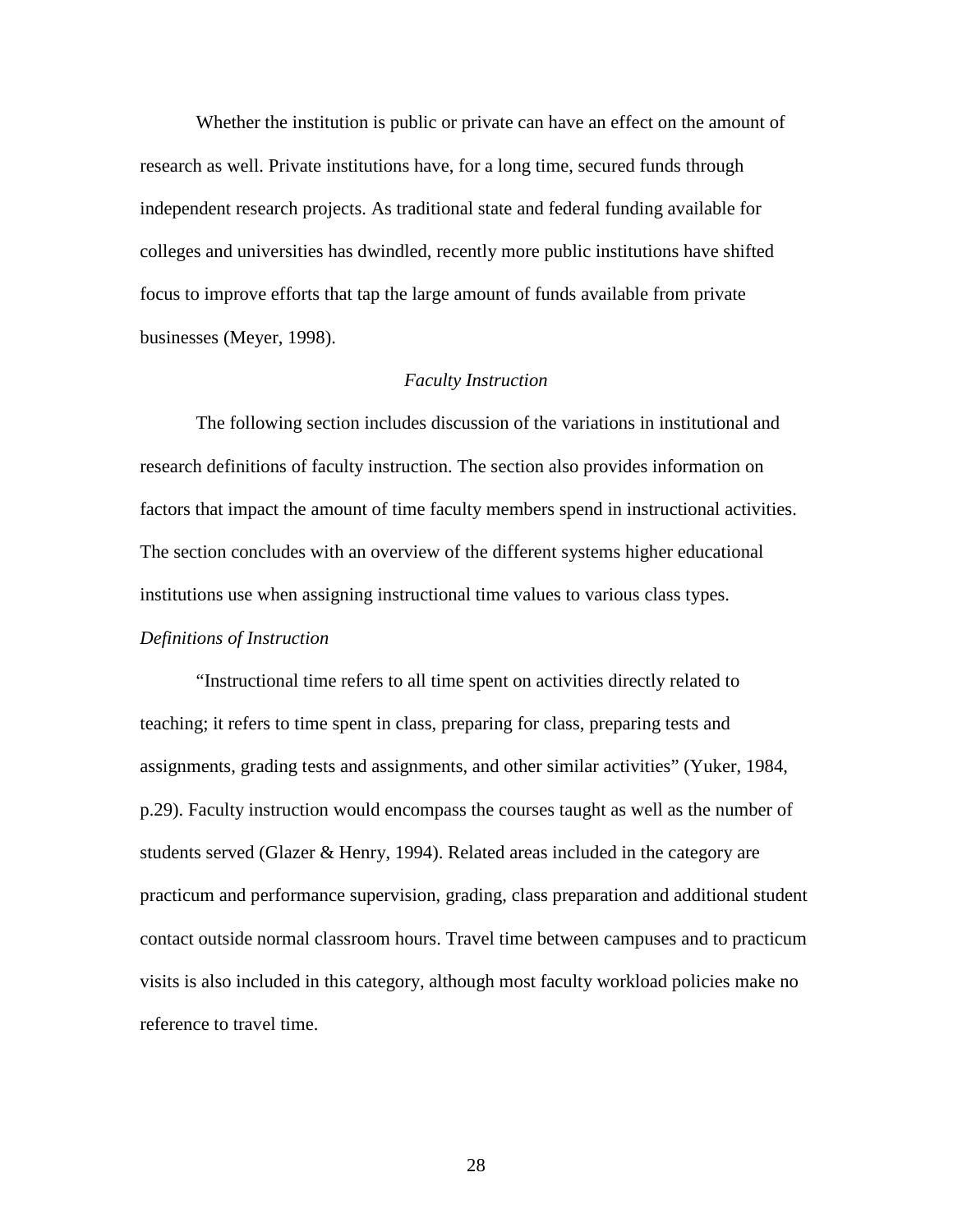Whether the institution is public or private can have an effect on the amount of research as well. Private institutions have, for a long time, secured funds through independent research projects. As traditional state and federal funding available for colleges and universities has dwindled, recently more public institutions have shifted focus to improve efforts that tap the large amount of funds available from private businesses (Meyer, 1998).

## *Faculty Instruction*

The following section includes discussion of the variations in institutional and research definitions of faculty instruction. The section also provides information on factors that impact the amount of time faculty members spend in instructional activities. The section concludes with an overview of the different systems higher educational institutions use when assigning instructional time values to various class types.

### *Definitions of Instruction*

"Instructional time refers to all time spent on activities directly related to teaching; it refers to time spent in class, preparing for class, preparing tests and assignments, grading tests and assignments, and other similar activities" (Yuker, 1984, p.29). Faculty instruction would encompass the courses taught as well as the number of students served (Glazer & Henry, 1994). Related areas included in the category are practicum and performance supervision, grading, class preparation and additional student contact outside normal classroom hours. Travel time between campuses and to practicum visits is also included in this category, although most faculty workload policies make no reference to travel time.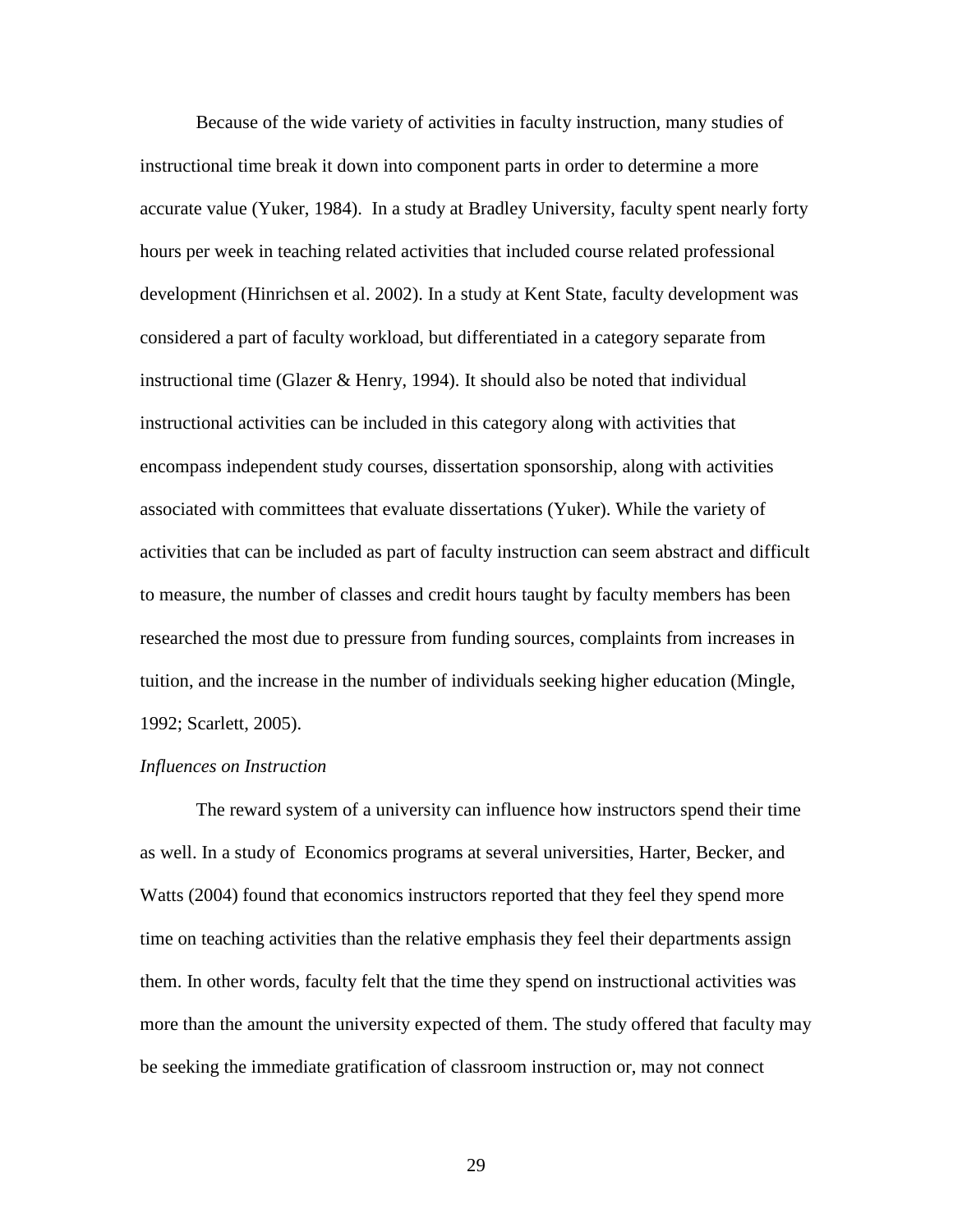Because of the wide variety of activities in faculty instruction, many studies of instructional time break it down into component parts in order to determine a more accurate value (Yuker, 1984). In a study at Bradley University, faculty spent nearly forty hours per week in teaching related activities that included course related professional development (Hinrichsen et al. 2002). In a study at Kent State, faculty development was considered a part of faculty workload, but differentiated in a category separate from instructional time (Glazer & Henry, 1994). It should also be noted that individual instructional activities can be included in this category along with activities that encompass independent study courses, dissertation sponsorship, along with activities associated with committees that evaluate dissertations (Yuker). While the variety of activities that can be included as part of faculty instruction can seem abstract and difficult to measure, the number of classes and credit hours taught by faculty members has been researched the most due to pressure from funding sources, complaints from increases in tuition, and the increase in the number of individuals seeking higher education (Mingle, 1992; Scarlett, 2005).

*Influences on Instruction*

The reward system of a university can influence how instructors spend their time as well. In a study of Economics programs at several universities, Harter, Becker, and Watts (2004) found that economics instructors reported that they feel they spend more time on teaching activities than the relative emphasis they feel their departments assign them. In other words, faculty felt that the time they spend on instructional activities was more than the amount the university expected of them. The study offered that faculty may be seeking the immediate gratification of classroom instruction or, may not connect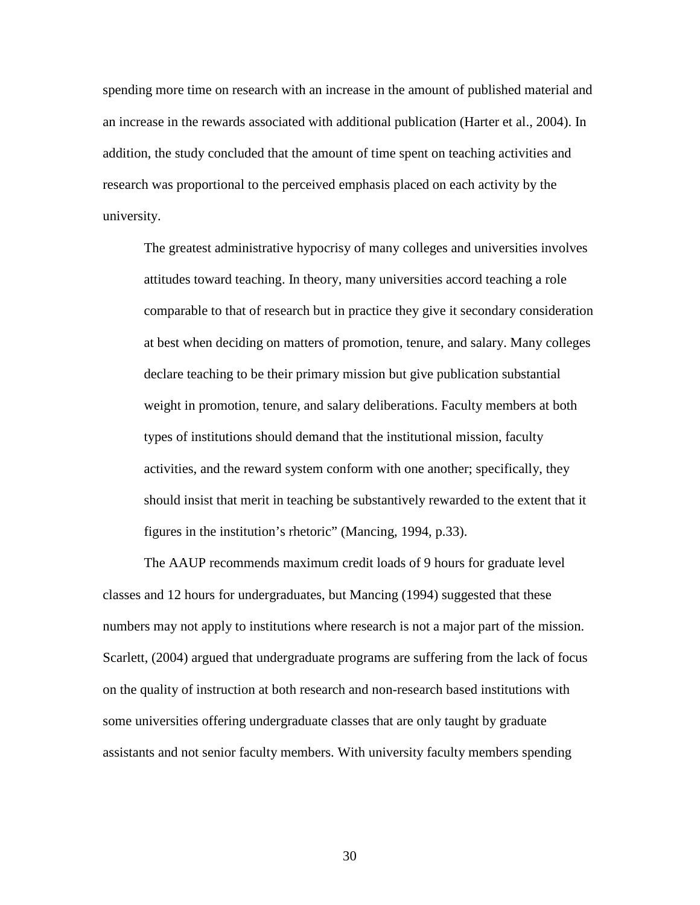spending more time on research with an increase in the amount of published material and an increase in the rewards associated with additional publication (Harter et al., 2004). In addition, the study concluded that the amount of time spent on teaching activities and research was proportional to the perceived emphasis placed on each activity by the university.

> The greatest administrative hypocrisy of many colleges and universities involves attitudes toward teaching. In theory, many universities accord teaching a role comparable to that of research but in practice they give it secondary consideration at best when deciding on matters of promotion, tenure, and salary. Many colleges declare teaching to be their primary mission but give publication substantial weight in promotion, tenure, and salary deliberations. Faculty members at both types of institutions should demand that the institutional mission, faculty activities, and the reward system conform with one another; specifically, they should insist that merit in teaching be substantively rewarded to the extent that it figures in the institution's rhetoric" (Mancing, 1994, p.33).

The AAUP recommends maximum credit loads of 9 hours for graduate level classes and 12 hours for undergraduates, but Mancing (1994) suggested that these numbers may not apply to institutions where research is not a major part of the mission. Scarlett, (2004) argued that undergraduate programs are suffering from the lack of focus on the quality of instruction at both research and non-research based institutions with some universities offering undergraduate classes that are only taught by graduate assistants and not senior faculty members. With university faculty members spending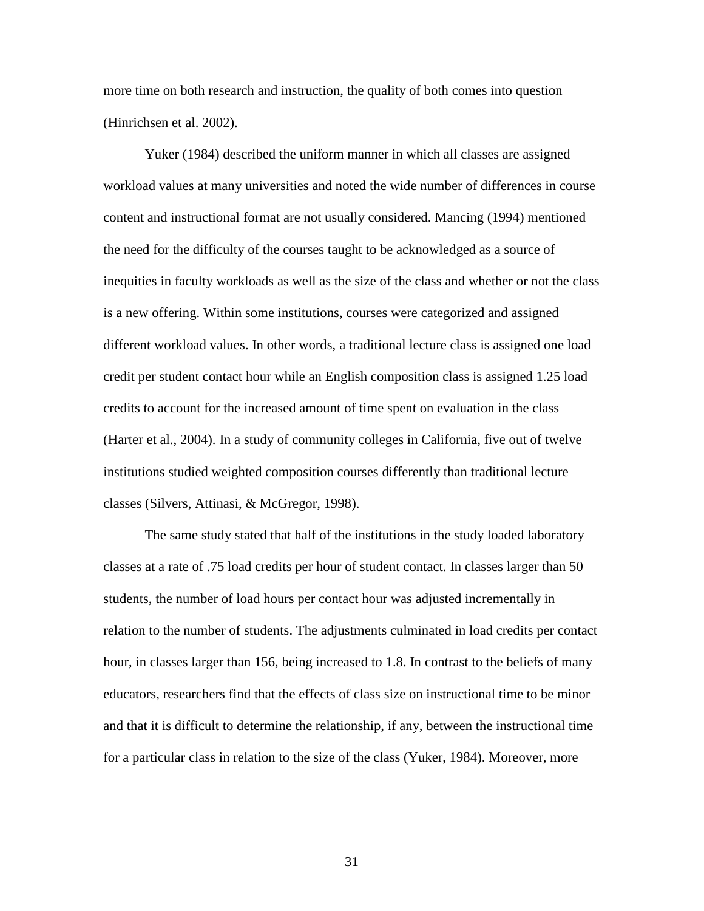more time on both research and instruction, the quality of both comes into question (Hinrichsen et al. 2002).

Yuker (1984) described the uniform manner in which all classes are assigned workload values at many universities and noted the wide number of differences in course content and instructional format are not usually considered. Mancing (1994) mentioned the need for the difficulty of the courses taught to be acknowledged as a source of inequities in faculty workloads as well as the size of the class and whether or not the class is a new offering. Within some institutions, courses were categorized and assigned different workload values. In other words, a traditional lecture class is assigned one load credit per student contact hour while an English composition class is assigned 1.25 load credits to account for the increased amount of time spent on evaluation in the class (Harter et al., 2004). In a study of community colleges in California, five out of twelve institutions studied weighted composition courses differently than traditional lecture classes (Silvers, Attinasi, & McGregor, 1998).

The same study stated that half of the institutions in the study loaded laboratory classes at a rate of .75 load credits per hour of student contact. In classes larger than 50 students, the number of load hours per contact hour was adjusted incrementally in relation to the number of students. The adjustments culminated in load credits per contact hour, in classes larger than 156, being increased to 1.8. In contrast to the beliefs of many educators, researchers find that the effects of class size on instructional time to be minor and that it is difficult to determine the relationship, if any, between the instructional time for a particular class in relation to the size of the class (Yuker, 1984). Moreover, more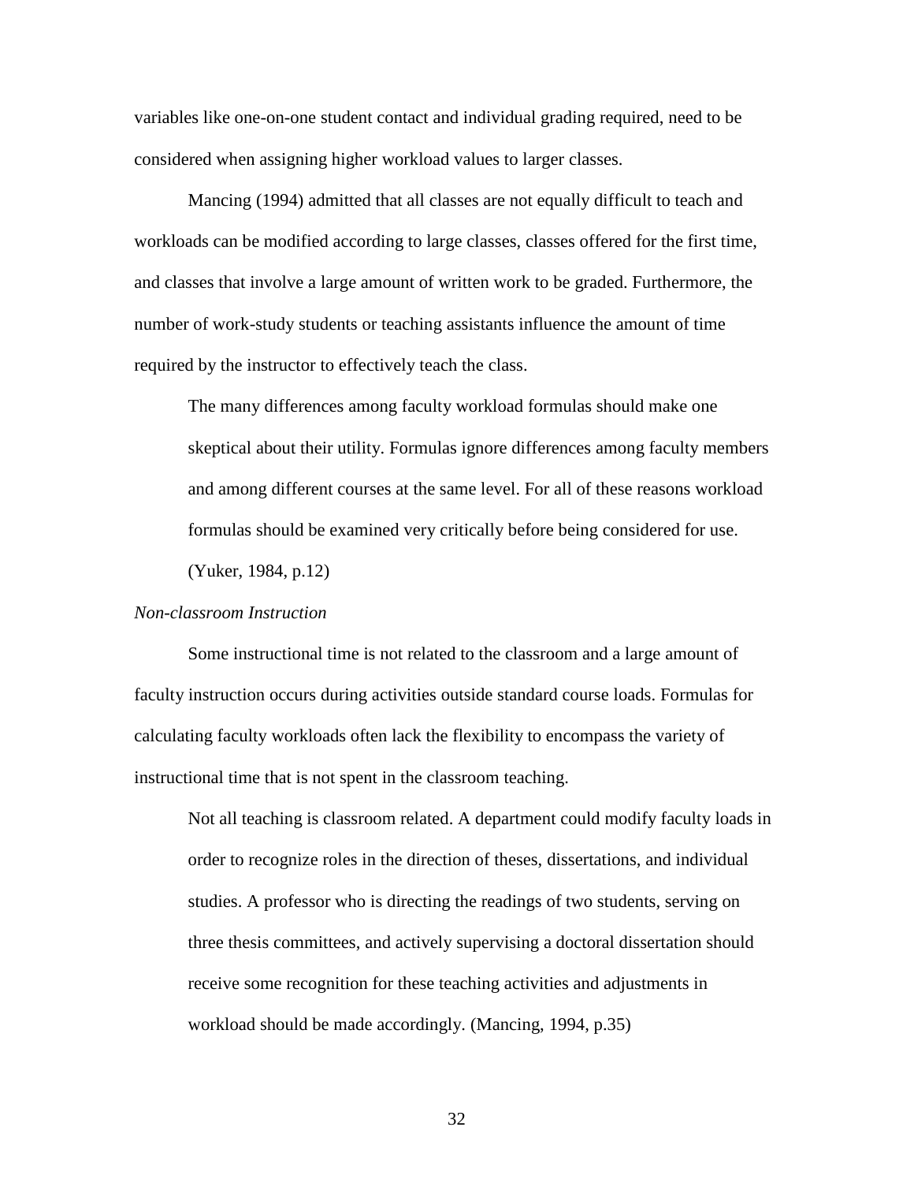variables like one-on-one student contact and individual grading required, need to be considered when assigning higher workload values to larger classes.

Mancing (1994) admitted that all classes are not equally difficult to teach and workloads can be modified according to large classes, classes offered for the first time, and classes that involve a large amount of written work to be graded. Furthermore, the number of work-study students or teaching assistants influence the amount of time required by the instructor to effectively teach the class.

> The many differences among faculty workload formulas should make one skeptical about their utility. Formulas ignore differences among faculty members and among different courses at the same level. For all of these reasons workload formulas should be examined very critically before being considered for use. (Yuker, 1984, p.12)

*Non-classroom Instruction*

Some instructional time is not related to the classroom and a large amount of faculty instruction occurs during activities outside standard course loads. Formulas for calculating faculty workloads often lack the flexibility to encompass the variety of instructional time that is not spent in the classroom teaching.

> Not all teaching is classroom related. A department could modify faculty loads in order to recognize roles in the direction of theses, dissertations, and individual studies. A professor who is directing the readings of two students, serving on three thesis committees, and actively supervising a doctoral dissertation should receive some recognition for these teaching activities and adjustments in workload should be made accordingly. (Mancing, 1994, p.35)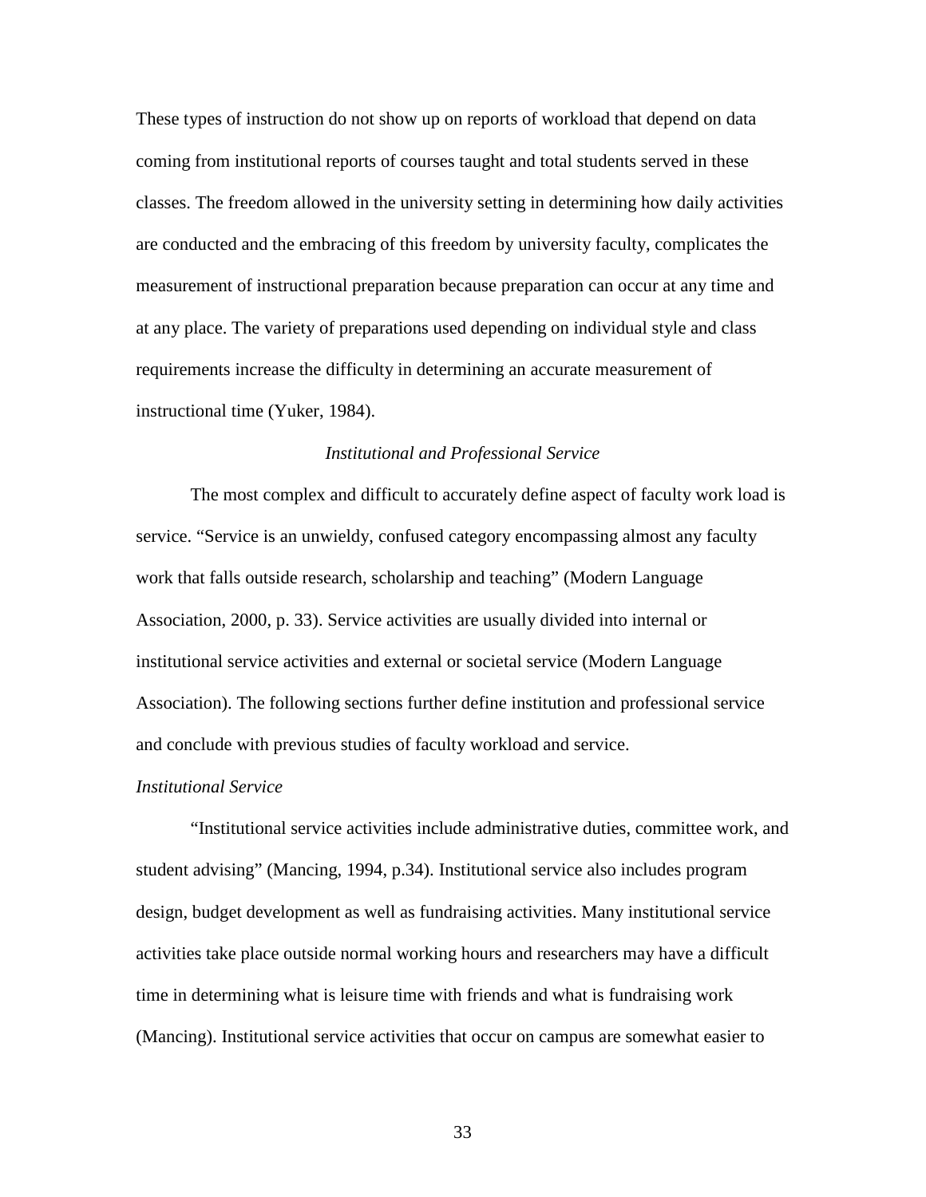These types of instruction do not show up on reports of workload that depend on data coming from institutional reports of courses taught and total students served in these classes. The freedom allowed in the university setting in determining how daily activities are conducted and the embracing of this freedom by university faculty, complicates the measurement of instructional preparation because preparation can occur at any time and at any place. The variety of preparations used depending on individual style and class requirements increase the difficulty in determining an accurate measurement of instructional time (Yuker, 1984).

### *Institutional and Professional Service*

The most complex and difficult to accurately define aspect of faculty work load is service. "Service is an unwieldy, confused category encompassing almost any faculty work that falls outside research, scholarship and teaching" (Modern Language Association, 2000, p. 33). Service activities are usually divided into internal or institutional service activities and external or societal service (Modern Language Association). The following sections further define institution and professional service and conclude with previous studies of faculty workload and service.

#### *Institutional Service*

"Institutional service activities include administrative duties, committee work, and student advising" (Mancing, 1994, p.34). Institutional service also includes program design, budget development as well as fundraising activities. Many institutional service activities take place outside normal working hours and researchers may have a difficult time in determining what is leisure time with friends and what is fundraising work (Mancing). Institutional service activities that occur on campus are somewhat easier to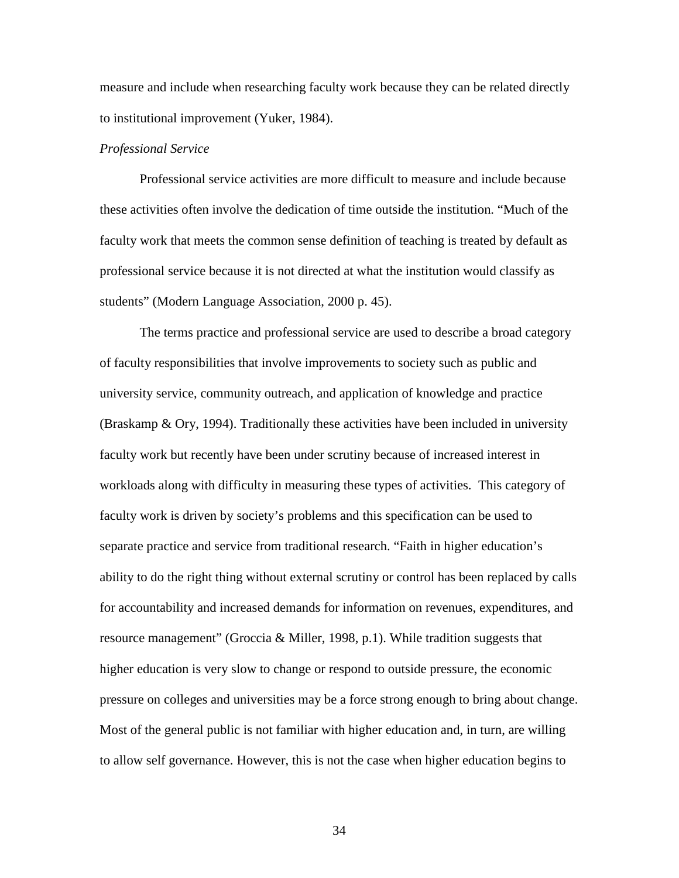measure and include when researching faculty work because they can be related directly to institutional improvement (Yuker, 1984).

*Professional Service*

Professional service activities are more difficult to measure and include because these activities often involve the dedication of time outside the institution. "Much of the faculty work that meets the common sense definition of teaching is treated by default as professional service because it is not directed at what the institution would classify as students" (Modern Language Association, 2000 p. 45).

The terms practice and professional service are used to describe a broad category of faculty responsibilities that involve improvements to society such as public and university service, community outreach, and application of knowledge and practice (Braskamp & Ory, 1994). Traditionally these activities have been included in university faculty work but recently have been under scrutiny because of increased interest in workloads along with difficulty in measuring these types of activities. This category of faculty work is driven by society's problems and this specification can be used to separate practice and service from traditional research. "Faith in higher education's ability to do the right thing without external scrutiny or control has been replaced by calls for accountability and increased demands for information on revenues, expenditures, and resource management" (Groccia & Miller, 1998, p.1). While tradition suggests that higher education is very slow to change or respond to outside pressure, the economic pressure on colleges and universities may be a force strong enough to bring about change. Most of the general public is not familiar with higher education and, in turn, are willing to allow self governance. However, this is not the case when higher education begins to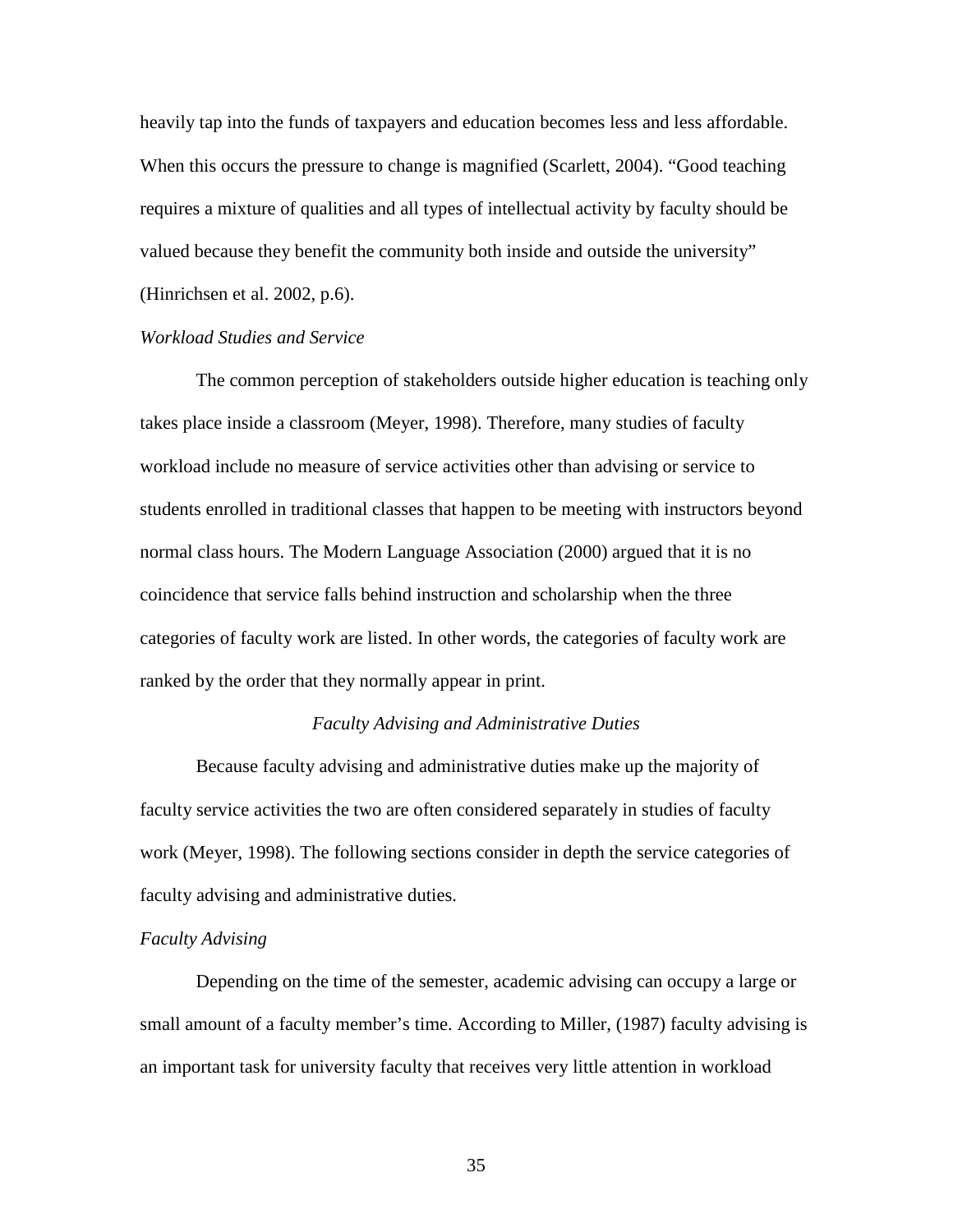heavily tap into the funds of taxpayers and education becomes less and less affordable. When this occurs the pressure to change is magnified (Scarlett, 2004). "Good teaching requires a mixture of qualities and all types of intellectual activity by faculty should be valued because they benefit the community both inside and outside the university" (Hinrichsen et al. 2002, p.6).

### *Workload Studies and Service*

The common perception of stakeholders outside higher education is teaching only takes place inside a classroom (Meyer, 1998). Therefore, many studies of faculty workload include no measure of service activities other than advising or service to students enrolled in traditional classes that happen to be meeting with instructors beyond normal class hours. The Modern Language Association (2000) argued that it is no coincidence that service falls behind instruction and scholarship when the three categories of faculty work are listed. In other words, the categories of faculty work are ranked by the order that they normally appear in print.

## *Faculty Advising and Administrative Duties*

Because faculty advising and administrative duties make up the majority of faculty service activities the two are often considered separately in studies of faculty work (Meyer, 1998). The following sections consider in depth the service categories of faculty advising and administrative duties.

### *Faculty Advising*

Depending on the time of the semester, academic advising can occupy a large or small amount of a faculty member's time. According to Miller, (1987) faculty advising is an important task for university faculty that receives very little attention in workload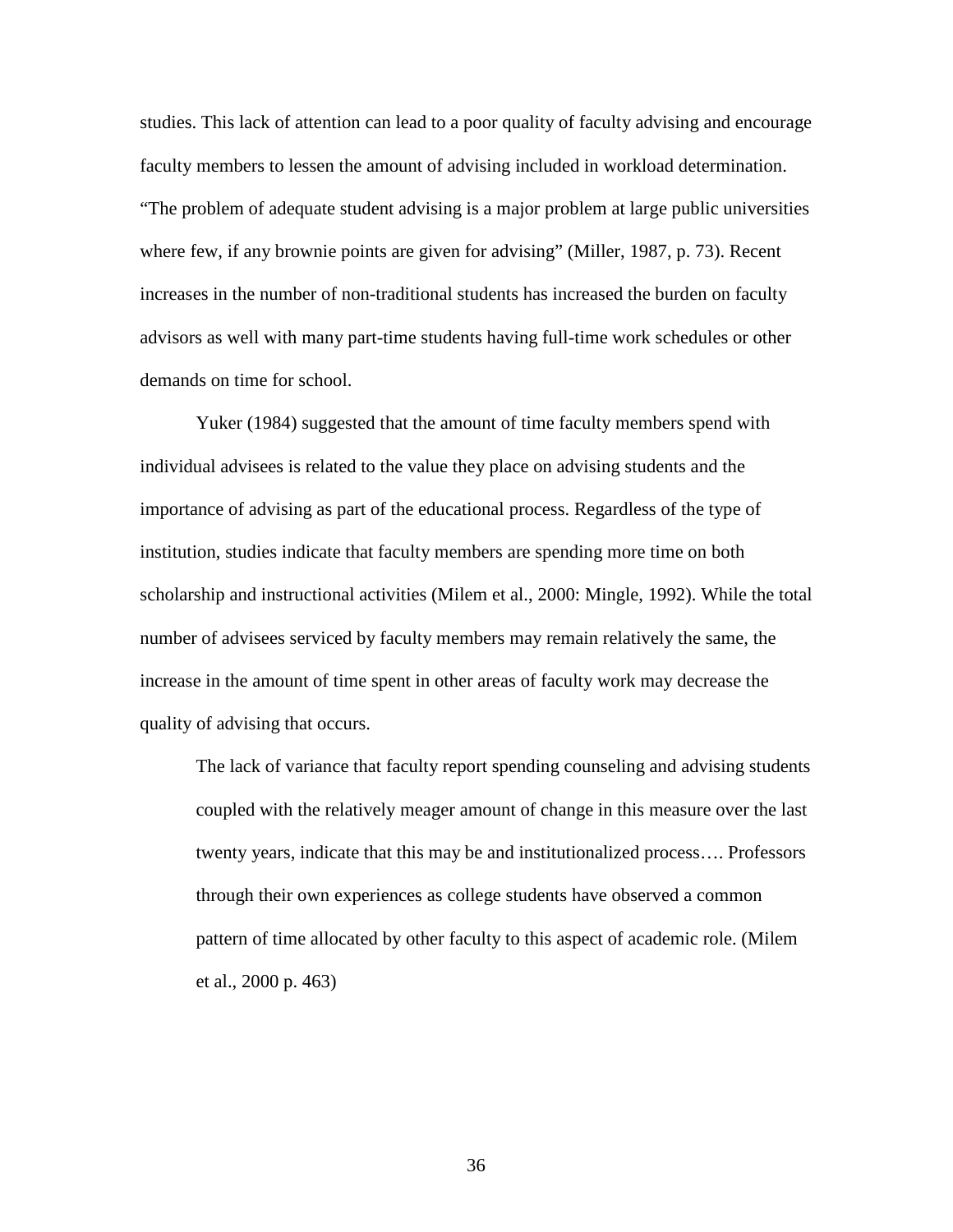studies. This lack of attention can lead to a poor quality of faculty advising and encourage faculty members to lessen the amount of advising included in workload determination. "The problem of adequate student advising is a major problem at large public universities where few, if any brownie points are given for advising" (Miller, 1987, p. 73). Recent increases in the number of non-traditional students has increased the burden on faculty advisors as well with many part-time students having full-time work schedules or other demands on time for school.

Yuker (1984) suggested that the amount of time faculty members spend with individual advisees is related to the value they place on advising students and the importance of advising as part of the educational process. Regardless of the type of institution, studies indicate that faculty members are spending more time on both scholarship and instructional activities (Milem et al., 2000: Mingle, 1992). While the total number of advisees serviced by faculty members may remain relatively the same, the increase in the amount of time spent in other areas of faculty work may decrease the quality of advising that occurs.

> The lack of variance that faculty report spending counseling and advising students coupled with the relatively meager amount of change in this measure over the last twenty years, indicate that this may be and institutionalized process…. Professors through their own experiences as college students have observed a common pattern of time allocated by other faculty to this aspect of academic role. (Milem et al., 2000 p. 463)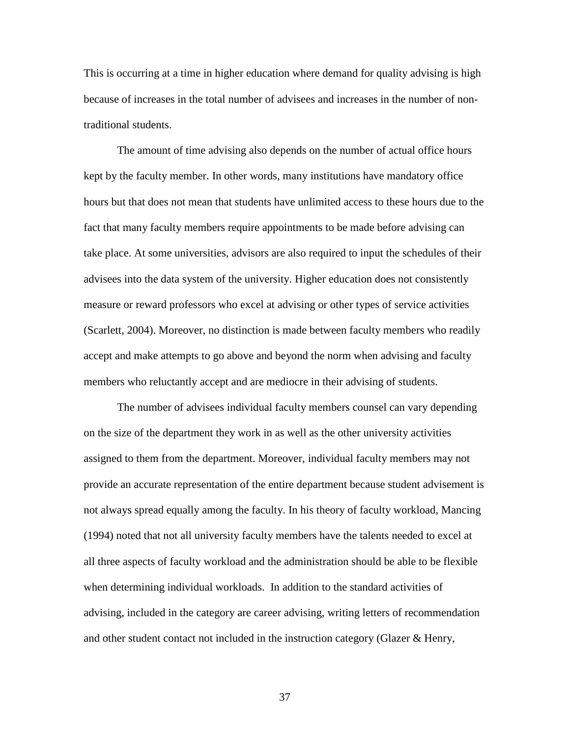This is occurring at a time in higher education where demand for quality advising is high because of increases in the total number of advisees and increases in the number of non-traditional students.

The amount of time advising also depends on the number of actual office hours kept by the faculty member. In other words, many institutions have mandatory office hours but that does not mean that students have unlimited access to these hours due to the fact that many faculty members require appointments to be made before advising can take place. At some universities, advisors are also required to input the schedules of their advisees into the data system of the university. Higher education does not consistently measure or reward professors who excel at advising or other types of service activities (Scarlett, 2004). Moreover, no distinction is made between faculty members who readily accept and make attempts to go above and beyond the norm when advising and faculty members who reluctantly accept and are mediocre in their advising of students.

The number of advisees individual faculty members counsel can vary depending on the size of the department they work in as well as the other university activities assigned to them from the department. Moreover, individual faculty members may not provide an accurate representation of the entire department because student advisement is not always spread equally among the faculty. In his theory of faculty workload, Mancing (1994) noted that not all university faculty members have the talents needed to excel at all three aspects of faculty workload and the administration should be able to be flexible when determining individual workloads. In addition to the standard activities of advising, included in the category are career advising, writing letters of recommendation and other student contact not included in the instruction category (Glazer & Henry,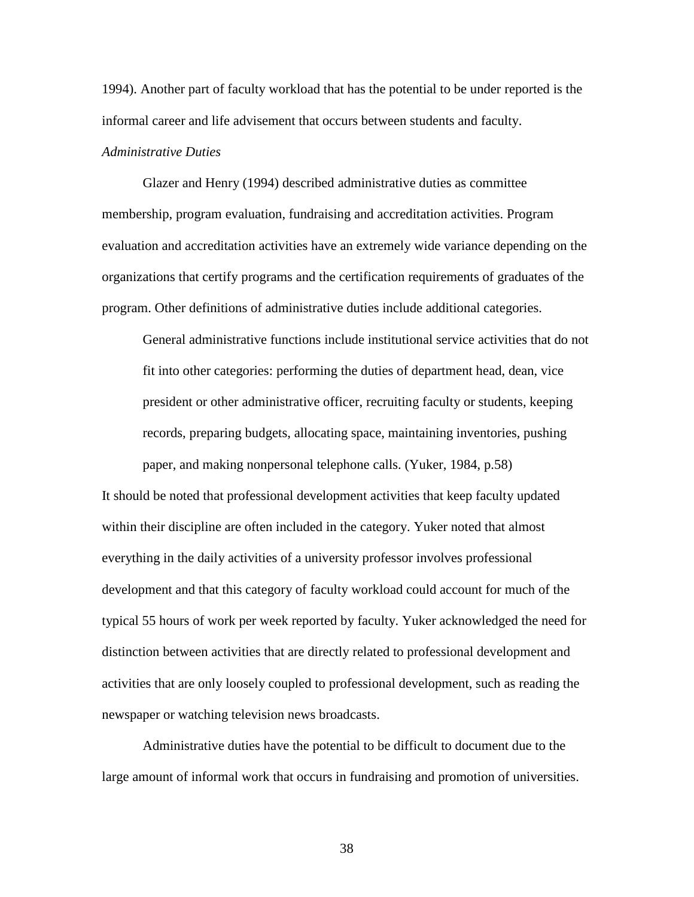1994). Another part of faculty workload that has the potential to be under reported is the informal career and life advisement that occurs between students and faculty.

*Administrative Duties*

Glazer and Henry (1994) described administrative duties as committee membership, program evaluation, fundraising and accreditation activities. Program evaluation and accreditation activities have an extremely wide variance depending on the organizations that certify programs and the certification requirements of graduates of the program. Other definitions of administrative duties include additional categories.

> General administrative functions include institutional service activities that do not fit into other categories: performing the duties of department head, dean, vice president or other administrative officer, recruiting faculty or students, keeping records, preparing budgets, allocating space, maintaining inventories, pushing paper, and making nonpersonal telephone calls. (Yuker, 1984, p.58)

It should be noted that professional development activities that keep faculty updated within their discipline are often included in the category. Yuker noted that almost everything in the daily activities of a university professor involves professional development and that this category of faculty workload could account for much of the typical 55 hours of work per week reported by faculty. Yuker acknowledged the need for distinction between activities that are directly related to professional development and activities that are only loosely coupled to professional development, such as reading the newspaper or watching television news broadcasts.

Administrative duties have the potential to be difficult to document due to the large amount of informal work that occurs in fundraising and promotion of universities.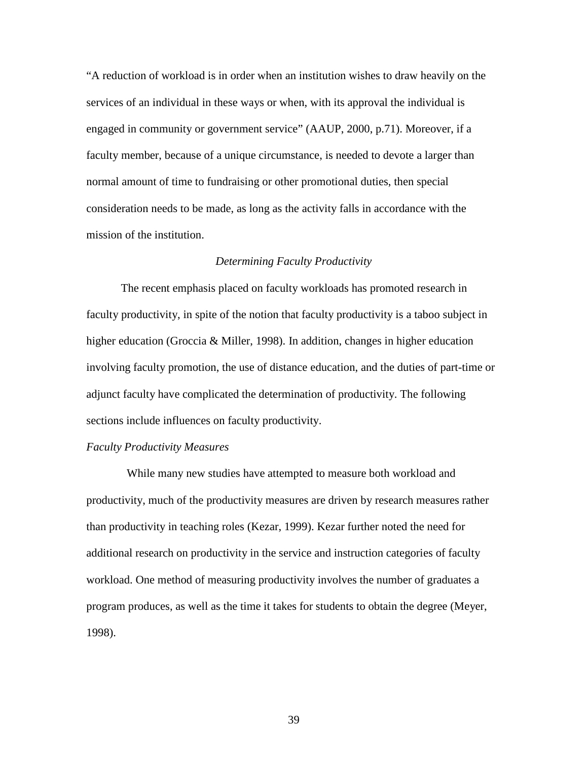"A reduction of workload is in order when an institution wishes to draw heavily on the services of an individual in these ways or when, with its approval the individual is engaged in community or government service" (AAUP, 2000, p.71). Moreover, if a faculty member, because of a unique circumstance, is needed to devote a larger than normal amount of time to fundraising or other promotional duties, then special consideration needs to be made, as long as the activity falls in accordance with the mission of the institution.

## *Determining Faculty Productivity*

The recent emphasis placed on faculty workloads has promoted research in faculty productivity, in spite of the notion that faculty productivity is a taboo subject in higher education (Groccia & Miller, 1998). In addition, changes in higher education involving faculty promotion, the use of distance education, and the duties of part-time or adjunct faculty have complicated the determination of productivity. The following sections include influences on faculty productivity.

### *Faculty Productivity Measures*

While many new studies have attempted to measure both workload and productivity, much of the productivity measures are driven by research measures rather than productivity in teaching roles (Kezar, 1999). Kezar further noted the need for additional research on productivity in the service and instruction categories of faculty workload. One method of measuring productivity involves the number of graduates a program produces, as well as the time it takes for students to obtain the degree (Meyer, 1998).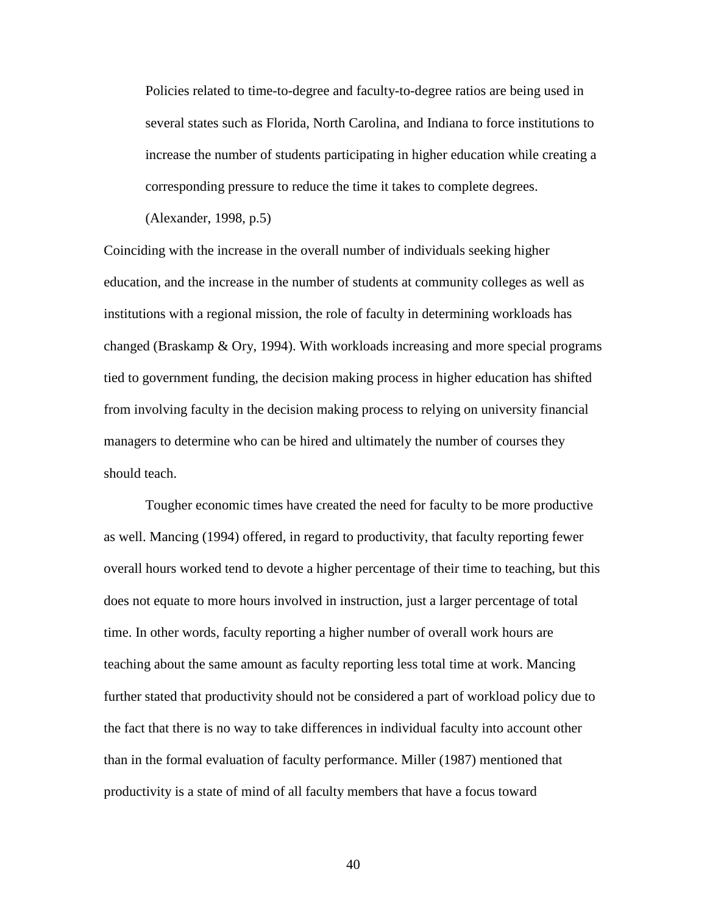> Policies related to time-to-degree and faculty-to-degree ratios are being used in several states such as Florida, North Carolina, and Indiana to force institutions to increase the number of students participating in higher education while creating a corresponding pressure to reduce the time it takes to complete degrees. (Alexander, 1998, p.5)

Coinciding with the increase in the overall number of individuals seeking higher education, and the increase in the number of students at community colleges as well as institutions with a regional mission, the role of faculty in determining workloads has changed (Braskamp & Ory, 1994). With workloads increasing and more special programs tied to government funding, the decision making process in higher education has shifted from involving faculty in the decision making process to relying on university financial managers to determine who can be hired and ultimately the number of courses they should teach.

Tougher economic times have created the need for faculty to be more productive as well. Mancing (1994) offered, in regard to productivity, that faculty reporting fewer overall hours worked tend to devote a higher percentage of their time to teaching, but this does not equate to more hours involved in instruction, just a larger percentage of total time. In other words, faculty reporting a higher number of overall work hours are teaching about the same amount as faculty reporting less total time at work. Mancing further stated that productivity should not be considered a part of workload policy due to the fact that there is no way to take differences in individual faculty into account other than in the formal evaluation of faculty performance. Miller (1987) mentioned that productivity is a state of mind of all faculty members that have a focus toward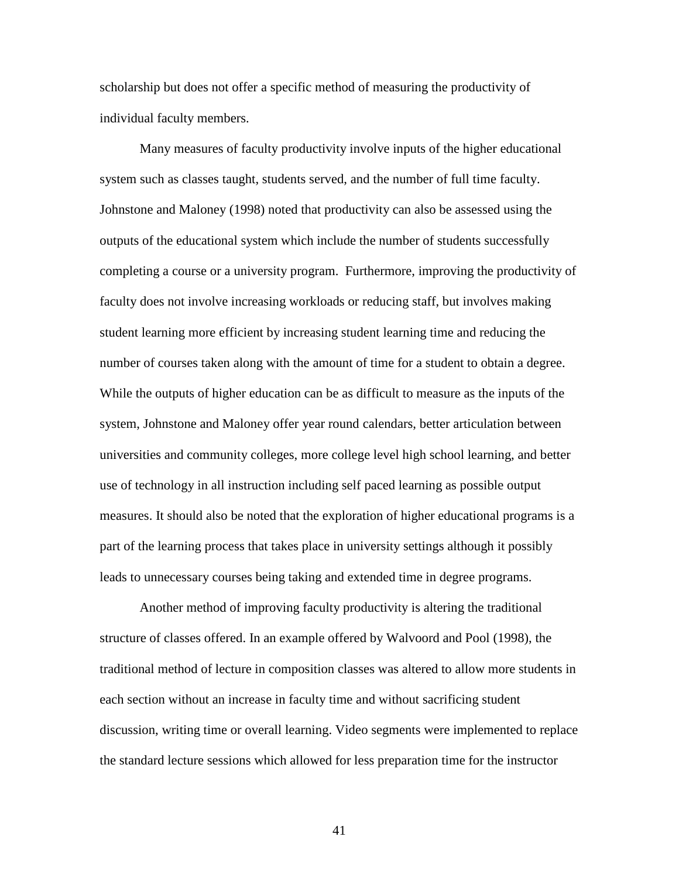scholarship but does not offer a specific method of measuring the productivity of individual faculty members.

Many measures of faculty productivity involve inputs of the higher educational system such as classes taught, students served, and the number of full time faculty. Johnstone and Maloney (1998) noted that productivity can also be assessed using the outputs of the educational system which include the number of students successfully completing a course or a university program. Furthermore, improving the productivity of faculty does not involve increasing workloads or reducing staff, but involves making student learning more efficient by increasing student learning time and reducing the number of courses taken along with the amount of time for a student to obtain a degree. While the outputs of higher education can be as difficult to measure as the inputs of the system, Johnstone and Maloney offer year round calendars, better articulation between universities and community colleges, more college level high school learning, and better use of technology in all instruction including self paced learning as possible output measures. It should also be noted that the exploration of higher educational programs is a part of the learning process that takes place in university settings although it possibly leads to unnecessary courses being taking and extended time in degree programs.

Another method of improving faculty productivity is altering the traditional structure of classes offered. In an example offered by Walvoord and Pool (1998), the traditional method of lecture in composition classes was altered to allow more students in each section without an increase in faculty time and without sacrificing student discussion, writing time or overall learning. Video segments were implemented to replace the standard lecture sessions which allowed for less preparation time for the instructor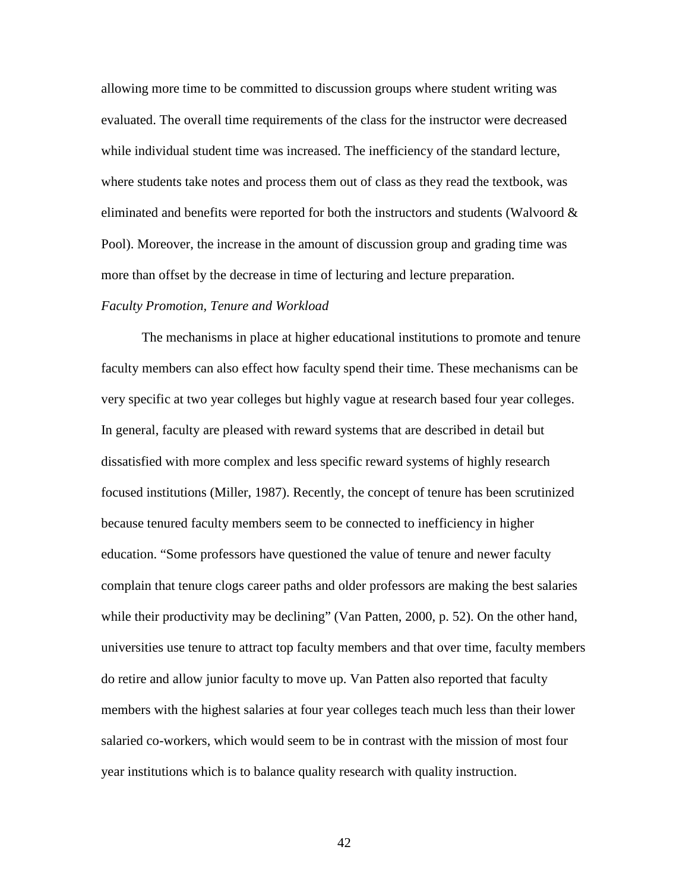allowing more time to be committed to discussion groups where student writing was evaluated. The overall time requirements of the class for the instructor were decreased while individual student time was increased. The inefficiency of the standard lecture, where students take notes and process them out of class as they read the textbook, was eliminated and benefits were reported for both the instructors and students (Walvoord & Pool). Moreover, the increase in the amount of discussion group and grading time was more than offset by the decrease in time of lecturing and lecture preparation.

*Faculty Promotion, Tenure and Workload*

The mechanisms in place at higher educational institutions to promote and tenure faculty members can also effect how faculty spend their time. These mechanisms can be very specific at two year colleges but highly vague at research based four year colleges. In general, faculty are pleased with reward systems that are described in detail but dissatisfied with more complex and less specific reward systems of highly research focused institutions (Miller, 1987). Recently, the concept of tenure has been scrutinized because tenured faculty members seem to be connected to inefficiency in higher education. "Some professors have questioned the value of tenure and newer faculty complain that tenure clogs career paths and older professors are making the best salaries while their productivity may be declining" (Van Patten, 2000, p. 52). On the other hand, universities use tenure to attract top faculty members and that over time, faculty members do retire and allow junior faculty to move up. Van Patten also reported that faculty members with the highest salaries at four year colleges teach much less than their lower salaried co-workers, which would seem to be in contrast with the mission of most four year institutions which is to balance quality research with quality instruction.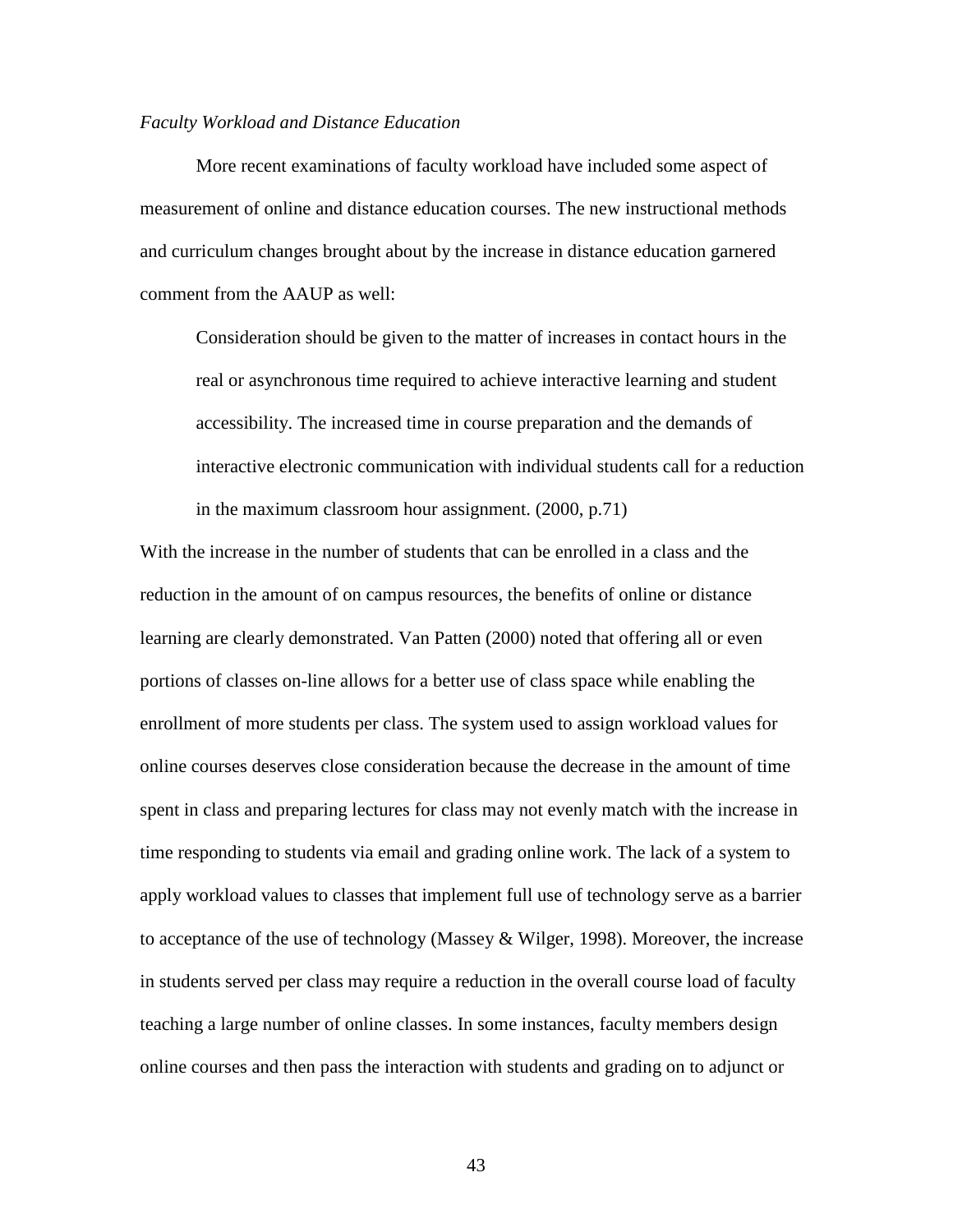*Faculty Workload and Distance Education*

More recent examinations of faculty workload have included some aspect of measurement of online and distance education courses. The new instructional methods and curriculum changes brought about by the increase in distance education garnered comment from the AAUP as well:

> Consideration should be given to the matter of increases in contact hours in the real or asynchronous time required to achieve interactive learning and student accessibility. The increased time in course preparation and the demands of interactive electronic communication with individual students call for a reduction in the maximum classroom hour assignment. (2000, p.71)

With the increase in the number of students that can be enrolled in a class and the reduction in the amount of on campus resources, the benefits of online or distance learning are clearly demonstrated. Van Patten (2000) noted that offering all or even portions of classes on-line allows for a better use of class space while enabling the enrollment of more students per class. The system used to assign workload values for online courses deserves close consideration because the decrease in the amount of time spent in class and preparing lectures for class may not evenly match with the increase in time responding to students via email and grading online work. The lack of a system to apply workload values to classes that implement full use of technology serve as a barrier to acceptance of the use of technology (Massey & Wilger, 1998). Moreover, the increase in students served per class may require a reduction in the overall course load of faculty teaching a large number of online classes. In some instances, faculty members design online courses and then pass the interaction with students and grading on to adjunct or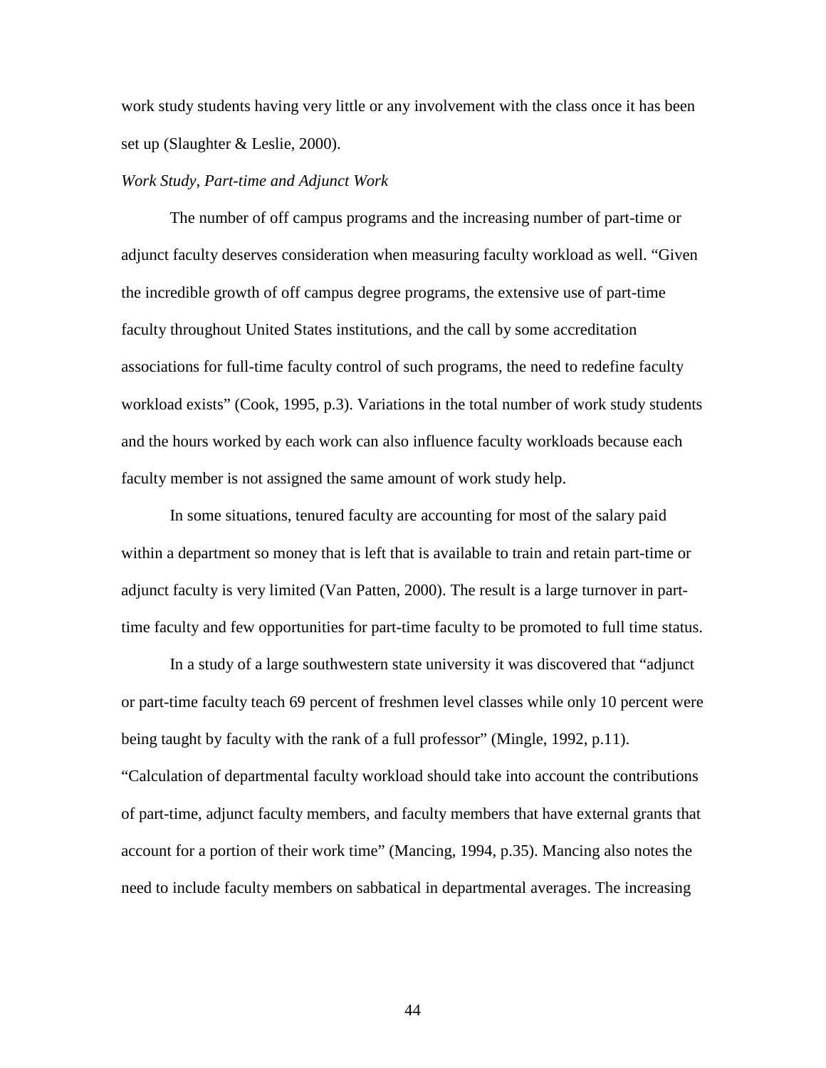work study students having very little or any involvement with the class once it has been set up (Slaughter & Leslie, 2000).

*Work Study, Part-time and Adjunct Work*

The number of off campus programs and the increasing number of part-time or adjunct faculty deserves consideration when measuring faculty workload as well. "Given the incredible growth of off campus degree programs, the extensive use of part-time faculty throughout United States institutions, and the call by some accreditation associations for full-time faculty control of such programs, the need to redefine faculty workload exists" (Cook, 1995, p.3). Variations in the total number of work study students and the hours worked by each work can also influence faculty workloads because each faculty member is not assigned the same amount of work study help.

In some situations, tenured faculty are accounting for most of the salary paid within a department so money that is left that is available to train and retain part-time or adjunct faculty is very limited (Van Patten, 2000). The result is a large turnover in part-time faculty and few opportunities for part-time faculty to be promoted to full time status.

In a study of a large southwestern state university it was discovered that "adjunct or part-time faculty teach 69 percent of freshmen level classes while only 10 percent were being taught by faculty with the rank of a full professor" (Mingle, 1992, p.11). "Calculation of departmental faculty workload should take into account the contributions of part-time, adjunct faculty members, and faculty members that have external grants that account for a portion of their work time" (Mancing, 1994, p.35). Mancing also notes the need to include faculty members on sabbatical in departmental averages. The increasing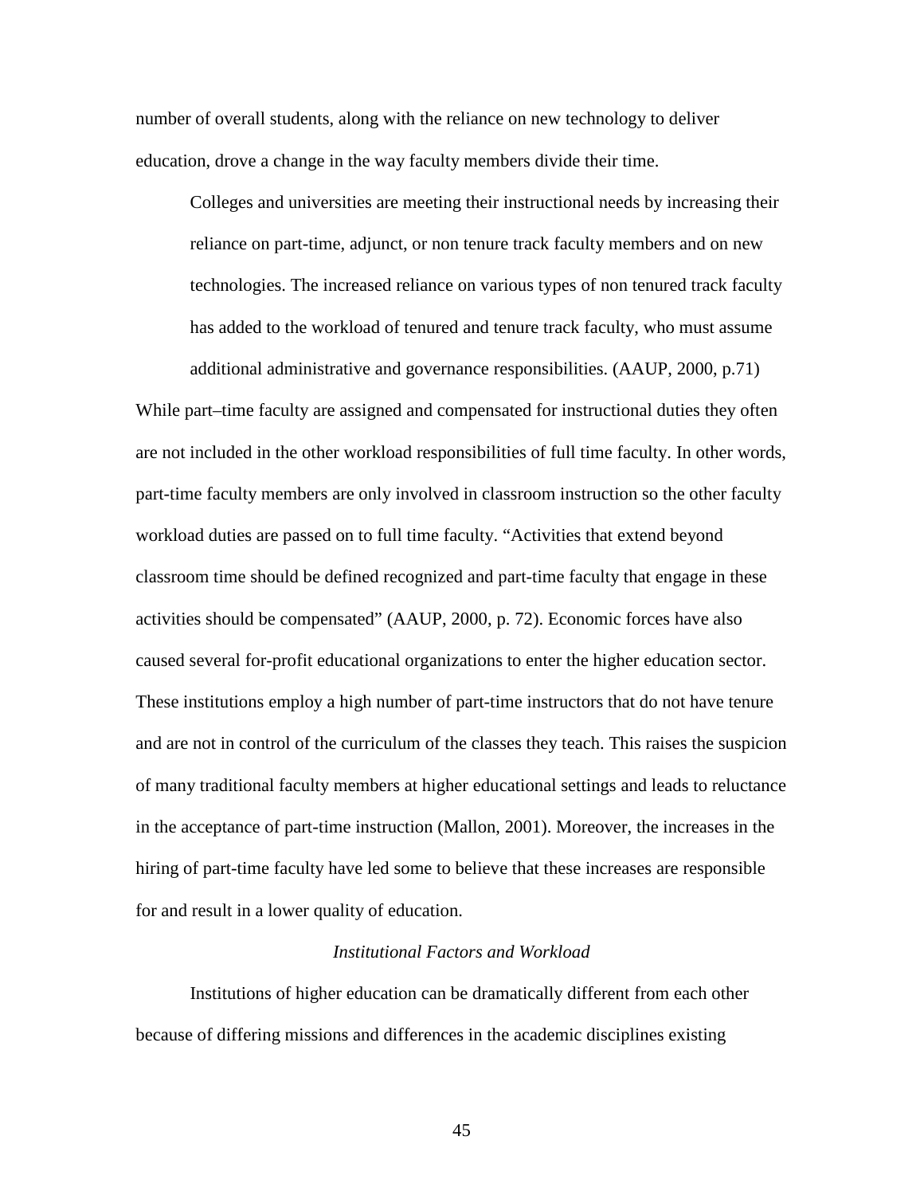number of overall students, along with the reliance on new technology to deliver education, drove a change in the way faculty members divide their time.

> Colleges and universities are meeting their instructional needs by increasing their reliance on part-time, adjunct, or non tenure track faculty members and on new technologies. The increased reliance on various types of non tenured track faculty has added to the workload of tenured and tenure track faculty, who must assume additional administrative and governance responsibilities. (AAUP, 2000, p.71)

While part–time faculty are assigned and compensated for instructional duties they often are not included in the other workload responsibilities of full time faculty. In other words, part-time faculty members are only involved in classroom instruction so the other faculty workload duties are passed on to full time faculty. "Activities that extend beyond classroom time should be defined recognized and part-time faculty that engage in these activities should be compensated" (AAUP, 2000, p. 72). Economic forces have also caused several for-profit educational organizations to enter the higher education sector. These institutions employ a high number of part-time instructors that do not have tenure and are not in control of the curriculum of the classes they teach. This raises the suspicion of many traditional faculty members at higher educational settings and leads to reluctance in the acceptance of part-time instruction (Mallon, 2001). Moreover, the increases in the hiring of part-time faculty have led some to believe that these increases are responsible for and result in a lower quality of education.

### *Institutional Factors and Workload*

Institutions of higher education can be dramatically different from each other because of differing missions and differences in the academic disciplines existing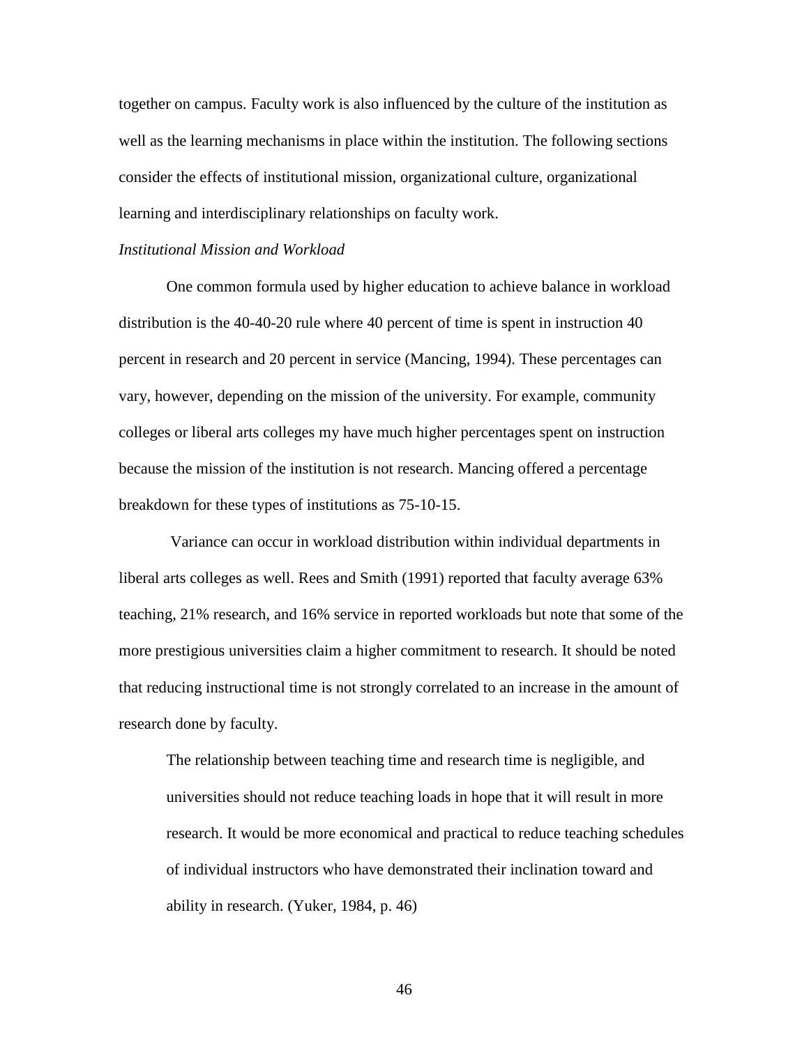together on campus. Faculty work is also influenced by the culture of the institution as well as the learning mechanisms in place within the institution. The following sections consider the effects of institutional mission, organizational culture, organizational learning and interdisciplinary relationships on faculty work.

*Institutional Mission and Workload*

One common formula used by higher education to achieve balance in workload distribution is the 40-40-20 rule where 40 percent of time is spent in instruction 40 percent in research and 20 percent in service (Mancing, 1994). These percentages can vary, however, depending on the mission of the university. For example, community colleges or liberal arts colleges my have much higher percentages spent on instruction because the mission of the institution is not research. Mancing offered a percentage breakdown for these types of institutions as 75-10-15.

Variance can occur in workload distribution within individual departments in liberal arts colleges as well. Rees and Smith (1991) reported that faculty average 63% teaching, 21% research, and 16% service in reported workloads but note that some of the more prestigious universities claim a higher commitment to research. It should be noted that reducing instructional time is not strongly correlated to an increase in the amount of research done by faculty.

> The relationship between teaching time and research time is negligible, and universities should not reduce teaching loads in hope that it will result in more research. It would be more economical and practical to reduce teaching schedules of individual instructors who have demonstrated their inclination toward and ability in research. (Yuker, 1984, p. 46)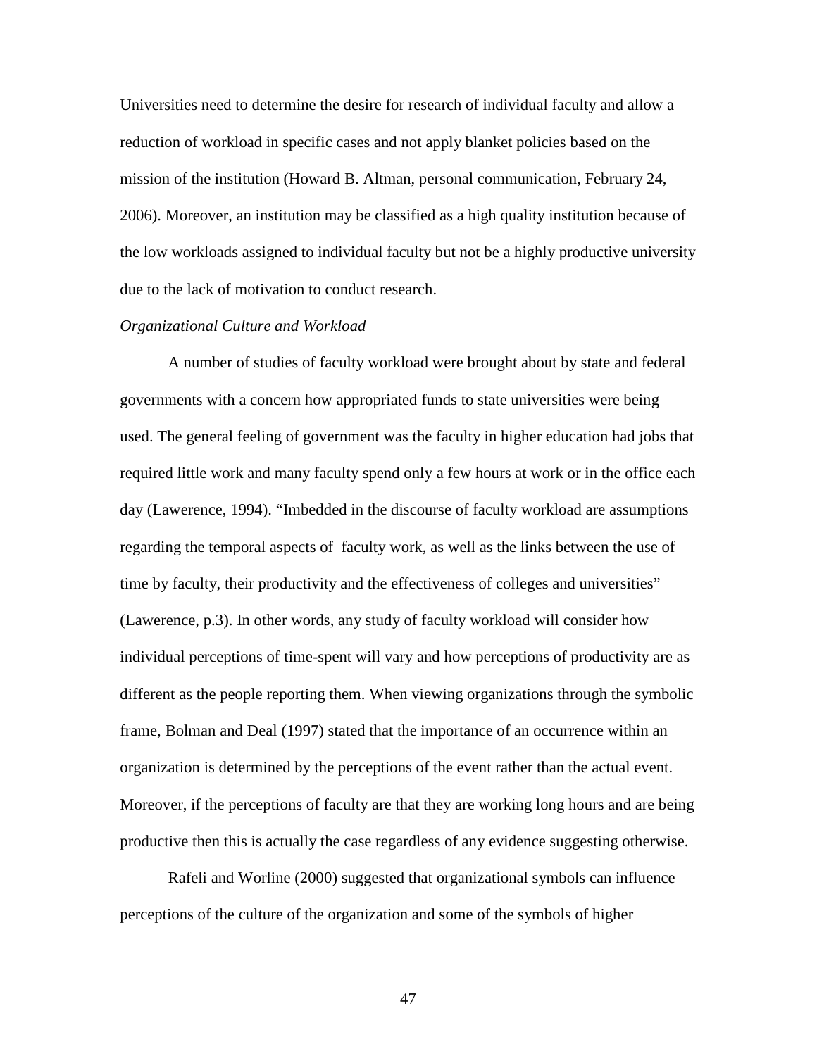Universities need to determine the desire for research of individual faculty and allow a reduction of workload in specific cases and not apply blanket policies based on the mission of the institution (Howard B. Altman, personal communication, February 24, 2006). Moreover, an institution may be classified as a high quality institution because of the low workloads assigned to individual faculty but not be a highly productive university due to the lack of motivation to conduct research.

*Organizational Culture and Workload*

A number of studies of faculty workload were brought about by state and federal governments with a concern how appropriated funds to state universities were being used. The general feeling of government was the faculty in higher education had jobs that required little work and many faculty spend only a few hours at work or in the office each day (Lawerence, 1994). "Imbedded in the discourse of faculty workload are assumptions regarding the temporal aspects of faculty work, as well as the links between the use of time by faculty, their productivity and the effectiveness of colleges and universities" (Lawerence, p.3). In other words, any study of faculty workload will consider how individual perceptions of time-spent will vary and how perceptions of productivity are as different as the people reporting them. When viewing organizations through the symbolic frame, Bolman and Deal (1997) stated that the importance of an occurrence within an organization is determined by the perceptions of the event rather than the actual event. Moreover, if the perceptions of faculty are that they are working long hours and are being productive then this is actually the case regardless of any evidence suggesting otherwise.

Rafeli and Worline (2000) suggested that organizational symbols can influence perceptions of the culture of the organization and some of the symbols of higher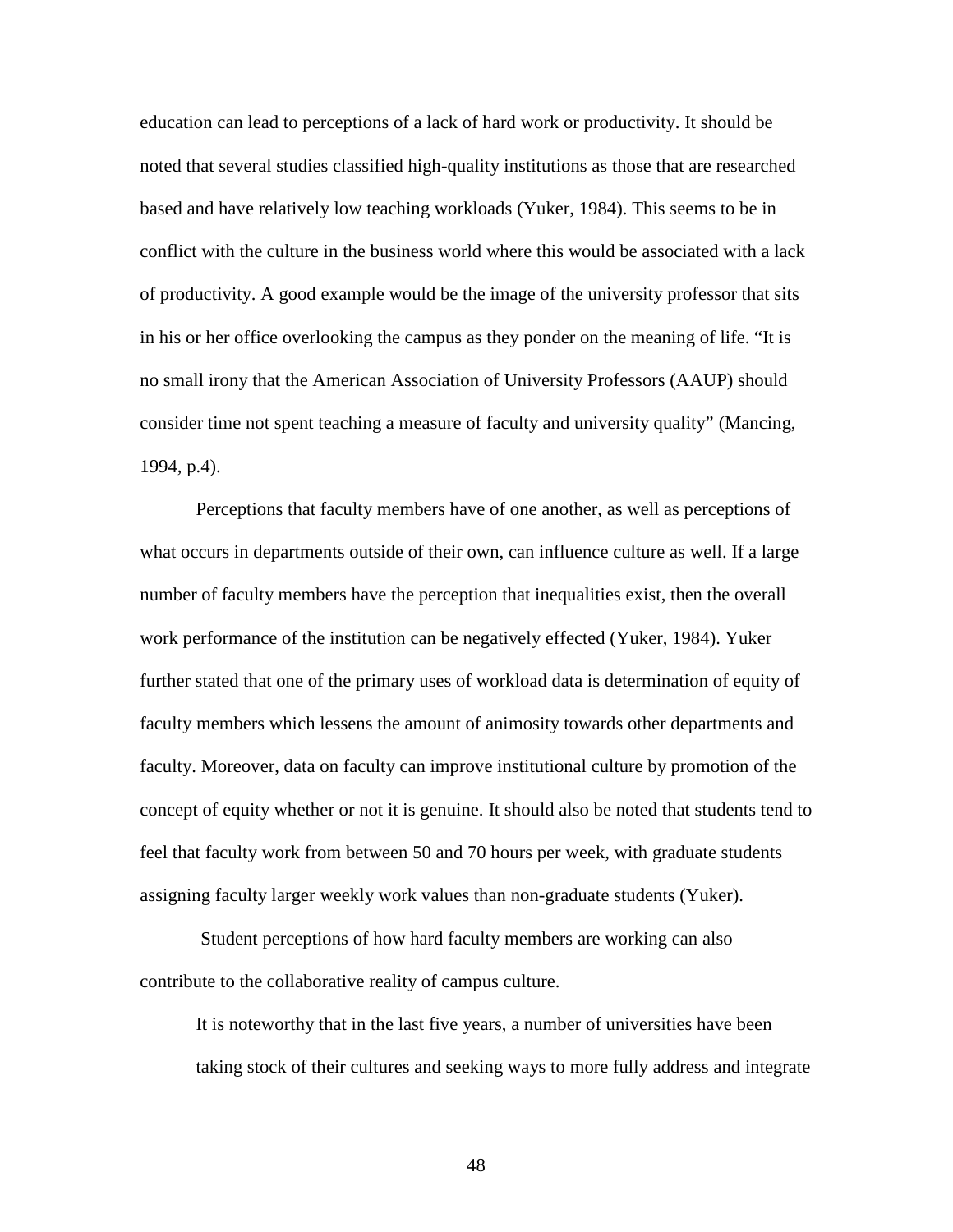education can lead to perceptions of a lack of hard work or productivity. It should be noted that several studies classified high-quality institutions as those that are researched based and have relatively low teaching workloads (Yuker, 1984). This seems to be in conflict with the culture in the business world where this would be associated with a lack of productivity. A good example would be the image of the university professor that sits in his or her office overlooking the campus as they ponder on the meaning of life. "It is no small irony that the American Association of University Professors (AAUP) should consider time not spent teaching a measure of faculty and university quality" (Mancing, 1994, p.4).

Perceptions that faculty members have of one another, as well as perceptions of what occurs in departments outside of their own, can influence culture as well. If a large number of faculty members have the perception that inequalities exist, then the overall work performance of the institution can be negatively effected (Yuker, 1984). Yuker further stated that one of the primary uses of workload data is determination of equity of faculty members which lessens the amount of animosity towards other departments and faculty. Moreover, data on faculty can improve institutional culture by promotion of the concept of equity whether or not it is genuine. It should also be noted that students tend to feel that faculty work from between 50 and 70 hours per week, with graduate students assigning faculty larger weekly work values than non-graduate students (Yuker).

Student perceptions of how hard faculty members are working can also contribute to the collaborative reality of campus culture.

> It is noteworthy that in the last five years, a number of universities have been taking stock of their cultures and seeking ways to more fully address and integrate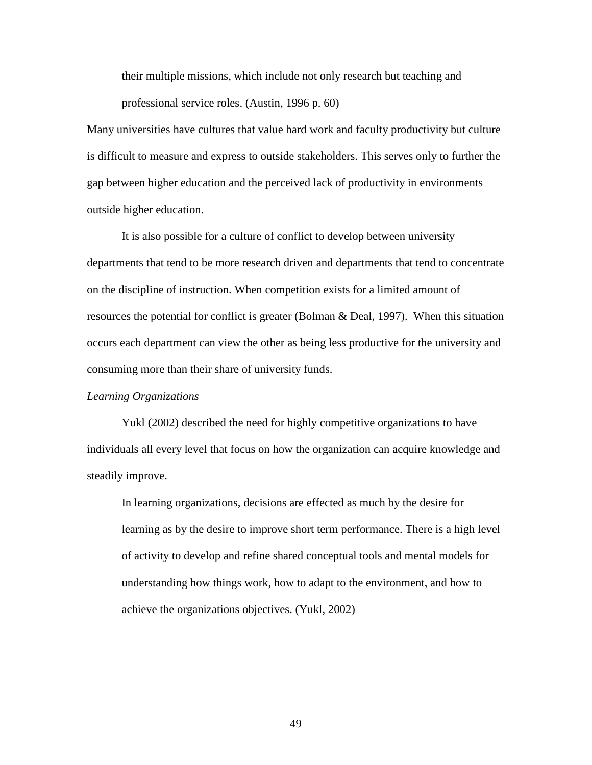> their multiple missions, which include not only research but teaching and professional service roles. (Austin, 1996 p. 60)

Many universities have cultures that value hard work and faculty productivity but culture is difficult to measure and express to outside stakeholders. This serves only to further the gap between higher education and the perceived lack of productivity in environments outside higher education.

It is also possible for a culture of conflict to develop between university departments that tend to be more research driven and departments that tend to concentrate on the discipline of instruction. When competition exists for a limited amount of resources the potential for conflict is greater (Bolman & Deal, 1997). When this situation occurs each department can view the other as being less productive for the university and consuming more than their share of university funds.

*Learning Organizations*

Yukl (2002) described the need for highly competitive organizations to have individuals all every level that focus on how the organization can acquire knowledge and steadily improve.

> In learning organizations, decisions are effected as much by the desire for learning as by the desire to improve short term performance. There is a high level of activity to develop and refine shared conceptual tools and mental models for understanding how things work, how to adapt to the environment, and how to achieve the organizations objectives. (Yukl, 2002)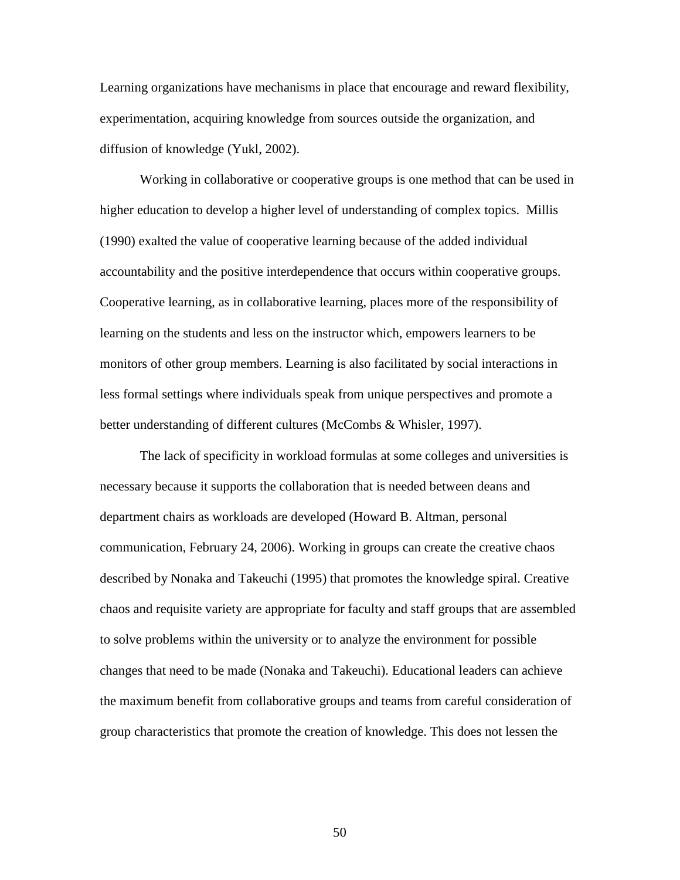Learning organizations have mechanisms in place that encourage and reward flexibility, experimentation, acquiring knowledge from sources outside the organization, and diffusion of knowledge (Yukl, 2002).

Working in collaborative or cooperative groups is one method that can be used in higher education to develop a higher level of understanding of complex topics. Millis (1990) exalted the value of cooperative learning because of the added individual accountability and the positive interdependence that occurs within cooperative groups. Cooperative learning, as in collaborative learning, places more of the responsibility of learning on the students and less on the instructor which, empowers learners to be monitors of other group members. Learning is also facilitated by social interactions in less formal settings where individuals speak from unique perspectives and promote a better understanding of different cultures (McCombs & Whisler, 1997).

The lack of specificity in workload formulas at some colleges and universities is necessary because it supports the collaboration that is needed between deans and department chairs as workloads are developed (Howard B. Altman, personal communication, February 24, 2006). Working in groups can create the creative chaos described by Nonaka and Takeuchi (1995) that promotes the knowledge spiral. Creative chaos and requisite variety are appropriate for faculty and staff groups that are assembled to solve problems within the university or to analyze the environment for possible changes that need to be made (Nonaka and Takeuchi). Educational leaders can achieve the maximum benefit from collaborative groups and teams from careful consideration of group characteristics that promote the creation of knowledge. This does not lessen the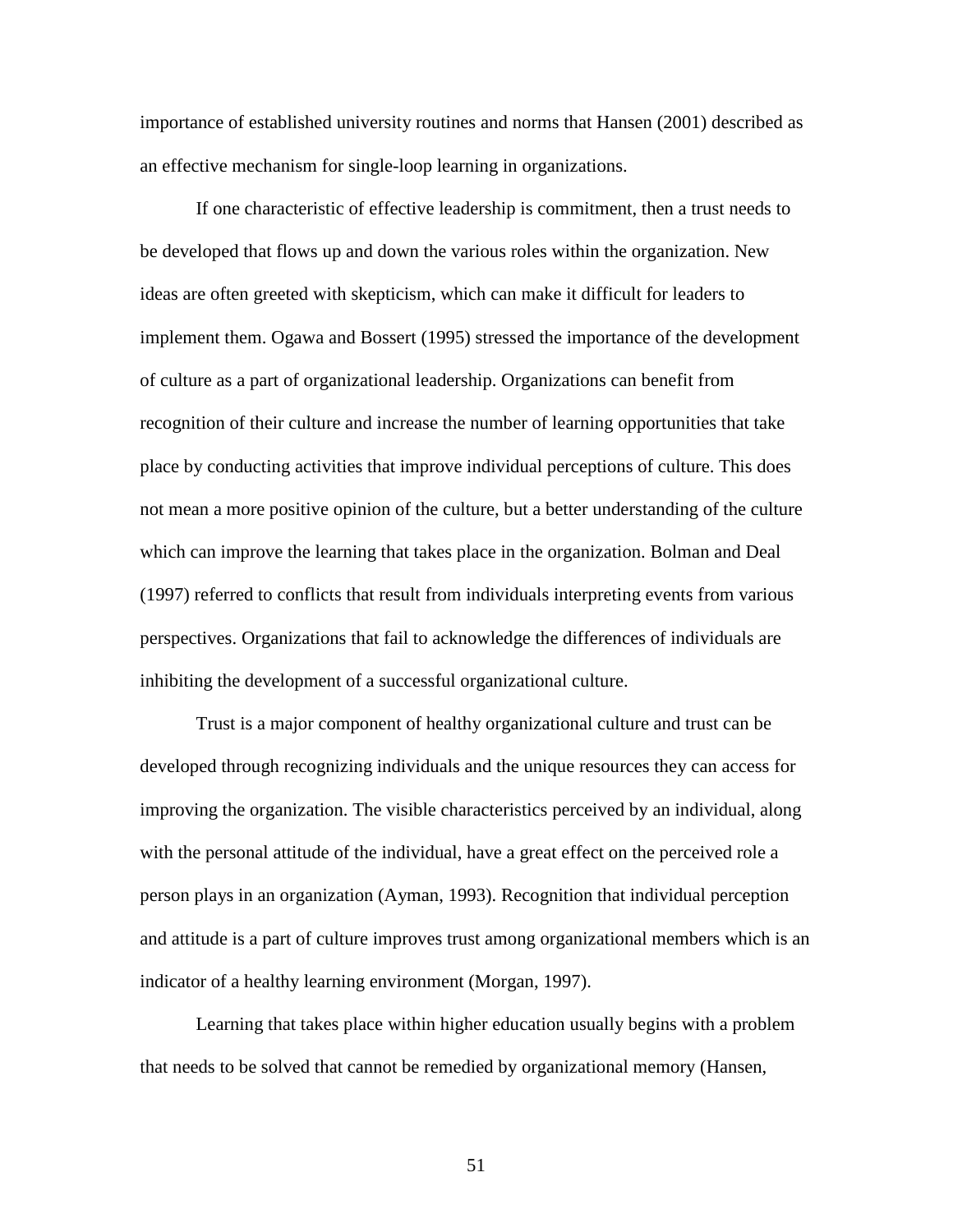importance of established university routines and norms that Hansen (2001) described as an effective mechanism for single-loop learning in organizations.

If one characteristic of effective leadership is commitment, then a trust needs to be developed that flows up and down the various roles within the organization. New ideas are often greeted with skepticism, which can make it difficult for leaders to implement them. Ogawa and Bossert (1995) stressed the importance of the development of culture as a part of organizational leadership. Organizations can benefit from recognition of their culture and increase the number of learning opportunities that take place by conducting activities that improve individual perceptions of culture. This does not mean a more positive opinion of the culture, but a better understanding of the culture which can improve the learning that takes place in the organization. Bolman and Deal (1997) referred to conflicts that result from individuals interpreting events from various perspectives. Organizations that fail to acknowledge the differences of individuals are inhibiting the development of a successful organizational culture.

Trust is a major component of healthy organizational culture and trust can be developed through recognizing individuals and the unique resources they can access for improving the organization. The visible characteristics perceived by an individual, along with the personal attitude of the individual, have a great effect on the perceived role a person plays in an organization (Ayman, 1993). Recognition that individual perception and attitude is a part of culture improves trust among organizational members which is an indicator of a healthy learning environment (Morgan, 1997).

Learning that takes place within higher education usually begins with a problem that needs to be solved that cannot be remedied by organizational memory (Hansen,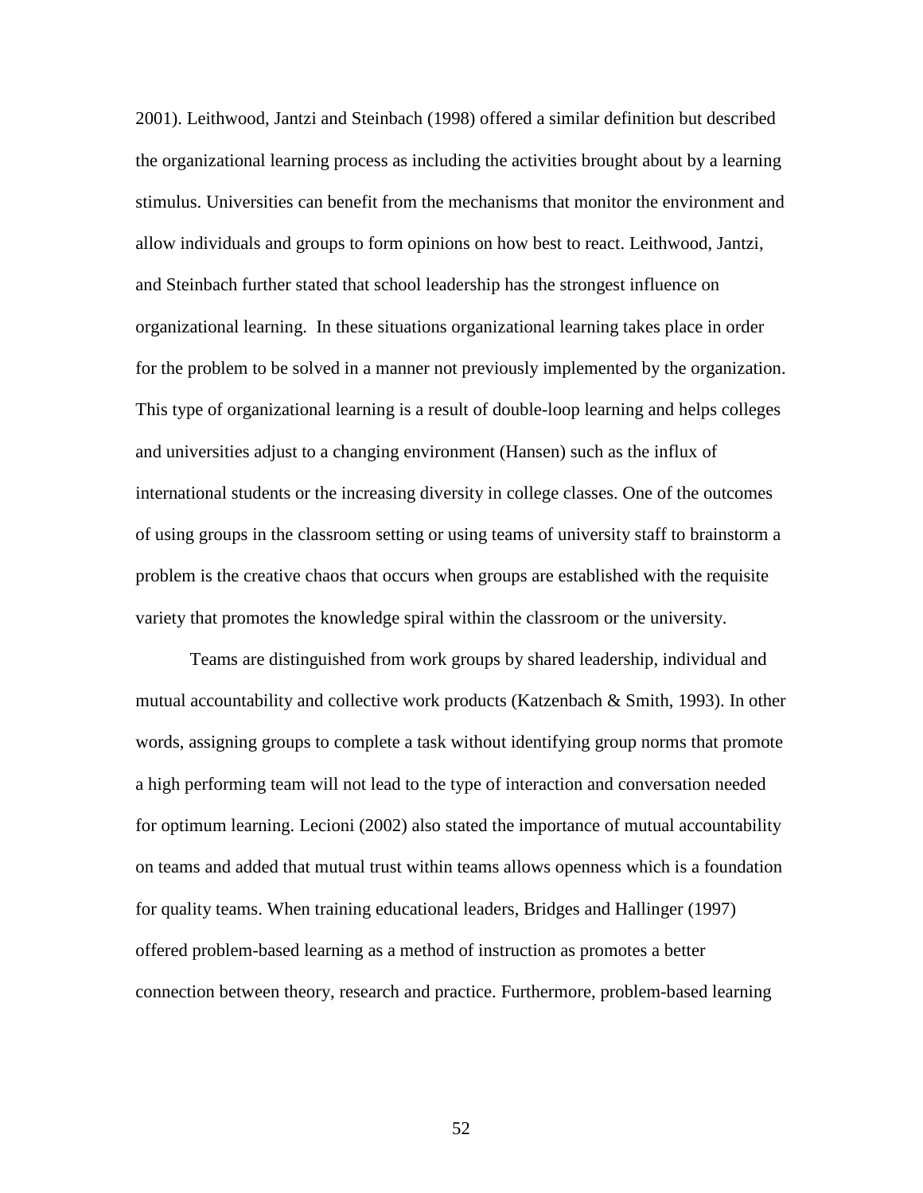2001). Leithwood, Jantzi and Steinbach (1998) offered a similar definition but described the organizational learning process as including the activities brought about by a learning stimulus. Universities can benefit from the mechanisms that monitor the environment and allow individuals and groups to form opinions on how best to react. Leithwood, Jantzi, and Steinbach further stated that school leadership has the strongest influence on organizational learning. In these situations organizational learning takes place in order for the problem to be solved in a manner not previously implemented by the organization. This type of organizational learning is a result of double-loop learning and helps colleges and universities adjust to a changing environment (Hansen) such as the influx of international students or the increasing diversity in college classes. One of the outcomes of using groups in the classroom setting or using teams of university staff to brainstorm a problem is the creative chaos that occurs when groups are established with the requisite variety that promotes the knowledge spiral within the classroom or the university.

Teams are distinguished from work groups by shared leadership, individual and mutual accountability and collective work products (Katzenbach & Smith, 1993). In other words, assigning groups to complete a task without identifying group norms that promote a high performing team will not lead to the type of interaction and conversation needed for optimum learning. Lecioni (2002) also stated the importance of mutual accountability on teams and added that mutual trust within teams allows openness which is a foundation for quality teams. When training educational leaders, Bridges and Hallinger (1997) offered problem-based learning as a method of instruction as promotes a better connection between theory, research and practice. Furthermore, problem-based learning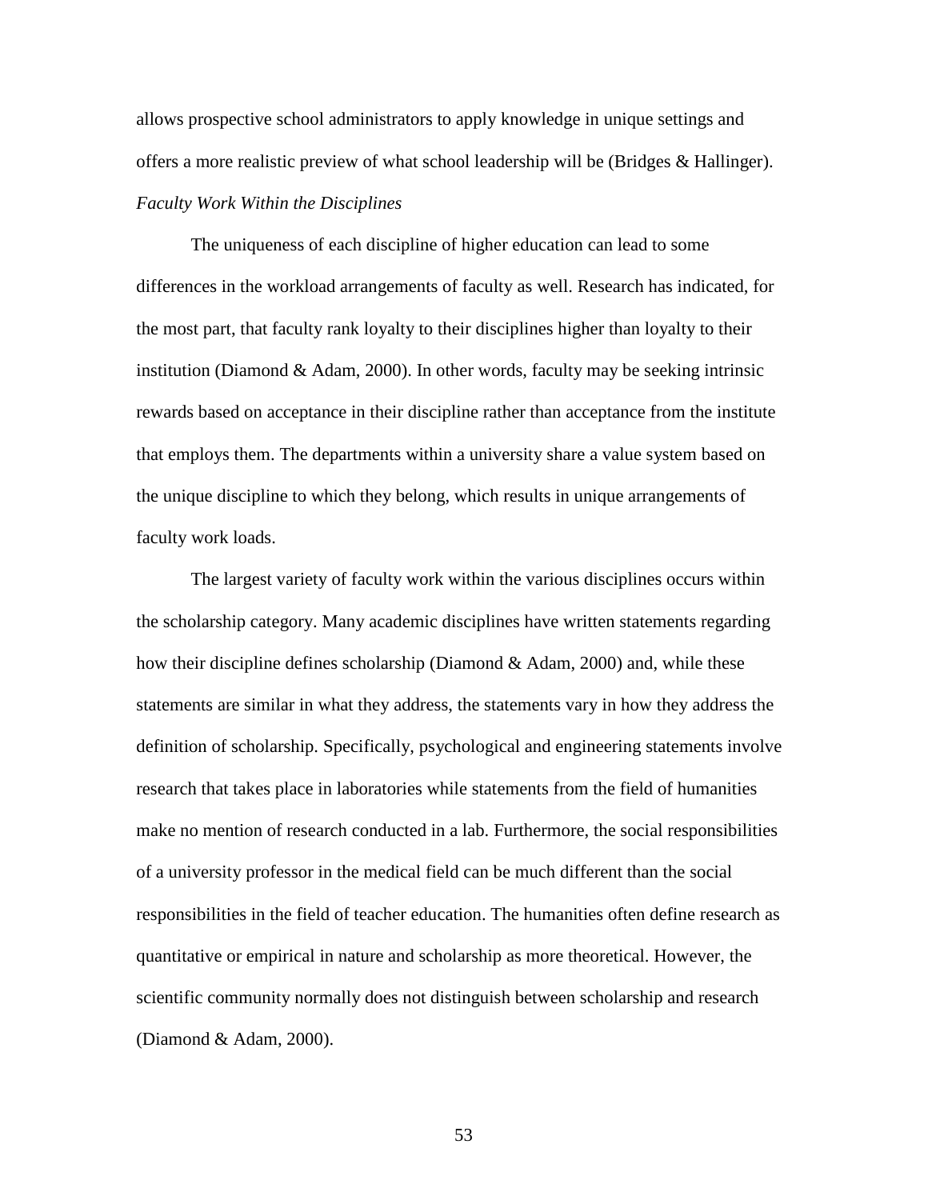allows prospective school administrators to apply knowledge in unique settings and offers a more realistic preview of what school leadership will be (Bridges & Hallinger).

*Faculty Work Within the Disciplines*

The uniqueness of each discipline of higher education can lead to some differences in the workload arrangements of faculty as well. Research has indicated, for the most part, that faculty rank loyalty to their disciplines higher than loyalty to their institution (Diamond & Adam, 2000). In other words, faculty may be seeking intrinsic rewards based on acceptance in their discipline rather than acceptance from the institute that employs them. The departments within a university share a value system based on the unique discipline to which they belong, which results in unique arrangements of faculty work loads.

The largest variety of faculty work within the various disciplines occurs within the scholarship category. Many academic disciplines have written statements regarding how their discipline defines scholarship (Diamond & Adam, 2000) and, while these statements are similar in what they address, the statements vary in how they address the definition of scholarship. Specifically, psychological and engineering statements involve research that takes place in laboratories while statements from the field of humanities make no mention of research conducted in a lab. Furthermore, the social responsibilities of a university professor in the medical field can be much different than the social responsibilities in the field of teacher education. The humanities often define research as quantitative or empirical in nature and scholarship as more theoretical. However, the scientific community normally does not distinguish between scholarship and research (Diamond & Adam, 2000).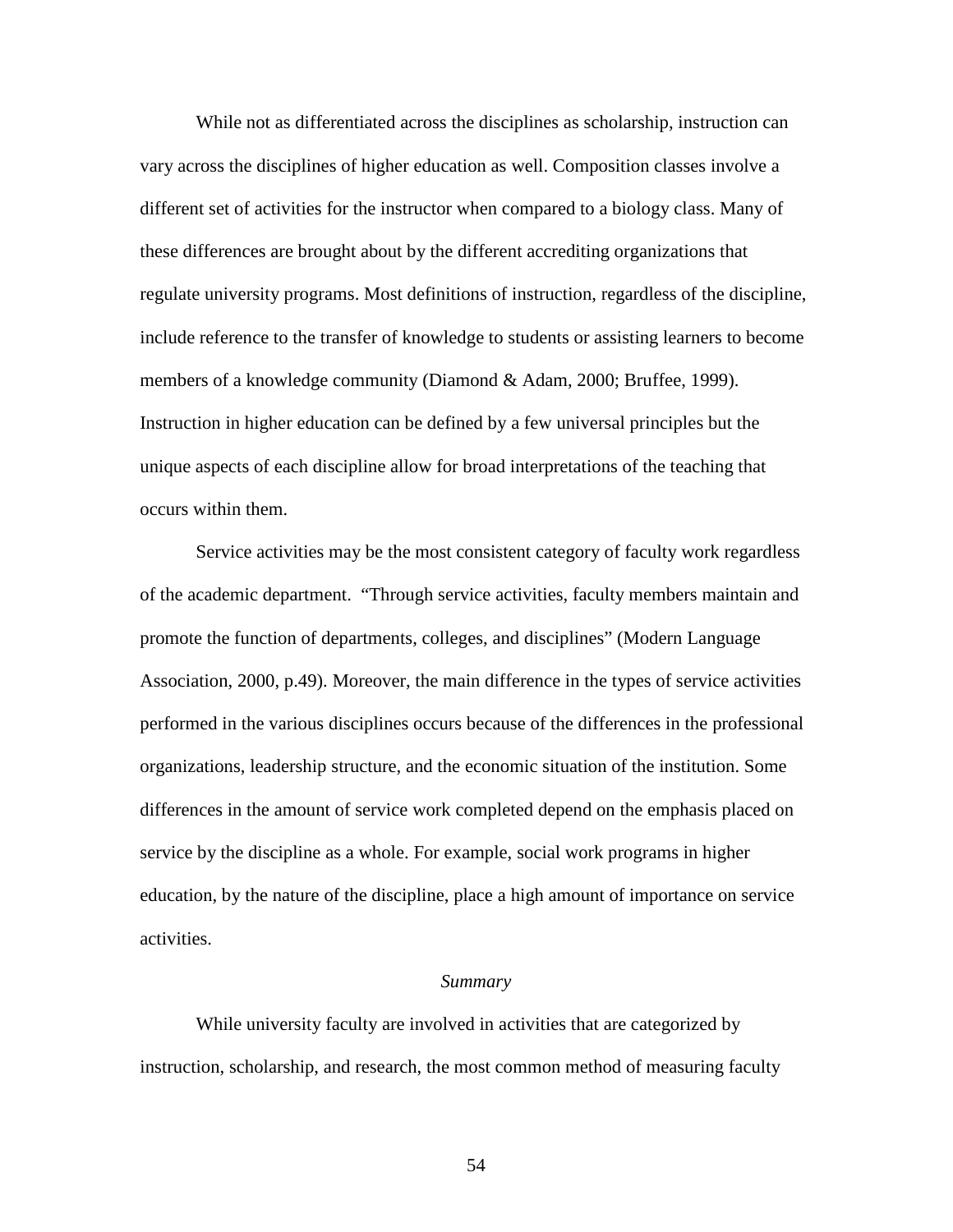While not as differentiated across the disciplines as scholarship, instruction can vary across the disciplines of higher education as well. Composition classes involve a different set of activities for the instructor when compared to a biology class. Many of these differences are brought about by the different accrediting organizations that regulate university programs. Most definitions of instruction, regardless of the discipline, include reference to the transfer of knowledge to students or assisting learners to become members of a knowledge community (Diamond & Adam, 2000; Bruffee, 1999). Instruction in higher education can be defined by a few universal principles but the unique aspects of each discipline allow for broad interpretations of the teaching that occurs within them.

Service activities may be the most consistent category of faculty work regardless of the academic department. "Through service activities, faculty members maintain and promote the function of departments, colleges, and disciplines" (Modern Language Association, 2000, p.49). Moreover, the main difference in the types of service activities performed in the various disciplines occurs because of the differences in the professional organizations, leadership structure, and the economic situation of the institution. Some differences in the amount of service work completed depend on the emphasis placed on service by the discipline as a whole. For example, social work programs in higher education, by the nature of the discipline, place a high amount of importance on service activities.

### *Summary*

While university faculty are involved in activities that are categorized by instruction, scholarship, and research, the most common method of measuring faculty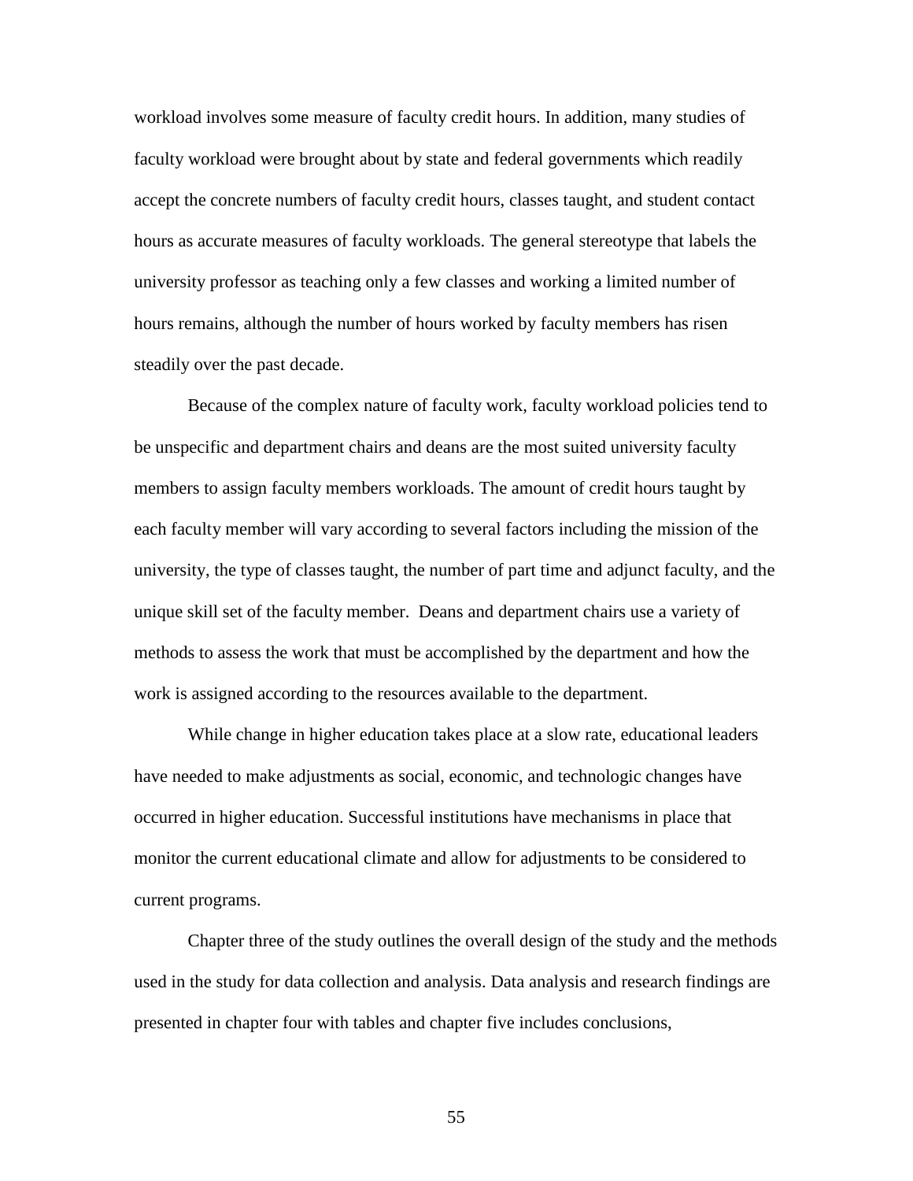workload involves some measure of faculty credit hours. In addition, many studies of faculty workload were brought about by state and federal governments which readily accept the concrete numbers of faculty credit hours, classes taught, and student contact hours as accurate measures of faculty workloads. The general stereotype that labels the university professor as teaching only a few classes and working a limited number of hours remains, although the number of hours worked by faculty members has risen steadily over the past decade.

Because of the complex nature of faculty work, faculty workload policies tend to be unspecific and department chairs and deans are the most suited university faculty members to assign faculty members workloads. The amount of credit hours taught by each faculty member will vary according to several factors including the mission of the university, the type of classes taught, the number of part time and adjunct faculty, and the unique skill set of the faculty member.  Deans and department chairs use a variety of methods to assess the work that must be accomplished by the department and how the work is assigned according to the resources available to the department.

While change in higher education takes place at a slow rate, educational leaders have needed to make adjustments as social, economic, and technologic changes have occurred in higher education. Successful institutions have mechanisms in place that monitor the current educational climate and allow for adjustments to be considered to current programs.

Chapter three of the study outlines the overall design of the study and the methods used in the study for data collection and analysis. Data analysis and research findings are presented in chapter four with tables and chapter five includes conclusions,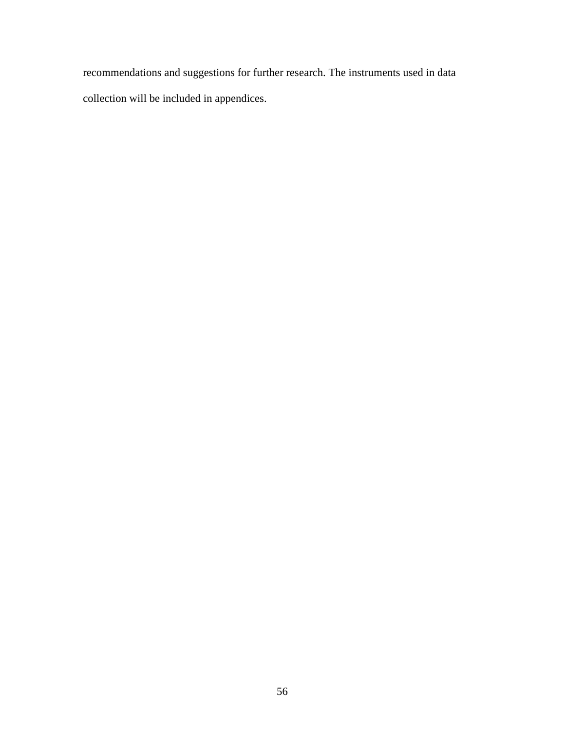recommendations and suggestions for further research. The instruments used in data collection will be included in appendices.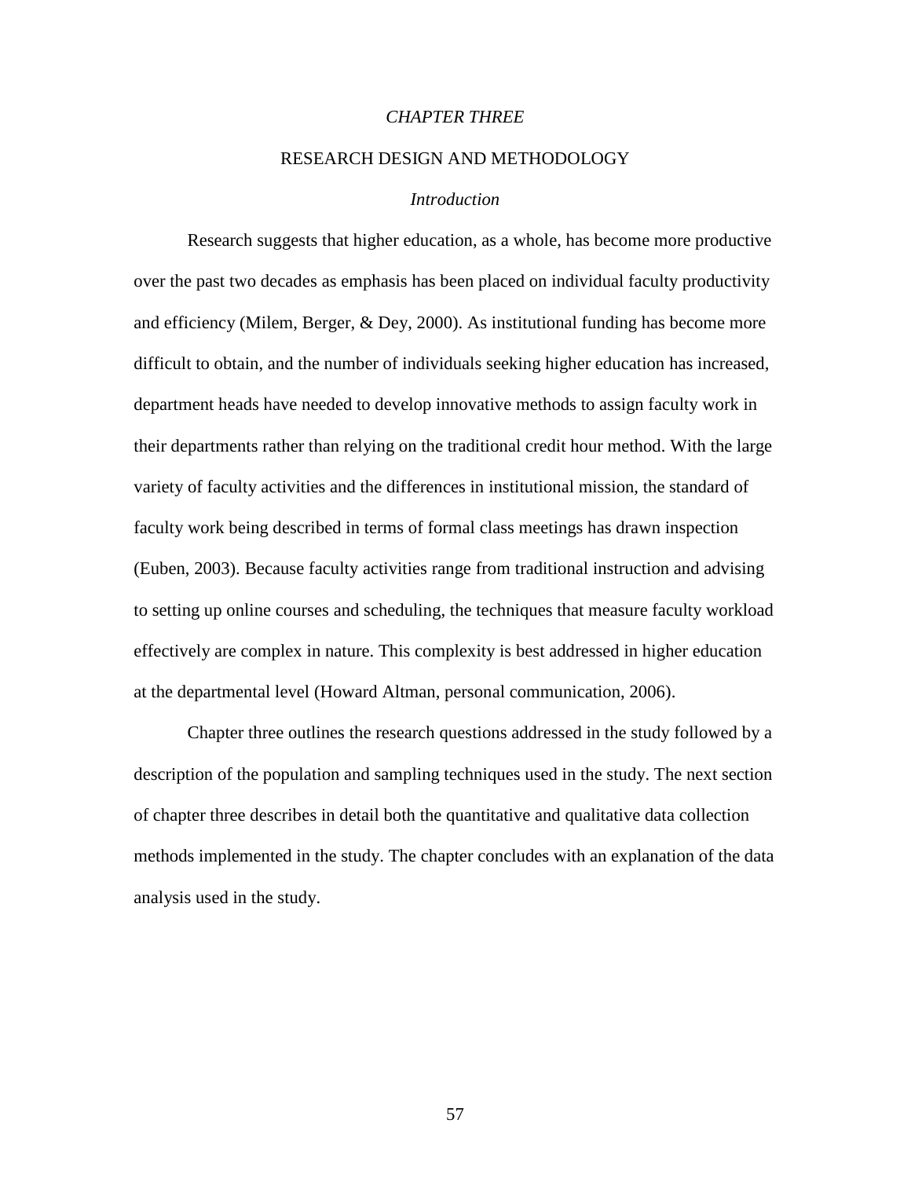# *CHAPTER THREE*

## RESEARCH DESIGN AND METHODOLOGY

### *Introduction*

Research suggests that higher education, as a whole, has become more productive over the past two decades as emphasis has been placed on individual faculty productivity and efficiency (Milem, Berger, & Dey, 2000). As institutional funding has become more difficult to obtain, and the number of individuals seeking higher education has increased, department heads have needed to develop innovative methods to assign faculty work in their departments rather than relying on the traditional credit hour method. With the large variety of faculty activities and the differences in institutional mission, the standard of faculty work being described in terms of formal class meetings has drawn inspection (Euben, 2003). Because faculty activities range from traditional instruction and advising to setting up online courses and scheduling, the techniques that measure faculty workload effectively are complex in nature. This complexity is best addressed in higher education at the departmental level (Howard Altman, personal communication, 2006).

Chapter three outlines the research questions addressed in the study followed by a description of the population and sampling techniques used in the study. The next section of chapter three describes in detail both the quantitative and qualitative data collection methods implemented in the study. The chapter concludes with an explanation of the data analysis used in the study.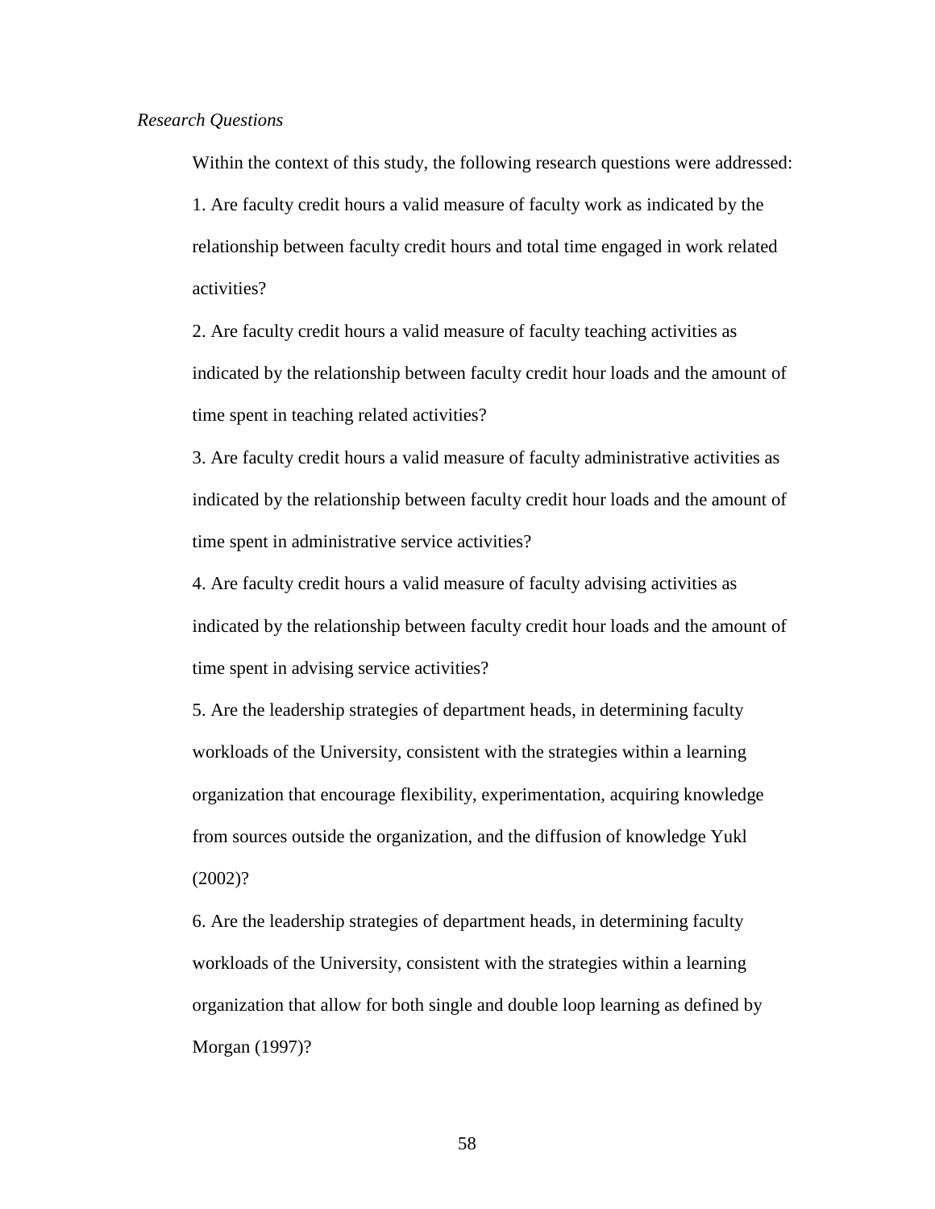*Research Questions*

Within the context of this study, the following research questions were addressed:

1. Are faculty credit hours a valid measure of faculty work as indicated by the relationship between faculty credit hours and total time engaged in work related activities?

2. Are faculty credit hours a valid measure of faculty teaching activities as indicated by the relationship between faculty credit hour loads and the amount of time spent in teaching related activities?

3. Are faculty credit hours a valid measure of faculty administrative activities as indicated by the relationship between faculty credit hour loads and the amount of time spent in administrative service activities?

4. Are faculty credit hours a valid measure of faculty advising activities as indicated by the relationship between faculty credit hour loads and the amount of time spent in advising service activities?

5. Are the leadership strategies of department heads, in determining faculty workloads of the University, consistent with the strategies within a learning organization that encourage flexibility, experimentation, acquiring knowledge from sources outside the organization, and the diffusion of knowledge Yukl (2002)?

6. Are the leadership strategies of department heads, in determining faculty workloads of the University, consistent with the strategies within a learning organization that allow for both single and double loop learning as defined by Morgan (1997)?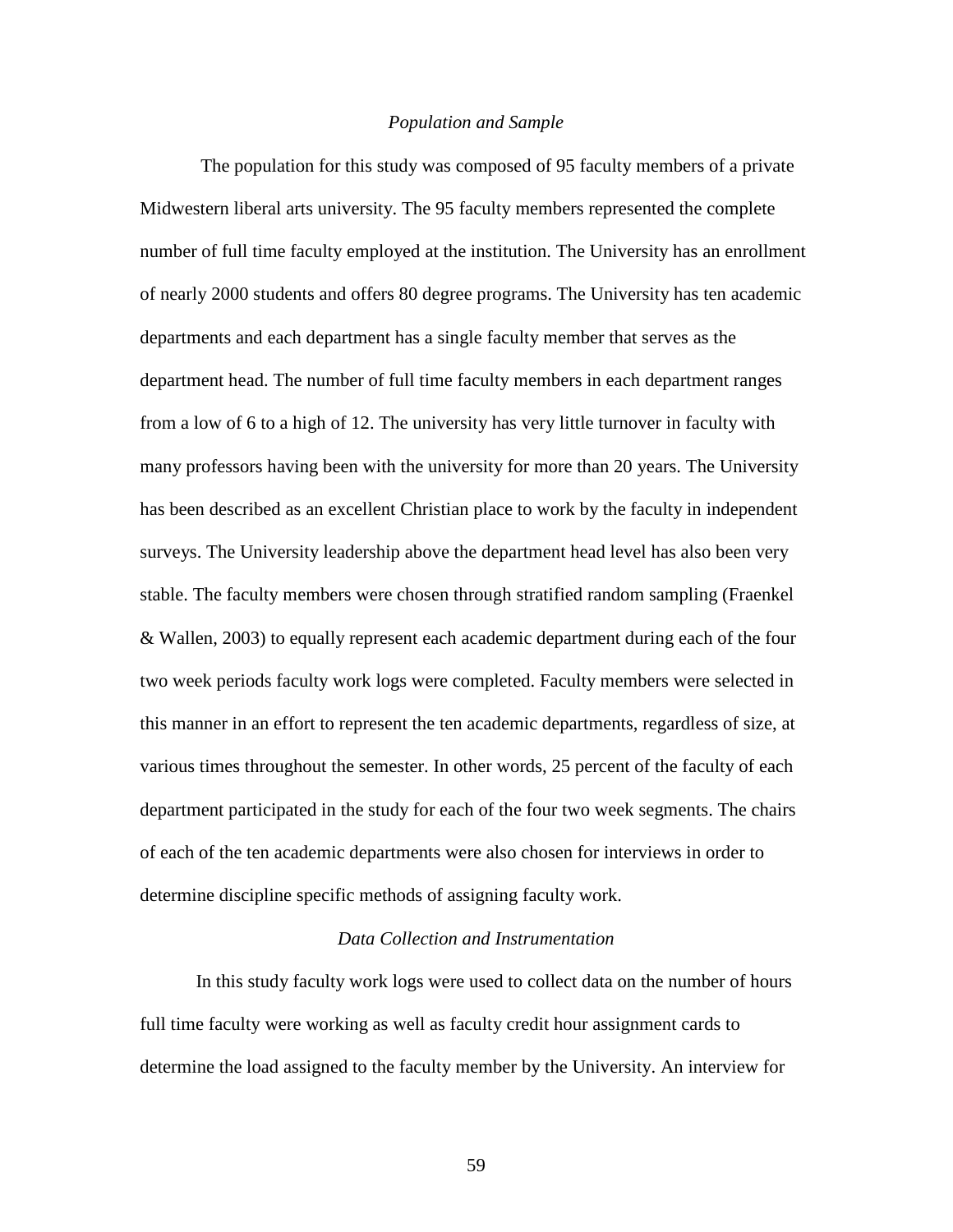### *Population and Sample*

The population for this study was composed of 95 faculty members of a private Midwestern liberal arts university. The 95 faculty members represented the complete number of full time faculty employed at the institution. The University has an enrollment of nearly 2000 students and offers 80 degree programs. The University has ten academic departments and each department has a single faculty member that serves as the department head. The number of full time faculty members in each department ranges from a low of 6 to a high of 12. The university has very little turnover in faculty with many professors having been with the university for more than 20 years. The University has been described as an excellent Christian place to work by the faculty in independent surveys. The University leadership above the department head level has also been very stable. The faculty members were chosen through stratified random sampling (Fraenkel & Wallen, 2003) to equally represent each academic department during each of the four two week periods faculty work logs were completed. Faculty members were selected in this manner in an effort to represent the ten academic departments, regardless of size, at various times throughout the semester. In other words, 25 percent of the faculty of each department participated in the study for each of the four two week segments. The chairs of each of the ten academic departments were also chosen for interviews in order to determine discipline specific methods of assigning faculty work.

### *Data Collection and Instrumentation*

In this study faculty work logs were used to collect data on the number of hours full time faculty were working as well as faculty credit hour assignment cards to determine the load assigned to the faculty member by the University. An interview for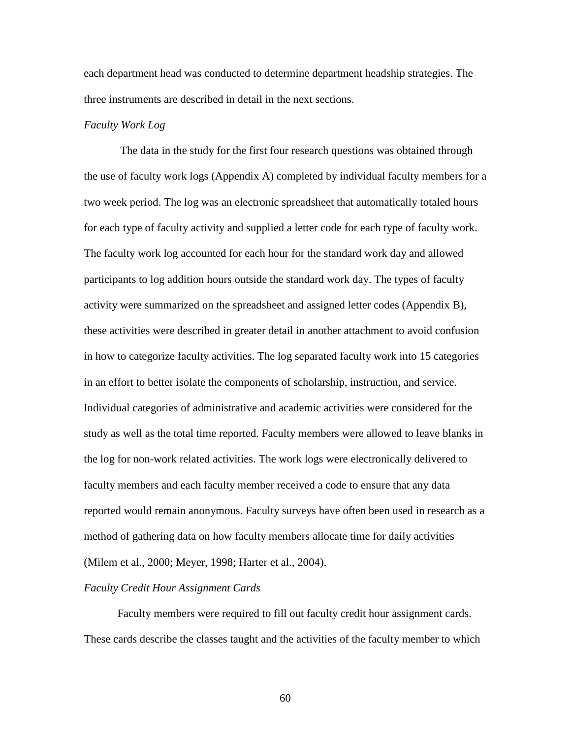each department head was conducted to determine department headship strategies. The three instruments are described in detail in the next sections.

### *Faculty Work Log*

The data in the study for the first four research questions was obtained through the use of faculty work logs (Appendix A) completed by individual faculty members for a two week period. The log was an electronic spreadsheet that automatically totaled hours for each type of faculty activity and supplied a letter code for each type of faculty work. The faculty work log accounted for each hour for the standard work day and allowed participants to log addition hours outside the standard work day. The types of faculty activity were summarized on the spreadsheet and assigned letter codes (Appendix B), these activities were described in greater detail in another attachment to avoid confusion in how to categorize faculty activities. The log separated faculty work into 15 categories in an effort to better isolate the components of scholarship, instruction, and service. Individual categories of administrative and academic activities were considered for the study as well as the total time reported. Faculty members were allowed to leave blanks in the log for non-work related activities. The work logs were electronically delivered to faculty members and each faculty member received a code to ensure that any data reported would remain anonymous. Faculty surveys have often been used in research as a method of gathering data on how faculty members allocate time for daily activities (Milem et al., 2000; Meyer, 1998; Harter et al., 2004).

### *Faculty Credit Hour Assignment Cards*

Faculty members were required to fill out faculty credit hour assignment cards. These cards describe the classes taught and the activities of the faculty member to which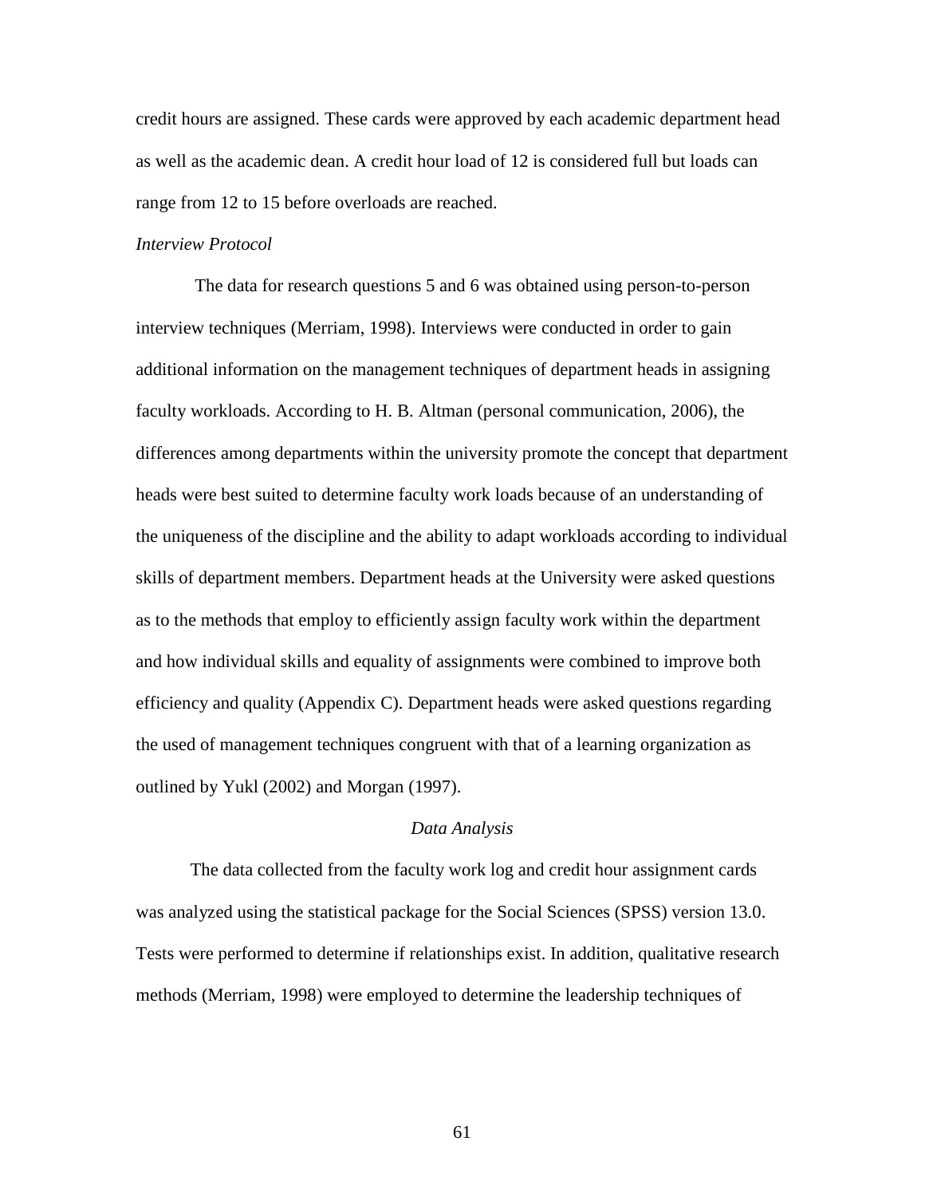credit hours are assigned. These cards were approved by each academic department head as well as the academic dean. A credit hour load of 12 is considered full but loads can range from 12 to 15 before overloads are reached.

*Interview Protocol*

The data for research questions 5 and 6 was obtained using person-to-person interview techniques (Merriam, 1998). Interviews were conducted in order to gain additional information on the management techniques of department heads in assigning faculty workloads. According to H. B. Altman (personal communication, 2006), the differences among departments within the university promote the concept that department heads were best suited to determine faculty work loads because of an understanding of the uniqueness of the discipline and the ability to adapt workloads according to individual skills of department members. Department heads at the University were asked questions as to the methods that employ to efficiently assign faculty work within the department and how individual skills and equality of assignments were combined to improve both efficiency and quality (Appendix C). Department heads were asked questions regarding the used of management techniques congruent with that of a learning organization as outlined by Yukl (2002) and Morgan (1997).

## *Data Analysis*

The data collected from the faculty work log and credit hour assignment cards was analyzed using the statistical package for the Social Sciences (SPSS) version 13.0. Tests were performed to determine if relationships exist. In addition, qualitative research methods (Merriam, 1998) were employed to determine the leadership techniques of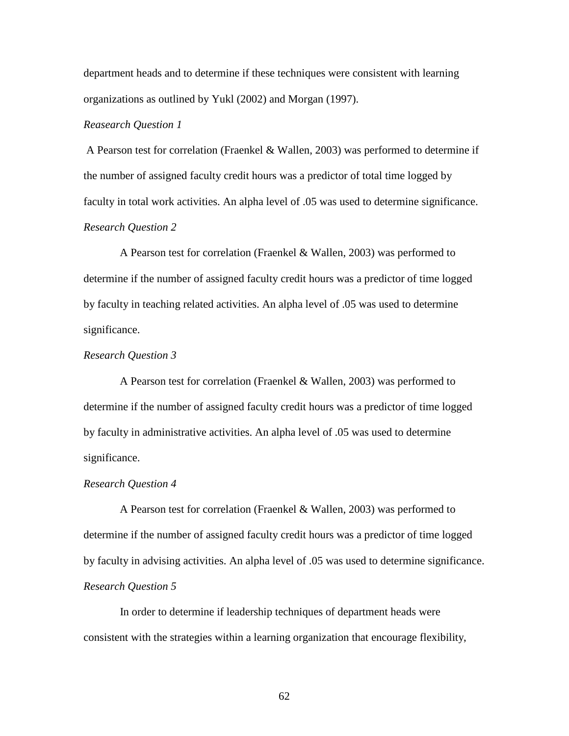department heads and to determine if these techniques were consistent with learning organizations as outlined by Yukl (2002) and Morgan (1997).

*Reasearch Question 1*

A Pearson test for correlation (Fraenkel & Wallen, 2003) was performed to determine if the number of assigned faculty credit hours was a predictor of total time logged by faculty in total work activities. An alpha level of .05 was used to determine significance.

*Research Question 2*

A Pearson test for correlation (Fraenkel & Wallen, 2003) was performed to determine if the number of assigned faculty credit hours was a predictor of time logged by faculty in teaching related activities. An alpha level of .05 was used to determine significance.

*Research Question 3*

A Pearson test for correlation (Fraenkel & Wallen, 2003) was performed to determine if the number of assigned faculty credit hours was a predictor of time logged by faculty in administrative activities. An alpha level of .05 was used to determine significance.

*Research Question 4*

A Pearson test for correlation (Fraenkel & Wallen, 2003) was performed to determine if the number of assigned faculty credit hours was a predictor of time logged by faculty in advising activities. An alpha level of .05 was used to determine significance.

*Research Question 5*

In order to determine if leadership techniques of department heads were consistent with the strategies within a learning organization that encourage flexibility,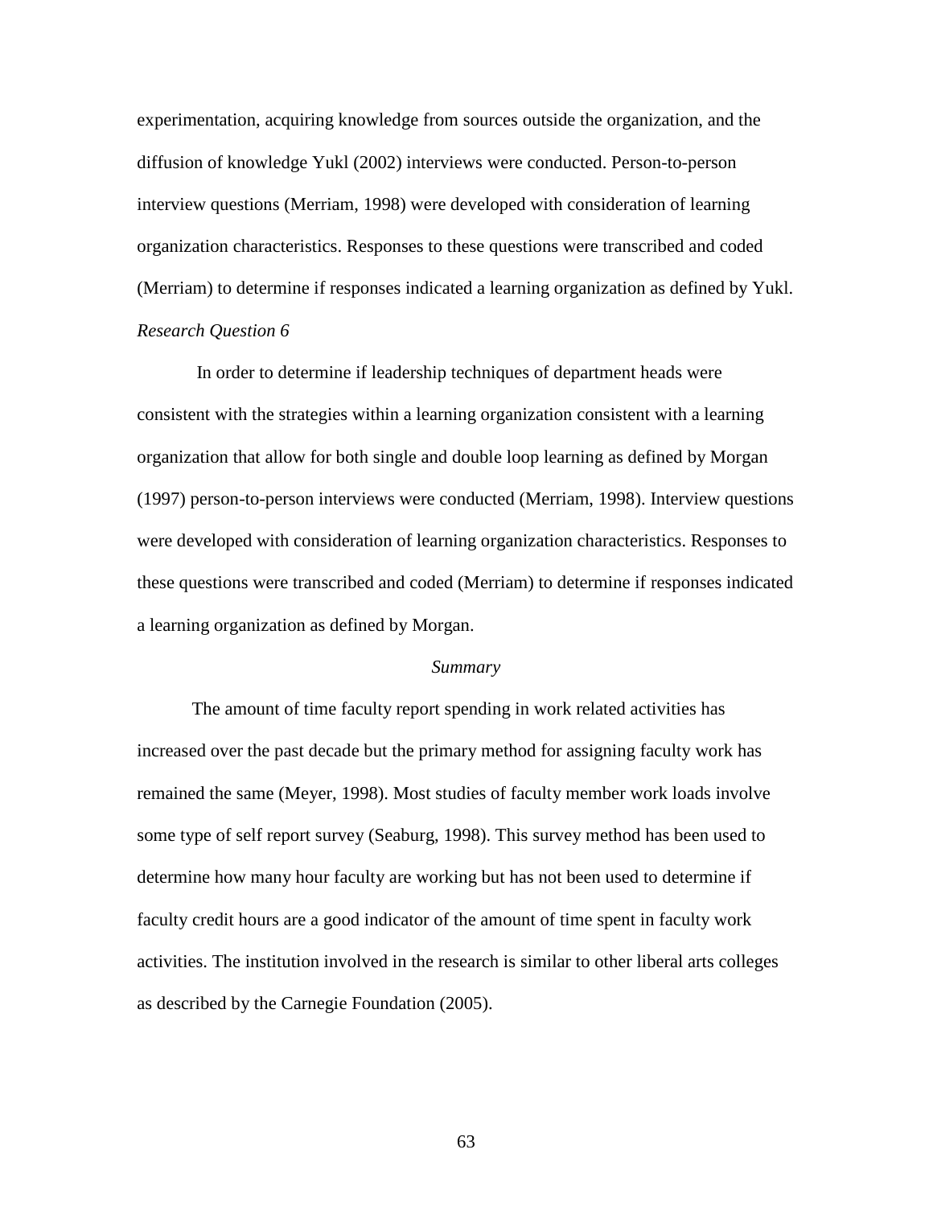experimentation, acquiring knowledge from sources outside the organization, and the diffusion of knowledge Yukl (2002) interviews were conducted. Person-to-person interview questions (Merriam, 1998) were developed with consideration of learning organization characteristics. Responses to these questions were transcribed and coded (Merriam) to determine if responses indicated a learning organization as defined by Yukl.

*Research Question 6*

In order to determine if leadership techniques of department heads were consistent with the strategies within a learning organization consistent with a learning organization that allow for both single and double loop learning as defined by Morgan (1997) person-to-person interviews were conducted (Merriam, 1998). Interview questions were developed with consideration of learning organization characteristics. Responses to these questions were transcribed and coded (Merriam) to determine if responses indicated a learning organization as defined by Morgan.

## *Summary*

The amount of time faculty report spending in work related activities has increased over the past decade but the primary method for assigning faculty work has remained the same (Meyer, 1998). Most studies of faculty member work loads involve some type of self report survey (Seaburg, 1998). This survey method has been used to determine how many hour faculty are working but has not been used to determine if faculty credit hours are a good indicator of the amount of time spent in faculty work activities. The institution involved in the research is similar to other liberal arts colleges as described by the Carnegie Foundation (2005).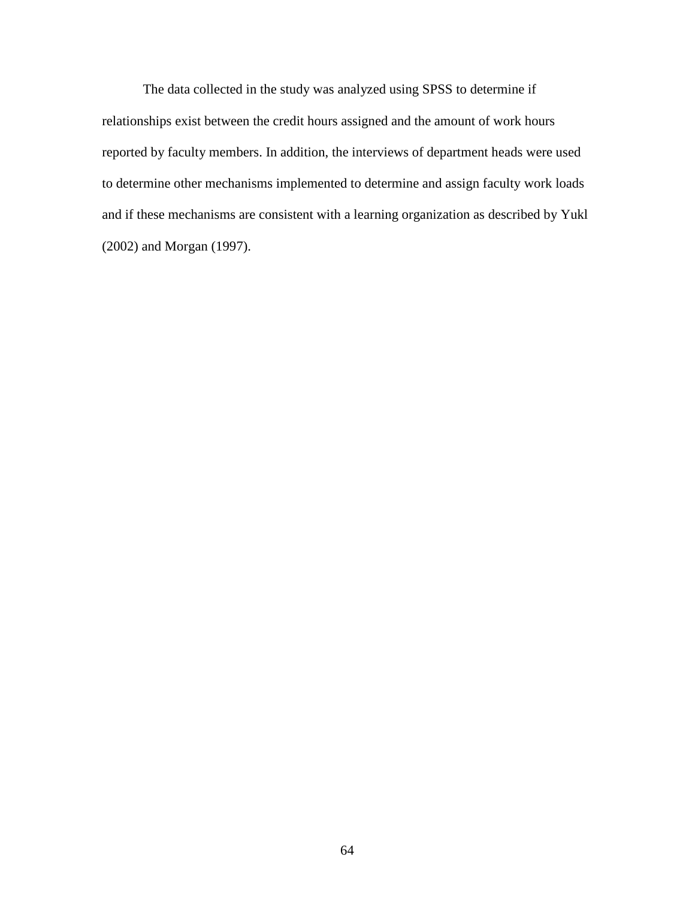The data collected in the study was analyzed using SPSS to determine if relationships exist between the credit hours assigned and the amount of work hours reported by faculty members. In addition, the interviews of department heads were used to determine other mechanisms implemented to determine and assign faculty work loads and if these mechanisms are consistent with a learning organization as described by Yukl (2002) and Morgan (1997).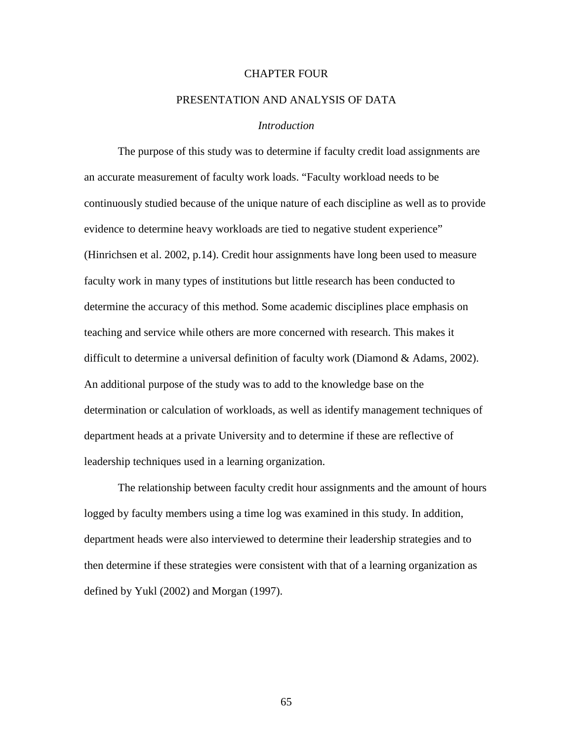# CHAPTER FOUR

# PRESENTATION AND ANALYSIS OF DATA

## *Introduction*

The purpose of this study was to determine if faculty credit load assignments are an accurate measurement of faculty work loads. "Faculty workload needs to be continuously studied because of the unique nature of each discipline as well as to provide evidence to determine heavy workloads are tied to negative student experience" (Hinrichsen et al. 2002, p.14). Credit hour assignments have long been used to measure faculty work in many types of institutions but little research has been conducted to determine the accuracy of this method. Some academic disciplines place emphasis on teaching and service while others are more concerned with research. This makes it difficult to determine a universal definition of faculty work (Diamond & Adams, 2002). An additional purpose of the study was to add to the knowledge base on the determination or calculation of workloads, as well as identify management techniques of department heads at a private University and to determine if these are reflective of leadership techniques used in a learning organization.

The relationship between faculty credit hour assignments and the amount of hours logged by faculty members using a time log was examined in this study. In addition, department heads were also interviewed to determine their leadership strategies and to then determine if these strategies were consistent with that of a learning organization as defined by Yukl (2002) and Morgan (1997).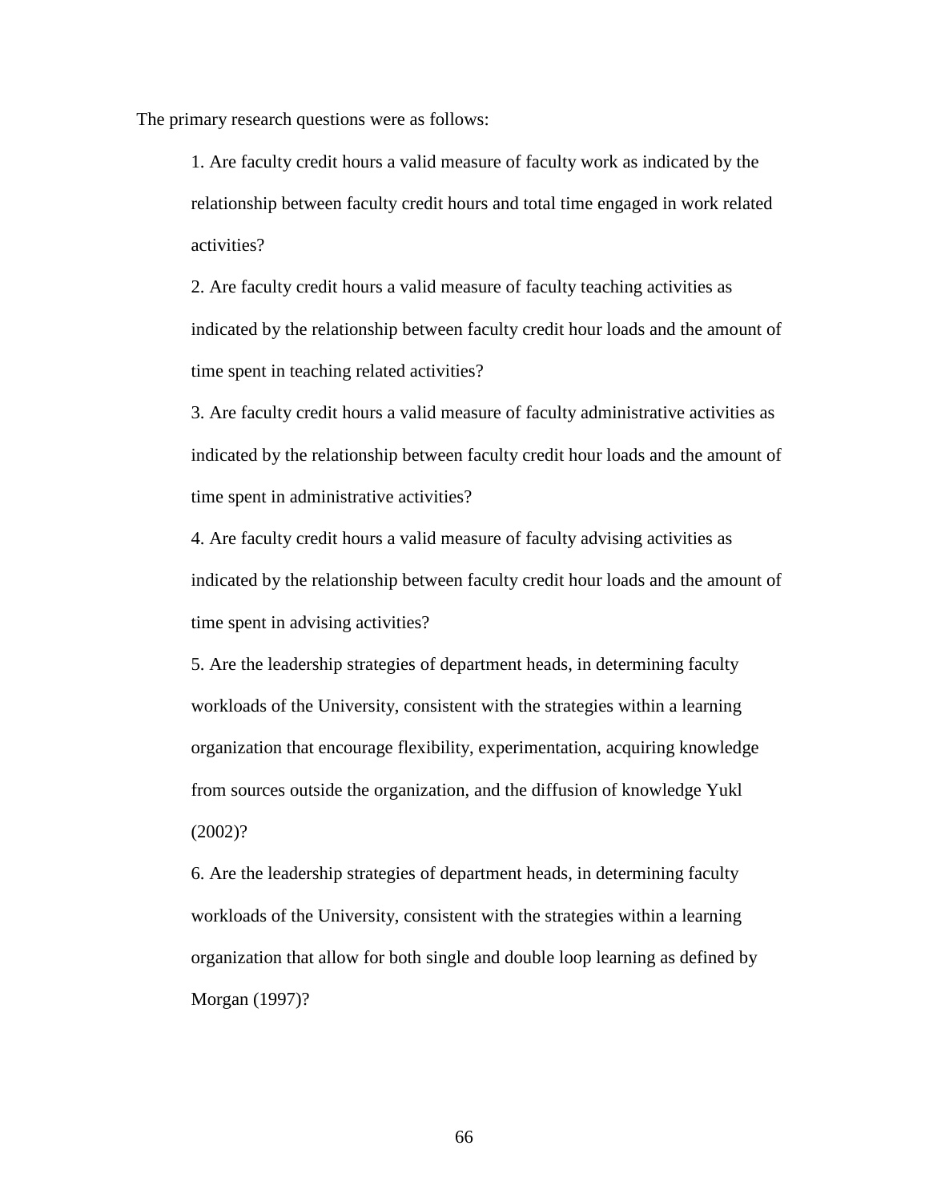The primary research questions were as follows:

1. Are faculty credit hours a valid measure of faculty work as indicated by the relationship between faculty credit hours and total time engaged in work related activities?

2. Are faculty credit hours a valid measure of faculty teaching activities as indicated by the relationship between faculty credit hour loads and the amount of time spent in teaching related activities?

3. Are faculty credit hours a valid measure of faculty administrative activities as indicated by the relationship between faculty credit hour loads and the amount of time spent in administrative activities?

4. Are faculty credit hours a valid measure of faculty advising activities as indicated by the relationship between faculty credit hour loads and the amount of time spent in advising activities?

5. Are the leadership strategies of department heads, in determining faculty workloads of the University, consistent with the strategies within a learning organization that encourage flexibility, experimentation, acquiring knowledge from sources outside the organization, and the diffusion of knowledge Yukl (2002)?

6. Are the leadership strategies of department heads, in determining faculty workloads of the University, consistent with the strategies within a learning organization that allow for both single and double loop learning as defined by Morgan (1997)?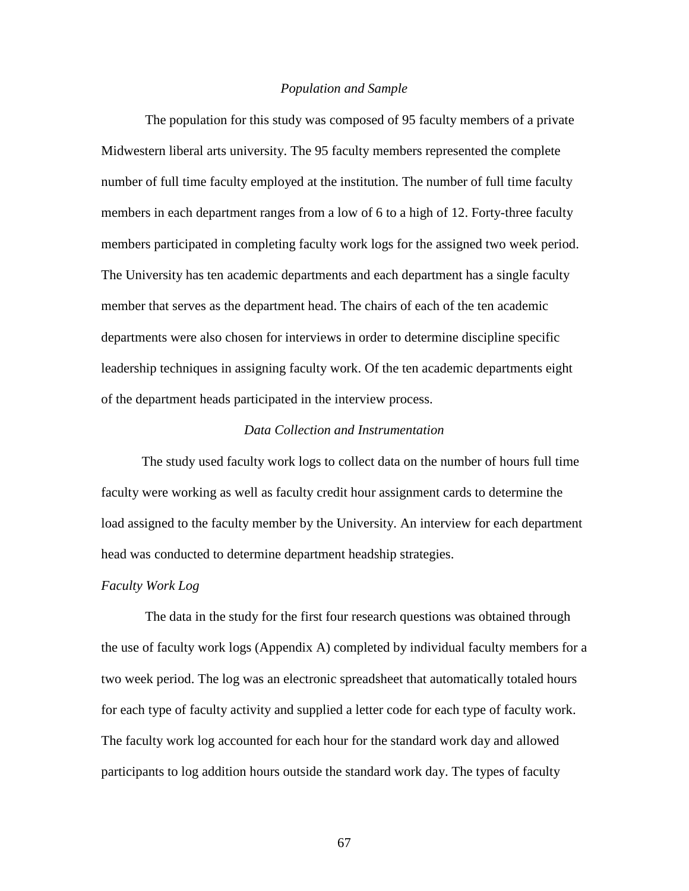## *Population and Sample*

The population for this study was composed of 95 faculty members of a private Midwestern liberal arts university. The 95 faculty members represented the complete number of full time faculty employed at the institution. The number of full time faculty members in each department ranges from a low of 6 to a high of 12. Forty-three faculty members participated in completing faculty work logs for the assigned two week period. The University has ten academic departments and each department has a single faculty member that serves as the department head. The chairs of each of the ten academic departments were also chosen for interviews in order to determine discipline specific leadership techniques in assigning faculty work. Of the ten academic departments eight of the department heads participated in the interview process.

## *Data Collection and Instrumentation*

The study used faculty work logs to collect data on the number of hours full time faculty were working as well as faculty credit hour assignment cards to determine the load assigned to the faculty member by the University. An interview for each department head was conducted to determine department headship strategies.

### *Faculty Work Log*

The data in the study for the first four research questions was obtained through the use of faculty work logs (Appendix A) completed by individual faculty members for a two week period. The log was an electronic spreadsheet that automatically totaled hours for each type of faculty activity and supplied a letter code for each type of faculty work. The faculty work log accounted for each hour for the standard work day and allowed participants to log addition hours outside the standard work day. The types of faculty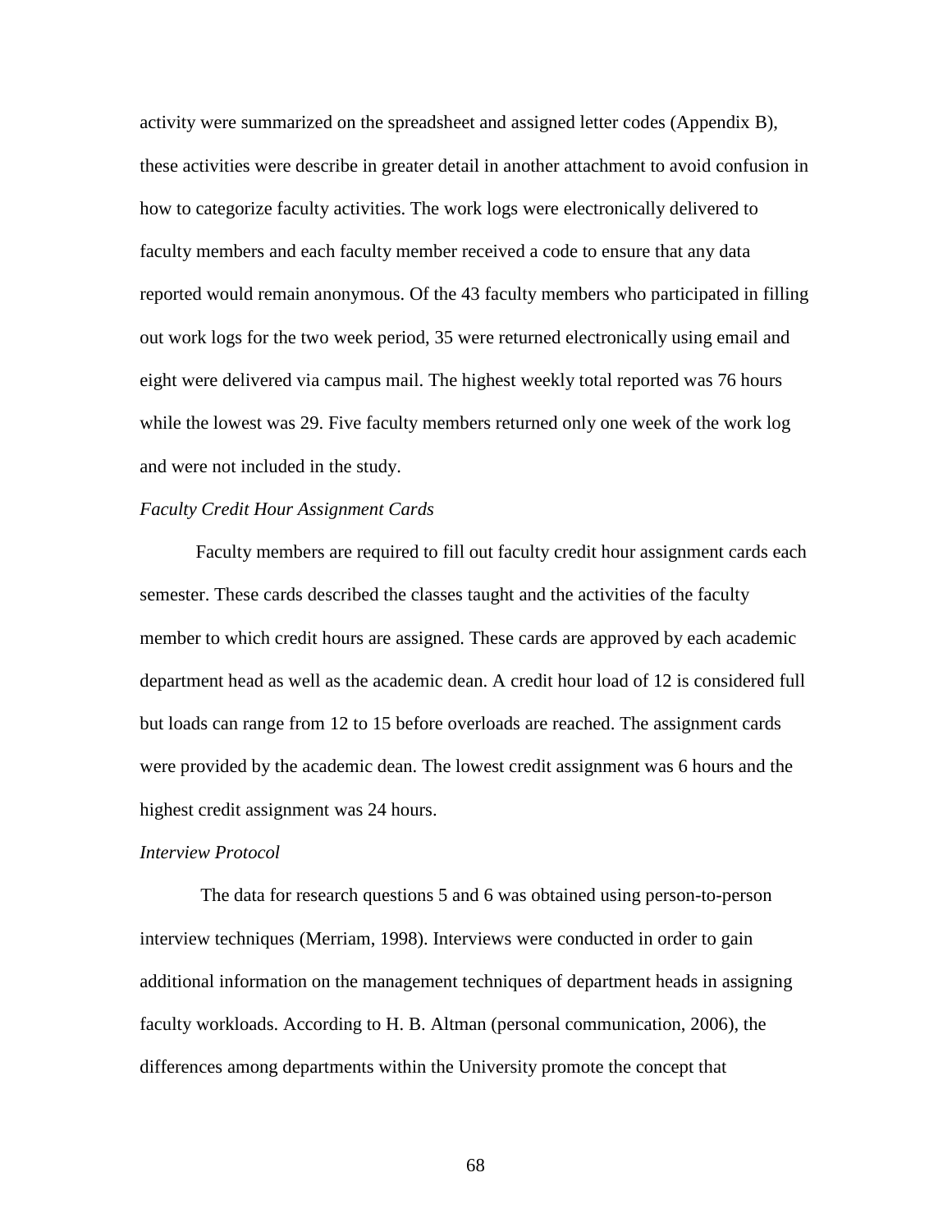activity were summarized on the spreadsheet and assigned letter codes (Appendix B), these activities were describe in greater detail in another attachment to avoid confusion in how to categorize faculty activities. The work logs were electronically delivered to faculty members and each faculty member received a code to ensure that any data reported would remain anonymous. Of the 43 faculty members who participated in filling out work logs for the two week period, 35 were returned electronically using email and eight were delivered via campus mail. The highest weekly total reported was 76 hours while the lowest was 29. Five faculty members returned only one week of the work log and were not included in the study.

*Faculty Credit Hour Assignment Cards*

Faculty members are required to fill out faculty credit hour assignment cards each semester. These cards described the classes taught and the activities of the faculty member to which credit hours are assigned. These cards are approved by each academic department head as well as the academic dean. A credit hour load of 12 is considered full but loads can range from 12 to 15 before overloads are reached. The assignment cards were provided by the academic dean. The lowest credit assignment was 6 hours and the highest credit assignment was 24 hours.

*Interview Protocol*

The data for research questions 5 and 6 was obtained using person-to-person interview techniques (Merriam, 1998). Interviews were conducted in order to gain additional information on the management techniques of department heads in assigning faculty workloads. According to H. B. Altman (personal communication, 2006), the differences among departments within the University promote the concept that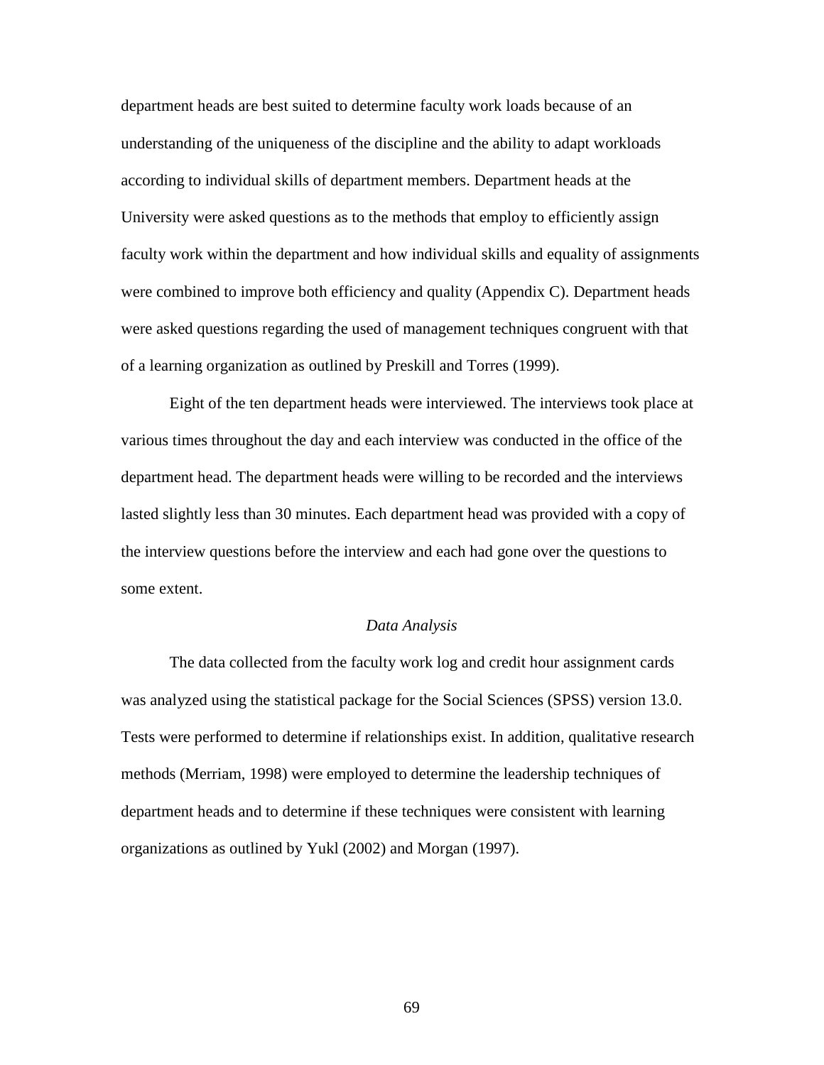department heads are best suited to determine faculty work loads because of an understanding of the uniqueness of the discipline and the ability to adapt workloads according to individual skills of department members. Department heads at the University were asked questions as to the methods that employ to efficiently assign faculty work within the department and how individual skills and equality of assignments were combined to improve both efficiency and quality (Appendix C). Department heads were asked questions regarding the used of management techniques congruent with that of a learning organization as outlined by Preskill and Torres (1999).

Eight of the ten department heads were interviewed. The interviews took place at various times throughout the day and each interview was conducted in the office of the department head. The department heads were willing to be recorded and the interviews lasted slightly less than 30 minutes. Each department head was provided with a copy of the interview questions before the interview and each had gone over the questions to some extent.

### *Data Analysis*

The data collected from the faculty work log and credit hour assignment cards was analyzed using the statistical package for the Social Sciences (SPSS) version 13.0. Tests were performed to determine if relationships exist. In addition, qualitative research methods (Merriam, 1998) were employed to determine the leadership techniques of department heads and to determine if these techniques were consistent with learning organizations as outlined by Yukl (2002) and Morgan (1997).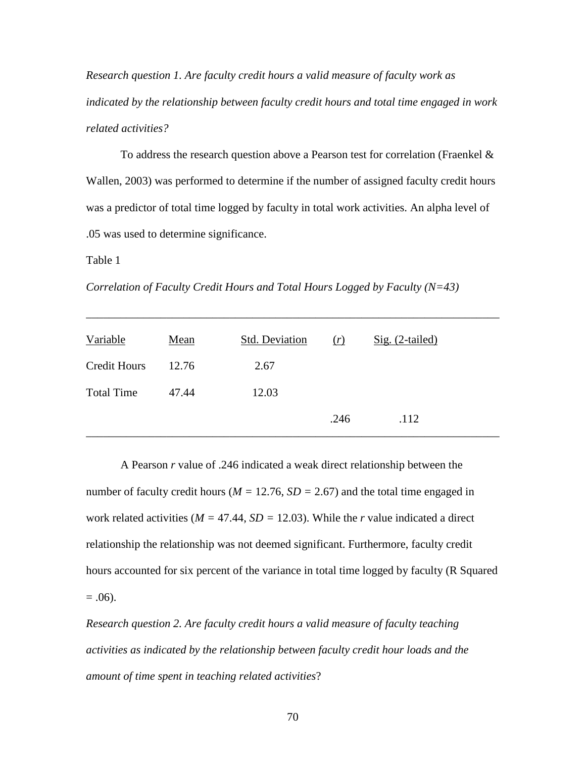*Research question 1. Are faculty credit hours a valid measure of faculty work as indicated by the relationship between faculty credit hours and total time engaged in work related activities?*

To address the research question above a Pearson test for correlation (Fraenkel & Wallen, 2003) was performed to determine if the number of assigned faculty credit hours was a predictor of total time logged by faculty in total work activities. An alpha level of .05 was used to determine significance.

Table 1

*Correlation of Faculty Credit Hours and Total Hours Logged by Faculty (N=43)*

| Variable | Mean | Std. Deviation | ($r$) | Sig. (2-tailed) |
|---|---|---|---|---|
| Credit Hours | 12.76 | 2.67 | | |
| Total Time | 47.44 | 12.03 | | |
| | | | .246 | .112 |

A Pearson $r$ value of .246 indicated a weak direct relationship between the number of faculty credit hours ($M$ = 12.76, $SD$ = 2.67) and the total time engaged in work related activities ($M$ = 47.44, $SD$ = 12.03). While the $r$ value indicated a direct relationship the relationship was not deemed significant. Furthermore, faculty credit hours accounted for six percent of the variance in total time logged by faculty (R Squared = .06).

*Research question 2. Are faculty credit hours a valid measure of faculty teaching activities as indicated by the relationship between faculty credit hour loads and the amount of time spent in teaching related activities*?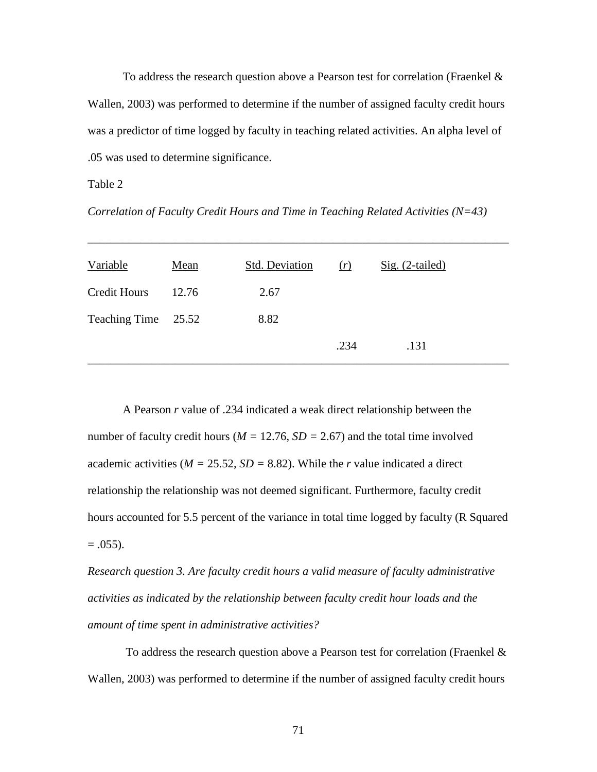To address the research question above a Pearson test for correlation (Fraenkel & Wallen, 2003) was performed to determine if the number of assigned faculty credit hours was a predictor of time logged by faculty in teaching related activities. An alpha level of .05 was used to determine significance.

Table 2

*Correlation of Faculty Credit Hours and Time in Teaching Related Activities (N=43)*

| Variable | Mean | Std. Deviation | ($r$) | Sig. (2-tailed) |
|---|---|---|---|---|
| Credit Hours | 12.76 | 2.67 | | |
| Teaching Time | 25.52 | 8.82 | | |
| | | | .234 | .131 |

A Pearson $r$ value of .234 indicated a weak direct relationship between the number of faculty credit hours ($M$ = 12.76, $SD$ = 2.67) and the total time involved academic activities ($M$ = 25.52, $SD$ = 8.82). While the $r$ value indicated a direct relationship the relationship was not deemed significant. Furthermore, faculty credit hours accounted for 5.5 percent of the variance in total time logged by faculty (R Squared = .055).

*Research question 3. Are faculty credit hours a valid measure of faculty administrative activities as indicated by the relationship between faculty credit hour loads and the amount of time spent in administrative activities?*

To address the research question above a Pearson test for correlation (Fraenkel & Wallen, 2003) was performed to determine if the number of assigned faculty credit hours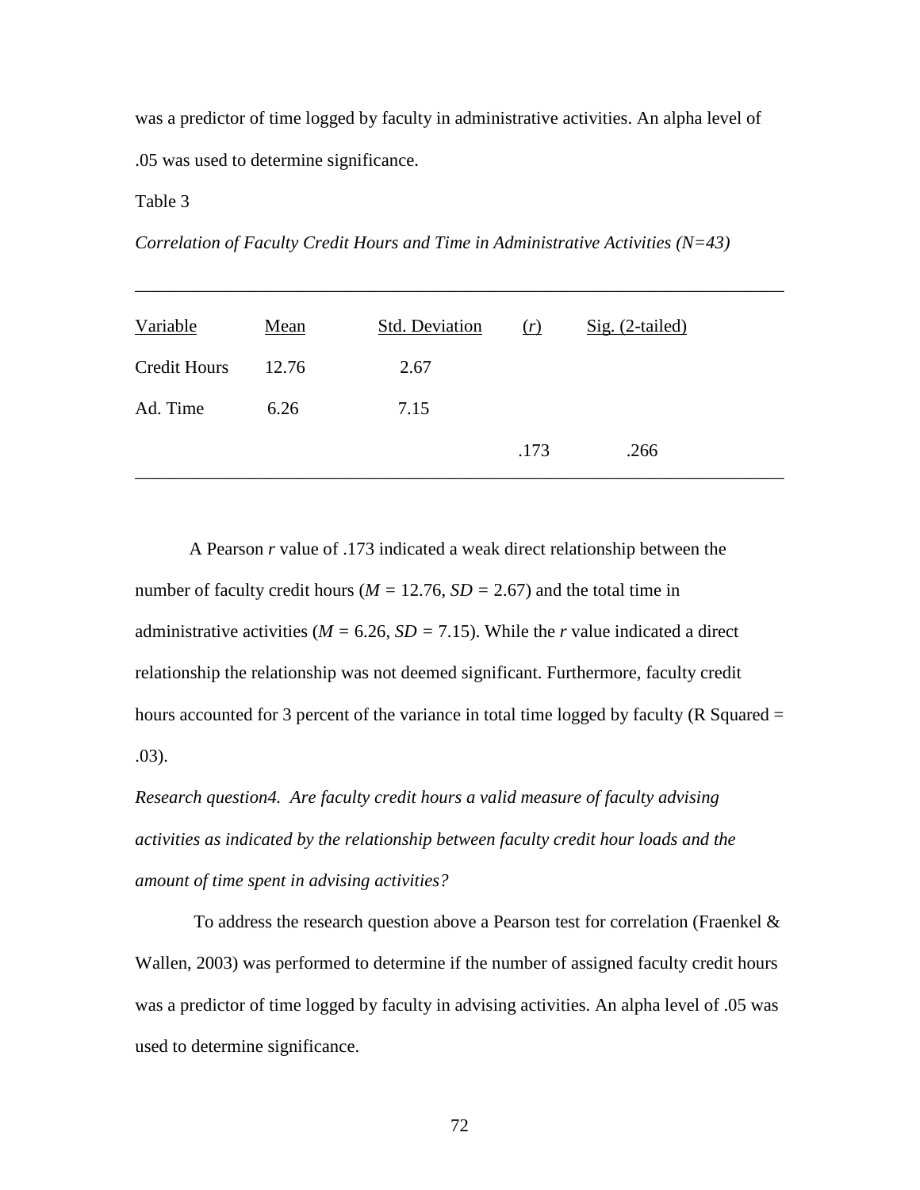was a predictor of time logged by faculty in administrative activities. An alpha level of .05 was used to determine significance.

Table 3

*Correlation of Faculty Credit Hours and Time in Administrative Activities (N=43)*

| Variable | Mean | Std. Deviation | ($r$) | Sig. (2-tailed) |
|---|---|---|---|---|
| Credit Hours | 12.76 | 2.67 | | |
| Ad. Time | 6.26 | 7.15 | | |
| | | | .173 | .266 |

A Pearson $r$ value of .173 indicated a weak direct relationship between the number of faculty credit hours ($M$ = 12.76, $SD$ = 2.67) and the total time in administrative activities ($M$ = 6.26, $SD$ = 7.15). While the $r$ value indicated a direct relationship the relationship was not deemed significant. Furthermore, faculty credit hours accounted for 3 percent of the variance in total time logged by faculty (R Squared = .03).

*Research question4. Are faculty credit hours a valid measure of faculty advising activities as indicated by the relationship between faculty credit hour loads and the amount of time spent in advising activities?*

To address the research question above a Pearson test for correlation (Fraenkel & Wallen, 2003) was performed to determine if the number of assigned faculty credit hours was a predictor of time logged by faculty in advising activities. An alpha level of .05 was used to determine significance.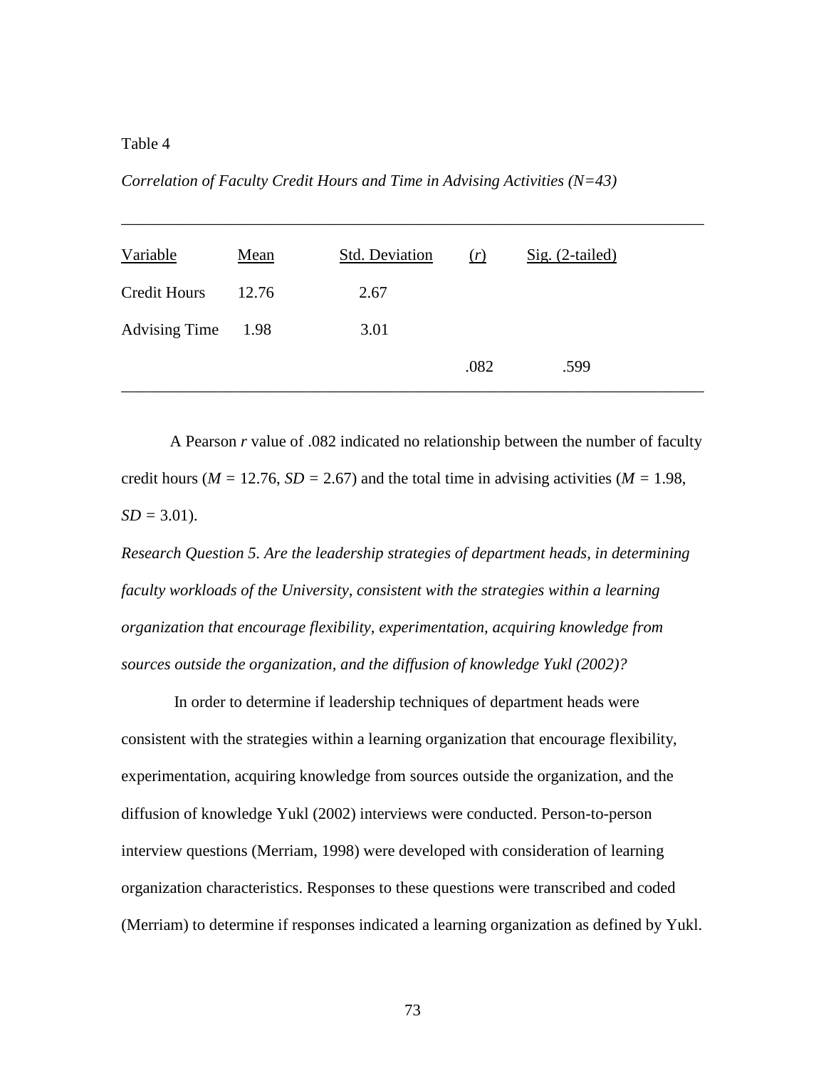Table 4

*Correlation of Faculty Credit Hours and Time in Advising Activities (N=43)*

| Variable | Mean | Std. Deviation | (*r*) | Sig. (2-tailed) |
|---|---|---|---|---|
| Credit Hours | 12.76 | 2.67 | | |
| Advising Time | 1.98 | 3.01 | | |
| | | | .082 | .599 |

A Pearson *r* value of .082 indicated no relationship between the number of faculty credit hours ($M$ = 12.76, $SD$ = 2.67) and the total time in advising activities ($M$ = 1.98, $SD$ = 3.01).

*Research Question 5. Are the leadership strategies of department heads, in determining faculty workloads of the University, consistent with the strategies within a learning organization that encourage flexibility, experimentation, acquiring knowledge from sources outside the organization, and the diffusion of knowledge Yukl (2002)?*

In order to determine if leadership techniques of department heads were consistent with the strategies within a learning organization that encourage flexibility, experimentation, acquiring knowledge from sources outside the organization, and the diffusion of knowledge Yukl (2002) interviews were conducted. Person-to-person interview questions (Merriam, 1998) were developed with consideration of learning organization characteristics. Responses to these questions were transcribed and coded (Merriam) to determine if responses indicated a learning organization as defined by Yukl.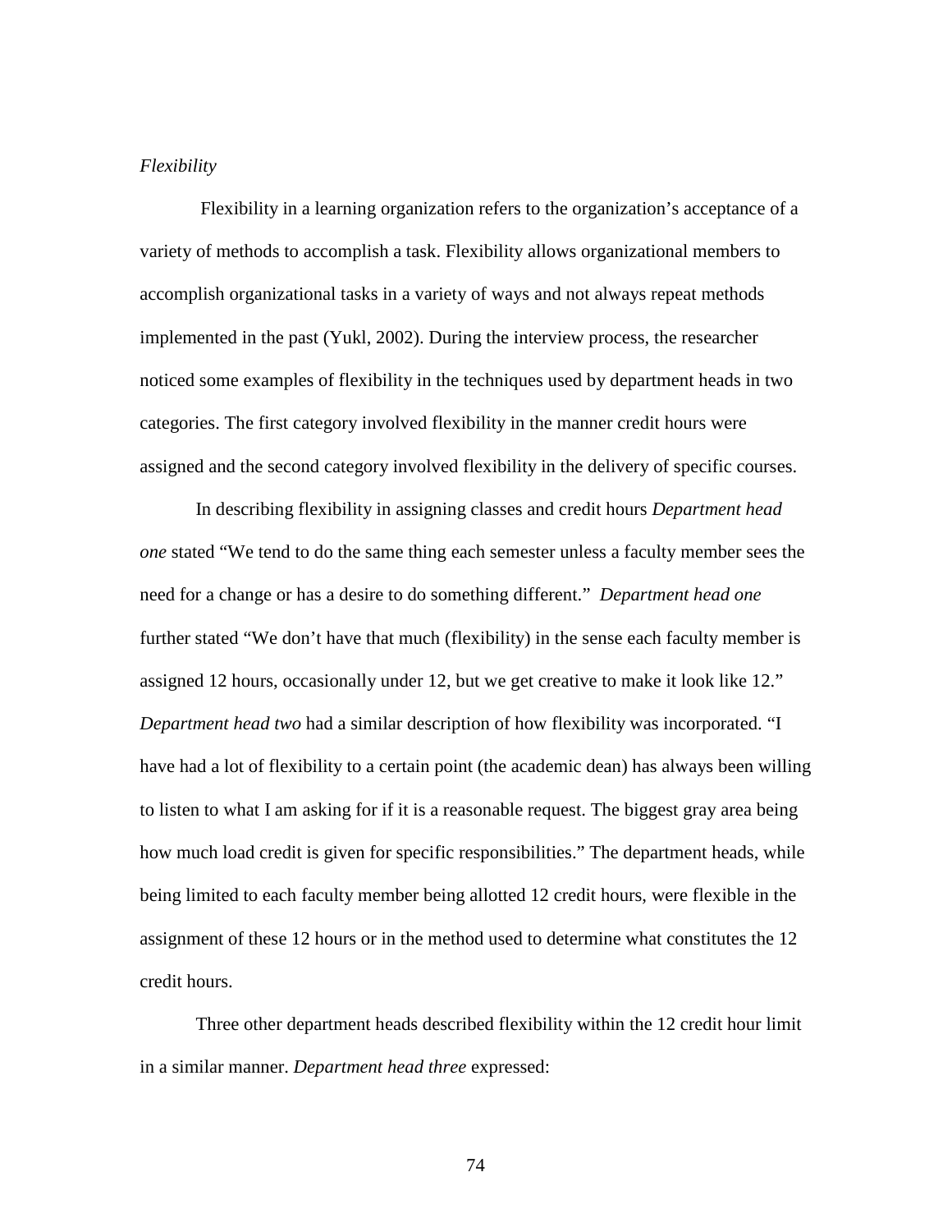*Flexibility*

Flexibility in a learning organization refers to the organization's acceptance of a variety of methods to accomplish a task. Flexibility allows organizational members to accomplish organizational tasks in a variety of ways and not always repeat methods implemented in the past (Yukl, 2002). During the interview process, the researcher noticed some examples of flexibility in the techniques used by department heads in two categories. The first category involved flexibility in the manner credit hours were assigned and the second category involved flexibility in the delivery of specific courses.

In describing flexibility in assigning classes and credit hours *Department head one* stated "We tend to do the same thing each semester unless a faculty member sees the need for a change or has a desire to do something different." *Department head one* further stated "We don't have that much (flexibility) in the sense each faculty member is assigned 12 hours, occasionally under 12, but we get creative to make it look like 12." *Department head two* had a similar description of how flexibility was incorporated. "I have had a lot of flexibility to a certain point (the academic dean) has always been willing to listen to what I am asking for if it is a reasonable request. The biggest gray area being how much load credit is given for specific responsibilities." The department heads, while being limited to each faculty member being allotted 12 credit hours, were flexible in the assignment of these 12 hours or in the method used to determine what constitutes the 12 credit hours.

Three other department heads described flexibility within the 12 credit hour limit in a similar manner. *Department head three* expressed: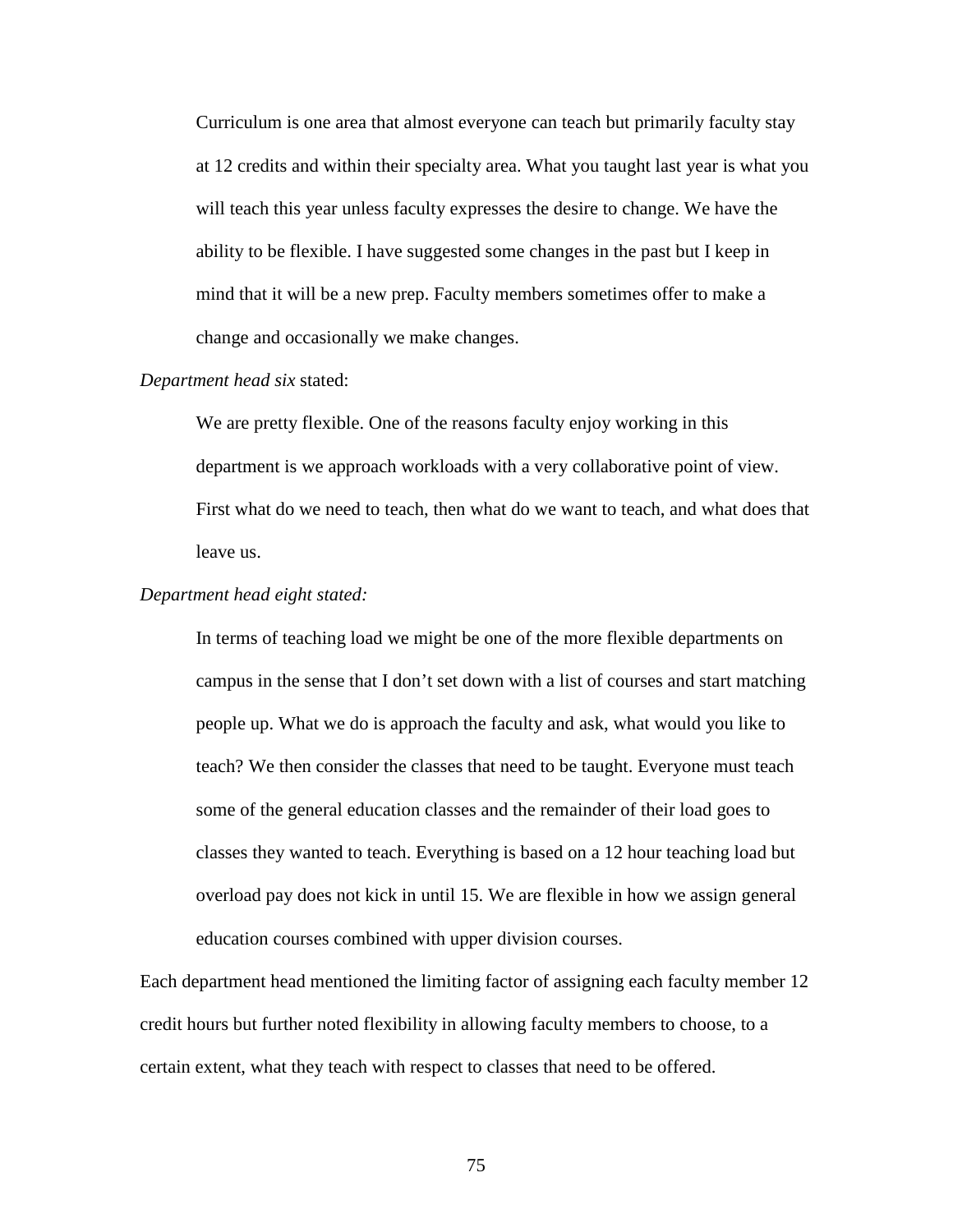> Curriculum is one area that almost everyone can teach but primarily faculty stay at 12 credits and within their specialty area. What you taught last year is what you will teach this year unless faculty expresses the desire to change. We have the ability to be flexible. I have suggested some changes in the past but I keep in mind that it will be a new prep. Faculty members sometimes offer to make a change and occasionally we make changes.

*Department head six* stated:

> We are pretty flexible. One of the reasons faculty enjoy working in this department is we approach workloads with a very collaborative point of view. First what do we need to teach, then what do we want to teach, and what does that leave us.

*Department head eight stated:*

> In terms of teaching load we might be one of the more flexible departments on campus in the sense that I don't set down with a list of courses and start matching people up. What we do is approach the faculty and ask, what would you like to teach? We then consider the classes that need to be taught. Everyone must teach some of the general education classes and the remainder of their load goes to classes they wanted to teach. Everything is based on a 12 hour teaching load but overload pay does not kick in until 15. We are flexible in how we assign general education courses combined with upper division courses.

Each department head mentioned the limiting factor of assigning each faculty member 12 credit hours but further noted flexibility in allowing faculty members to choose, to a certain extent, what they teach with respect to classes that need to be offered.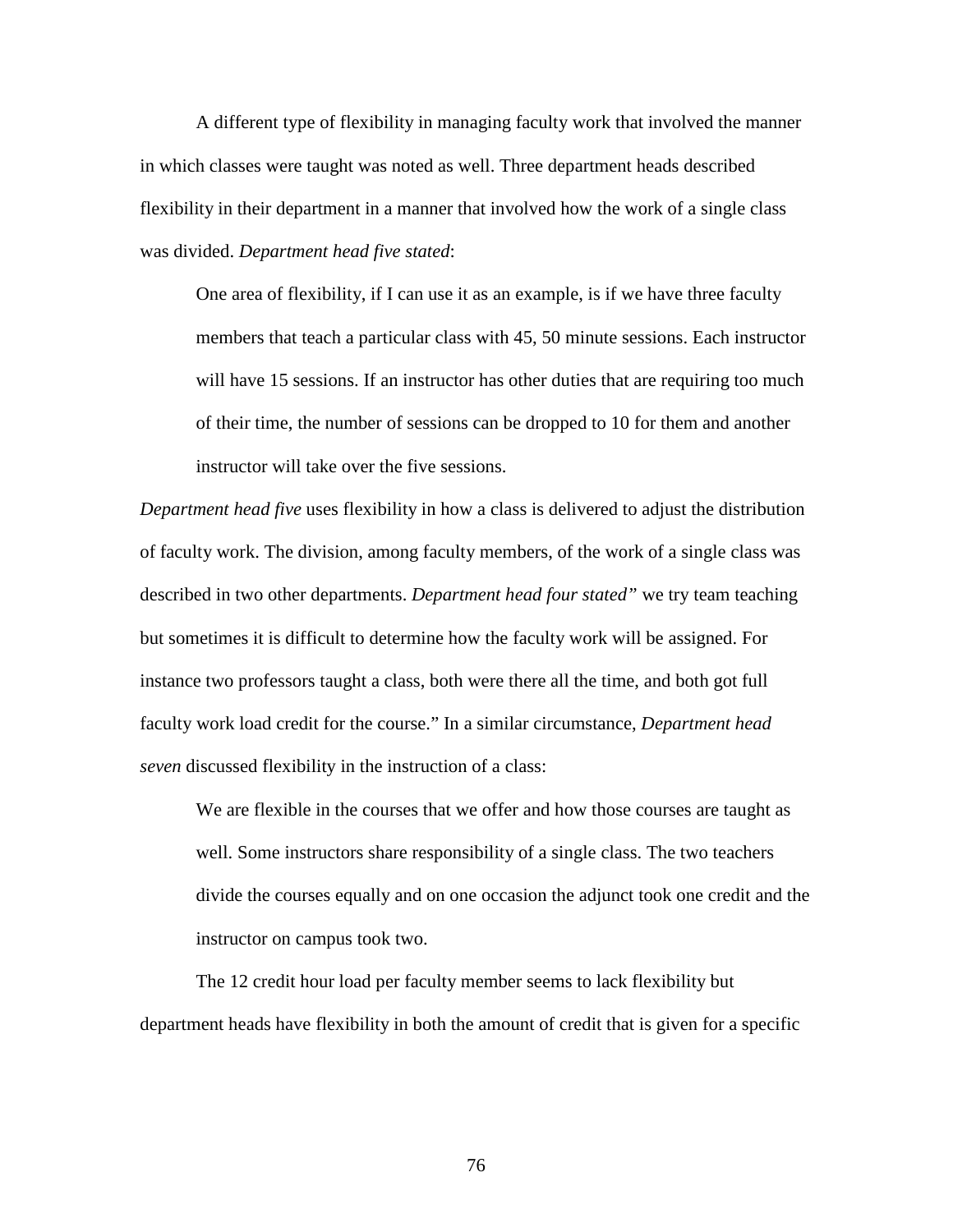A different type of flexibility in managing faculty work that involved the manner in which classes were taught was noted as well. Three department heads described flexibility in their department in a manner that involved how the work of a single class was divided. *Department head five stated*:

> One area of flexibility, if I can use it as an example, is if we have three faculty members that teach a particular class with 45, 50 minute sessions. Each instructor will have 15 sessions. If an instructor has other duties that are requiring too much of their time, the number of sessions can be dropped to 10 for them and another instructor will take over the five sessions.

*Department head five* uses flexibility in how a class is delivered to adjust the distribution of faculty work. The division, among faculty members, of the work of a single class was described in two other departments. *Department head four stated"* we try team teaching but sometimes it is difficult to determine how the faculty work will be assigned. For instance two professors taught a class, both were there all the time, and both got full faculty work load credit for the course." In a similar circumstance, *Department head seven* discussed flexibility in the instruction of a class:

> We are flexible in the courses that we offer and how those courses are taught as well. Some instructors share responsibility of a single class. The two teachers divide the courses equally and on one occasion the adjunct took one credit and the instructor on campus took two.

The 12 credit hour load per faculty member seems to lack flexibility but department heads have flexibility in both the amount of credit that is given for a specific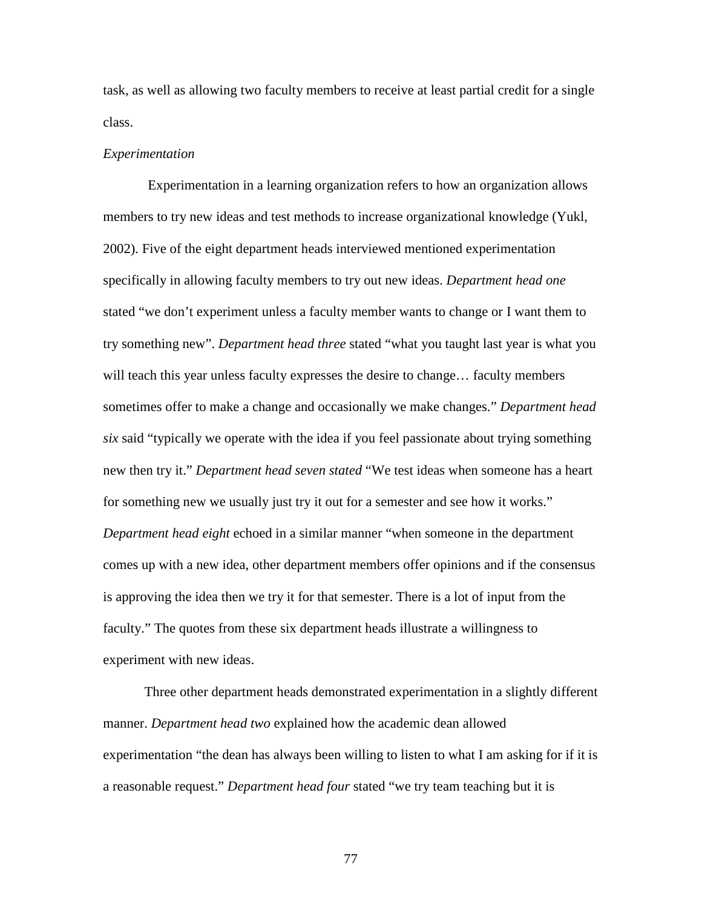task, as well as allowing two faculty members to receive at least partial credit for a single class.

*Experimentation*

Experimentation in a learning organization refers to how an organization allows members to try new ideas and test methods to increase organizational knowledge (Yukl, 2002). Five of the eight department heads interviewed mentioned experimentation specifically in allowing faculty members to try out new ideas. *Department head one* stated "we don't experiment unless a faculty member wants to change or I want them to try something new". *Department head three* stated "what you taught last year is what you will teach this year unless faculty expresses the desire to change… faculty members sometimes offer to make a change and occasionally we make changes." *Department head six* said "typically we operate with the idea if you feel passionate about trying something new then try it." *Department head seven stated* "We test ideas when someone has a heart for something new we usually just try it out for a semester and see how it works." *Department head eight* echoed in a similar manner "when someone in the department comes up with a new idea, other department members offer opinions and if the consensus is approving the idea then we try it for that semester. There is a lot of input from the faculty." The quotes from these six department heads illustrate a willingness to experiment with new ideas.

Three other department heads demonstrated experimentation in a slightly different manner. *Department head two* explained how the academic dean allowed experimentation "the dean has always been willing to listen to what I am asking for if it is a reasonable request." *Department head four* stated "we try team teaching but it is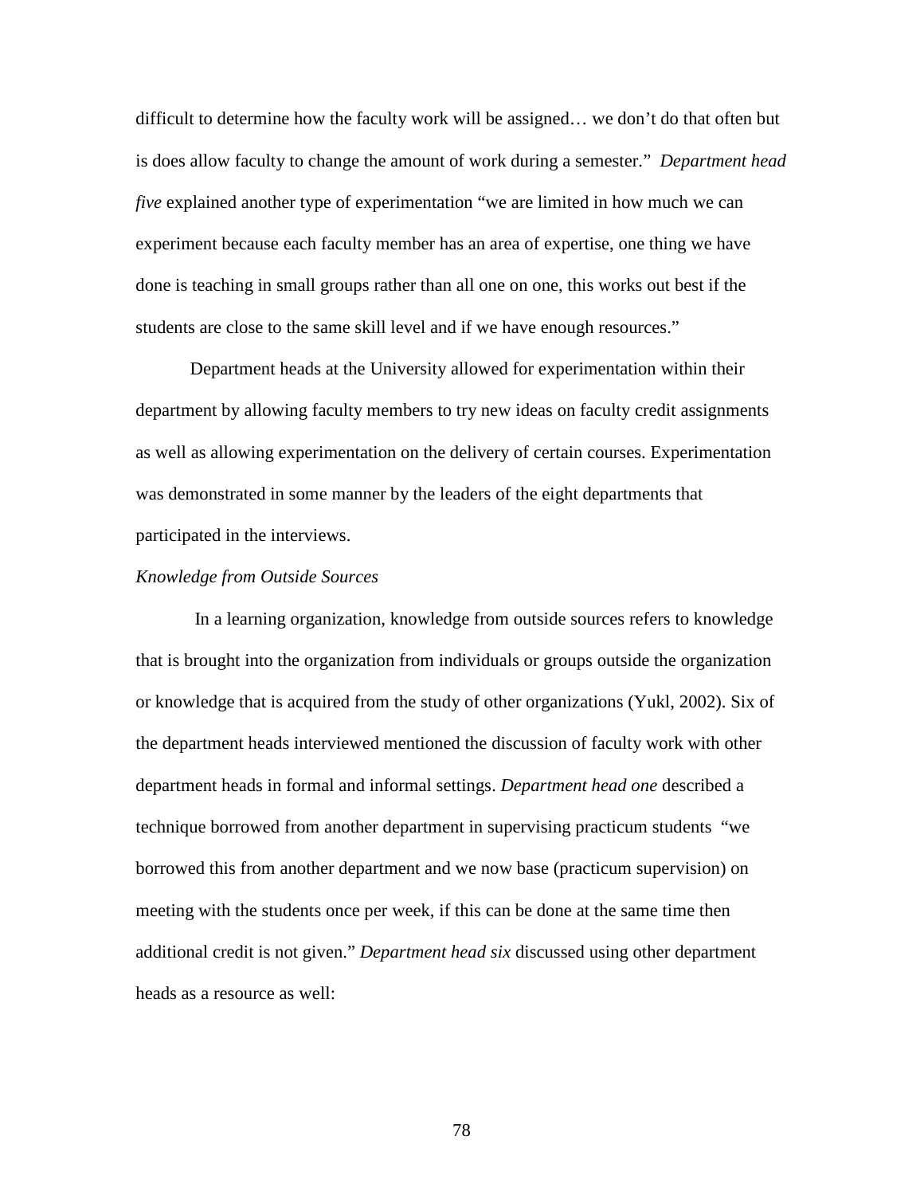difficult to determine how the faculty work will be assigned… we don't do that often but is does allow faculty to change the amount of work during a semester." *Department head five* explained another type of experimentation "we are limited in how much we can experiment because each faculty member has an area of expertise, one thing we have done is teaching in small groups rather than all one on one, this works out best if the students are close to the same skill level and if we have enough resources."

Department heads at the University allowed for experimentation within their department by allowing faculty members to try new ideas on faculty credit assignments as well as allowing experimentation on the delivery of certain courses. Experimentation was demonstrated in some manner by the leaders of the eight departments that participated in the interviews.

*Knowledge from Outside Sources*

In a learning organization, knowledge from outside sources refers to knowledge that is brought into the organization from individuals or groups outside the organization or knowledge that is acquired from the study of other organizations (Yukl, 2002). Six of the department heads interviewed mentioned the discussion of faculty work with other department heads in formal and informal settings. *Department head one* described a technique borrowed from another department in supervising practicum students "we borrowed this from another department and we now base (practicum supervision) on meeting with the students once per week, if this can be done at the same time then additional credit is not given." *Department head six* discussed using other department heads as a resource as well: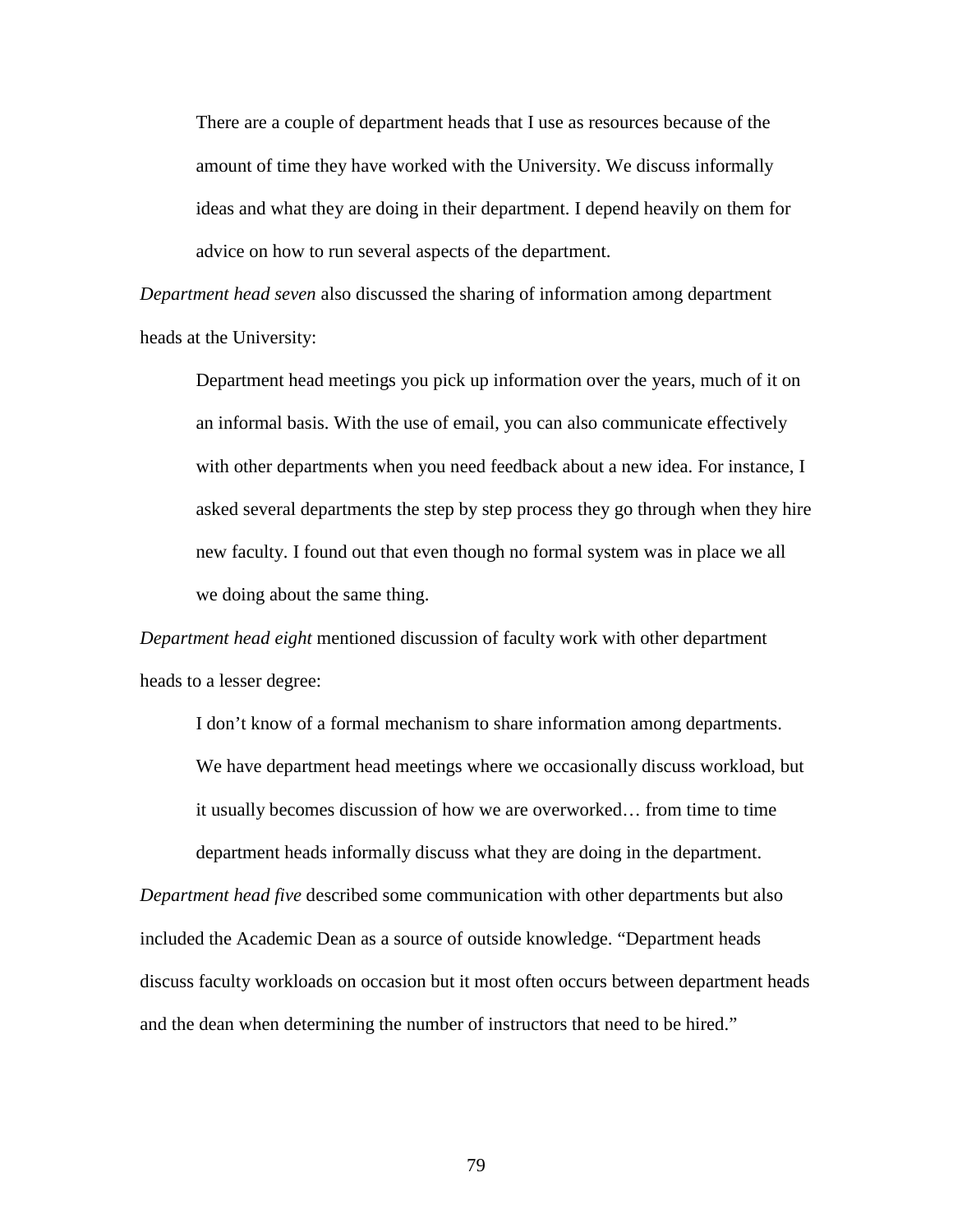> There are a couple of department heads that I use as resources because of the amount of time they have worked with the University. We discuss informally ideas and what they are doing in their department. I depend heavily on them for advice on how to run several aspects of the department.

*Department head seven* also discussed the sharing of information among department heads at the University:

> Department head meetings you pick up information over the years, much of it on an informal basis. With the use of email, you can also communicate effectively with other departments when you need feedback about a new idea. For instance, I asked several departments the step by step process they go through when they hire new faculty. I found out that even though no formal system was in place we all we doing about the same thing.

*Department head eight* mentioned discussion of faculty work with other department heads to a lesser degree:

> I don't know of a formal mechanism to share information among departments. We have department head meetings where we occasionally discuss workload, but it usually becomes discussion of how we are overworked… from time to time department heads informally discuss what they are doing in the department.

*Department head five* described some communication with other departments but also included the Academic Dean as a source of outside knowledge. "Department heads discuss faculty workloads on occasion but it most often occurs between department heads and the dean when determining the number of instructors that need to be hired."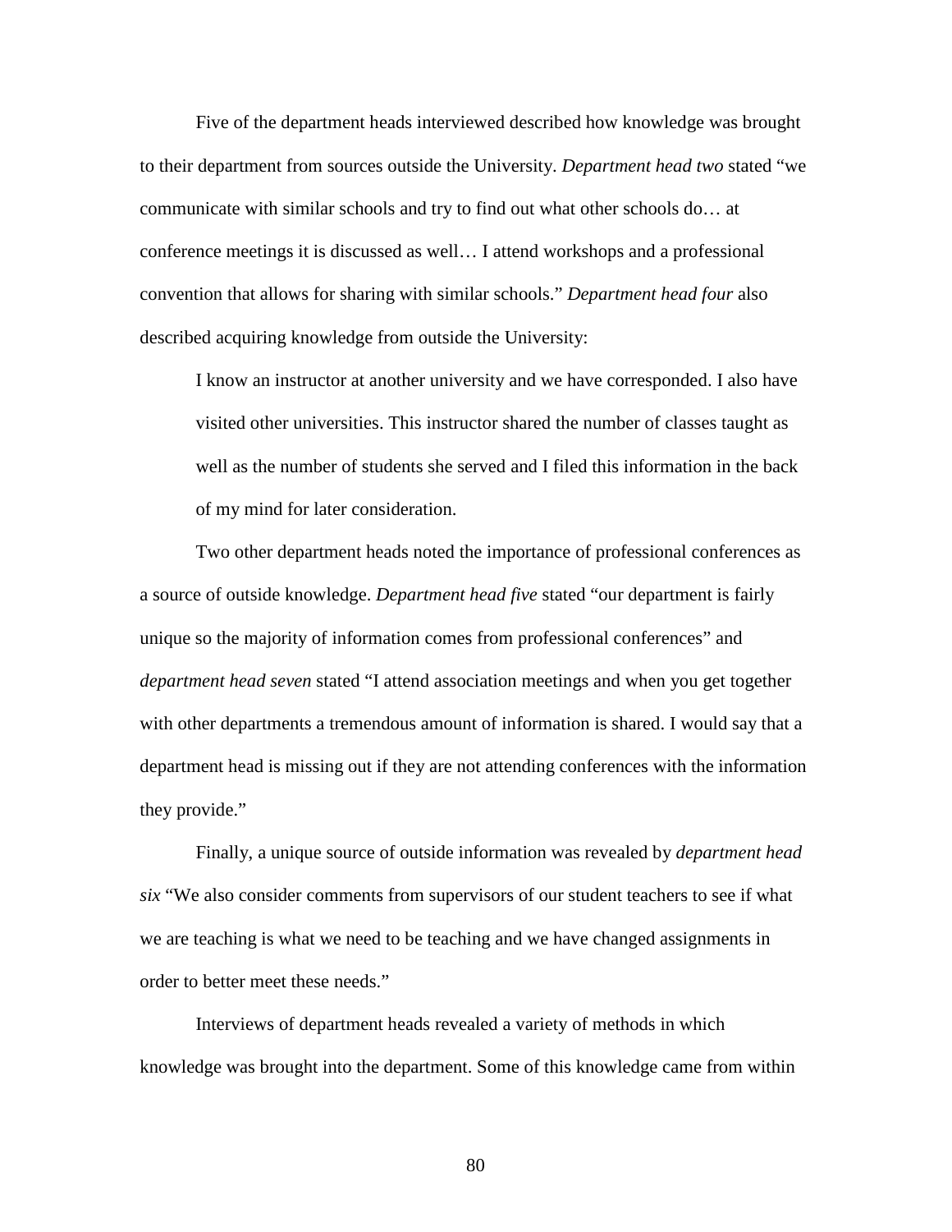Five of the department heads interviewed described how knowledge was brought to their department from sources outside the University. *Department head two* stated "we communicate with similar schools and try to find out what other schools do… at conference meetings it is discussed as well… I attend workshops and a professional convention that allows for sharing with similar schools." *Department head four* also described acquiring knowledge from outside the University:

> I know an instructor at another university and we have corresponded. I also have visited other universities. This instructor shared the number of classes taught as well as the number of students she served and I filed this information in the back of my mind for later consideration.

Two other department heads noted the importance of professional conferences as a source of outside knowledge. *Department head five* stated "our department is fairly unique so the majority of information comes from professional conferences" and *department head seven* stated "I attend association meetings and when you get together with other departments a tremendous amount of information is shared. I would say that a department head is missing out if they are not attending conferences with the information they provide."

Finally, a unique source of outside information was revealed by *department head six* "We also consider comments from supervisors of our student teachers to see if what we are teaching is what we need to be teaching and we have changed assignments in order to better meet these needs."

Interviews of department heads revealed a variety of methods in which knowledge was brought into the department. Some of this knowledge came from within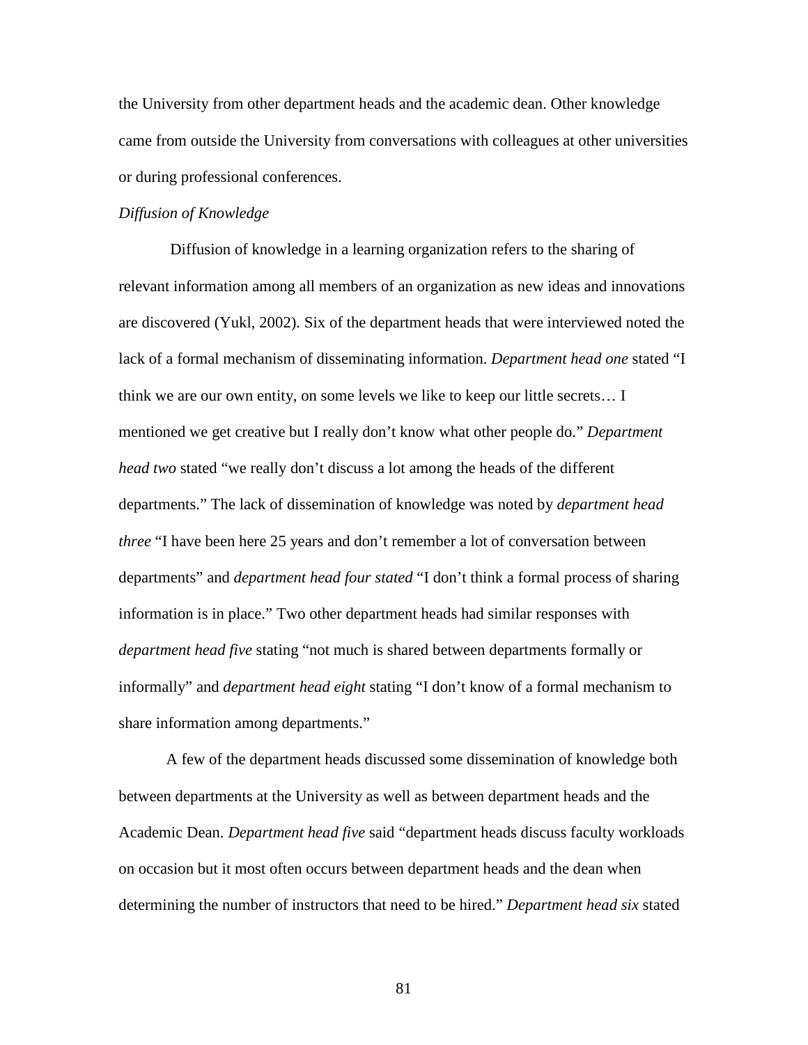the University from other department heads and the academic dean. Other knowledge came from outside the University from conversations with colleagues at other universities or during professional conferences.

*Diffusion of Knowledge*

Diffusion of knowledge in a learning organization refers to the sharing of relevant information among all members of an organization as new ideas and innovations are discovered (Yukl, 2002). Six of the department heads that were interviewed noted the lack of a formal mechanism of disseminating information. *Department head one* stated "I think we are our own entity, on some levels we like to keep our little secrets… I mentioned we get creative but I really don't know what other people do." *Department head two* stated "we really don't discuss a lot among the heads of the different departments." The lack of dissemination of knowledge was noted by *department head three* "I have been here 25 years and don't remember a lot of conversation between departments" and *department head four stated* "I don't think a formal process of sharing information is in place." Two other department heads had similar responses with *department head five* stating "not much is shared between departments formally or informally" and *department head eight* stating "I don't know of a formal mechanism to share information among departments."

A few of the department heads discussed some dissemination of knowledge both between departments at the University as well as between department heads and the Academic Dean. *Department head five* said "department heads discuss faculty workloads on occasion but it most often occurs between department heads and the dean when determining the number of instructors that need to be hired." *Department head six* stated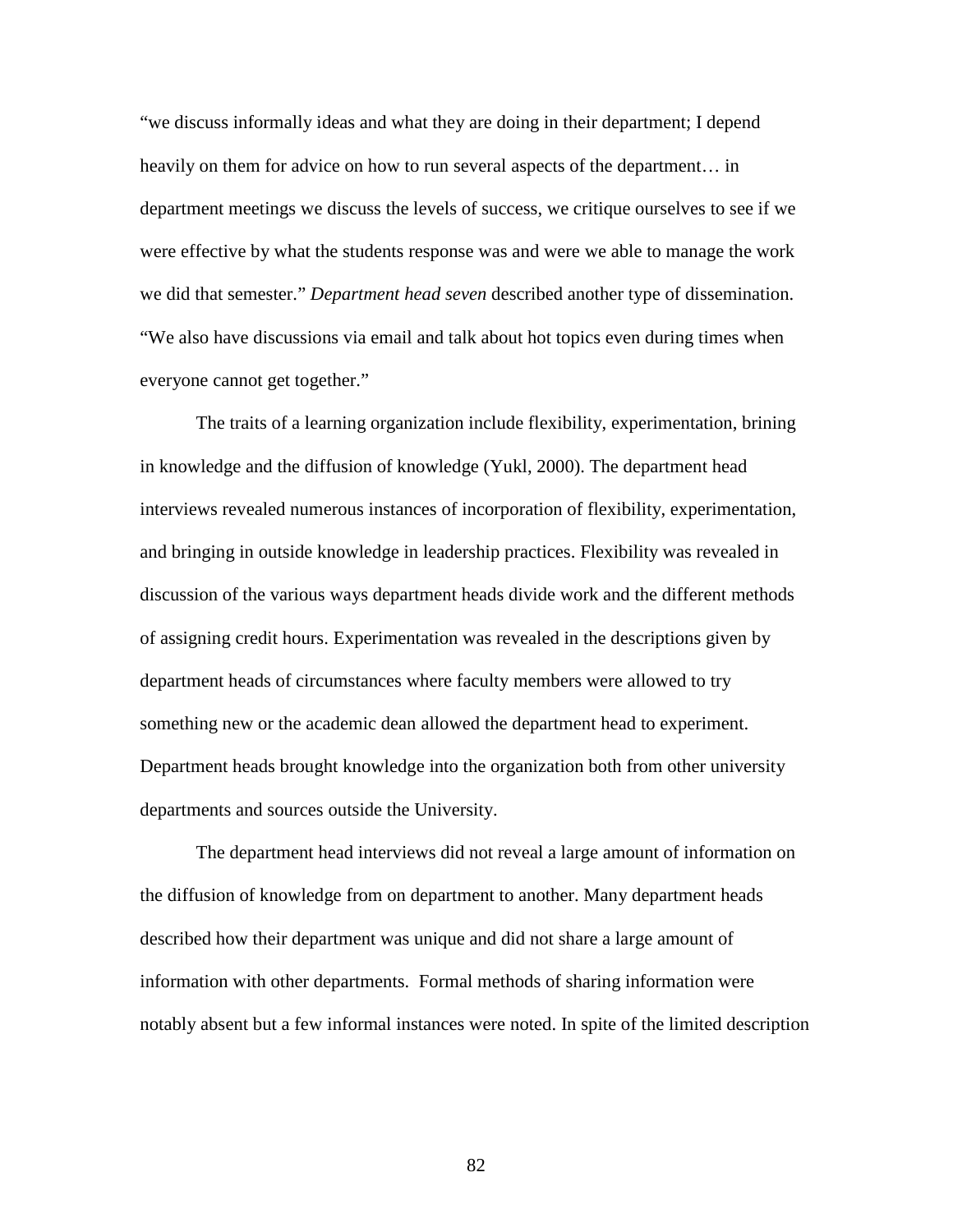"we discuss informally ideas and what they are doing in their department; I depend heavily on them for advice on how to run several aspects of the department… in department meetings we discuss the levels of success, we critique ourselves to see if we were effective by what the students response was and were we able to manage the work we did that semester." *Department head seven* described another type of dissemination. "We also have discussions via email and talk about hot topics even during times when everyone cannot get together."

The traits of a learning organization include flexibility, experimentation, brining in knowledge and the diffusion of knowledge (Yukl, 2000). The department head interviews revealed numerous instances of incorporation of flexibility, experimentation, and bringing in outside knowledge in leadership practices. Flexibility was revealed in discussion of the various ways department heads divide work and the different methods of assigning credit hours. Experimentation was revealed in the descriptions given by department heads of circumstances where faculty members were allowed to try something new or the academic dean allowed the department head to experiment. Department heads brought knowledge into the organization both from other university departments and sources outside the University.

The department head interviews did not reveal a large amount of information on the diffusion of knowledge from on department to another. Many department heads described how their department was unique and did not share a large amount of information with other departments. Formal methods of sharing information were notably absent but a few informal instances were noted. In spite of the limited description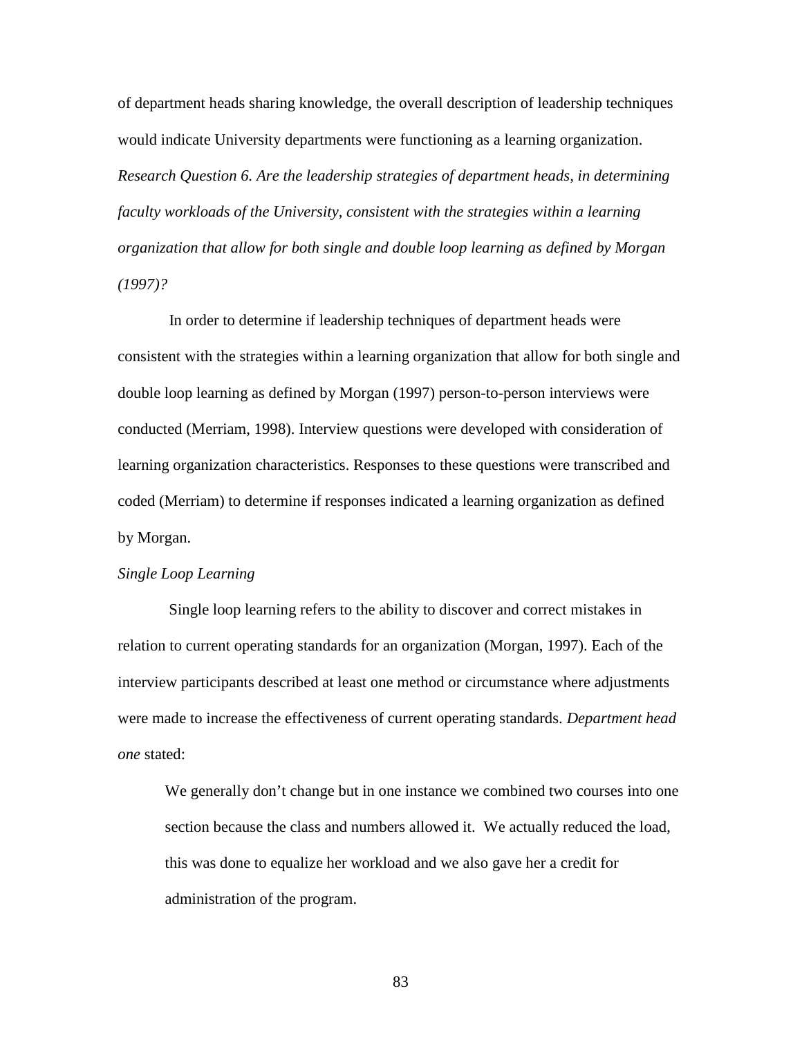of department heads sharing knowledge, the overall description of leadership techniques would indicate University departments were functioning as a learning organization.

*Research Question 6. Are the leadership strategies of department heads, in determining faculty workloads of the University, consistent with the strategies within a learning organization that allow for both single and double loop learning as defined by Morgan (1997)?*

In order to determine if leadership techniques of department heads were consistent with the strategies within a learning organization that allow for both single and double loop learning as defined by Morgan (1997) person-to-person interviews were conducted (Merriam, 1998). Interview questions were developed with consideration of learning organization characteristics. Responses to these questions were transcribed and coded (Merriam) to determine if responses indicated a learning organization as defined by Morgan.

*Single Loop Learning*

Single loop learning refers to the ability to discover and correct mistakes in relation to current operating standards for an organization (Morgan, 1997). Each of the interview participants described at least one method or circumstance where adjustments were made to increase the effectiveness of current operating standards. *Department head one* stated:

> We generally don't change but in one instance we combined two courses into one section because the class and numbers allowed it. We actually reduced the load, this was done to equalize her workload and we also gave her a credit for administration of the program.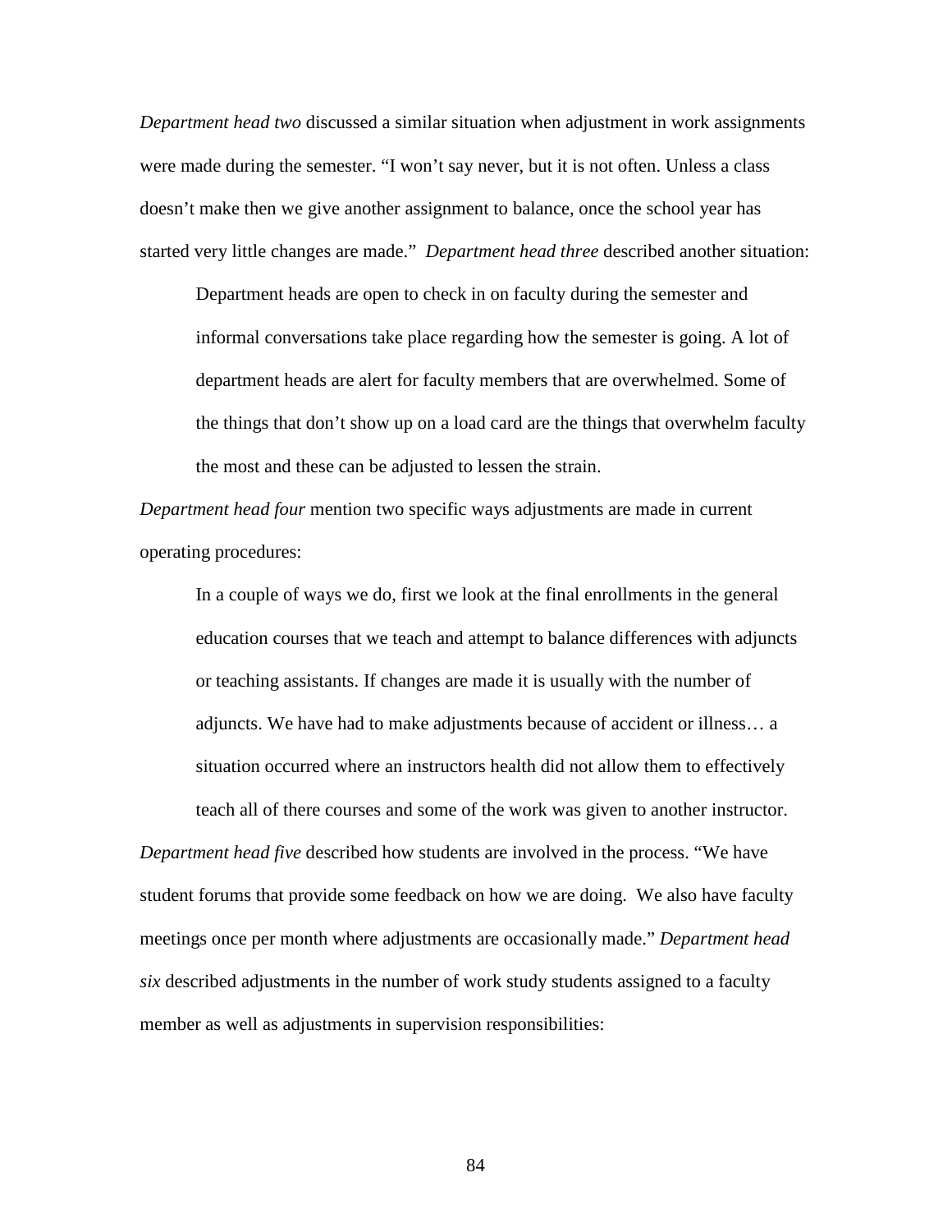*Department head two* discussed a similar situation when adjustment in work assignments were made during the semester. “I won’t say never, but it is not often. Unless a class doesn’t make then we give another assignment to balance, once the school year has started very little changes are made.” *Department head three* described another situation:

> Department heads are open to check in on faculty during the semester and informal conversations take place regarding how the semester is going. A lot of department heads are alert for faculty members that are overwhelmed. Some of the things that don’t show up on a load card are the things that overwhelm faculty the most and these can be adjusted to lessen the strain.

*Department head four* mention two specific ways adjustments are made in current operating procedures:

> In a couple of ways we do, first we look at the final enrollments in the general education courses that we teach and attempt to balance differences with adjuncts or teaching assistants. If changes are made it is usually with the number of adjuncts. We have had to make adjustments because of accident or illness… a situation occurred where an instructors health did not allow them to effectively teach all of there courses and some of the work was given to another instructor.

*Department head five* described how students are involved in the process. “We have student forums that provide some feedback on how we are doing. We also have faculty meetings once per month where adjustments are occasionally made.” *Department head six* described adjustments in the number of work study students assigned to a faculty member as well as adjustments in supervision responsibilities: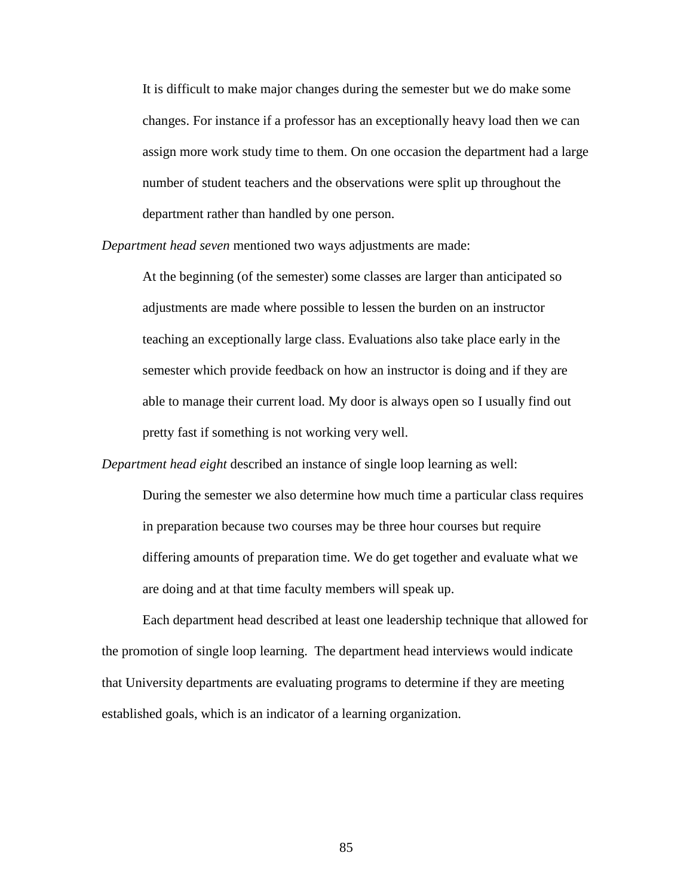> It is difficult to make major changes during the semester but we do make some changes. For instance if a professor has an exceptionally heavy load then we can assign more work study time to them. On one occasion the department had a large number of student teachers and the observations were split up throughout the department rather than handled by one person.

*Department head seven* mentioned two ways adjustments are made:

> At the beginning (of the semester) some classes are larger than anticipated so adjustments are made where possible to lessen the burden on an instructor teaching an exceptionally large class. Evaluations also take place early in the semester which provide feedback on how an instructor is doing and if they are able to manage their current load. My door is always open so I usually find out pretty fast if something is not working very well.

*Department head eight* described an instance of single loop learning as well:

> During the semester we also determine how much time a particular class requires in preparation because two courses may be three hour courses but require differing amounts of preparation time. We do get together and evaluate what we are doing and at that time faculty members will speak up.

Each department head described at least one leadership technique that allowed for the promotion of single loop learning. The department head interviews would indicate that University departments are evaluating programs to determine if they are meeting established goals, which is an indicator of a learning organization.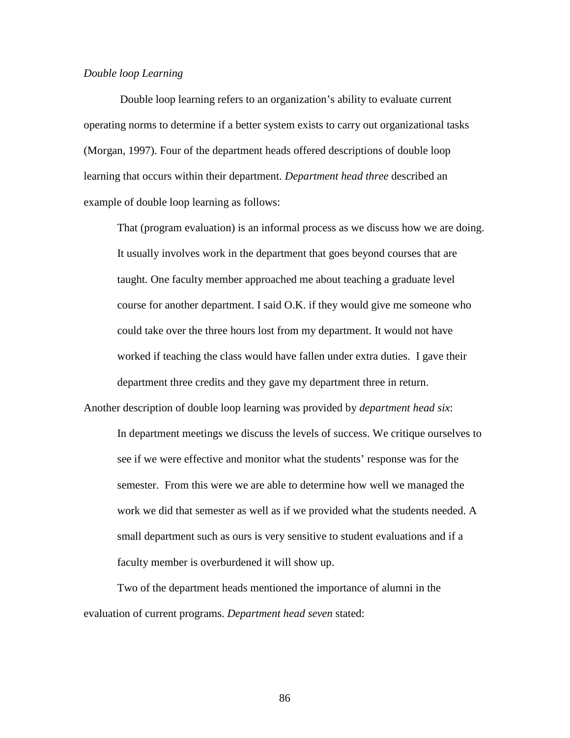*Double loop Learning*

Double loop learning refers to an organization's ability to evaluate current operating norms to determine if a better system exists to carry out organizational tasks (Morgan, 1997). Four of the department heads offered descriptions of double loop learning that occurs within their department. *Department head three* described an example of double loop learning as follows:

> That (program evaluation) is an informal process as we discuss how we are doing. It usually involves work in the department that goes beyond courses that are taught. One faculty member approached me about teaching a graduate level course for another department. I said O.K. if they would give me someone who could take over the three hours lost from my department. It would not have worked if teaching the class would have fallen under extra duties. I gave their department three credits and they gave my department three in return.

Another description of double loop learning was provided by *department head six*:

> In department meetings we discuss the levels of success. We critique ourselves to see if we were effective and monitor what the students' response was for the semester. From this were we are able to determine how well we managed the work we did that semester as well as if we provided what the students needed. A small department such as ours is very sensitive to student evaluations and if a faculty member is overburdened it will show up.

Two of the department heads mentioned the importance of alumni in the evaluation of current programs. *Department head seven* stated: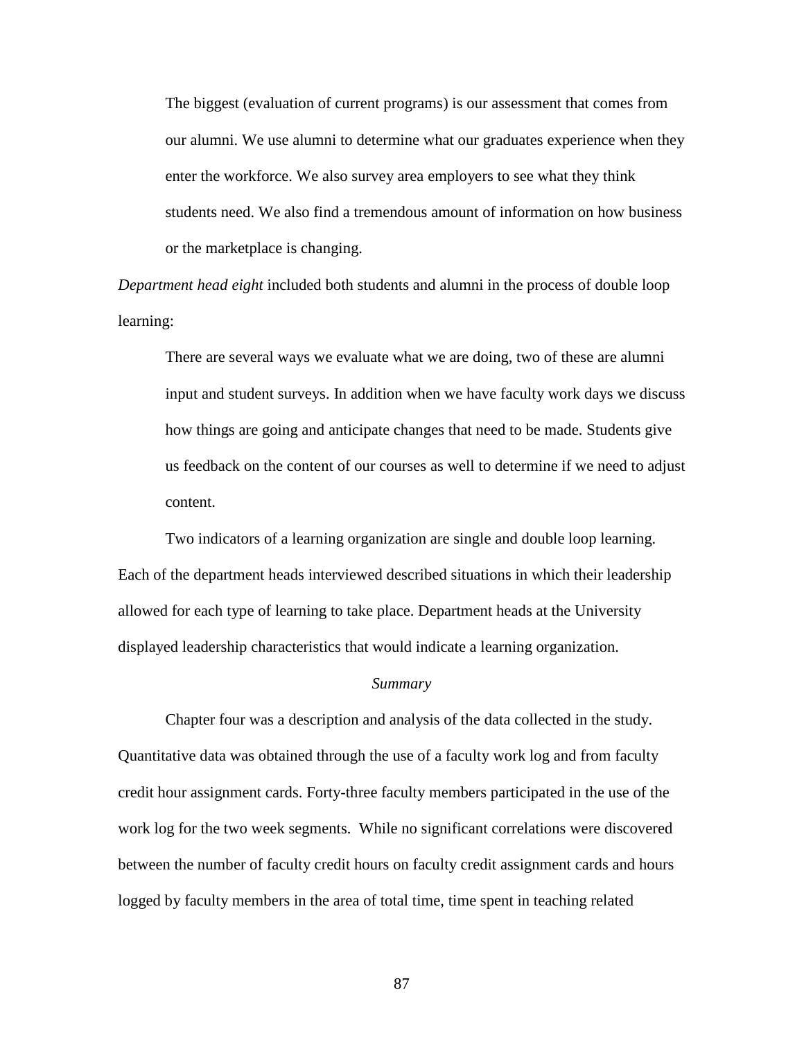> The biggest (evaluation of current programs) is our assessment that comes from our alumni. We use alumni to determine what our graduates experience when they enter the workforce. We also survey area employers to see what they think students need. We also find a tremendous amount of information on how business or the marketplace is changing.

*Department head eight* included both students and alumni in the process of double loop learning:

> There are several ways we evaluate what we are doing, two of these are alumni input and student surveys. In addition when we have faculty work days we discuss how things are going and anticipate changes that need to be made. Students give us feedback on the content of our courses as well to determine if we need to adjust content.

Two indicators of a learning organization are single and double loop learning. Each of the department heads interviewed described situations in which their leadership allowed for each type of learning to take place. Department heads at the University displayed leadership characteristics that would indicate a learning organization.

### *Summary*

Chapter four was a description and analysis of the data collected in the study. Quantitative data was obtained through the use of a faculty work log and from faculty credit hour assignment cards. Forty-three faculty members participated in the use of the work log for the two week segments. While no significant correlations were discovered between the number of faculty credit hours on faculty credit assignment cards and hours logged by faculty members in the area of total time, time spent in teaching related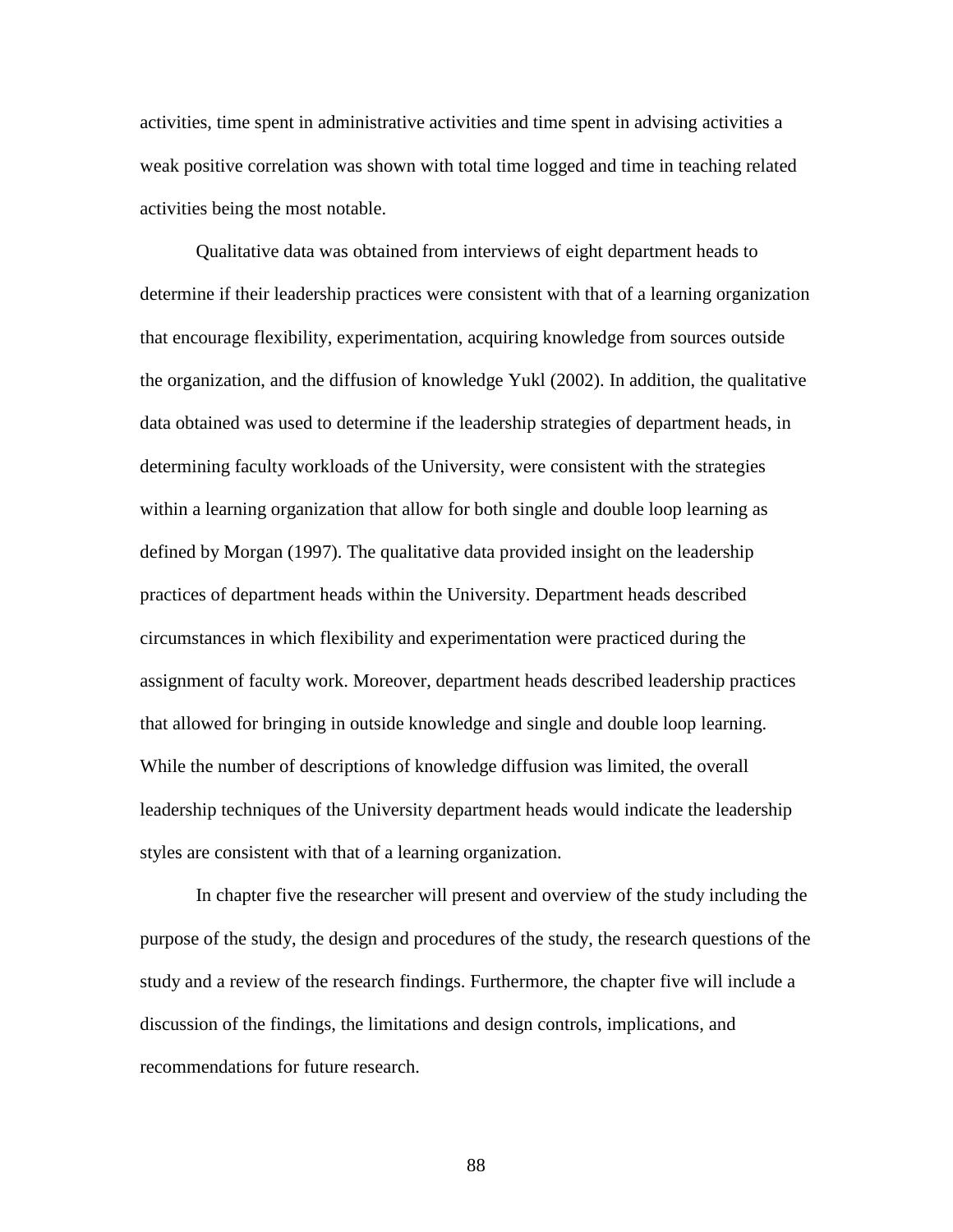activities, time spent in administrative activities and time spent in advising activities a weak positive correlation was shown with total time logged and time in teaching related activities being the most notable.

Qualitative data was obtained from interviews of eight department heads to determine if their leadership practices were consistent with that of a learning organization that encourage flexibility, experimentation, acquiring knowledge from sources outside the organization, and the diffusion of knowledge Yukl (2002). In addition, the qualitative data obtained was used to determine if the leadership strategies of department heads, in determining faculty workloads of the University, were consistent with the strategies within a learning organization that allow for both single and double loop learning as defined by Morgan (1997). The qualitative data provided insight on the leadership practices of department heads within the University. Department heads described circumstances in which flexibility and experimentation were practiced during the assignment of faculty work. Moreover, department heads described leadership practices that allowed for bringing in outside knowledge and single and double loop learning. While the number of descriptions of knowledge diffusion was limited, the overall leadership techniques of the University department heads would indicate the leadership styles are consistent with that of a learning organization.

In chapter five the researcher will present and overview of the study including the purpose of the study, the design and procedures of the study, the research questions of the study and a review of the research findings. Furthermore, the chapter five will include a discussion of the findings, the limitations and design controls, implications, and recommendations for future research.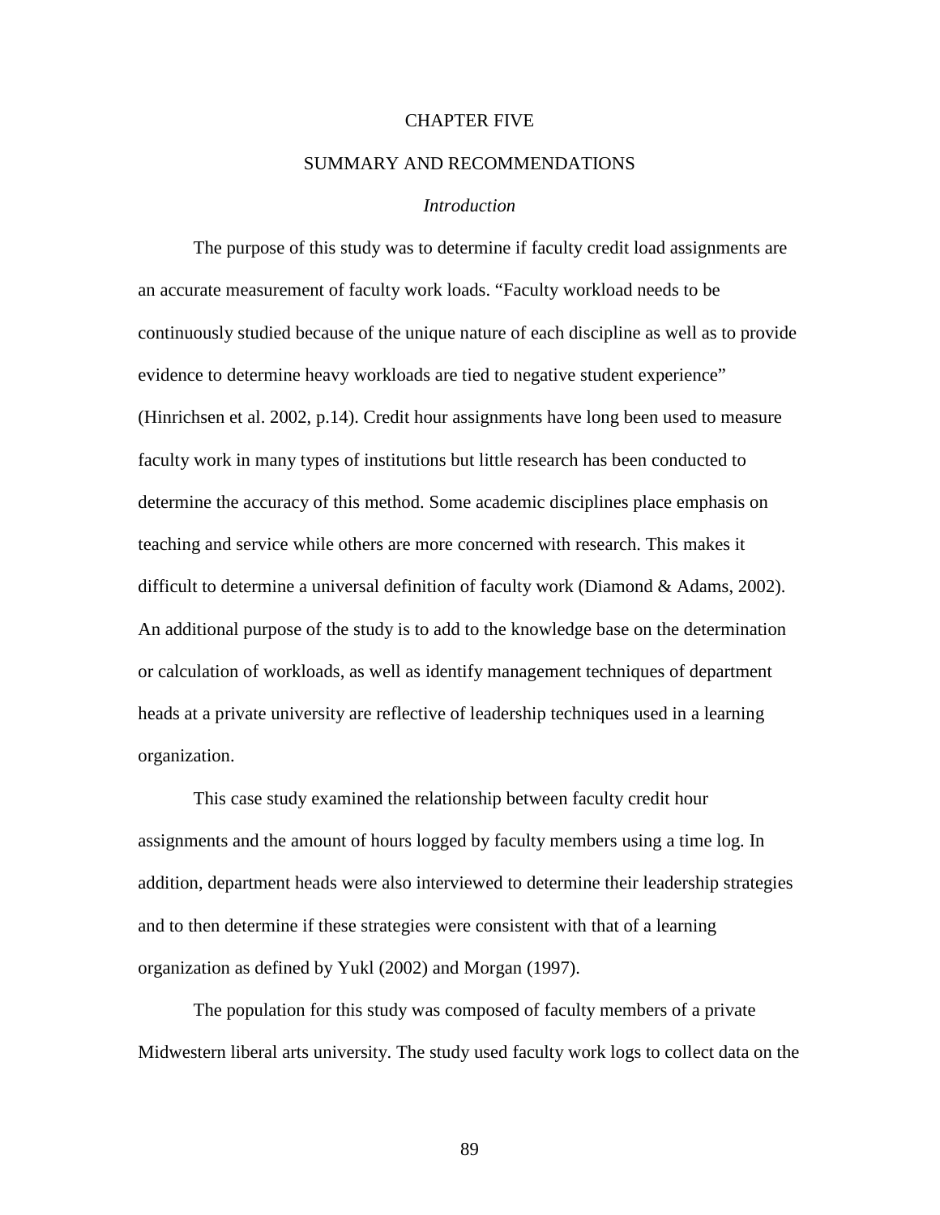# CHAPTER FIVE

## SUMMARY AND RECOMMENDATIONS

### *Introduction*

The purpose of this study was to determine if faculty credit load assignments are an accurate measurement of faculty work loads. "Faculty workload needs to be continuously studied because of the unique nature of each discipline as well as to provide evidence to determine heavy workloads are tied to negative student experience" (Hinrichsen et al. 2002, p.14). Credit hour assignments have long been used to measure faculty work in many types of institutions but little research has been conducted to determine the accuracy of this method. Some academic disciplines place emphasis on teaching and service while others are more concerned with research. This makes it difficult to determine a universal definition of faculty work (Diamond & Adams, 2002). An additional purpose of the study is to add to the knowledge base on the determination or calculation of workloads, as well as identify management techniques of department heads at a private university are reflective of leadership techniques used in a learning organization.

This case study examined the relationship between faculty credit hour assignments and the amount of hours logged by faculty members using a time log. In addition, department heads were also interviewed to determine their leadership strategies and to then determine if these strategies were consistent with that of a learning organization as defined by Yukl (2002) and Morgan (1997).

The population for this study was composed of faculty members of a private Midwestern liberal arts university. The study used faculty work logs to collect data on the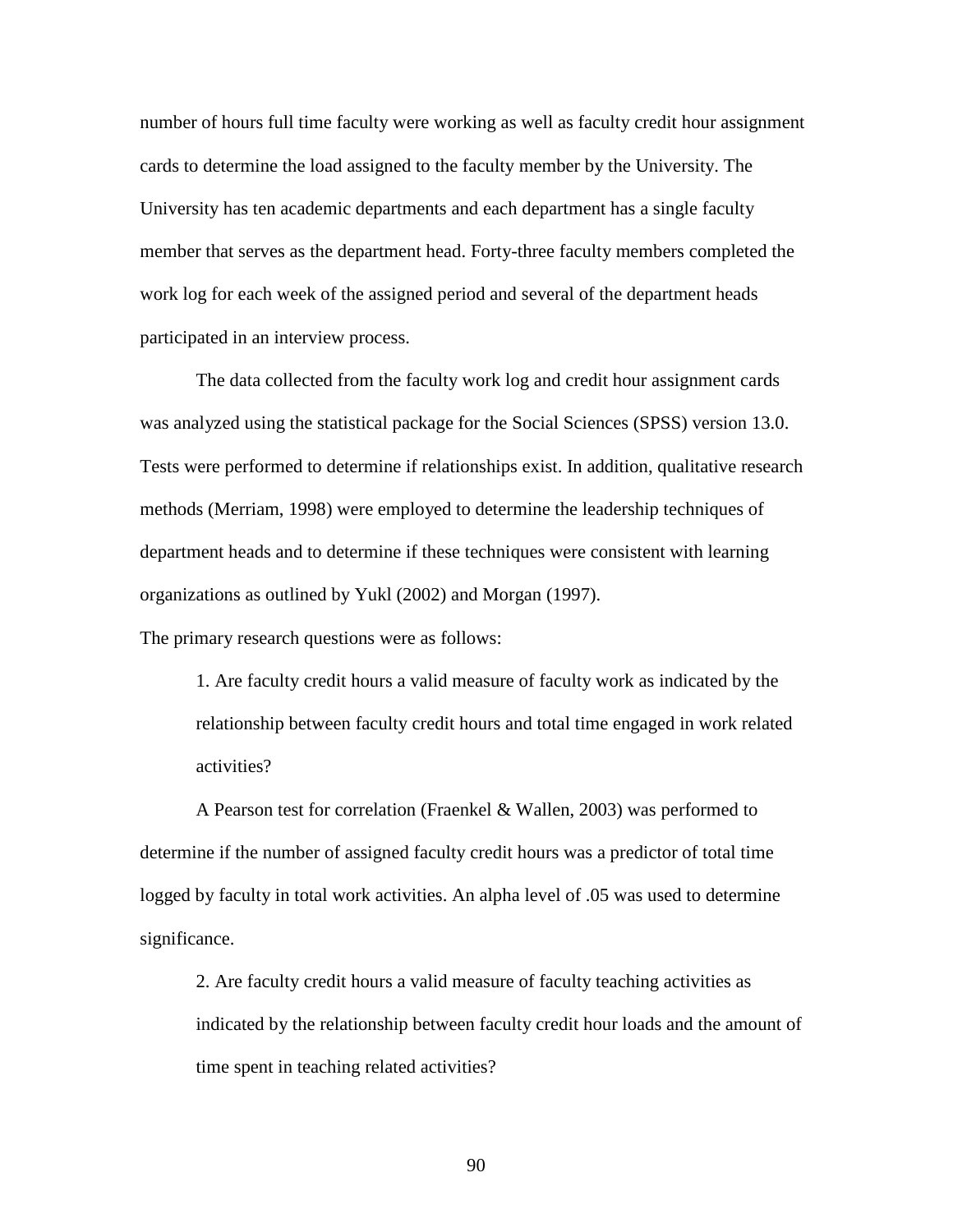number of hours full time faculty were working as well as faculty credit hour assignment cards to determine the load assigned to the faculty member by the University. The University has ten academic departments and each department has a single faculty member that serves as the department head. Forty-three faculty members completed the work log for each week of the assigned period and several of the department heads participated in an interview process.

The data collected from the faculty work log and credit hour assignment cards was analyzed using the statistical package for the Social Sciences (SPSS) version 13.0. Tests were performed to determine if relationships exist. In addition, qualitative research methods (Merriam, 1998) were employed to determine the leadership techniques of department heads and to determine if these techniques were consistent with learning organizations as outlined by Yukl (2002) and Morgan (1997).

The primary research questions were as follows:

> 1. Are faculty credit hours a valid measure of faculty work as indicated by the relationship between faculty credit hours and total time engaged in work related activities?

A Pearson test for correlation (Fraenkel & Wallen, 2003) was performed to determine if the number of assigned faculty credit hours was a predictor of total time logged by faculty in total work activities. An alpha level of .05 was used to determine significance.

> 2. Are faculty credit hours a valid measure of faculty teaching activities as indicated by the relationship between faculty credit hour loads and the amount of time spent in teaching related activities?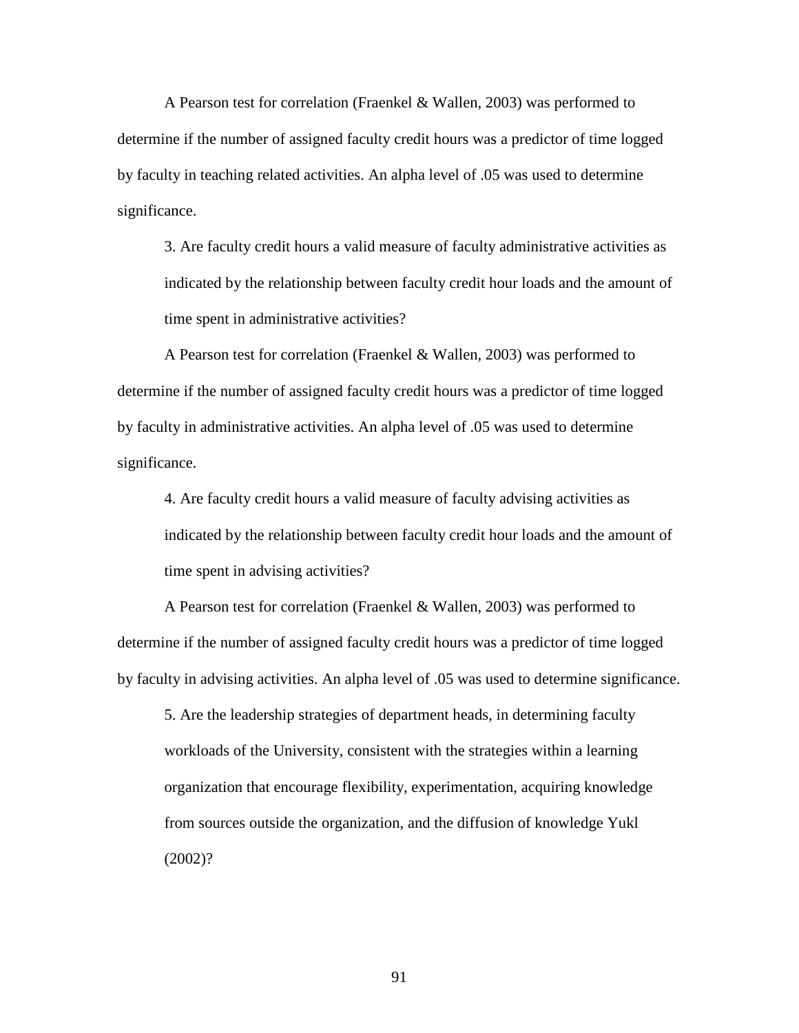A Pearson test for correlation (Fraenkel & Wallen, 2003) was performed to determine if the number of assigned faculty credit hours was a predictor of time logged by faculty in teaching related activities. An alpha level of .05 was used to determine significance.

> 3. Are faculty credit hours a valid measure of faculty administrative activities as indicated by the relationship between faculty credit hour loads and the amount of time spent in administrative activities?

A Pearson test for correlation (Fraenkel & Wallen, 2003) was performed to determine if the number of assigned faculty credit hours was a predictor of time logged by faculty in administrative activities. An alpha level of .05 was used to determine significance.

> 4. Are faculty credit hours a valid measure of faculty advising activities as indicated by the relationship between faculty credit hour loads and the amount of time spent in advising activities?

A Pearson test for correlation (Fraenkel & Wallen, 2003) was performed to determine if the number of assigned faculty credit hours was a predictor of time logged by faculty in advising activities. An alpha level of .05 was used to determine significance.

> 5. Are the leadership strategies of department heads, in determining faculty workloads of the University, consistent with the strategies within a learning organization that encourage flexibility, experimentation, acquiring knowledge from sources outside the organization, and the diffusion of knowledge Yukl (2002)?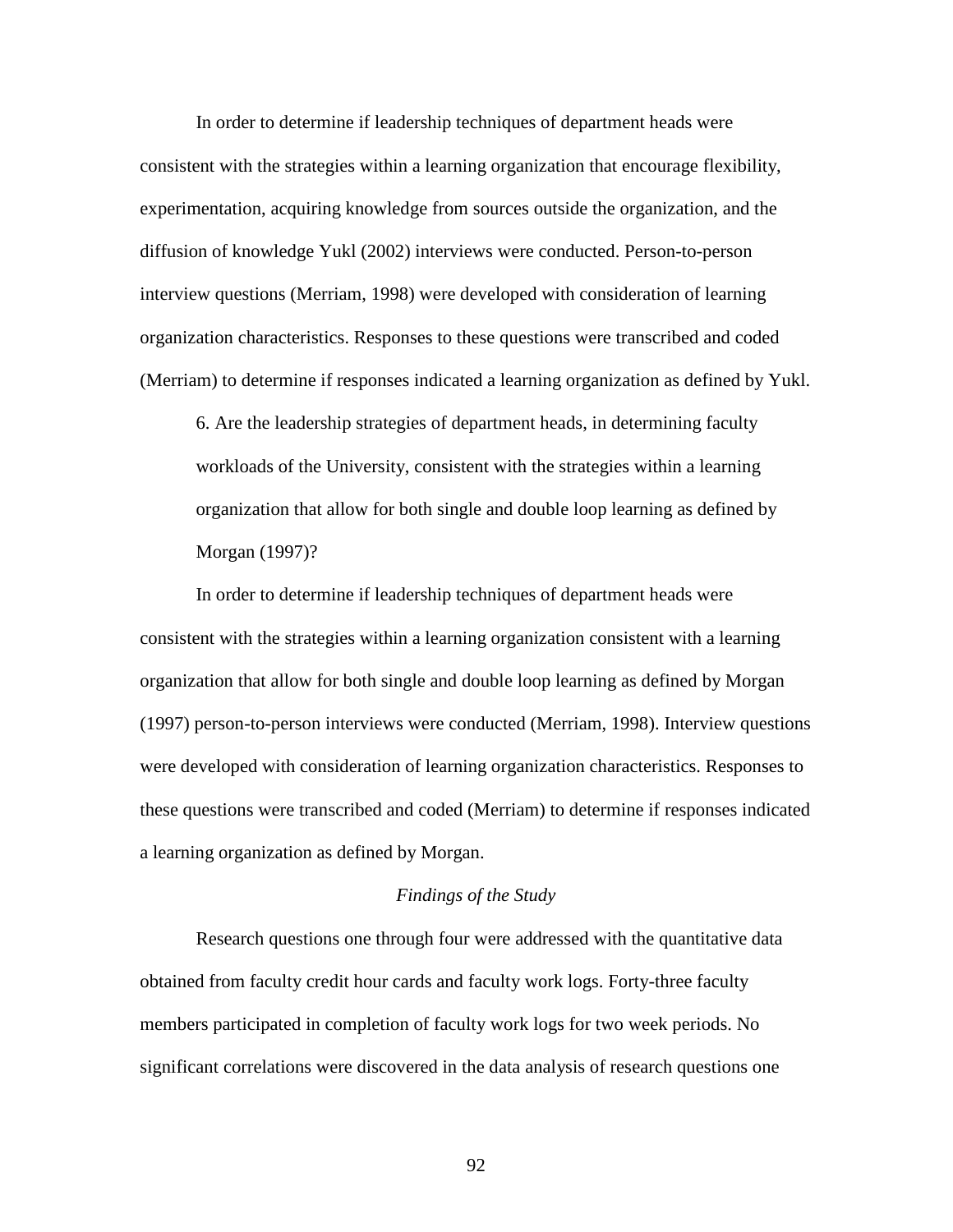In order to determine if leadership techniques of department heads were consistent with the strategies within a learning organization that encourage flexibility, experimentation, acquiring knowledge from sources outside the organization, and the diffusion of knowledge Yukl (2002) interviews were conducted. Person-to-person interview questions (Merriam, 1998) were developed with consideration of learning organization characteristics. Responses to these questions were transcribed and coded (Merriam) to determine if responses indicated a learning organization as defined by Yukl.

> 6. Are the leadership strategies of department heads, in determining faculty workloads of the University, consistent with the strategies within a learning organization that allow for both single and double loop learning as defined by Morgan (1997)?

In order to determine if leadership techniques of department heads were consistent with the strategies within a learning organization consistent with a learning organization that allow for both single and double loop learning as defined by Morgan (1997) person-to-person interviews were conducted (Merriam, 1998). Interview questions were developed with consideration of learning organization characteristics. Responses to these questions were transcribed and coded (Merriam) to determine if responses indicated a learning organization as defined by Morgan.

*Findings of the Study*

Research questions one through four were addressed with the quantitative data obtained from faculty credit hour cards and faculty work logs. Forty-three faculty members participated in completion of faculty work logs for two week periods. No significant correlations were discovered in the data analysis of research questions one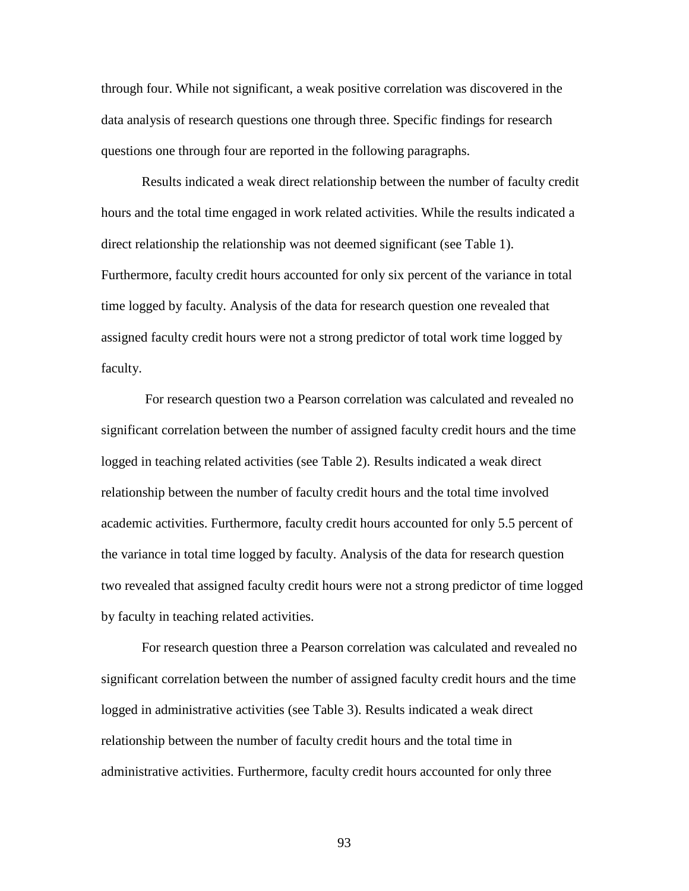through four. While not significant, a weak positive correlation was discovered in the data analysis of research questions one through three. Specific findings for research questions one through four are reported in the following paragraphs.

Results indicated a weak direct relationship between the number of faculty credit hours and the total time engaged in work related activities. While the results indicated a direct relationship the relationship was not deemed significant (see Table 1). Furthermore, faculty credit hours accounted for only six percent of the variance in total time logged by faculty. Analysis of the data for research question one revealed that assigned faculty credit hours were not a strong predictor of total work time logged by faculty.

For research question two a Pearson correlation was calculated and revealed no significant correlation between the number of assigned faculty credit hours and the time logged in teaching related activities (see Table 2). Results indicated a weak direct relationship between the number of faculty credit hours and the total time involved academic activities. Furthermore, faculty credit hours accounted for only 5.5 percent of the variance in total time logged by faculty. Analysis of the data for research question two revealed that assigned faculty credit hours were not a strong predictor of time logged by faculty in teaching related activities.

For research question three a Pearson correlation was calculated and revealed no significant correlation between the number of assigned faculty credit hours and the time logged in administrative activities (see Table 3). Results indicated a weak direct relationship between the number of faculty credit hours and the total time in administrative activities. Furthermore, faculty credit hours accounted for only three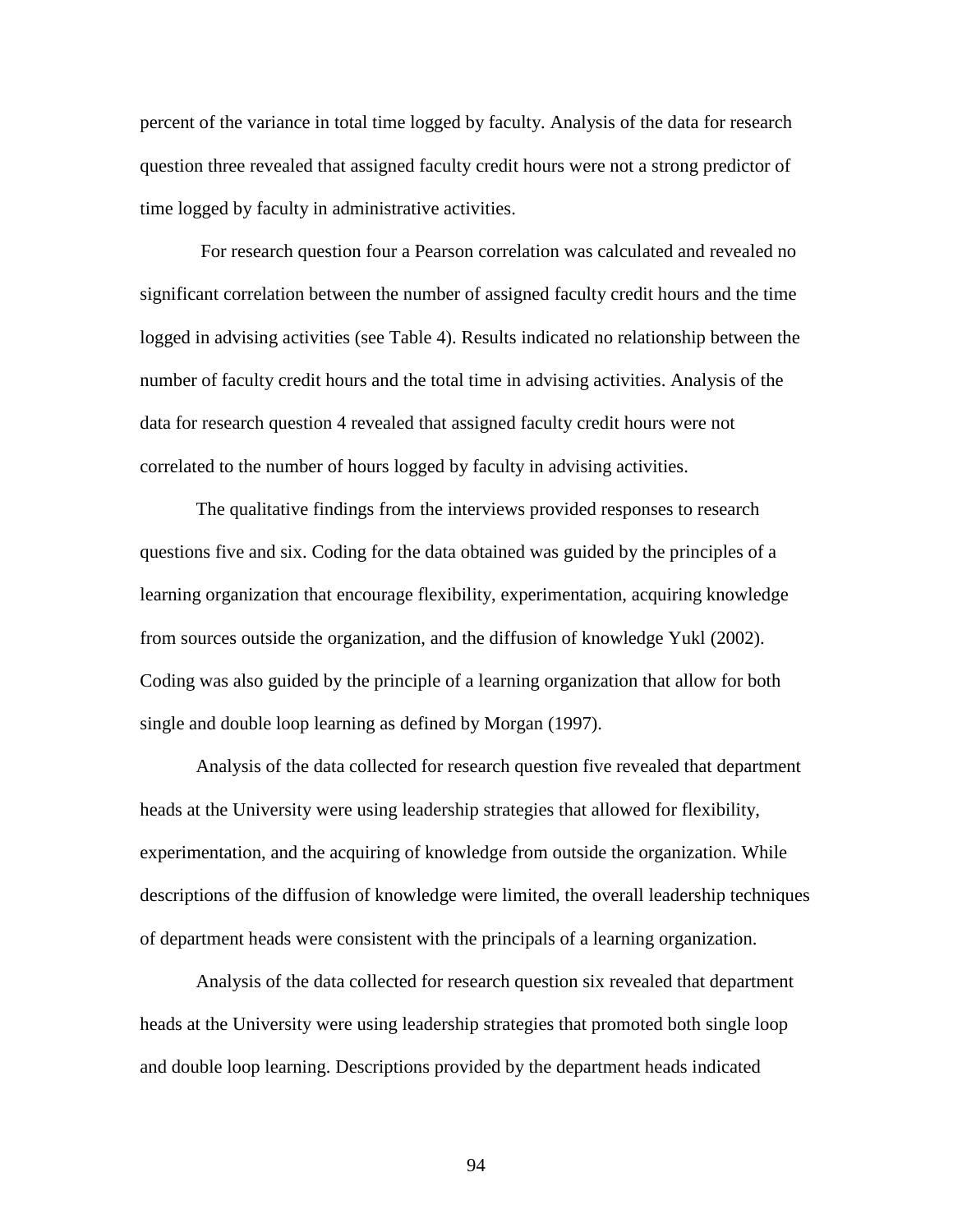percent of the variance in total time logged by faculty. Analysis of the data for research question three revealed that assigned faculty credit hours were not a strong predictor of time logged by faculty in administrative activities.

For research question four a Pearson correlation was calculated and revealed no significant correlation between the number of assigned faculty credit hours and the time logged in advising activities (see Table 4). Results indicated no relationship between the number of faculty credit hours and the total time in advising activities. Analysis of the data for research question 4 revealed that assigned faculty credit hours were not correlated to the number of hours logged by faculty in advising activities.

The qualitative findings from the interviews provided responses to research questions five and six. Coding for the data obtained was guided by the principles of a learning organization that encourage flexibility, experimentation, acquiring knowledge from sources outside the organization, and the diffusion of knowledge Yukl (2002). Coding was also guided by the principle of a learning organization that allow for both single and double loop learning as defined by Morgan (1997).

Analysis of the data collected for research question five revealed that department heads at the University were using leadership strategies that allowed for flexibility, experimentation, and the acquiring of knowledge from outside the organization. While descriptions of the diffusion of knowledge were limited, the overall leadership techniques of department heads were consistent with the principals of a learning organization.

Analysis of the data collected for research question six revealed that department heads at the University were using leadership strategies that promoted both single loop and double loop learning. Descriptions provided by the department heads indicated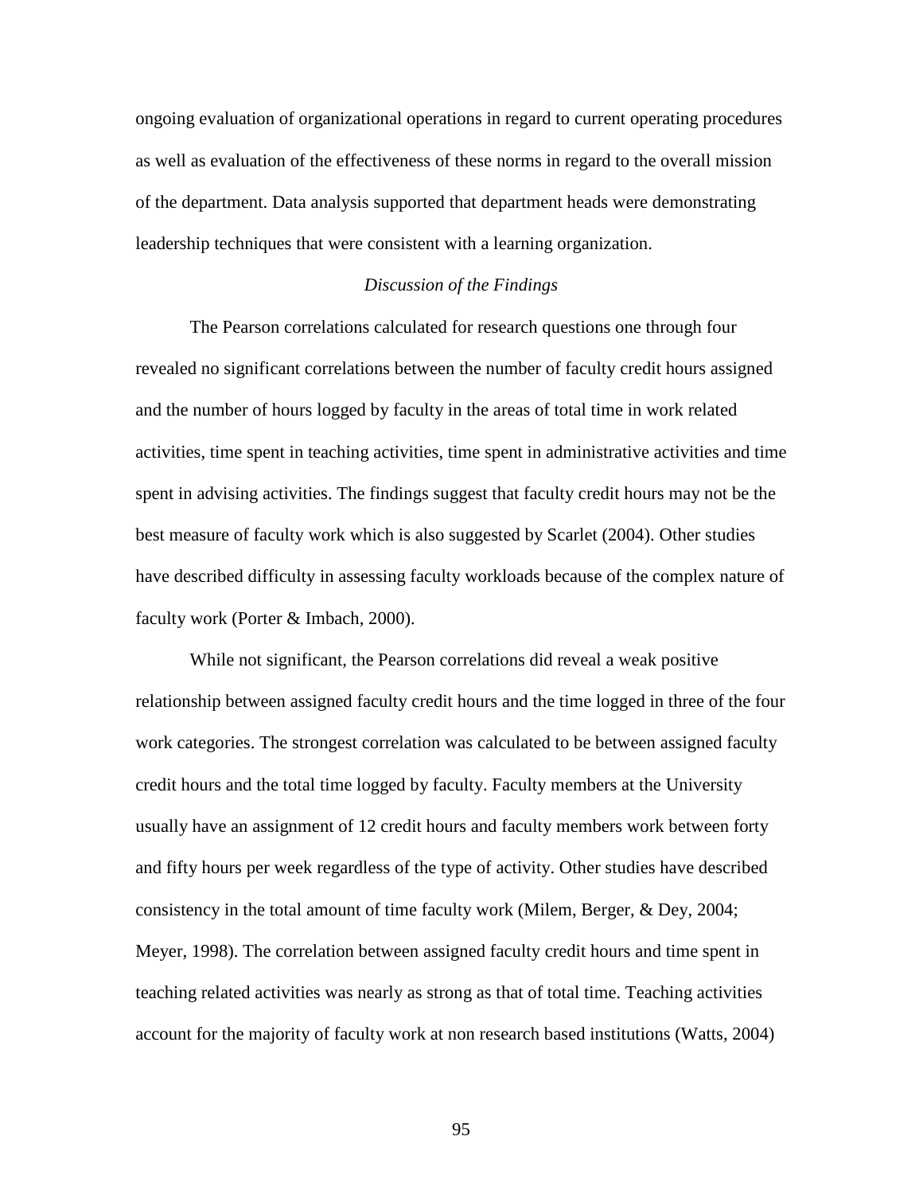ongoing evaluation of organizational operations in regard to current operating procedures as well as evaluation of the effectiveness of these norms in regard to the overall mission of the department. Data analysis supported that department heads were demonstrating leadership techniques that were consistent with a learning organization.

### *Discussion of the Findings*

The Pearson correlations calculated for research questions one through four revealed no significant correlations between the number of faculty credit hours assigned and the number of hours logged by faculty in the areas of total time in work related activities, time spent in teaching activities, time spent in administrative activities and time spent in advising activities. The findings suggest that faculty credit hours may not be the best measure of faculty work which is also suggested by Scarlet (2004). Other studies have described difficulty in assessing faculty workloads because of the complex nature of faculty work (Porter & Imbach, 2000).

While not significant, the Pearson correlations did reveal a weak positive relationship between assigned faculty credit hours and the time logged in three of the four work categories. The strongest correlation was calculated to be between assigned faculty credit hours and the total time logged by faculty. Faculty members at the University usually have an assignment of 12 credit hours and faculty members work between forty and fifty hours per week regardless of the type of activity. Other studies have described consistency in the total amount of time faculty work (Milem, Berger, & Dey, 2004; Meyer, 1998). The correlation between assigned faculty credit hours and time spent in teaching related activities was nearly as strong as that of total time. Teaching activities account for the majority of faculty work at non research based institutions (Watts, 2004)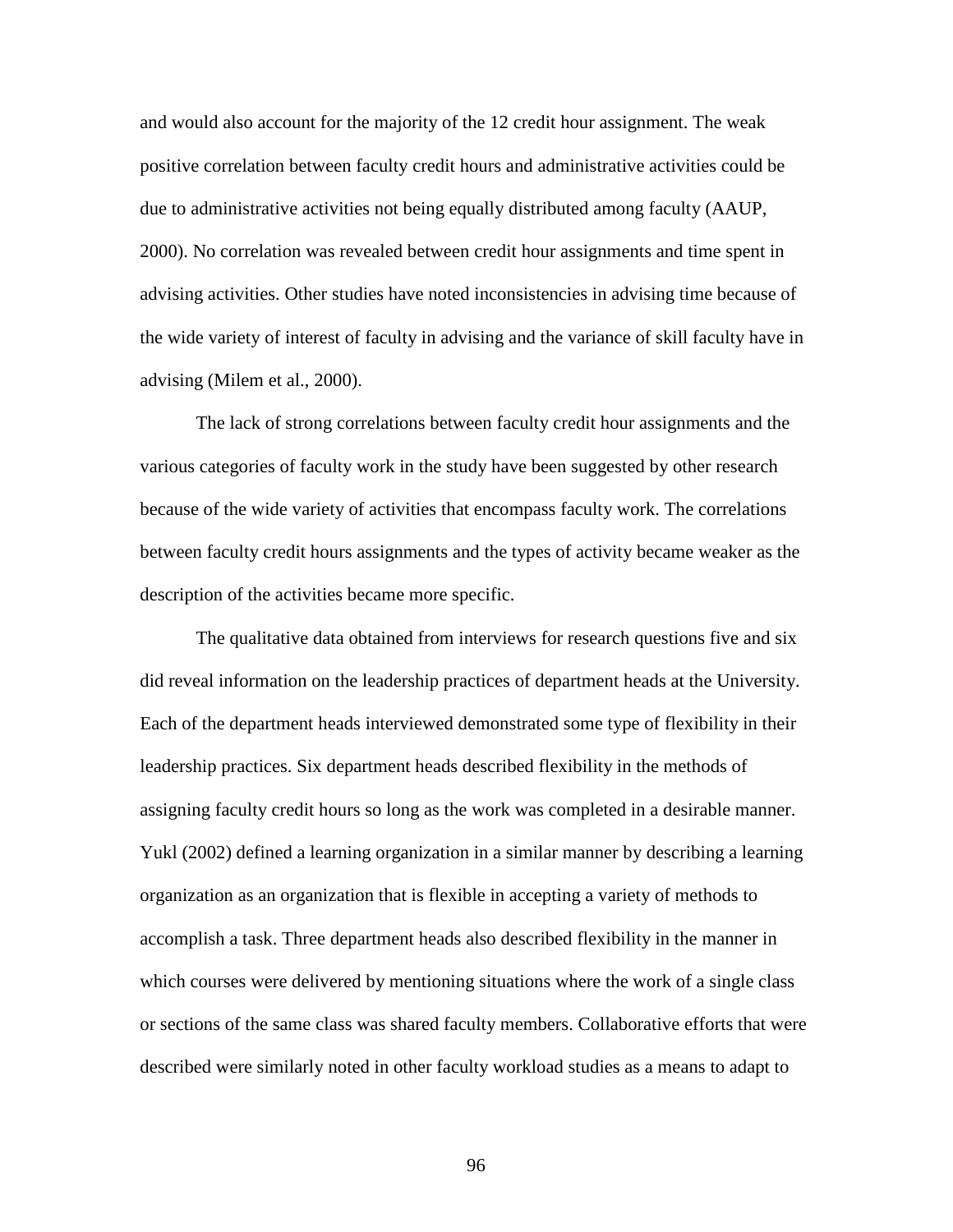and would also account for the majority of the 12 credit hour assignment. The weak positive correlation between faculty credit hours and administrative activities could be due to administrative activities not being equally distributed among faculty (AAUP, 2000). No correlation was revealed between credit hour assignments and time spent in advising activities. Other studies have noted inconsistencies in advising time because of the wide variety of interest of faculty in advising and the variance of skill faculty have in advising (Milem et al., 2000).

The lack of strong correlations between faculty credit hour assignments and the various categories of faculty work in the study have been suggested by other research because of the wide variety of activities that encompass faculty work. The correlations between faculty credit hours assignments and the types of activity became weaker as the description of the activities became more specific.

The qualitative data obtained from interviews for research questions five and six did reveal information on the leadership practices of department heads at the University. Each of the department heads interviewed demonstrated some type of flexibility in their leadership practices. Six department heads described flexibility in the methods of assigning faculty credit hours so long as the work was completed in a desirable manner. Yukl (2002) defined a learning organization in a similar manner by describing a learning organization as an organization that is flexible in accepting a variety of methods to accomplish a task. Three department heads also described flexibility in the manner in which courses were delivered by mentioning situations where the work of a single class or sections of the same class was shared faculty members. Collaborative efforts that were described were similarly noted in other faculty workload studies as a means to adapt to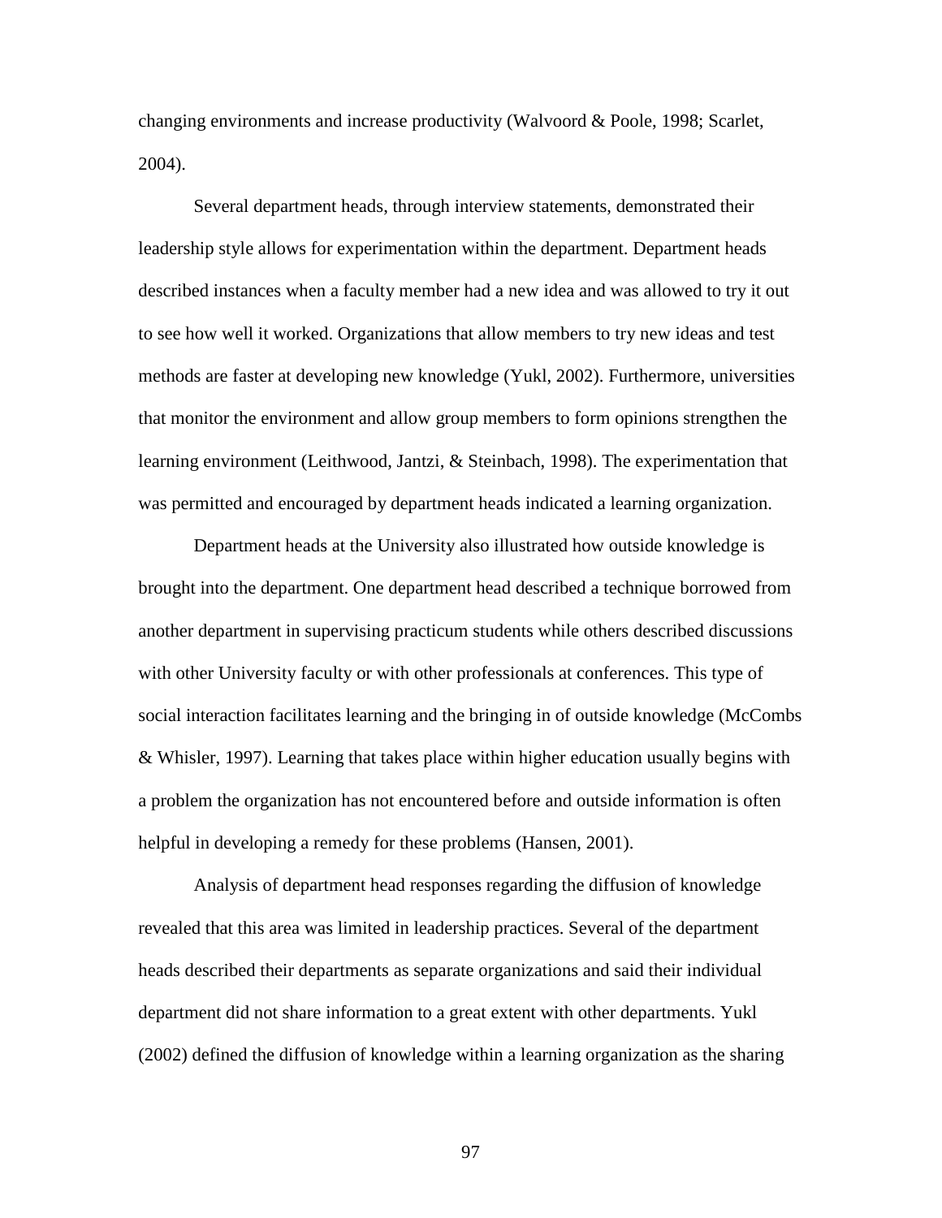changing environments and increase productivity (Walvoord & Poole, 1998; Scarlet, 2004).

Several department heads, through interview statements, demonstrated their leadership style allows for experimentation within the department. Department heads described instances when a faculty member had a new idea and was allowed to try it out to see how well it worked. Organizations that allow members to try new ideas and test methods are faster at developing new knowledge (Yukl, 2002). Furthermore, universities that monitor the environment and allow group members to form opinions strengthen the learning environment (Leithwood, Jantzi, & Steinbach, 1998). The experimentation that was permitted and encouraged by department heads indicated a learning organization.

Department heads at the University also illustrated how outside knowledge is brought into the department. One department head described a technique borrowed from another department in supervising practicum students while others described discussions with other University faculty or with other professionals at conferences. This type of social interaction facilitates learning and the bringing in of outside knowledge (McCombs & Whisler, 1997). Learning that takes place within higher education usually begins with a problem the organization has not encountered before and outside information is often helpful in developing a remedy for these problems (Hansen, 2001).

Analysis of department head responses regarding the diffusion of knowledge revealed that this area was limited in leadership practices. Several of the department heads described their departments as separate organizations and said their individual department did not share information to a great extent with other departments. Yukl (2002) defined the diffusion of knowledge within a learning organization as the sharing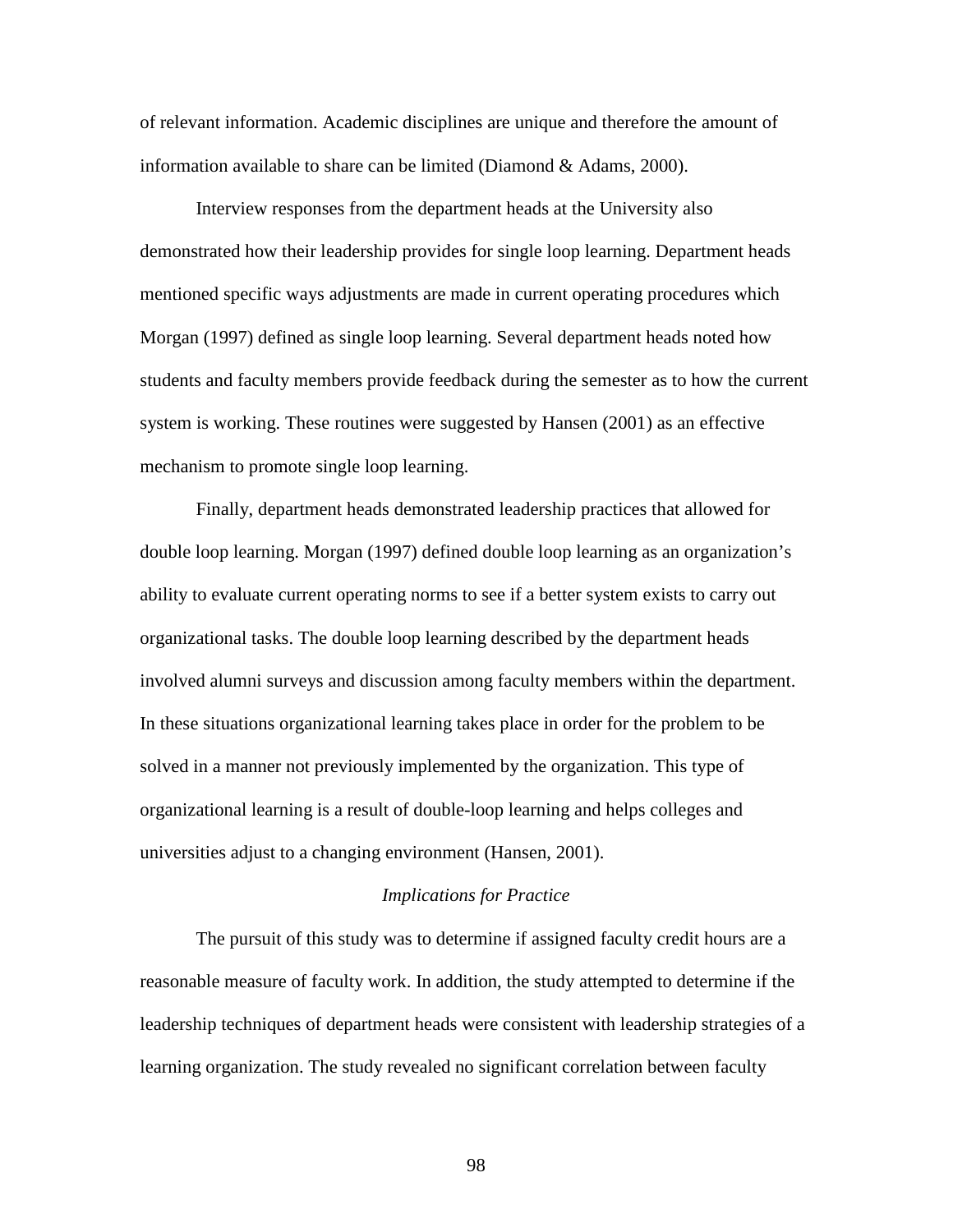of relevant information. Academic disciplines are unique and therefore the amount of information available to share can be limited (Diamond & Adams, 2000).

Interview responses from the department heads at the University also demonstrated how their leadership provides for single loop learning. Department heads mentioned specific ways adjustments are made in current operating procedures which Morgan (1997) defined as single loop learning. Several department heads noted how students and faculty members provide feedback during the semester as to how the current system is working. These routines were suggested by Hansen (2001) as an effective mechanism to promote single loop learning.

Finally, department heads demonstrated leadership practices that allowed for double loop learning. Morgan (1997) defined double loop learning as an organization's ability to evaluate current operating norms to see if a better system exists to carry out organizational tasks. The double loop learning described by the department heads involved alumni surveys and discussion among faculty members within the department. In these situations organizational learning takes place in order for the problem to be solved in a manner not previously implemented by the organization. This type of organizational learning is a result of double-loop learning and helps colleges and universities adjust to a changing environment (Hansen, 2001).

### *Implications for Practice*

The pursuit of this study was to determine if assigned faculty credit hours are a reasonable measure of faculty work. In addition, the study attempted to determine if the leadership techniques of department heads were consistent with leadership strategies of a learning organization. The study revealed no significant correlation between faculty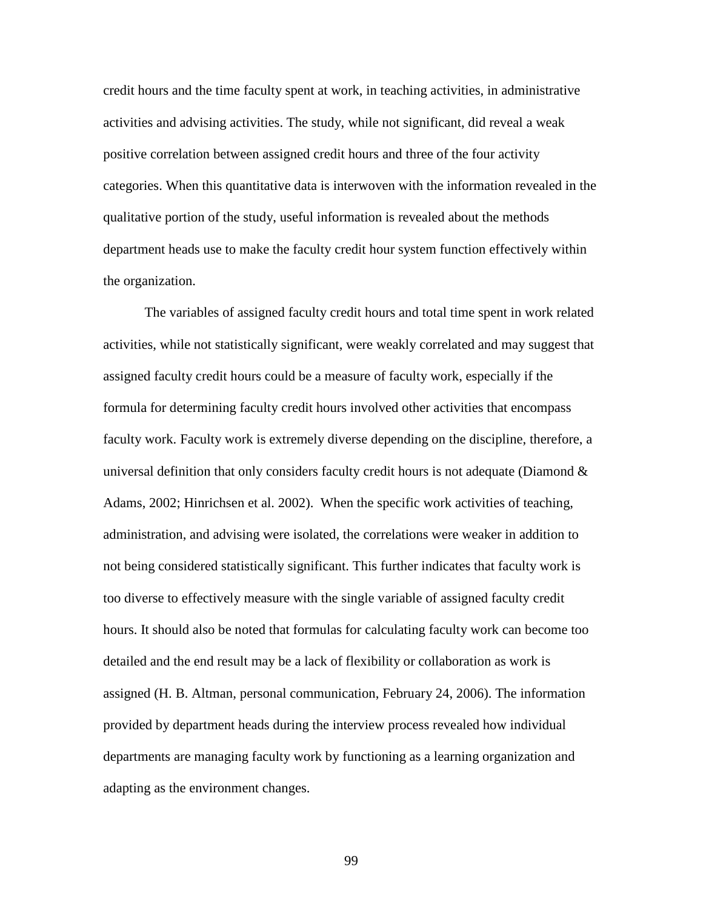credit hours and the time faculty spent at work, in teaching activities, in administrative activities and advising activities. The study, while not significant, did reveal a weak positive correlation between assigned credit hours and three of the four activity categories. When this quantitative data is interwoven with the information revealed in the qualitative portion of the study, useful information is revealed about the methods department heads use to make the faculty credit hour system function effectively within the organization.

The variables of assigned faculty credit hours and total time spent in work related activities, while not statistically significant, were weakly correlated and may suggest that assigned faculty credit hours could be a measure of faculty work, especially if the formula for determining faculty credit hours involved other activities that encompass faculty work. Faculty work is extremely diverse depending on the discipline, therefore, a universal definition that only considers faculty credit hours is not adequate (Diamond & Adams, 2002; Hinrichsen et al. 2002). When the specific work activities of teaching, administration, and advising were isolated, the correlations were weaker in addition to not being considered statistically significant. This further indicates that faculty work is too diverse to effectively measure with the single variable of assigned faculty credit hours. It should also be noted that formulas for calculating faculty work can become too detailed and the end result may be a lack of flexibility or collaboration as work is assigned (H. B. Altman, personal communication, February 24, 2006). The information provided by department heads during the interview process revealed how individual departments are managing faculty work by functioning as a learning organization and adapting as the environment changes.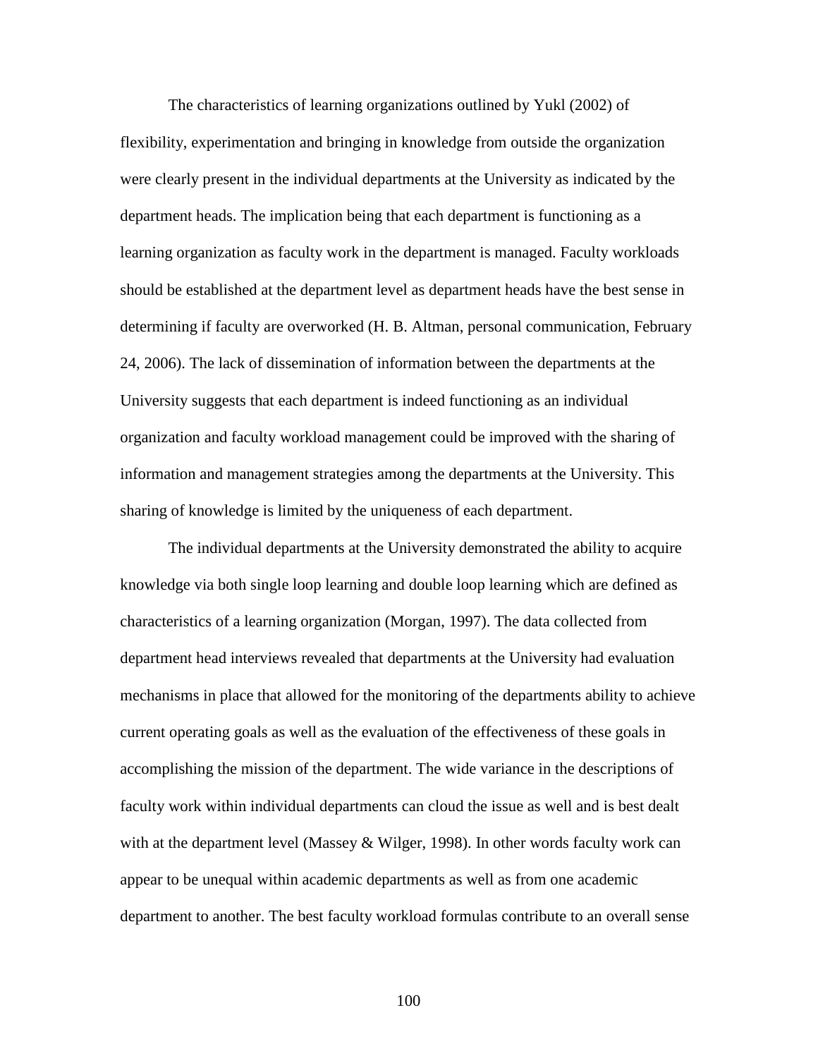The characteristics of learning organizations outlined by Yukl (2002) of flexibility, experimentation and bringing in knowledge from outside the organization were clearly present in the individual departments at the University as indicated by the department heads. The implication being that each department is functioning as a learning organization as faculty work in the department is managed. Faculty workloads should be established at the department level as department heads have the best sense in determining if faculty are overworked (H. B. Altman, personal communication, February 24, 2006). The lack of dissemination of information between the departments at the University suggests that each department is indeed functioning as an individual organization and faculty workload management could be improved with the sharing of information and management strategies among the departments at the University. This sharing of knowledge is limited by the uniqueness of each department.

The individual departments at the University demonstrated the ability to acquire knowledge via both single loop learning and double loop learning which are defined as characteristics of a learning organization (Morgan, 1997). The data collected from department head interviews revealed that departments at the University had evaluation mechanisms in place that allowed for the monitoring of the departments ability to achieve current operating goals as well as the evaluation of the effectiveness of these goals in accomplishing the mission of the department. The wide variance in the descriptions of faculty work within individual departments can cloud the issue as well and is best dealt with at the department level (Massey & Wilger, 1998). In other words faculty work can appear to be unequal within academic departments as well as from one academic department to another. The best faculty workload formulas contribute to an overall sense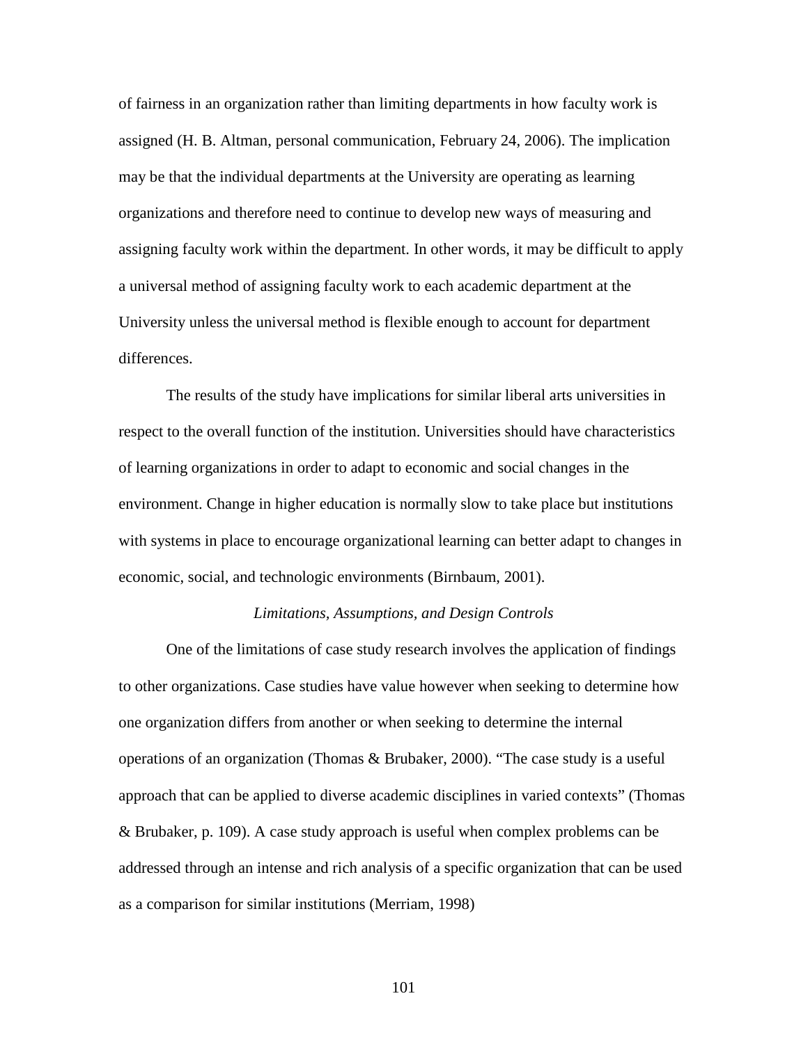of fairness in an organization rather than limiting departments in how faculty work is assigned (H. B. Altman, personal communication, February 24, 2006). The implication may be that the individual departments at the University are operating as learning organizations and therefore need to continue to develop new ways of measuring and assigning faculty work within the department. In other words, it may be difficult to apply a universal method of assigning faculty work to each academic department at the University unless the universal method is flexible enough to account for department differences.

The results of the study have implications for similar liberal arts universities in respect to the overall function of the institution. Universities should have characteristics of learning organizations in order to adapt to economic and social changes in the environment. Change in higher education is normally slow to take place but institutions with systems in place to encourage organizational learning can better adapt to changes in economic, social, and technologic environments (Birnbaum, 2001).

### *Limitations, Assumptions, and Design Controls*

One of the limitations of case study research involves the application of findings to other organizations. Case studies have value however when seeking to determine how one organization differs from another or when seeking to determine the internal operations of an organization (Thomas & Brubaker, 2000). "The case study is a useful approach that can be applied to diverse academic disciplines in varied contexts" (Thomas & Brubaker, p. 109). A case study approach is useful when complex problems can be addressed through an intense and rich analysis of a specific organization that can be used as a comparison for similar institutions (Merriam, 1998)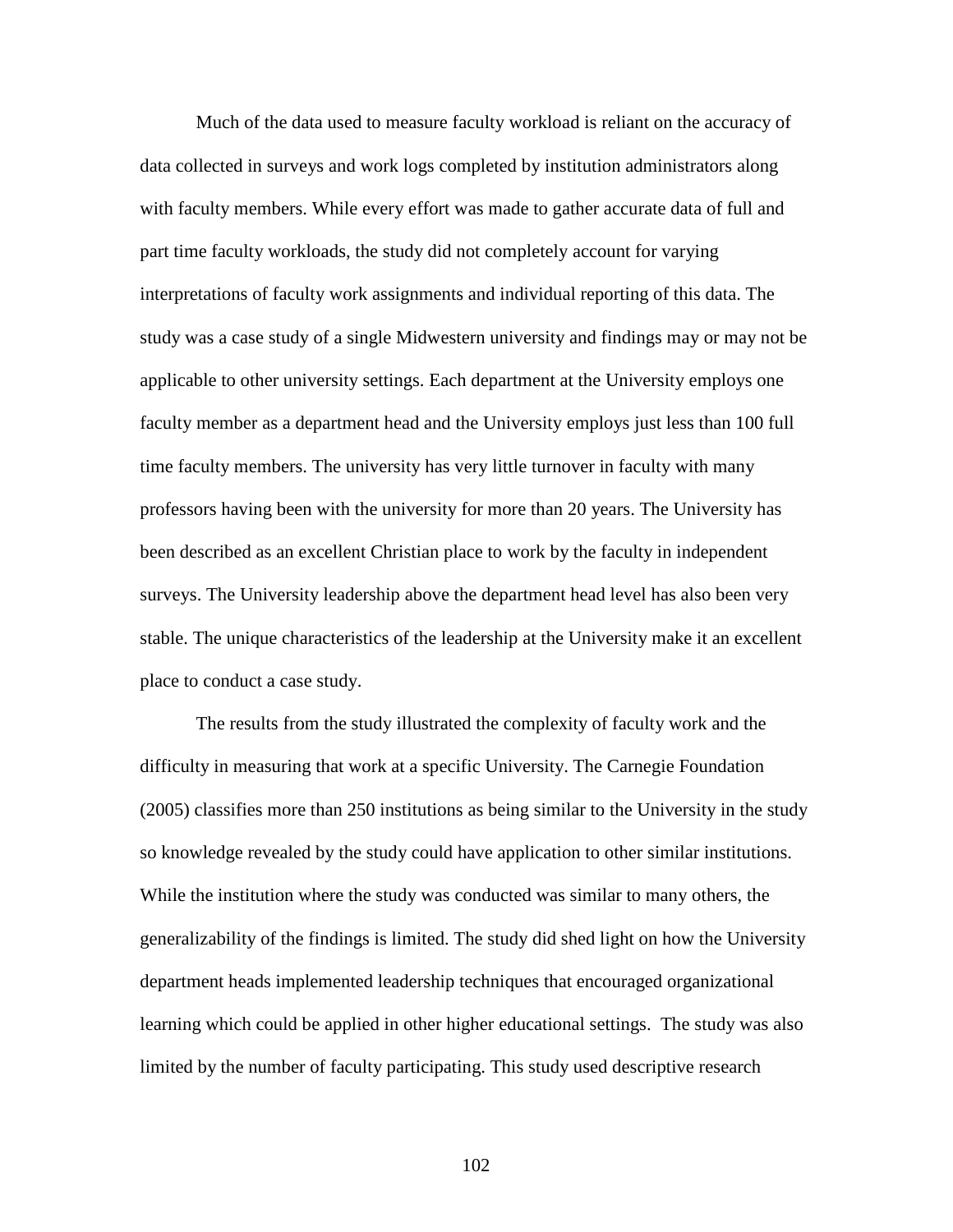Much of the data used to measure faculty workload is reliant on the accuracy of data collected in surveys and work logs completed by institution administrators along with faculty members. While every effort was made to gather accurate data of full and part time faculty workloads, the study did not completely account for varying interpretations of faculty work assignments and individual reporting of this data. The study was a case study of a single Midwestern university and findings may or may not be applicable to other university settings. Each department at the University employs one faculty member as a department head and the University employs just less than 100 full time faculty members. The university has very little turnover in faculty with many professors having been with the university for more than 20 years. The University has been described as an excellent Christian place to work by the faculty in independent surveys. The University leadership above the department head level has also been very stable. The unique characteristics of the leadership at the University make it an excellent place to conduct a case study.

The results from the study illustrated the complexity of faculty work and the difficulty in measuring that work at a specific University. The Carnegie Foundation (2005) classifies more than 250 institutions as being similar to the University in the study so knowledge revealed by the study could have application to other similar institutions. While the institution where the study was conducted was similar to many others, the generalizability of the findings is limited. The study did shed light on how the University department heads implemented leadership techniques that encouraged organizational learning which could be applied in other higher educational settings. The study was also limited by the number of faculty participating. This study used descriptive research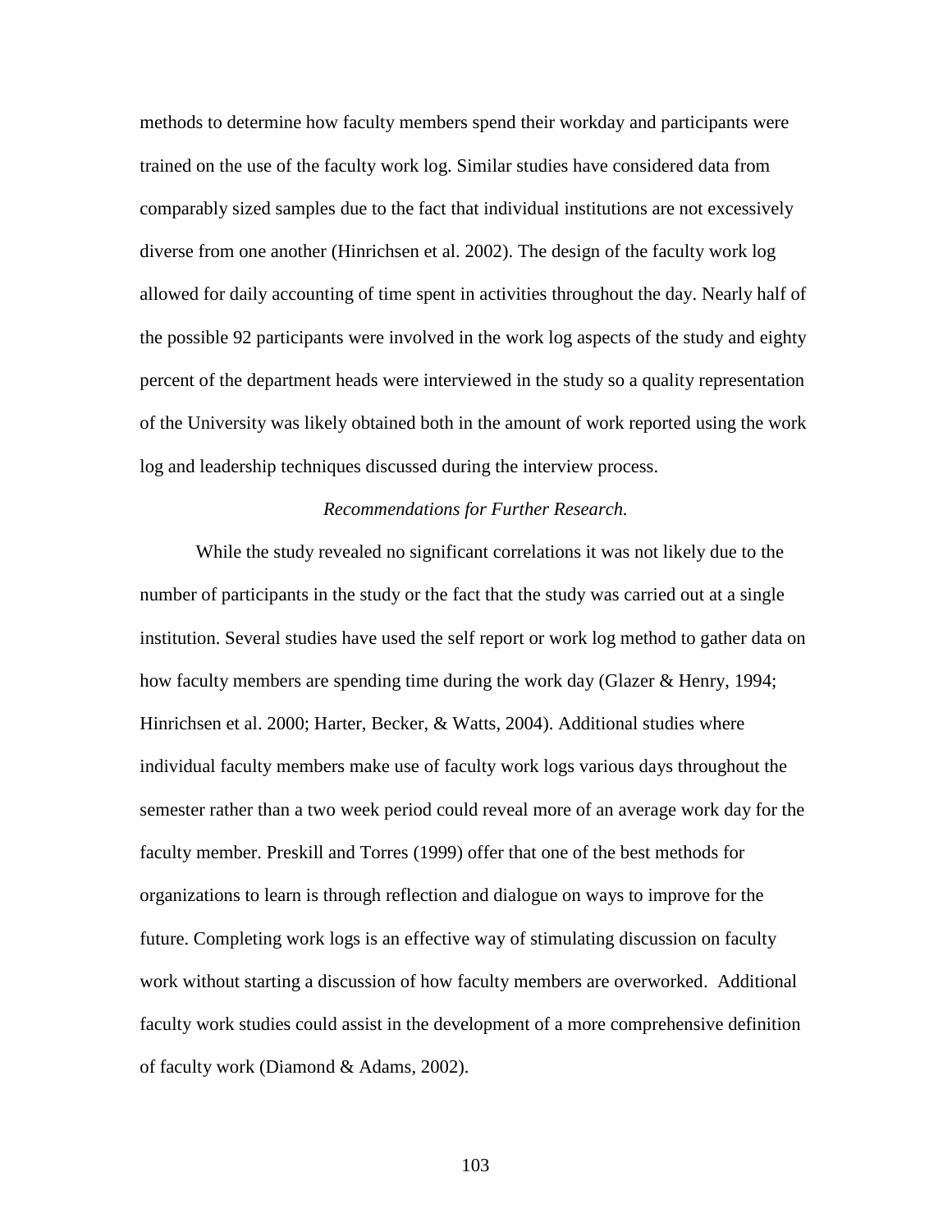methods to determine how faculty members spend their workday and participants were trained on the use of the faculty work log. Similar studies have considered data from comparably sized samples due to the fact that individual institutions are not excessively diverse from one another (Hinrichsen et al. 2002). The design of the faculty work log allowed for daily accounting of time spent in activities throughout the day. Nearly half of the possible 92 participants were involved in the work log aspects of the study and eighty percent of the department heads were interviewed in the study so a quality representation of the University was likely obtained both in the amount of work reported using the work log and leadership techniques discussed during the interview process.

*Recommendations for Further Research.*

While the study revealed no significant correlations it was not likely due to the number of participants in the study or the fact that the study was carried out at a single institution. Several studies have used the self report or work log method to gather data on how faculty members are spending time during the work day (Glazer & Henry, 1994; Hinrichsen et al. 2000; Harter, Becker, & Watts, 2004). Additional studies where individual faculty members make use of faculty work logs various days throughout the semester rather than a two week period could reveal more of an average work day for the faculty member. Preskill and Torres (1999) offer that one of the best methods for organizations to learn is through reflection and dialogue on ways to improve for the future. Completing work logs is an effective way of stimulating discussion on faculty work without starting a discussion of how faculty members are overworked. Additional faculty work studies could assist in the development of a more comprehensive definition of faculty work (Diamond & Adams, 2002).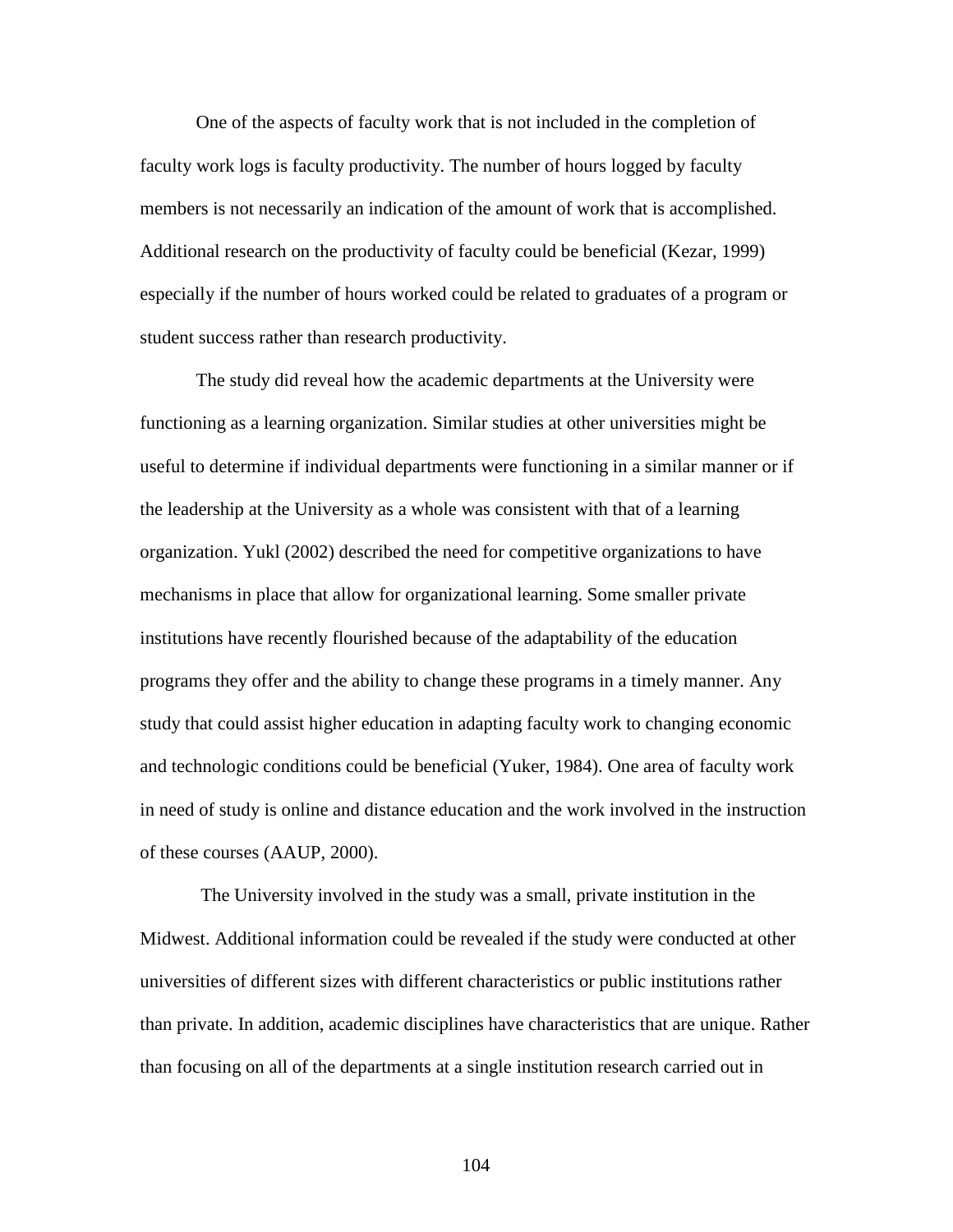One of the aspects of faculty work that is not included in the completion of faculty work logs is faculty productivity. The number of hours logged by faculty members is not necessarily an indication of the amount of work that is accomplished. Additional research on the productivity of faculty could be beneficial (Kezar, 1999) especially if the number of hours worked could be related to graduates of a program or student success rather than research productivity.

The study did reveal how the academic departments at the University were functioning as a learning organization. Similar studies at other universities might be useful to determine if individual departments were functioning in a similar manner or if the leadership at the University as a whole was consistent with that of a learning organization. Yukl (2002) described the need for competitive organizations to have mechanisms in place that allow for organizational learning. Some smaller private institutions have recently flourished because of the adaptability of the education programs they offer and the ability to change these programs in a timely manner. Any study that could assist higher education in adapting faculty work to changing economic and technologic conditions could be beneficial (Yuker, 1984). One area of faculty work in need of study is online and distance education and the work involved in the instruction of these courses (AAUP, 2000).

The University involved in the study was a small, private institution in the Midwest. Additional information could be revealed if the study were conducted at other universities of different sizes with different characteristics or public institutions rather than private. In addition, academic disciplines have characteristics that are unique. Rather than focusing on all of the departments at a single institution research carried out in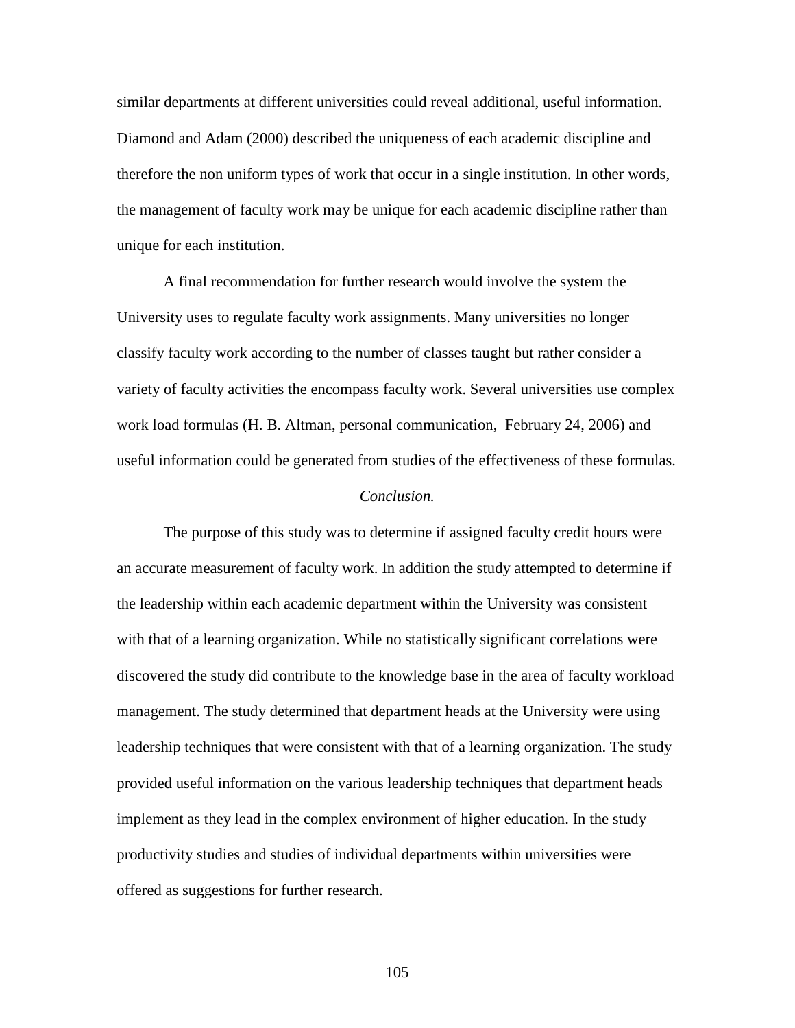similar departments at different universities could reveal additional, useful information. Diamond and Adam (2000) described the uniqueness of each academic discipline and therefore the non uniform types of work that occur in a single institution. In other words, the management of faculty work may be unique for each academic discipline rather than unique for each institution.

A final recommendation for further research would involve the system the University uses to regulate faculty work assignments. Many universities no longer classify faculty work according to the number of classes taught but rather consider a variety of faculty activities the encompass faculty work. Several universities use complex work load formulas (H. B. Altman, personal communication, February 24, 2006) and useful information could be generated from studies of the effectiveness of these formulas.

*Conclusion.*

The purpose of this study was to determine if assigned faculty credit hours were an accurate measurement of faculty work. In addition the study attempted to determine if the leadership within each academic department within the University was consistent with that of a learning organization. While no statistically significant correlations were discovered the study did contribute to the knowledge base in the area of faculty workload management. The study determined that department heads at the University were using leadership techniques that were consistent with that of a learning organization. The study provided useful information on the various leadership techniques that department heads implement as they lead in the complex environment of higher education. In the study productivity studies and studies of individual departments within universities were offered as suggestions for further research.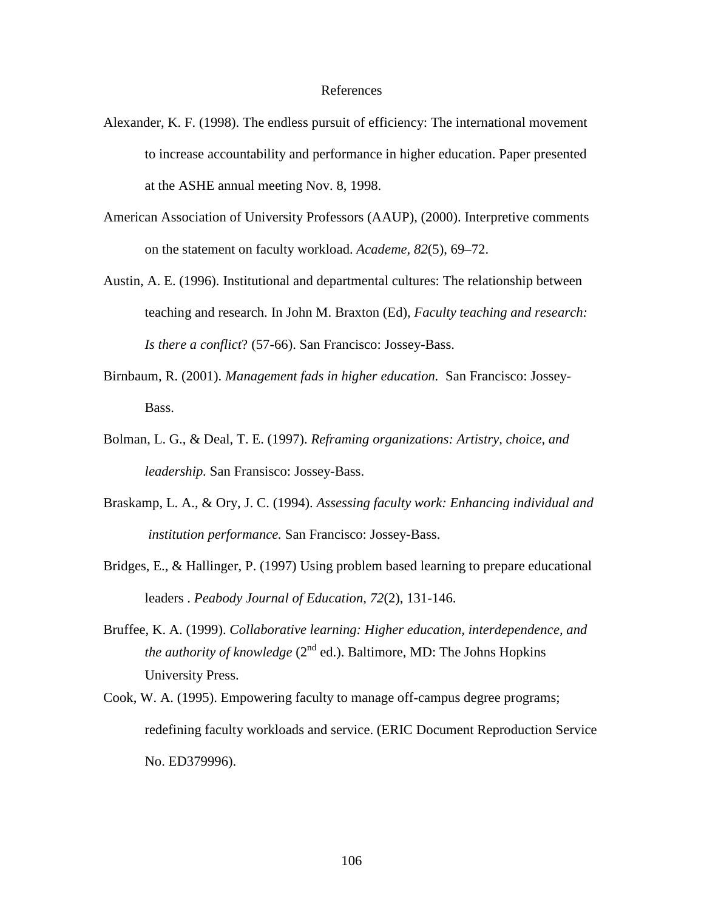# References

Alexander, K. F. (1998). The endless pursuit of efficiency: The international movement to increase accountability and performance in higher education. Paper presented at the ASHE annual meeting Nov. 8, 1998.

American Association of University Professors (AAUP), (2000). Interpretive comments on the statement on faculty workload. *Academe, 82*(5), 69–72.

Austin, A. E. (1996). Institutional and departmental cultures: The relationship between teaching and research. In John M. Braxton (Ed), *Faculty teaching and research: Is there a conflict*? (57-66). San Francisco: Jossey-Bass.

Birnbaum, R. (2001). *Management fads in higher education.* San Francisco: Jossey-Bass.

Bolman, L. G., & Deal, T. E. (1997). *Reframing organizations: Artistry, choice, and leadership.* San Fransisco: Jossey-Bass.

Braskamp, L. A., & Ory, J. C. (1994). *Assessing faculty work: Enhancing individual and institution performance.* San Francisco: Jossey-Bass.

Bridges, E., & Hallinger, P. (1997) Using problem based learning to prepare educational leaders . *Peabody Journal of Education, 72*(2), 131-146.

Bruffee, K. A. (1999). *Collaborative learning: Higher education, interdependence, and the authority of knowledge* (2nd ed.). Baltimore, MD: The Johns Hopkins University Press.

Cook, W. A. (1995). Empowering faculty to manage off-campus degree programs; redefining faculty workloads and service. (ERIC Document Reproduction Service No. ED379996).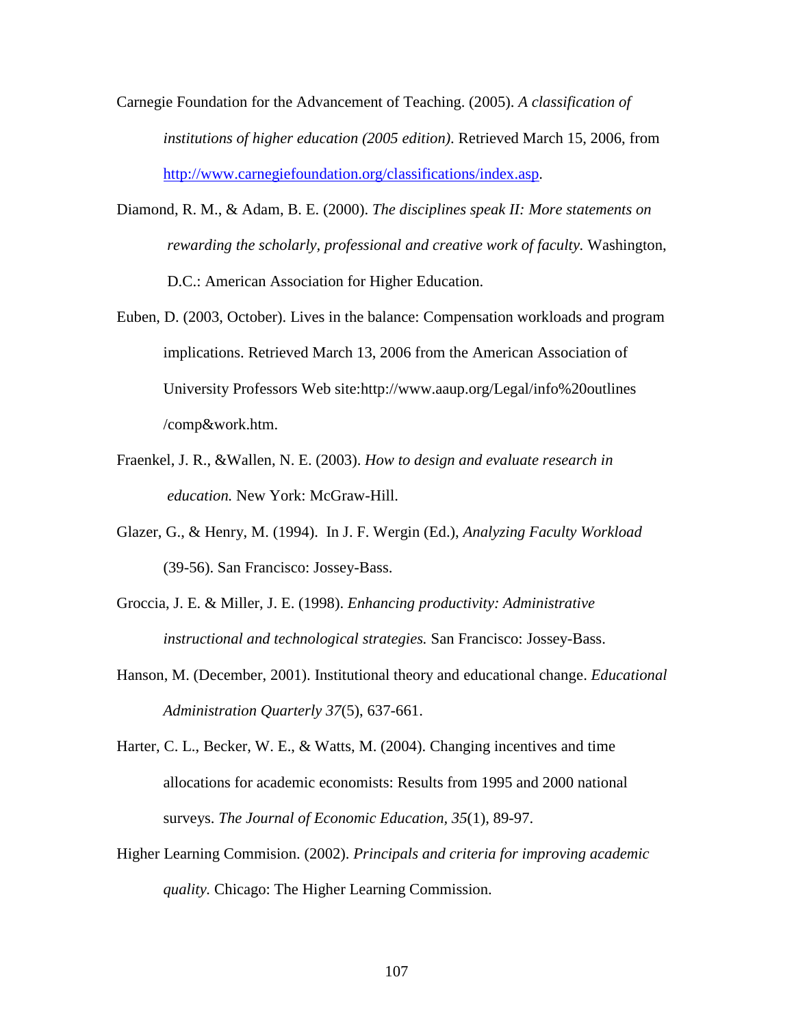Carnegie Foundation for the Advancement of Teaching. (2005). *A classification of institutions of higher education (2005 edition)*. Retrieved March 15, 2006, from http://www.carnegiefoundation.org/classifications/index.asp.

Diamond, R. M., & Adam, B. E. (2000). *The disciplines speak II: More statements on rewarding the scholarly, professional and creative work of faculty.* Washington, D.C.: American Association for Higher Education.

Euben, D. (2003, October). Lives in the balance: Compensation workloads and program implications. Retrieved March 13, 2006 from the American Association of University Professors Web site:http://www.aaup.org/Legal/info%20outlines/comp&work.htm.

Fraenkel, J. R., &Wallen, N. E. (2003). *How to design and evaluate research in education.* New York: McGraw-Hill.

Glazer, G., & Henry, M. (1994). In J. F. Wergin (Ed.), *Analyzing Faculty Workload* (39-56). San Francisco: Jossey-Bass.

Groccia, J. E. & Miller, J. E. (1998). *Enhancing productivity: Administrative instructional and technological strategies.* San Francisco: Jossey-Bass.

Hanson, M. (December, 2001). Institutional theory and educational change. *Educational Administration Quarterly 37*(5), 637-661.

Harter, C. L., Becker, W. E., & Watts, M. (2004). Changing incentives and time allocations for academic economists: Results from 1995 and 2000 national surveys. *The Journal of Economic Education, 35*(1), 89-97.

Higher Learning Commision. (2002). *Principals and criteria for improving academic quality.* Chicago: The Higher Learning Commission.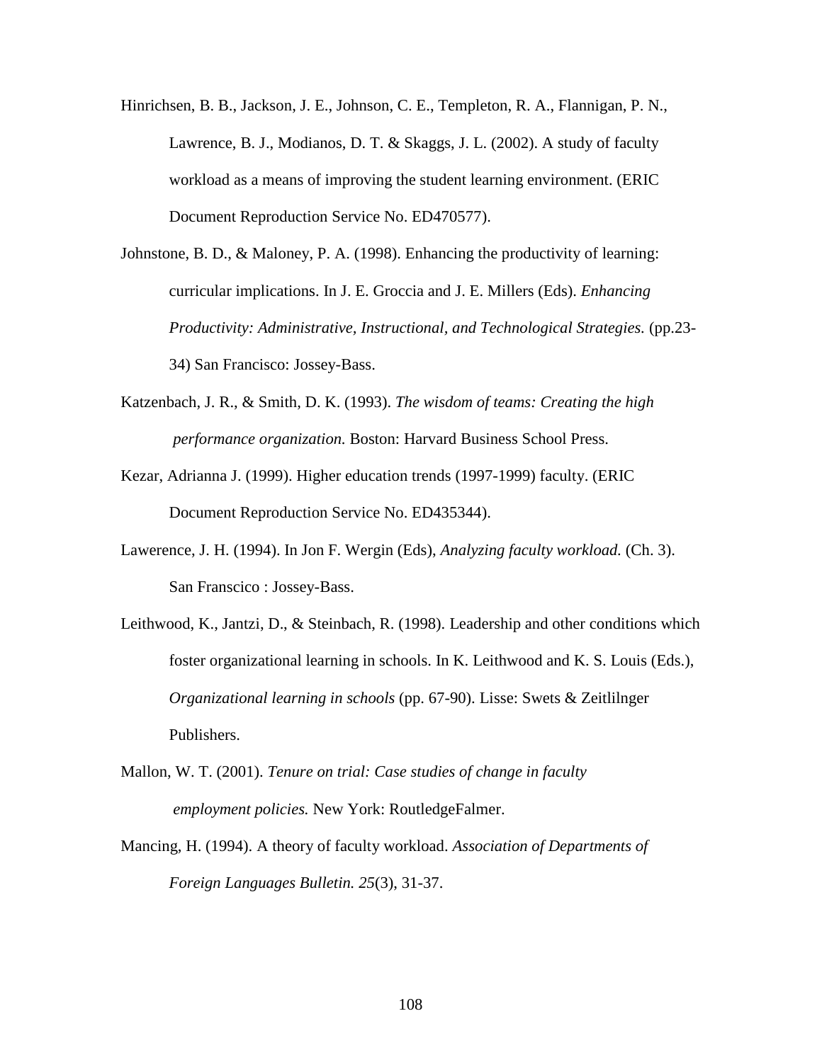Hinrichsen, B. B., Jackson, J. E., Johnson, C. E., Templeton, R. A., Flannigan, P. N., Lawrence, B. J., Modianos, D. T. & Skaggs, J. L. (2002). A study of faculty workload as a means of improving the student learning environment. (ERIC Document Reproduction Service No. ED470577).

Johnstone, B. D., & Maloney, P. A. (1998). Enhancing the productivity of learning: curricular implications. In J. E. Groccia and J. E. Millers (Eds). *Enhancing Productivity: Administrative, Instructional, and Technological Strategies.* (pp.23-34) San Francisco: Jossey-Bass.

Katzenbach, J. R., & Smith, D. K. (1993). *The wisdom of teams: Creating the high performance organization.* Boston: Harvard Business School Press.

Kezar, Adrianna J. (1999). Higher education trends (1997-1999) faculty. (ERIC Document Reproduction Service No. ED435344).

Lawerence, J. H. (1994). In Jon F. Wergin (Eds), *Analyzing faculty workload.* (Ch. 3). San Franscico : Jossey-Bass.

Leithwood, K., Jantzi, D., & Steinbach, R. (1998). Leadership and other conditions which foster organizational learning in schools. In K. Leithwood and K. S. Louis (Eds.), *Organizational learning in schools* (pp. 67-90). Lisse: Swets & Zeitlilnger Publishers.

Mallon, W. T. (2001). *Tenure on trial: Case studies of change in faculty employment policies.* New York: RoutledgeFalmer.

Mancing, H. (1994). A theory of faculty workload. *Association of Departments of Foreign Languages Bulletin. 25*(3), 31-37.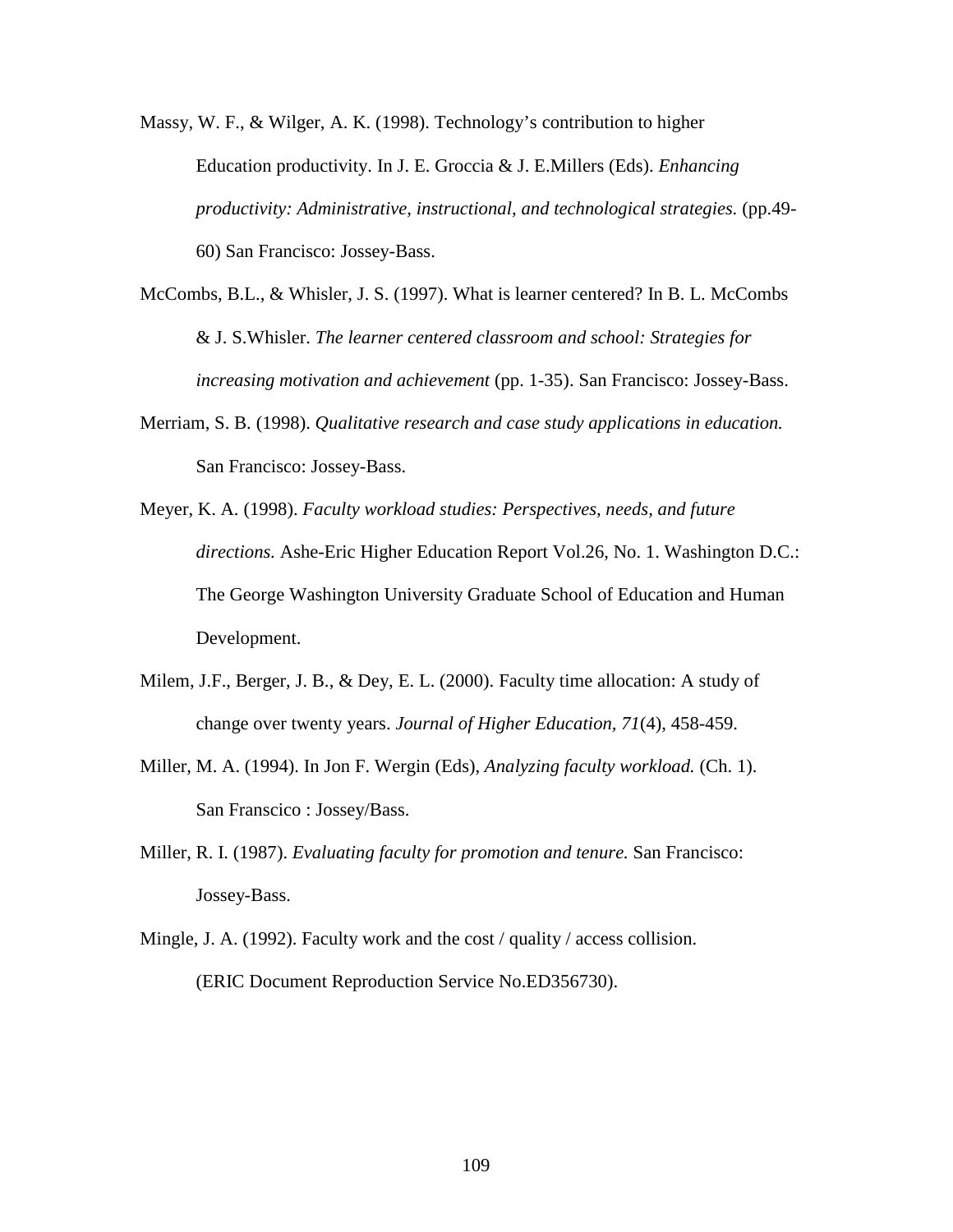Massy, W. F., & Wilger, A. K. (1998). Technology's contribution to higher Education productivity. In J. E. Groccia & J. E.Millers (Eds). *Enhancing productivity: Administrative, instructional, and technological strategies.* (pp.49-60) San Francisco: Jossey-Bass.

McCombs, B.L., & Whisler, J. S. (1997). What is learner centered? In B. L. McCombs & J. S.Whisler. *The learner centered classroom and school: Strategies for increasing motivation and achievement* (pp. 1-35). San Francisco: Jossey-Bass.

Merriam, S. B. (1998). *Qualitative research and case study applications in education.* San Francisco: Jossey-Bass.

Meyer, K. A. (1998). *Faculty workload studies: Perspectives, needs, and future directions.* Ashe-Eric Higher Education Report Vol.26, No. 1. Washington D.C.: The George Washington University Graduate School of Education and Human Development.

Milem, J.F., Berger, J. B., & Dey, E. L. (2000). Faculty time allocation: A study of change over twenty years. *Journal of Higher Education, 71*(4), 458-459.

Miller, M. A. (1994). In Jon F. Wergin (Eds), *Analyzing faculty workload.* (Ch. 1). San Franscico : Jossey/Bass.

Miller, R. I. (1987). *Evaluating faculty for promotion and tenure.* San Francisco: Jossey-Bass.

Mingle, J. A. (1992). Faculty work and the cost / quality / access collision. (ERIC Document Reproduction Service No.ED356730).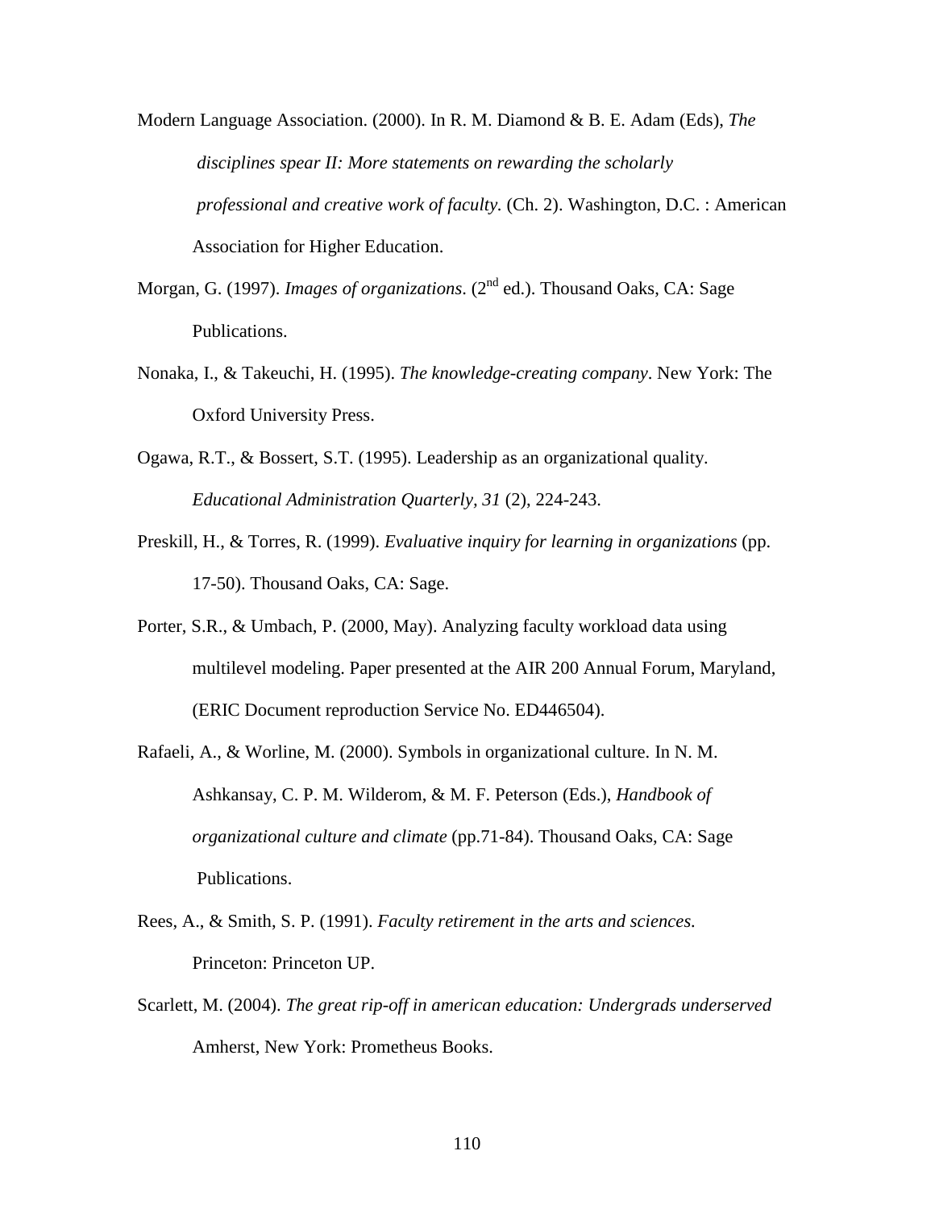Modern Language Association. (2000). In R. M. Diamond & B. E. Adam (Eds), *The disciplines spear II: More statements on rewarding the scholarly professional and creative work of faculty.* (Ch. 2). Washington, D.C. : American Association for Higher Education.

Morgan, G. (1997). *Images of organizations*. (2nd ed.). Thousand Oaks, CA: Sage Publications.

Nonaka, I., & Takeuchi, H. (1995). *The knowledge-creating company*. New York: The Oxford University Press.

Ogawa, R.T., & Bossert, S.T. (1995). Leadership as an organizational quality. *Educational Administration Quarterly*, *31* (2), 224-243.

Preskill, H., & Torres, R. (1999). *Evaluative inquiry for learning in organizations* (pp. 17-50). Thousand Oaks, CA: Sage.

Porter, S.R., & Umbach, P. (2000, May). Analyzing faculty workload data using multilevel modeling. Paper presented at the AIR 200 Annual Forum, Maryland, (ERIC Document reproduction Service No. ED446504).

Rafaeli, A., & Worline, M. (2000). Symbols in organizational culture. In N. M. Ashkansay, C. P. M. Wilderom, & M. F. Peterson (Eds.), *Handbook of organizational culture and climate* (pp.71-84). Thousand Oaks, CA: Sage Publications.

Rees, A., & Smith, S. P. (1991). *Faculty retirement in the arts and sciences.* Princeton: Princeton UP.

Scarlett, M. (2004). *The great rip-off in american education: Undergrads underserved* Amherst, New York: Prometheus Books.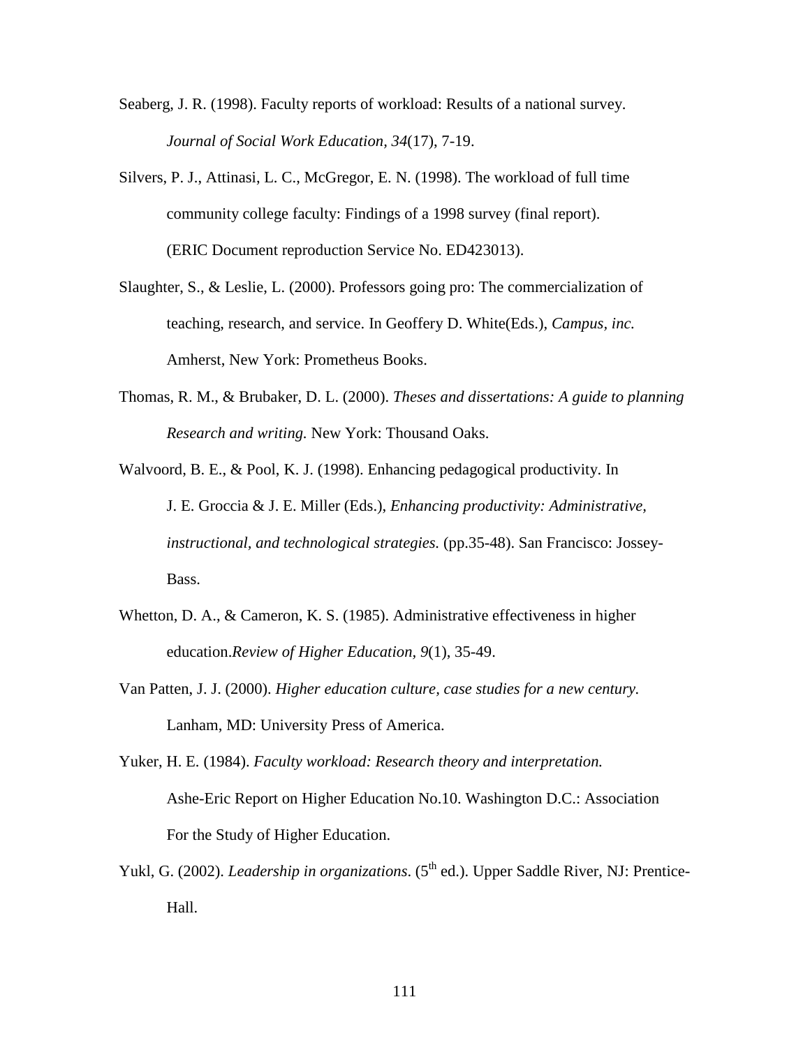Seaberg, J. R. (1998). Faculty reports of workload: Results of a national survey. *Journal of Social Work Education, 34*(17), 7-19.

Silvers, P. J., Attinasi, L. C., McGregor, E. N. (1998). The workload of full time community college faculty: Findings of a 1998 survey (final report). (ERIC Document reproduction Service No. ED423013).

Slaughter, S., & Leslie, L. (2000). Professors going pro: The commercialization of teaching, research, and service. In Geoffery D. White(Eds.), *Campus, inc.* Amherst, New York: Prometheus Books.

Thomas, R. M., & Brubaker, D. L. (2000). *Theses and dissertations: A guide to planning Research and writing.* New York: Thousand Oaks.

Walvoord, B. E., & Pool, K. J. (1998). Enhancing pedagogical productivity. In J. E. Groccia & J. E. Miller (Eds.), *Enhancing productivity: Administrative, instructional, and technological strategies.* (pp.35-48). San Francisco: Jossey-Bass.

Whetton, D. A., & Cameron, K. S. (1985). Administrative effectiveness in higher education.*Review of Higher Education, 9*(1), 35-49.

Van Patten, J. J. (2000). *Higher education culture, case studies for a new century.* Lanham, MD: University Press of America.

Yuker, H. E. (1984). *Faculty workload: Research theory and interpretation.* Ashe-Eric Report on Higher Education No.10. Washington D.C.: Association For the Study of Higher Education.

Yukl, G. (2002). *Leadership in organizations*. (5th ed.). Upper Saddle River, NJ: Prentice-Hall.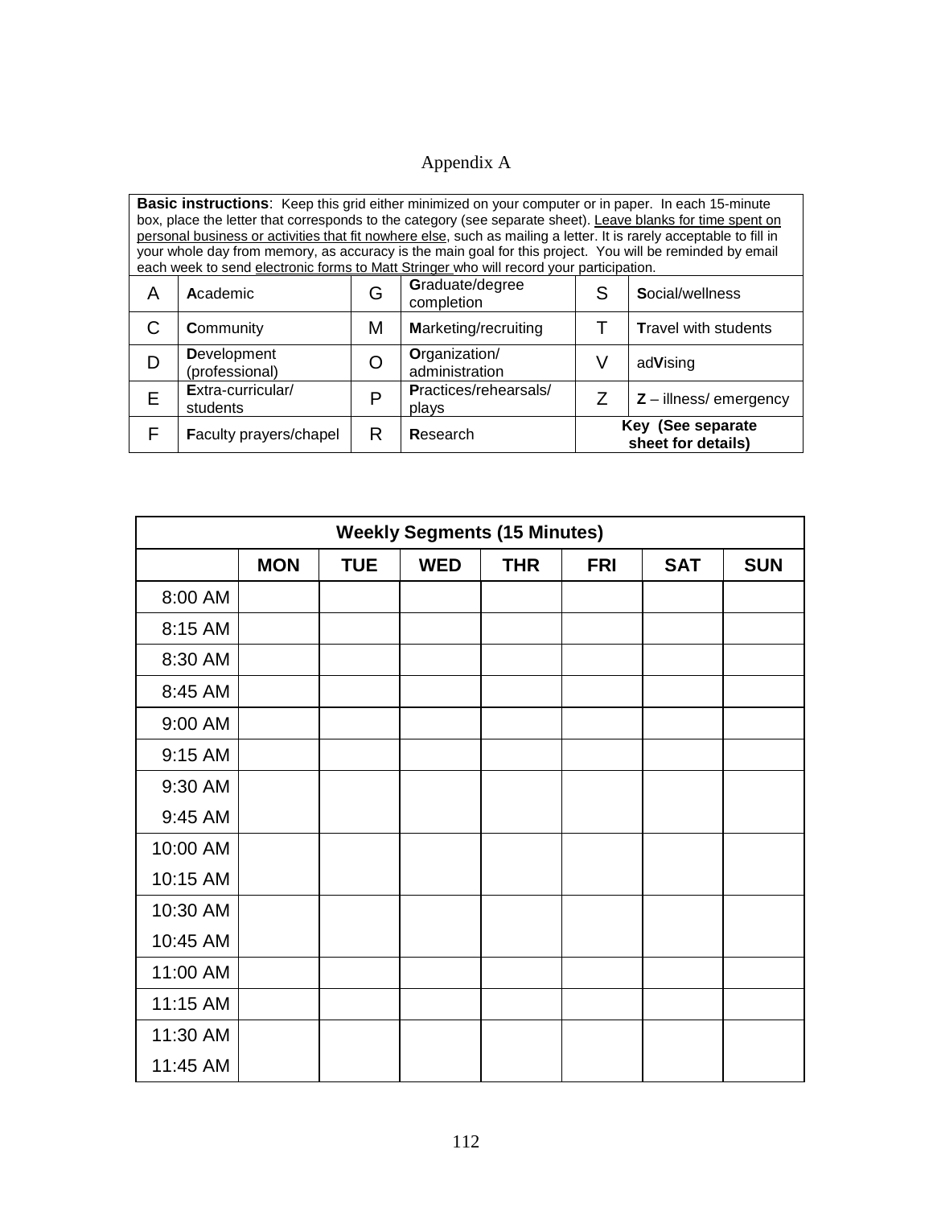# Appendix A

| **Basic instructions**: Keep this grid either minimized on your computer or in paper. In each 15-minute box, place the letter that corresponds to the category (see separate sheet). Leave blanks for time spent on personal business or activities that fit nowhere else, such as mailing a letter. It is rarely acceptable to fill in your whole day from memory, as accuracy is the main goal for this project. You will be reminded by email each week to send electronic forms to Matt Stringer who will record your participation. | | | | | |
|---|---|---|---|---|---|
| A | **A**cademic | G | **G**raduate/degree completion | S | **S**ocial/wellness |
| C | **C**ommunity | M | **M**arketing/recruiting | T | **T**ravel with students |
| D | **D**evelopment (professional) | O | **O**rganization/ administration | V | ad**V**ising |
| E | **E**xtra-curricular/ students | P | **P**ractices/rehearsals/ plays | Z | **Z** – illness/ emergency |
| F | **F**aculty prayers/chapel | R | **R**esearch | **Key (See separate sheet for details)** | |

| **Weekly Segments (15 Minutes)** | | | | | | | |
|---|---|---|---|---|---|---|---|
| | **MON** | **TUE** | **WED** | **THR** | **FRI** | **SAT** | **SUN** |
| 8:00 AM | | | | | | | |
| 8:15 AM | | | | | | | |
| 8:30 AM | | | | | | | |
| 8:45 AM | | | | | | | |
| 9:00 AM | | | | | | | |
| 9:15 AM | | | | | | | |
| 9:30 AM | | | | | | | |
| 9:45 AM | | | | | | | |
| 10:00 AM | | | | | | | |
| 10:15 AM | | | | | | | |
| 10:30 AM | | | | | | | |
| 10:45 AM | | | | | | | |
| 11:00 AM | | | | | | | |
| 11:15 AM | | | | | | | |
| 11:30 AM | | | | | | | |
| 11:45 AM | | | | | | | |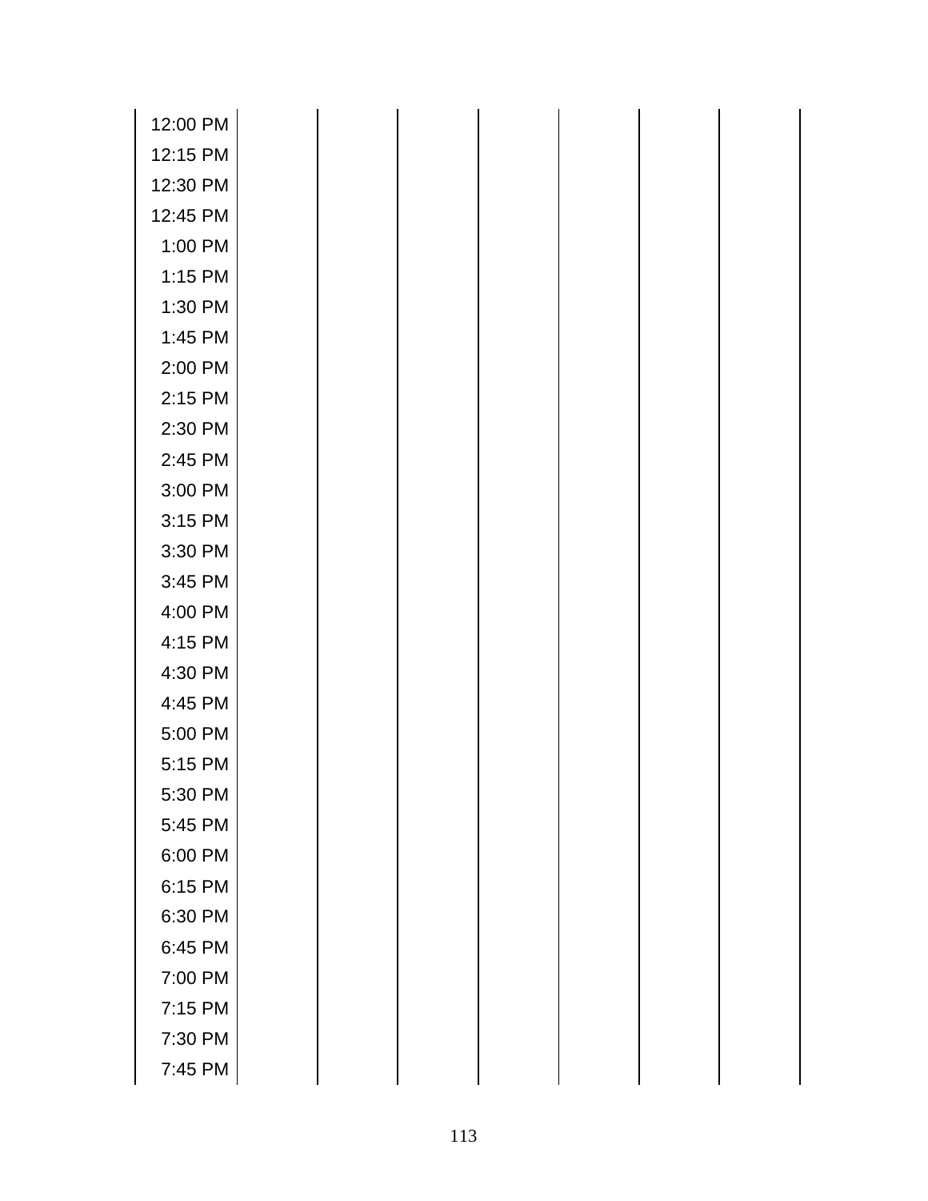| | | | | | | | |
|---|---|---|---|---|---|---|---|
| 12:00 PM | | | | | | | |
| 12:15 PM | | | | | | | |
| 12:30 PM | | | | | | | |
| 12:45 PM | | | | | | | |
| 1:00 PM | | | | | | | |
| 1:15 PM | | | | | | | |
| 1:30 PM | | | | | | | |
| 1:45 PM | | | | | | | |
| 2:00 PM | | | | | | | |
| 2:15 PM | | | | | | | |
| 2:30 PM | | | | | | | |
| 2:45 PM | | | | | | | |
| 3:00 PM | | | | | | | |
| 3:15 PM | | | | | | | |
| 3:30 PM | | | | | | | |
| 3:45 PM | | | | | | | |
| 4:00 PM | | | | | | | |
| 4:15 PM | | | | | | | |
| 4:30 PM | | | | | | | |
| 4:45 PM | | | | | | | |
| 5:00 PM | | | | | | | |
| 5:15 PM | | | | | | | |
| 5:30 PM | | | | | | | |
| 5:45 PM | | | | | | | |
| 6:00 PM | | | | | | | |
| 6:15 PM | | | | | | | |
| 6:30 PM | | | | | | | |
| 6:45 PM | | | | | | | |
| 7:00 PM | | | | | | | |
| 7:15 PM | | | | | | | |
| 7:30 PM | | | | | | | |
| 7:45 PM | | | | | | | |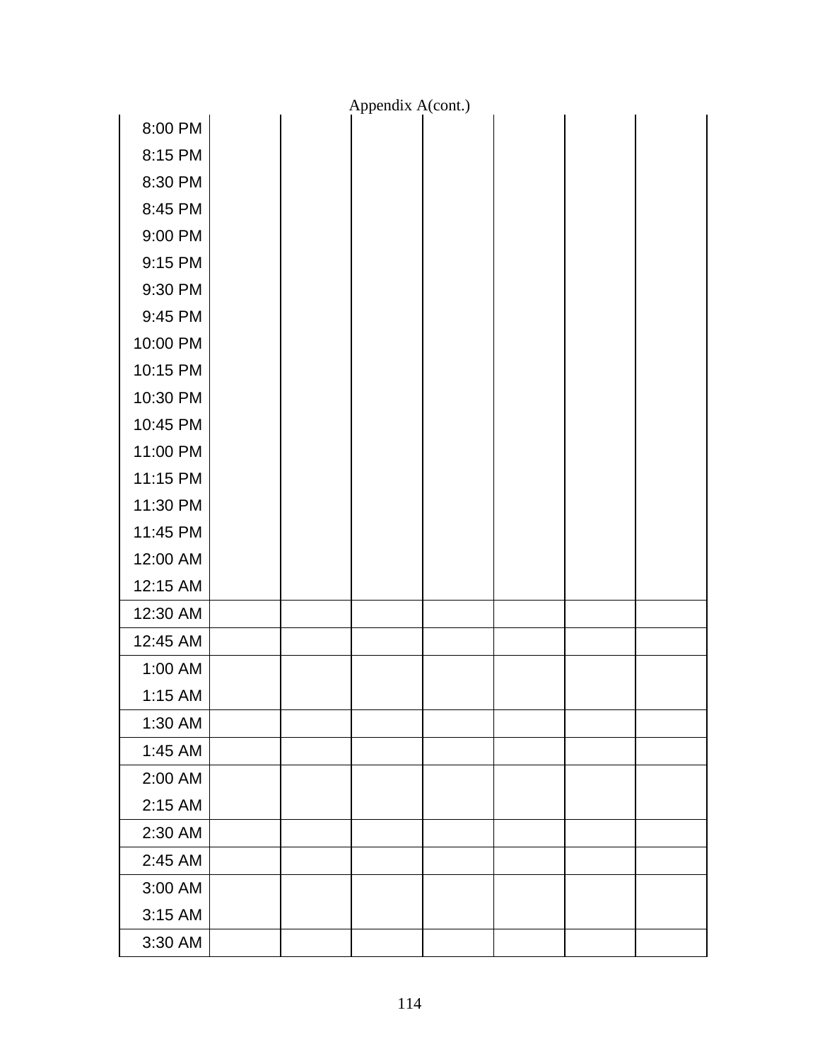Appendix A(cont.)

| | | | | | | | |
|---|---|---|---|---|---|---|---|
| 8:00 PM | | | | | | | |
| 8:15 PM | | | | | | | |
| 8:30 PM | | | | | | | |
| 8:45 PM | | | | | | | |
| 9:00 PM | | | | | | | |
| 9:15 PM | | | | | | | |
| 9:30 PM | | | | | | | |
| 9:45 PM | | | | | | | |
| 10:00 PM | | | | | | | |
| 10:15 PM | | | | | | | |
| 10:30 PM | | | | | | | |
| 10:45 PM | | | | | | | |
| 11:00 PM | | | | | | | |
| 11:15 PM | | | | | | | |
| 11:30 PM | | | | | | | |
| 11:45 PM | | | | | | | |
| 12:00 AM | | | | | | | |
| 12:15 AM | | | | | | | |
| 12:30 AM | | | | | | | |
| 12:45 AM | | | | | | | |
| 1:00 AM | | | | | | | |
| 1:15 AM | | | | | | | |
| 1:30 AM | | | | | | | |
| 1:45 AM | | | | | | | |
| 2:00 AM | | | | | | | |
| 2:15 AM | | | | | | | |
| 2:30 AM | | | | | | | |
| 2:45 AM | | | | | | | |
| 3:00 AM | | | | | | | |
| 3:15 AM | | | | | | | |
| 3:30 AM | | | | | | | |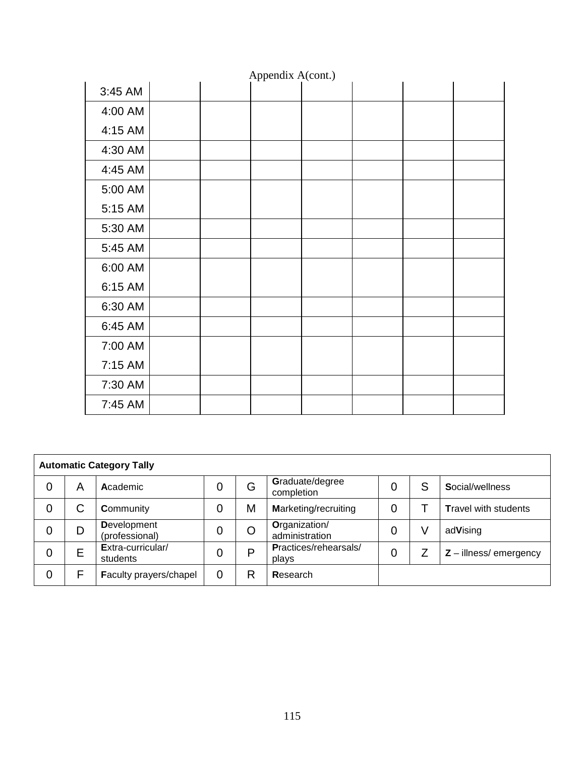Appendix A(cont.)

| | | | | | | | |
|---|---|---|---|---|---|---|---|
| 3:45 AM | | | | | | | |
| 4:00 AM | | | | | | | |
| 4:15 AM | | | | | | | |
| 4:30 AM | | | | | | | |
| 4:45 AM | | | | | | | |
| 5:00 AM | | | | | | | |
| 5:15 AM | | | | | | | |
| 5:30 AM | | | | | | | |
| 5:45 AM | | | | | | | |
| 6:00 AM | | | | | | | |
| 6:15 AM | | | | | | | |
| 6:30 AM | | | | | | | |
| 6:45 AM | | | | | | | |
| 7:00 AM | | | | | | | |
| 7:15 AM | | | | | | | |
| 7:30 AM | | | | | | | |
| 7:45 AM | | | | | | | |

| **Automatic Category Tally** | | | | | | | | |
|---|---|---|---|---|---|---|---|---|
| 0 | A | **A**cademic | 0 | G | **G**raduate/degree completion | 0 | S | **S**ocial/wellness |
| 0 | C | **C**ommunity | 0 | M | **M**arketing/recruiting | 0 | T | **T**ravel with students |
| 0 | D | **D**evelopment (professional) | 0 | O | **O**rganization/ administration | 0 | V | ad**V**ising |
| 0 | E | **E**xtra-curricular/ students | 0 | P | **P**ractices/rehearsals/ plays | 0 | Z | **Z** – illness/ emergency |
| 0 | F | **F**aculty prayers/chapel | 0 | R | **R**esearch | | | |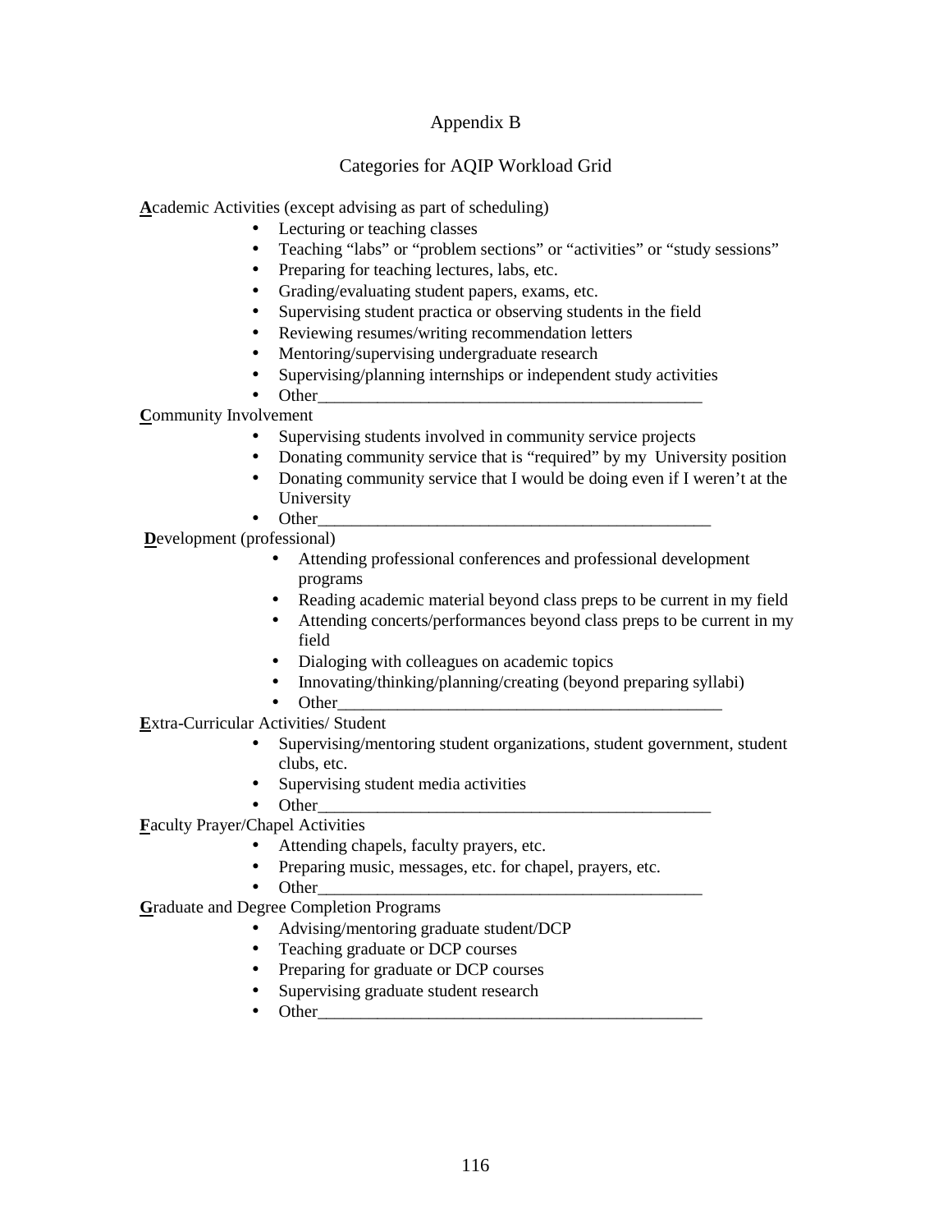# Appendix B

## Categories for AQIP Workload Grid

**A**cademic Activities (except advising as part of scheduling)

- Lecturing or teaching classes
- Teaching "labs" or "problem sections" or "activities" or "study sessions"
- Preparing for teaching lectures, labs, etc.
- Grading/evaluating student papers, exams, etc.
- Supervising student practica or observing students in the field
- Reviewing resumes/writing recommendation letters
- Mentoring/supervising undergraduate research
- Supervising/planning internships or independent study activities
- Other_______________________________________________

**C**ommunity Involvement

- Supervising students involved in community service projects
- Donating community service that is "required" by my University position
- Donating community service that I would be doing even if I weren't at the University
- Other_______________________________________________

**D**evelopment (professional)

- Attending professional conferences and professional development programs
- Reading academic material beyond class preps to be current in my field
- Attending concerts/performances beyond class preps to be current in my field
- Dialoging with colleagues on academic topics
- Innovating/thinking/planning/creating (beyond preparing syllabi)
- Other_______________________________________________

**E**xtra-Curricular Activities/ Student

- Supervising/mentoring student organizations, student government, student clubs, etc.
- Supervising student media activities
- Other_______________________________________________

**F**aculty Prayer/Chapel Activities

- Attending chapels, faculty prayers, etc.
- Preparing music, messages, etc. for chapel, prayers, etc.
- Other_______________________________________________

**G**raduate and Degree Completion Programs

- Advising/mentoring graduate student/DCP
- Teaching graduate or DCP courses
- Preparing for graduate or DCP courses
- Supervising graduate student research
- Other_______________________________________________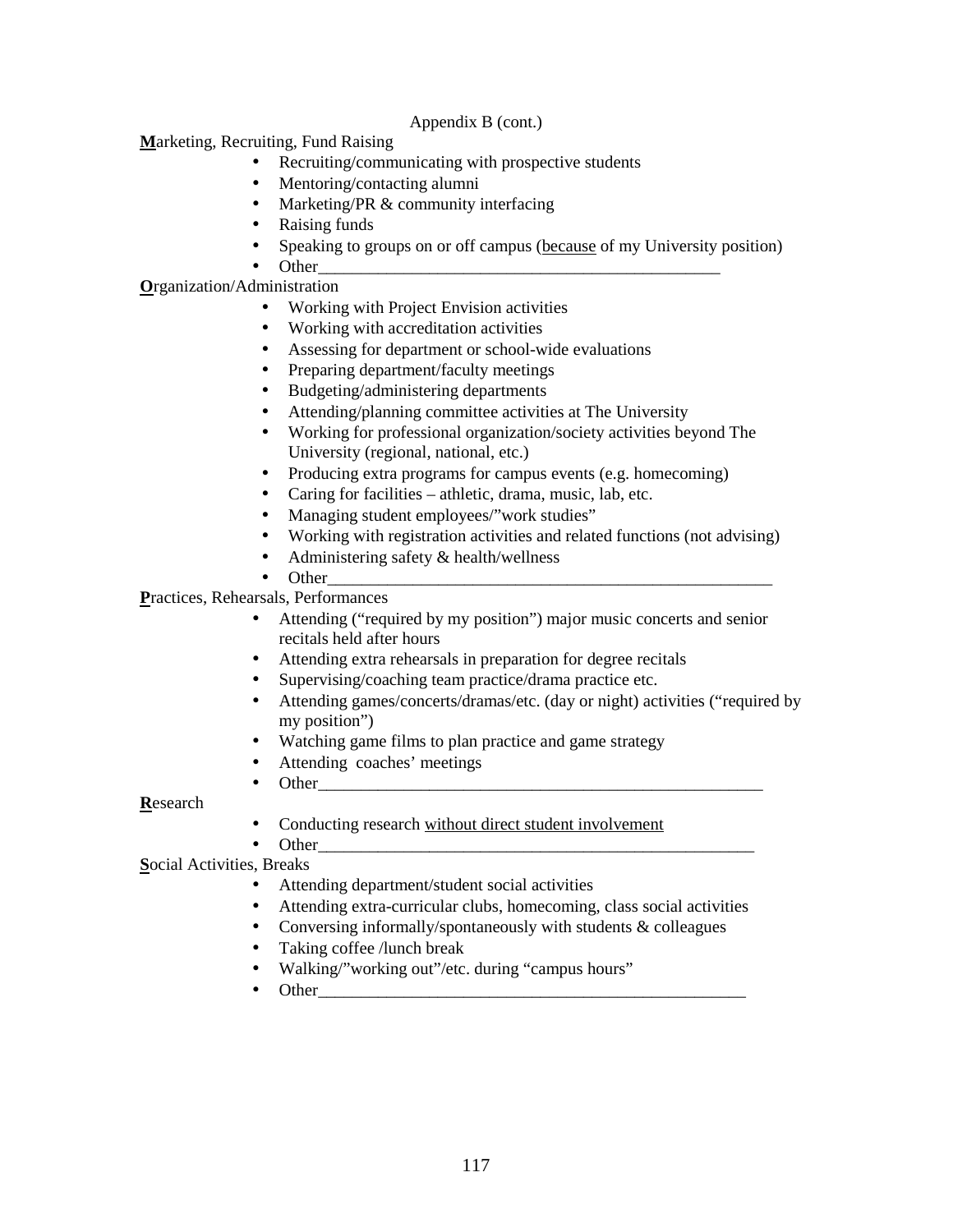Appendix B (cont.)

**M**arketing, Recruiting, Fund Raising

- Recruiting/communicating with prospective students
- Mentoring/contacting alumni
- Marketing/PR & community interfacing
- Raising funds
- Speaking to groups on or off campus (<u>because</u> of my University position)
- Other_______________________________________________

**O**rganization/Administration

- Working with Project Envision activities
- Working with accreditation activities
- Assessing for department or school-wide evaluations
- Preparing department/faculty meetings
- Budgeting/administering departments
- Attending/planning committee activities at The University
- Working for professional organization/society activities beyond The University (regional, national, etc.)
- Producing extra programs for campus events (e.g. homecoming)
- Caring for facilities – athletic, drama, music, lab, etc.
- Managing student employees/"work studies"
- Working with registration activities and related functions (not advising)
- Administering safety & health/wellness
- Other___________________________________________________

**P**ractices, Rehearsals, Performances

- Attending ("required by my position") major music concerts and senior recitals held after hours
- Attending extra rehearsals in preparation for degree recitals
- Supervising/coaching team practice/drama practice etc.
- Attending games/concerts/dramas/etc. (day or night) activities ("required by my position")
- Watching game films to plan practice and game strategy
- Attending coaches' meetings
- Other____________________________________________________

**R**esearch

- Conducting research <u>without direct student involvement</u>
- Other___________________________________________________

**S**ocial Activities, Breaks

- Attending department/student social activities
- Attending extra-curricular clubs, homecoming, class social activities
- Conversing informally/spontaneously with students & colleagues
- Taking coffee /lunch break
- Walking/"working out"/etc. during "campus hours"
- Other__________________________________________________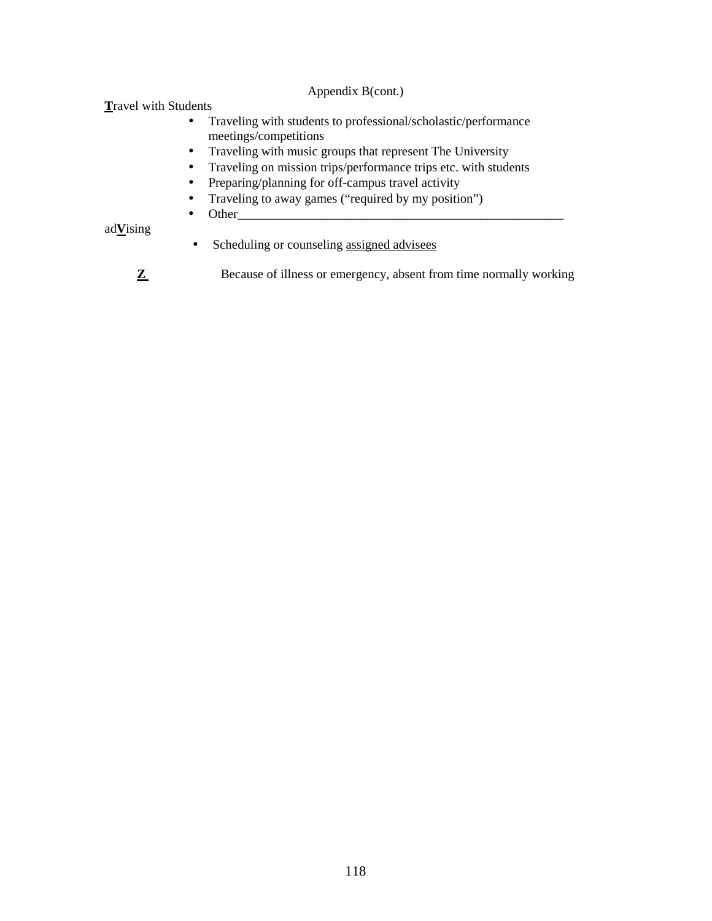Appendix B(cont.)

**T**ravel with Students

- Traveling with students to professional/scholastic/performance meetings/competitions
- Traveling with music groups that represent The University
- Traveling on mission trips/performance trips etc. with students
- Preparing/planning for off-campus travel activity
- Traveling to away games ("required by my position")
- Other______________________________________________________

ad**V**ising

- Scheduling or counseling <u>assigned advisees</u>

**Z** Because of illness or emergency, absent from time normally working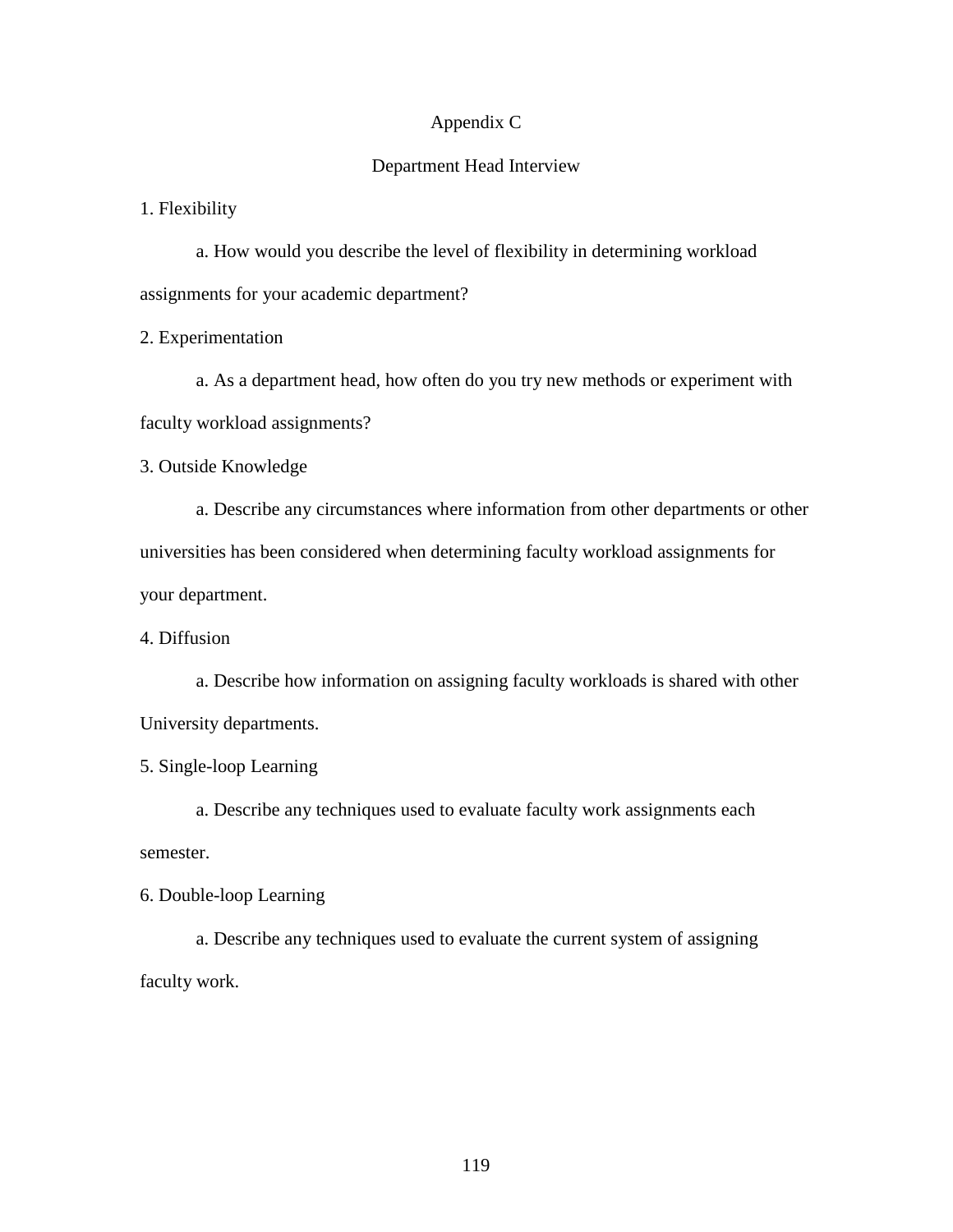# Appendix C

## Department Head Interview

1. Flexibility

   a. How would you describe the level of flexibility in determining workload assignments for your academic department?

2. Experimentation

   a. As a department head, how often do you try new methods or experiment with faculty workload assignments?

3. Outside Knowledge

   a. Describe any circumstances where information from other departments or other universities has been considered when determining faculty workload assignments for your department.

4. Diffusion

   a. Describe how information on assigning faculty workloads is shared with other University departments.

5. Single-loop Learning

   a. Describe any techniques used to evaluate faculty work assignments each semester.

6. Double-loop Learning

   a. Describe any techniques used to evaluate the current system of assigning faculty work.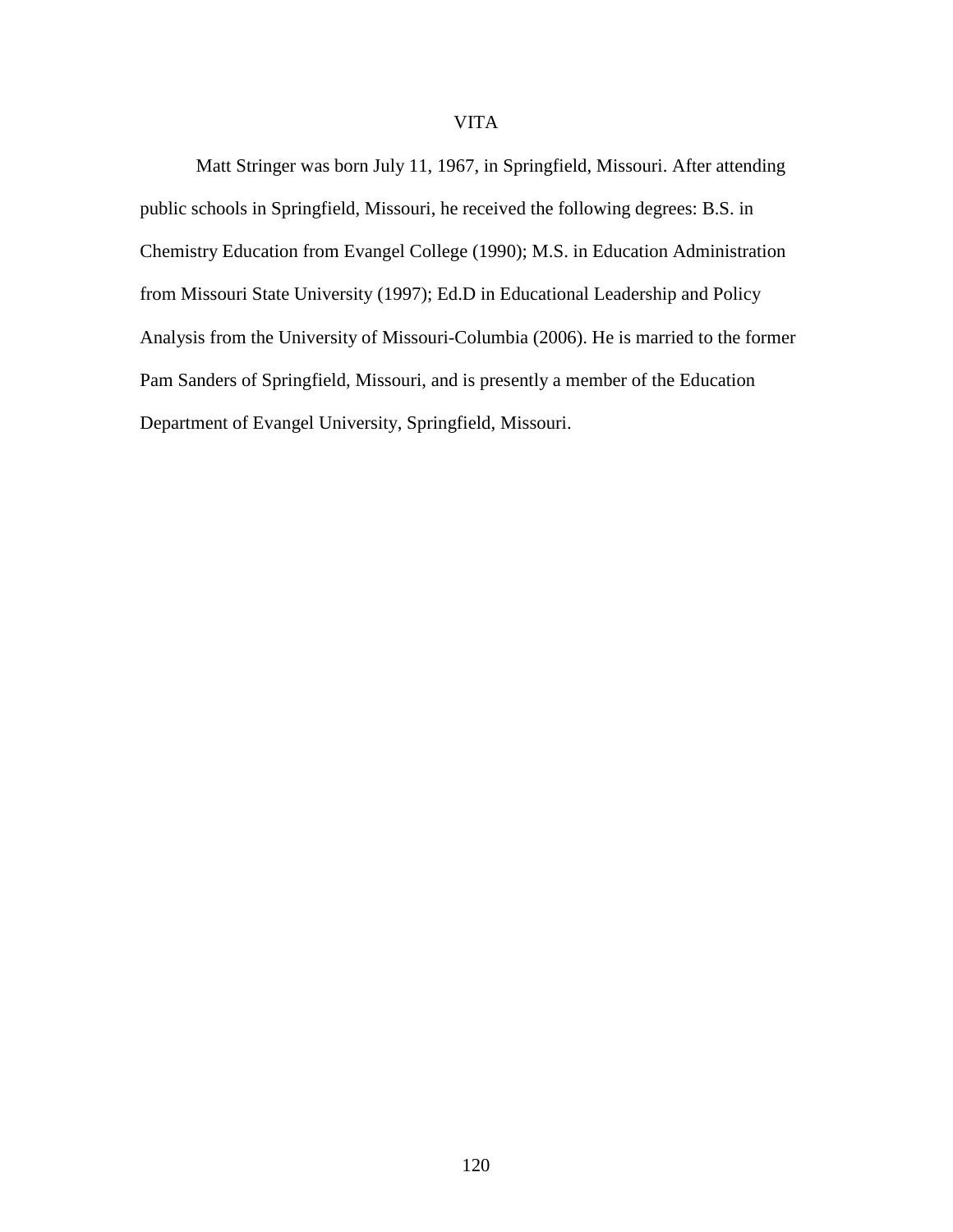# VITA

Matt Stringer was born July 11, 1967, in Springfield, Missouri. After attending public schools in Springfield, Missouri, he received the following degrees: B.S. in Chemistry Education from Evangel College (1990); M.S. in Education Administration from Missouri State University (1997); Ed.D in Educational Leadership and Policy Analysis from the University of Missouri-Columbia (2006). He is married to the former Pam Sanders of Springfield, Missouri, and is presently a member of the Education Department of Evangel University, Springfield, Missouri.